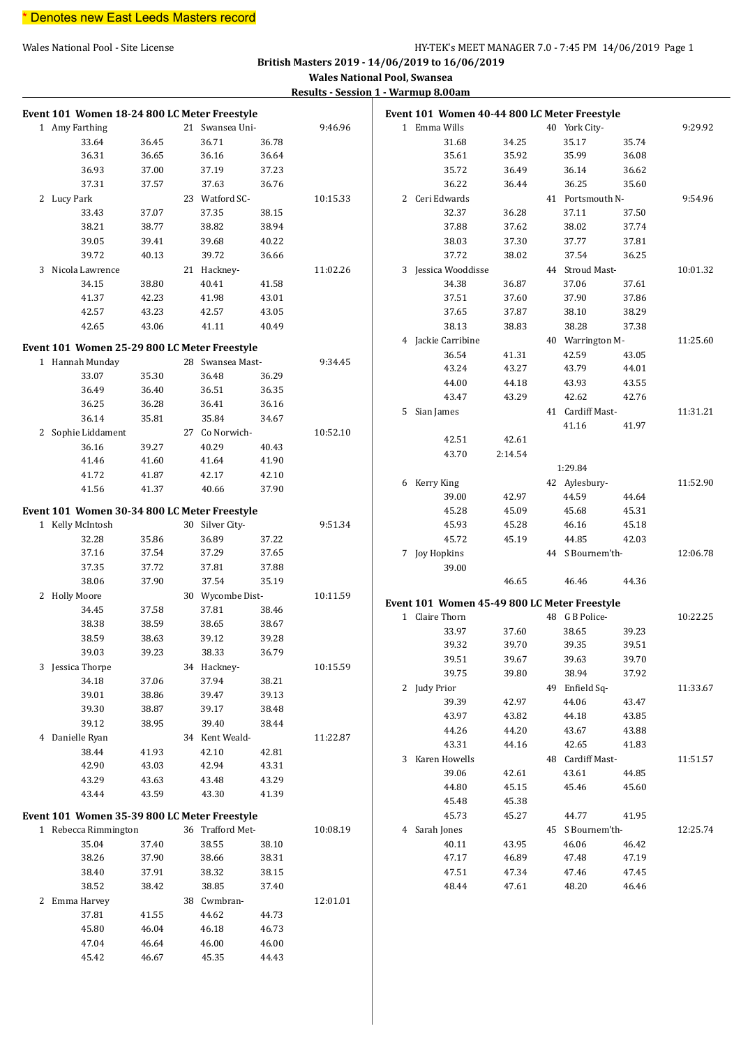\* Denotes new East Leeds Masters record

Wales National Pool - Site License — HY-TEK's MEET MANAGER 7.0 - 7:45 PM 14/06/2019

**British Masters 2019 - 14/06/2019 to 16/06/2019**

**Wales National Pool, Swansea**

**Results - Session 1 - Warmup 8.00am**

### Event 101 Women 18-24 800 LC Meter Freestyle

| Place | Name | Age | Team | Time |
|---|---|---|---|---|
| 1 | Amy Farthing | 21 | Swansea Uni- | 9:46.96 |
| | 33.64 | 36.45 | 36.71 | 36.78 |
| | 36.31 | 36.65 | 36.16 | 36.64 |
| | 36.93 | 37.00 | 37.19 | 37.23 |
| | 37.31 | 37.57 | 37.63 | 36.76 |
| 2 | Lucy Park | 23 | Watford SC- | 10:15.33 |
| | 33.43 | 37.07 | 37.35 | 38.15 |
| | 38.21 | 38.77 | 38.82 | 38.94 |
| | 39.05 | 39.41 | 39.68 | 40.22 |
| | 39.72 | 40.13 | 39.72 | 36.66 |
| 3 | Nicola Lawrence | 21 | Hackney- | 11:02.26 |
| | 34.15 | 38.80 | 40.41 | 41.58 |
| | 41.37 | 42.23 | 41.98 | 43.01 |
| | 42.57 | 43.23 | 42.57 | 43.05 |
| | 42.65 | 43.06 | 41.11 | 40.49 |

### Event 101 Women 25-29 800 LC Meter Freestyle

| Place | Name | Age | Team | Time |
|---|---|---|---|---|
| 1 | Hannah Munday | 28 | Swansea Mast- | 9:34.45 |
| | 33.07 | 35.30 | 36.48 | 36.29 |
| | 36.49 | 36.40 | 36.51 | 36.35 |
| | 36.25 | 36.28 | 36.41 | 36.16 |
| | 36.14 | 35.81 | 35.84 | 34.67 |
| 2 | Sophie Liddament | 27 | Co Norwich- | 10:52.10 |
| | 36.16 | 39.27 | 40.29 | 40.43 |
| | 41.46 | 41.60 | 41.64 | 41.90 |
| | 41.72 | 41.87 | 42.17 | 42.10 |
| | 41.56 | 41.37 | 40.66 | 37.90 |

### Event 101 Women 30-34 800 LC Meter Freestyle

| Place | Name | Age | Team | Time |
|---|---|---|---|---|
| 1 | Kelly McIntosh | 30 | Silver City- | 9:51.34 |
| | 32.28 | 35.86 | 36.89 | 37.22 |
| | 37.16 | 37.54 | 37.29 | 37.65 |
| | 37.35 | 37.72 | 37.81 | 37.88 |
| | 38.06 | 37.90 | 37.54 | 35.19 |
| 2 | Holly Moore | 30 | Wycombe Dist- | 10:11.59 |
| | 34.45 | 37.58 | 37.81 | 38.46 |
| | 38.38 | 38.59 | 38.65 | 38.67 |
| | 38.59 | 38.63 | 39.12 | 39.28 |
| | 39.03 | 39.23 | 38.33 | 36.79 |
| 3 | Jessica Thorpe | 34 | Hackney- | 10:15.59 |
| | 34.18 | 37.06 | 37.94 | 38.21 |
| | 39.01 | 38.86 | 39.47 | 39.13 |
| | 39.30 | 38.87 | 39.17 | 38.48 |
| | 39.12 | 38.95 | 39.40 | 38.44 |
| 4 | Danielle Ryan | 34 | Kent Weald- | 11:22.87 |
| | 38.44 | 41.93 | 42.10 | 42.81 |
| | 42.90 | 43.03 | 42.94 | 43.31 |
| | 43.29 | 43.63 | 43.48 | 43.29 |
| | 43.44 | 43.59 | 43.30 | 41.39 |

### Event 101 Women 35-39 800 LC Meter Freestyle

| Place | Name | Age | Team | Time |
|---|---|---|---|---|
| 1 | Rebecca Rimmington | 36 | Trafford Met- | 10:08.19 |
| | 35.04 | 37.40 | 38.55 | 38.10 |
| | 38.26 | 37.90 | 38.66 | 38.31 |
| | 38.40 | 37.91 | 38.32 | 38.15 |
| | 38.52 | 38.42 | 38.85 | 37.40 |
| 2 | Emma Harvey | 38 | Cwmbran- | 12:01.01 |
| | 37.81 | 41.55 | 44.62 | 44.73 |
| | 45.80 | 46.04 | 46.18 | 46.73 |
| | 47.04 | 46.64 | 46.00 | 46.00 |
| | 45.42 | 46.67 | 45.35 | 44.43 |

### Event 101 Women 40-44 800 LC Meter Freestyle

| Place | Name | Age | Team | Time |
|---|---|---|---|---|
| 1 | Emma Wills | 40 | York City- | 9:29.92 |
| | 31.68 | 34.25 | 35.17 | 35.74 |
| | 35.61 | 35.92 | 35.99 | 36.08 |
| | 35.72 | 36.49 | 36.14 | 36.62 |
| | 36.22 | 36.44 | 36.25 | 35.60 |
| 2 | Ceri Edwards | 41 | Portsmouth N- | 9:54.96 |
| | 32.37 | 36.28 | 37.11 | 37.50 |
| | 37.88 | 37.62 | 38.02 | 37.74 |
| | 38.03 | 37.30 | 37.77 | 37.81 |
| | 37.72 | 38.02 | 37.54 | 36.25 |
| 3 | Jessica Wooddisse | 44 | Stroud Mast- | 10:01.32 |
| | 34.38 | 36.87 | 37.06 | 37.61 |
| | 37.51 | 37.60 | 37.90 | 37.86 |
| | 37.65 | 37.87 | 38.10 | 38.29 |
| | 38.13 | 38.83 | 38.28 | 37.38 |
| 4 | Jackie Carribine | 40 | Warrington M- | 11:25.60 |
| | 36.54 | 41.31 | 42.59 | 43.05 |
| | 43.24 | 43.27 | 43.79 | 44.01 |
| | 44.00 | 44.18 | 43.93 | 43.55 |
| | 43.47 | 43.29 | 42.62 | 42.76 |
| 5 | Sian James | 41 | Cardiff Mast- | 11:31.21 |
| | | | 41.16 | 41.97 |
| | 42.51 | 42.61 | | |
| | 43.70 | 2:14.54 | | |
| | | | 1:29.84 | |
| 6 | Kerry King | 42 | Aylesbury- | 11:52.90 |
| | 39.00 | 42.97 | 44.59 | 44.64 |
| | 45.28 | 45.09 | 45.68 | 45.31 |
| | 45.93 | 45.28 | 46.16 | 45.18 |
| | 45.72 | 45.19 | 44.85 | 42.03 |
| 7 | Joy Hopkins | 44 | S Bournem'th- | 12:06.78 |
| | 39.00 | | | |
| | | 46.65 | 46.46 | 44.36 |

### Event 101 Women 45-49 800 LC Meter Freestyle

| Place | Name | Age | Team | Time |
|---|---|---|---|---|
| 1 | Claire Thorn | 48 | G B Police- | 10:22.25 |
| | 33.97 | 37.60 | 38.65 | 39.23 |
| | 39.32 | 39.70 | 39.35 | 39.51 |
| | 39.51 | 39.67 | 39.63 | 39.70 |
| | 39.75 | 39.80 | 38.94 | 37.92 |
| 2 | Judy Prior | 49 | Enfield Sq- | 11:33.67 |
| | 39.39 | 42.97 | 44.06 | 43.47 |
| | 43.97 | 43.82 | 44.18 | 43.85 |
| | 44.26 | 44.20 | 43.67 | 43.88 |
| | 43.31 | 44.16 | 42.65 | 41.83 |
| 3 | Karen Howells | 48 | Cardiff Mast- | 11:51.57 |
| | 39.06 | 42.61 | 43.61 | 44.85 |
| | 44.80 | 45.15 | 45.46 | 45.60 |
| | 45.48 | 45.38 | | |
| | 45.73 | 45.27 | 44.77 | 41.95 |
| 4 | Sarah Jones | 45 | S Bournem'th- | 12:25.74 |
| | 40.11 | 43.95 | 46.06 | 46.42 |
| | 47.17 | 46.89 | 47.48 | 47.19 |
| | 47.51 | 47.34 | 47.46 | 47.45 |
| | 48.44 | 47.61 | 48.20 | 46.46 |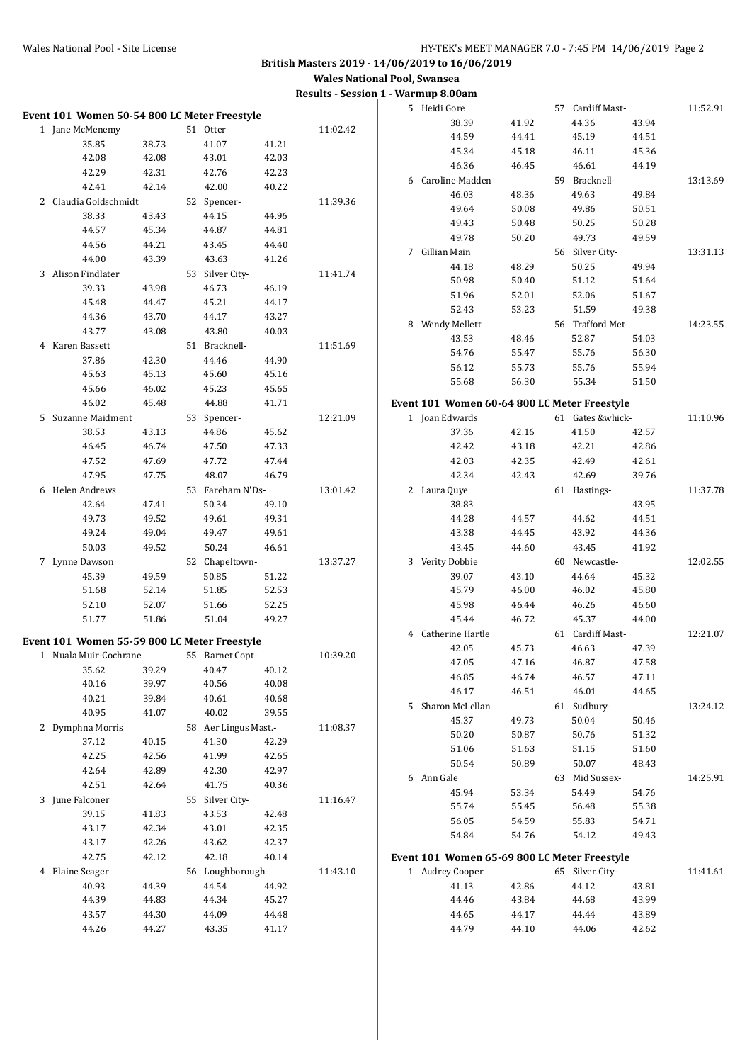**British Masters 2019 - 14/06/2019 to 16/06/2019**

**Wales National Pool, Swansea**

**Results - Session 1 - Warmup 8.00am**

### Event 101 Women 50-54 800 LC Meter Freestyle

| Place | Name | Age | Team | Time |
|---|---|---|---|---|
| 1 | Jane McMenemy | 51 | Otter- | 11:02.42 |
| | 35.85 38.73 41.07 41.21 | | | |
| | 42.08 42.08 43.01 42.03 | | | |
| | 42.29 42.31 42.76 42.23 | | | |
| | 42.41 42.14 42.00 40.22 | | | |
| 2 | Claudia Goldschmidt | 52 | Spencer- | 11:39.36 |
| | 38.33 43.43 44.15 44.96 | | | |
| | 44.57 45.34 44.87 44.81 | | | |
| | 44.56 44.21 43.45 44.40 | | | |
| | 44.00 43.39 43.63 41.26 | | | |
| 3 | Alison Findlater | 53 | Silver City- | 11:41.74 |
| | 39.33 43.98 46.73 46.19 | | | |
| | 45.48 44.47 45.21 44.17 | | | |
| | 44.36 43.70 44.17 43.27 | | | |
| | 43.77 43.08 43.80 40.03 | | | |
| 4 | Karen Bassett | 51 | Bracknell- | 11:51.69 |
| | 37.86 42.30 44.46 44.90 | | | |
| | 45.63 45.13 45.60 45.16 | | | |
| | 45.66 46.02 45.23 45.65 | | | |
| | 46.02 45.48 44.88 41.71 | | | |
| 5 | Suzanne Maidment | 53 | Spencer- | 12:21.09 |
| | 38.53 43.13 44.86 45.62 | | | |
| | 46.45 46.74 47.50 47.33 | | | |
| | 47.52 47.69 47.72 47.44 | | | |
| | 47.95 47.75 48.07 46.79 | | | |
| 6 | Helen Andrews | 53 | Fareham N'Ds- | 13:01.42 |
| | 42.64 47.41 50.34 49.10 | | | |
| | 49.73 49.52 49.61 49.31 | | | |
| | 49.24 49.04 49.47 49.61 | | | |
| | 50.03 49.52 50.24 46.61 | | | |
| 7 | Lynne Dawson | 52 | Chapeltown- | 13:37.27 |
| | 45.39 49.59 50.85 51.22 | | | |
| | 51.68 52.14 51.85 52.53 | | | |
| | 52.10 52.07 51.66 52.25 | | | |
| | 51.77 51.86 51.04 49.27 | | | |

### Event 101 Women 55-59 800 LC Meter Freestyle

| Place | Name | Age | Team | Time |
|---|---|---|---|---|
| 1 | Nuala Muir-Cochrane | 55 | Barnet Copt- | 10:39.20 |
| | 35.62 39.29 40.47 40.12 | | | |
| | 40.16 39.97 40.56 40.08 | | | |
| | 40.21 39.84 40.61 40.68 | | | |
| | 40.95 41.07 40.02 39.55 | | | |
| 2 | Dymphna Morris | 58 | Aer Lingus Mast.- | 11:08.37 |
| | 37.12 40.15 41.30 42.29 | | | |
| | 42.25 42.56 41.99 42.65 | | | |
| | 42.64 42.89 42.30 42.97 | | | |
| | 42.51 42.64 41.75 40.36 | | | |
| 3 | June Falconer | 55 | Silver City- | 11:16.47 |
| | 39.15 41.83 43.53 42.48 | | | |
| | 43.17 42.34 43.01 42.35 | | | |
| | 43.17 42.26 43.62 42.37 | | | |
| | 42.75 42.12 42.18 40.14 | | | |
| 4 | Elaine Seager | 56 | Loughborough- | 11:43.10 |
| | 40.93 44.39 44.54 44.92 | | | |
| | 44.39 44.83 44.34 45.27 | | | |
| | 43.57 44.30 44.09 44.48 | | | |
| | 44.26 44.27 43.35 41.17 | | | |
| 5 | Heidi Gore | 57 | Cardiff Mast- | 11:52.91 |
| | 38.39 41.92 44.36 43.94 | | | |
| | 44.59 44.41 45.19 44.51 | | | |
| | 45.34 45.18 46.11 45.36 | | | |
| | 46.36 46.45 46.61 44.19 | | | |
| 6 | Caroline Madden | 59 | Bracknell- | 13:13.69 |
| | 46.03 48.36 49.63 49.84 | | | |
| | 49.64 50.08 49.86 50.51 | | | |
| | 49.43 50.48 50.25 50.28 | | | |
| | 49.78 50.20 49.73 49.59 | | | |
| 7 | Gillian Main | 56 | Silver City- | 13:31.13 |
| | 44.18 48.29 50.25 49.94 | | | |
| | 50.98 50.40 51.12 51.64 | | | |
| | 51.96 52.01 52.06 51.67 | | | |
| | 52.43 53.23 51.59 49.38 | | | |
| 8 | Wendy Mellett | 56 | Trafford Met- | 14:23.55 |
| | 43.53 48.46 52.87 54.03 | | | |
| | 54.76 55.47 55.76 56.30 | | | |
| | 56.12 55.73 55.76 55.94 | | | |
| | 55.68 56.30 55.34 51.50 | | | |

### Event 101 Women 60-64 800 LC Meter Freestyle

| Place | Name | Age | Team | Time |
|---|---|---|---|---|
| 1 | Joan Edwards | 61 | Gates &whick- | 11:10.96 |
| | 37.36 42.16 41.50 42.57 | | | |
| | 42.42 43.18 42.21 42.86 | | | |
| | 42.03 42.35 42.49 42.61 | | | |
| | 42.34 42.43 42.69 39.76 | | | |
| 2 | Laura Quye | 61 | Hastings- | 11:37.78 |
| | 38.83 43.95 | | | |
| | 44.28 44.57 44.62 44.51 | | | |
| | 43.38 44.45 43.92 44.36 | | | |
| | 43.45 44.60 43.45 41.92 | | | |
| 3 | Verity Dobbie | 60 | Newcastle- | 12:02.55 |
| | 39.07 43.10 44.64 45.32 | | | |
| | 45.79 46.00 46.02 45.80 | | | |
| | 45.98 46.44 46.26 46.60 | | | |
| | 45.44 46.72 45.37 44.00 | | | |
| 4 | Catherine Hartle | 61 | Cardiff Mast- | 12:21.07 |
| | 42.05 45.73 46.63 47.39 | | | |
| | 47.05 47.16 46.87 47.58 | | | |
| | 46.85 46.74 46.57 47.11 | | | |
| | 46.17 46.51 46.01 44.65 | | | |
| 5 | Sharon McLellan | 61 | Sudbury- | 13:24.12 |
| | 45.37 49.73 50.04 50.46 | | | |
| | 50.20 50.87 50.76 51.32 | | | |
| | 51.06 51.63 51.15 51.60 | | | |
| | 50.54 50.89 50.07 48.43 | | | |
| 6 | Ann Gale | 63 | Mid Sussex- | 14:25.91 |
| | 45.94 53.34 54.49 54.76 | | | |
| | 55.74 55.45 56.48 55.38 | | | |
| | 56.05 54.59 55.83 54.71 | | | |
| | 54.84 54.76 54.12 49.43 | | | |

### Event 101 Women 65-69 800 LC Meter Freestyle

| Place | Name | Age | Team | Time |
|---|---|---|---|---|
| 1 | Audrey Cooper | 65 | Silver City- | 11:41.61 |
| | 41.13 42.86 44.12 43.81 | | | |
| | 44.46 43.84 44.68 43.99 | | | |
| | 44.65 44.17 44.44 43.89 | | | |
| | 44.79 44.10 44.06 42.62 | | | |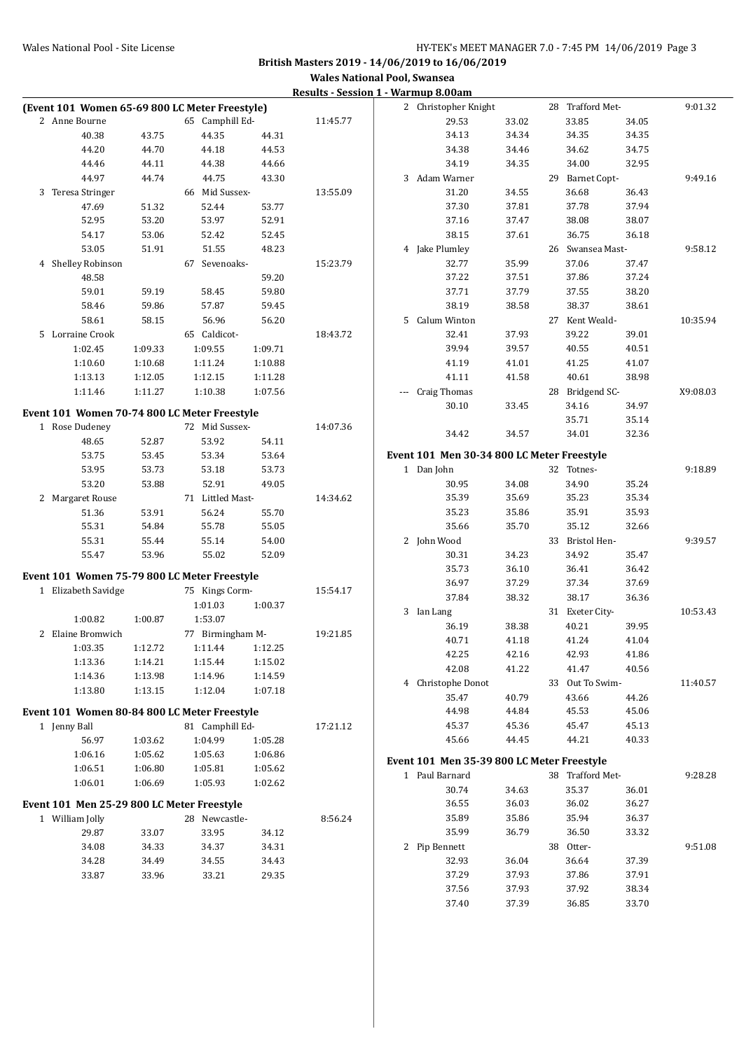British Masters 2019 - 14/06/2019 to 16/06/2019

Wales National Pool, Swansea

Results - Session 1 - Warmup 8.00am

**(Event 101 Women 65-69 800 LC Meter Freestyle)**

| Place | Name | Age | Team | Finals Time |
|---|---|---|---|---|
| 2 | Anne Bourne | 65 | Camphill Ed- | 11:45.77 |
| | 40.38 | 43.75 | 44.35 | 44.31 |
| | 44.20 | 44.70 | 44.18 | 44.53 |
| | 44.46 | 44.11 | 44.38 | 44.66 |
| | 44.97 | 44.74 | 44.75 | 43.30 |
| 3 | Teresa Stringer | 66 | Mid Sussex- | 13:55.09 |
| | 47.69 | 51.32 | 52.44 | 53.77 |
| | 52.95 | 53.20 | 53.97 | 52.91 |
| | 54.17 | 53.06 | 52.42 | 52.45 |
| | 53.05 | 51.91 | 51.55 | 48.23 |
| 4 | Shelley Robinson | 67 | Sevenoaks- | 15:23.79 |
| | 48.58 | | | 59.20 |
| | 59.01 | 59.19 | 58.45 | 59.80 |
| | 58.46 | 59.86 | 57.87 | 59.45 |
| | 58.61 | 58.15 | 56.96 | 56.20 |
| 5 | Lorraine Crook | 65 | Caldicot- | 18:43.72 |
| | 1:02.45 | 1:09.33 | 1:09.55 | 1:09.71 |
| | 1:10.60 | 1:10.68 | 1:11.24 | 1:10.88 |
| | 1:13.13 | 1:12.05 | 1:12.15 | 1:11.28 |
| | 1:11.46 | 1:11.27 | 1:10.38 | 1:07.56 |

**Event 101 Women 70-74 800 LC Meter Freestyle**

| Place | Name | Age | Team | Finals Time |
|---|---|---|---|---|
| 1 | Rose Dudeney | 72 | Mid Sussex- | 14:07.36 |
| | 48.65 | 52.87 | 53.92 | 54.11 |
| | 53.75 | 53.45 | 53.34 | 53.64 |
| | 53.95 | 53.73 | 53.18 | 53.73 |
| | 53.20 | 53.88 | 52.91 | 49.05 |
| 2 | Margaret Rouse | 71 | Littled Mast- | 14:34.62 |
| | 51.36 | 53.91 | 56.24 | 55.70 |
| | 55.31 | 54.84 | 55.78 | 55.05 |
| | 55.31 | 55.44 | 55.14 | 54.00 |
| | 55.47 | 53.96 | 55.02 | 52.09 |

**Event 101 Women 75-79 800 LC Meter Freestyle**

| Place | Name | Age | Team | Finals Time |
|---|---|---|---|---|
| 1 | Elizabeth Savidge | 75 | Kings Corm- | 15:54.17 |
| | | | 1:01.03 | 1:00.37 |
| | 1:00.82 | 1:00.87 | 1:53.07 | |
| 2 | Elaine Bromwich | 77 | Birmingham M- | 19:21.85 |
| | 1:03.35 | 1:12.72 | 1:11.44 | 1:12.25 |
| | 1:13.36 | 1:14.21 | 1:15.44 | 1:15.02 |
| | 1:14.36 | 1:13.98 | 1:14.96 | 1:14.59 |
| | 1:13.80 | 1:13.15 | 1:12.04 | 1:07.18 |

**Event 101 Women 80-84 800 LC Meter Freestyle**

| Place | Name | Age | Team | Finals Time |
|---|---|---|---|---|
| 1 | Jenny Ball | 81 | Camphill Ed- | 17:21.12 |
| | 56.97 | 1:03.62 | 1:04.99 | 1:05.28 |
| | 1:06.16 | 1:05.62 | 1:05.63 | 1:06.86 |
| | 1:06.51 | 1:06.80 | 1:05.81 | 1:05.62 |
| | 1:06.01 | 1:06.69 | 1:05.93 | 1:02.62 |

**Event 101 Men 25-29 800 LC Meter Freestyle**

| Place | Name | Age | Team | Finals Time |
|---|---|---|---|---|
| 1 | William Jolly | 28 | Newcastle- | 8:56.24 |
| | 29.87 | 33.07 | 33.95 | 34.12 |
| | 34.08 | 34.33 | 34.37 | 34.31 |
| | 34.28 | 34.49 | 34.55 | 34.43 |
| | 33.87 | 33.96 | 33.21 | 29.35 |
| 2 | Christopher Knight | 28 | Trafford Met- | 9:01.32 |
| | 29.53 | 33.02 | 33.85 | 34.05 |
| | 34.13 | 34.34 | 34.35 | 34.35 |
| | 34.38 | 34.46 | 34.62 | 34.75 |
| | 34.19 | 34.35 | 34.00 | 32.95 |
| 3 | Adam Warner | 29 | Barnet Copt- | 9:49.16 |
| | 31.20 | 34.55 | 36.68 | 36.43 |
| | 37.30 | 37.81 | 37.78 | 37.94 |
| | 37.16 | 37.47 | 38.08 | 38.07 |
| | 38.15 | 37.61 | 36.75 | 36.18 |
| 4 | Jake Plumley | 26 | Swansea Mast- | 9:58.12 |
| | 32.77 | 35.99 | 37.06 | 37.47 |
| | 37.22 | 37.51 | 37.86 | 37.24 |
| | 37.71 | 37.79 | 37.55 | 38.20 |
| | 38.19 | 38.58 | 38.37 | 38.61 |
| 5 | Calum Winton | 27 | Kent Weald- | 10:35.94 |
| | 32.41 | 37.93 | 39.22 | 39.01 |
| | 39.94 | 39.57 | 40.55 | 40.51 |
| | 41.19 | 41.01 | 41.25 | 41.07 |
| | 41.11 | 41.58 | 40.61 | 38.98 |
| --- | Craig Thomas | 28 | Bridgend SC- | X9:08.03 |
| | 30.10 | 33.45 | 34.16 | 34.97 |
| | | | 35.71 | 35.14 |
| | 34.42 | 34.57 | 34.01 | 32.36 |

**Event 101 Men 30-34 800 LC Meter Freestyle**

| Place | Name | Age | Team | Finals Time |
|---|---|---|---|---|
| 1 | Dan John | 32 | Totnes- | 9:18.89 |
| | 30.95 | 34.08 | 34.90 | 35.24 |
| | 35.39 | 35.69 | 35.23 | 35.34 |
| | 35.23 | 35.86 | 35.91 | 35.93 |
| | 35.66 | 35.70 | 35.12 | 32.66 |
| 2 | John Wood | 33 | Bristol Hen- | 9:39.57 |
| | 30.31 | 34.23 | 34.92 | 35.47 |
| | 35.73 | 36.10 | 36.41 | 36.42 |
| | 36.97 | 37.29 | 37.34 | 37.69 |
| | 37.84 | 38.32 | 38.17 | 36.36 |
| 3 | Ian Lang | 31 | Exeter City- | 10:53.43 |
| | 36.19 | 38.38 | 40.21 | 39.95 |
| | 40.71 | 41.18 | 41.24 | 41.04 |
| | 42.25 | 42.16 | 42.93 | 41.86 |
| | 42.08 | 41.22 | 41.47 | 40.56 |
| 4 | Christophe Donot | 33 | Out To Swim- | 11:40.57 |
| | 35.47 | 40.79 | 43.66 | 44.26 |
| | 44.98 | 44.84 | 45.53 | 45.06 |
| | 45.37 | 45.36 | 45.47 | 45.13 |
| | 45.66 | 44.45 | 44.21 | 40.33 |

**Event 101 Men 35-39 800 LC Meter Freestyle**

| Place | Name | Age | Team | Finals Time |
|---|---|---|---|---|
| 1 | Paul Barnard | 38 | Trafford Met- | 9:28.28 |
| | 30.74 | 34.63 | 35.37 | 36.01 |
| | 36.55 | 36.03 | 36.02 | 36.27 |
| | 35.89 | 35.86 | 35.94 | 36.37 |
| | 35.99 | 36.79 | 36.50 | 33.32 |
| 2 | Pip Bennett | 38 | Otter- | 9:51.08 |
| | 32.93 | 36.04 | 36.64 | 37.39 |
| | 37.29 | 37.93 | 37.86 | 37.91 |
| | 37.56 | 37.93 | 37.92 | 38.34 |
| | 37.40 | 37.39 | 36.85 | 33.70 |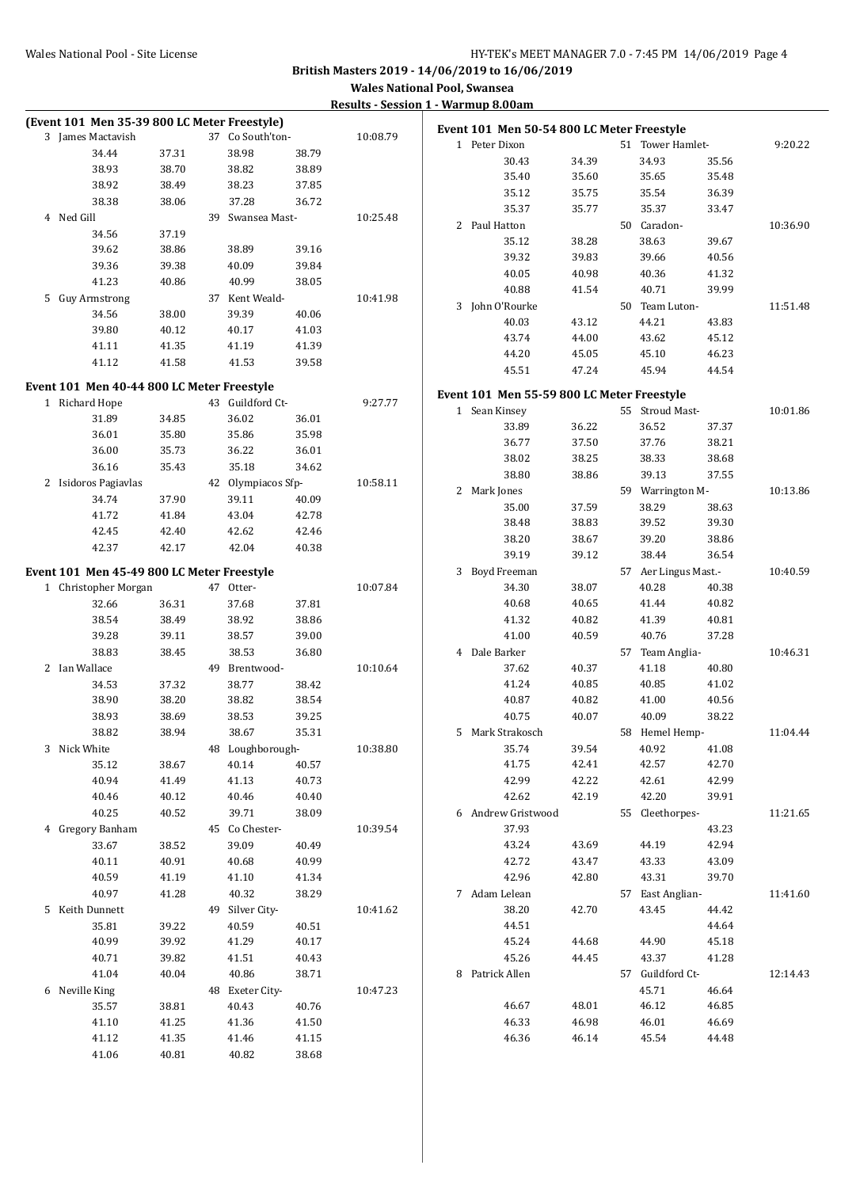**British Masters 2019 - 14/06/2019 to 16/06/2019**

**Wales National Pool, Swansea**

**Results - Session 1 - Warmup 8.00am**

### (Event 101 Men 35-39 800 LC Meter Freestyle)

| Place | Name | Age | Team | Finals Time |
|---|---|---|---|---|
| 3 | James Mactavish | 37 | Co South'ton- | 10:08.79 |
| | 34.44 37.31 38.98 38.79 | | | |
| | 38.93 38.70 38.82 38.89 | | | |
| | 38.92 38.49 38.23 37.85 | | | |
| | 38.38 38.06 37.28 36.72 | | | |
| 4 | Ned Gill | 39 | Swansea Mast- | 10:25.48 |
| | 34.56 37.19 | | | |
| | 39.62 38.86 38.89 39.16 | | | |
| | 39.36 39.38 40.09 39.84 | | | |
| | 41.23 40.86 40.99 38.05 | | | |
| 5 | Guy Armstrong | 37 | Kent Weald- | 10:41.98 |
| | 34.56 38.00 39.39 40.06 | | | |
| | 39.80 40.12 40.17 41.03 | | | |
| | 41.11 41.35 41.19 41.39 | | | |
| | 41.12 41.58 41.53 39.58 | | | |

### Event 101 Men 40-44 800 LC Meter Freestyle

| Place | Name | Age | Team | Finals Time |
|---|---|---|---|---|
| 1 | Richard Hope | 43 | Guildford Ct- | 9:27.77 |
| | 31.89 34.85 36.02 36.01 | | | |
| | 36.01 35.80 35.86 35.98 | | | |
| | 36.00 35.73 36.22 36.01 | | | |
| | 36.16 35.43 35.18 34.62 | | | |
| 2 | Isidoros Pagiavlas | 42 | Olympiacos Sfp- | 10:58.11 |
| | 34.74 37.90 39.11 40.09 | | | |
| | 41.72 41.84 43.04 42.78 | | | |
| | 42.45 42.40 42.62 42.46 | | | |
| | 42.37 42.17 42.04 40.38 | | | |

### Event 101 Men 45-49 800 LC Meter Freestyle

| Place | Name | Age | Team | Finals Time |
|---|---|---|---|---|
| 1 | Christopher Morgan | 47 | Otter- | 10:07.84 |
| | 32.66 36.31 37.68 37.81 | | | |
| | 38.54 38.49 38.92 38.86 | | | |
| | 39.28 39.11 38.57 39.00 | | | |
| | 38.83 38.45 38.53 36.80 | | | |
| 2 | Ian Wallace | 49 | Brentwood- | 10:10.64 |
| | 34.53 37.32 38.77 38.42 | | | |
| | 38.90 38.20 38.82 38.54 | | | |
| | 38.93 38.69 38.53 39.25 | | | |
| | 38.82 38.94 38.67 35.31 | | | |
| 3 | Nick White | 48 | Loughborough- | 10:38.80 |
| | 35.12 38.67 40.14 40.57 | | | |
| | 40.94 41.49 41.13 40.73 | | | |
| | 40.46 40.12 40.46 40.40 | | | |
| | 40.25 40.52 39.71 38.09 | | | |
| 4 | Gregory Banham | 45 | Co Chester- | 10:39.54 |
| | 33.67 38.52 39.09 40.49 | | | |
| | 40.11 40.91 40.68 40.99 | | | |
| | 40.59 41.19 41.10 41.34 | | | |
| | 40.97 41.28 40.32 38.29 | | | |
| 5 | Keith Dunnett | 49 | Silver City- | 10:41.62 |
| | 35.81 39.22 40.59 40.51 | | | |
| | 40.99 39.92 41.29 40.17 | | | |
| | 40.71 39.82 41.51 40.43 | | | |
| | 41.04 40.04 40.86 38.71 | | | |
| 6 | Neville King | 48 | Exeter City- | 10:47.23 |
| | 35.57 38.81 40.43 40.76 | | | |
| | 41.10 41.25 41.36 41.50 | | | |
| | 41.12 41.35 41.46 41.15 | | | |
| | 41.06 40.81 40.82 38.68 | | | |

### Event 101 Men 50-54 800 LC Meter Freestyle

| Place | Name | Age | Team | Finals Time |
|---|---|---|---|---|
| 1 | Peter Dixon | 51 | Tower Hamlet- | 9:20.22 |
| | 30.43 34.39 34.93 35.56 | | | |
| | 35.40 35.60 35.65 35.48 | | | |
| | 35.12 35.75 35.54 36.39 | | | |
| | 35.37 35.77 35.37 33.47 | | | |
| 2 | Paul Hatton | 50 | Caradon- | 10:36.90 |
| | 35.12 38.28 38.63 39.67 | | | |
| | 39.32 39.83 39.66 40.56 | | | |
| | 40.05 40.98 40.36 41.32 | | | |
| | 40.88 41.54 40.71 39.99 | | | |
| 3 | John O'Rourke | 50 | Team Luton- | 11:51.48 |
| | 40.03 43.12 44.21 43.83 | | | |
| | 43.74 44.00 43.62 45.12 | | | |
| | 44.20 45.05 45.10 46.23 | | | |
| | 45.51 47.24 45.94 44.54 | | | |

### Event 101 Men 55-59 800 LC Meter Freestyle

| Place | Name | Age | Team | Finals Time |
|---|---|---|---|---|
| 1 | Sean Kinsey | 55 | Stroud Mast- | 10:01.86 |
| | 33.89 36.22 36.52 37.37 | | | |
| | 36.77 37.50 37.76 38.21 | | | |
| | 38.02 38.25 38.33 38.68 | | | |
| | 38.80 38.86 39.13 37.55 | | | |
| 2 | Mark Jones | 59 | Warrington M- | 10:13.86 |
| | 35.00 37.59 38.29 38.63 | | | |
| | 38.48 38.83 39.52 39.30 | | | |
| | 38.20 38.67 39.20 38.86 | | | |
| | 39.19 39.12 38.44 36.54 | | | |
| 3 | Boyd Freeman | 57 | Aer Lingus Mast.- | 10:40.59 |
| | 34.30 38.07 40.28 40.38 | | | |
| | 40.68 40.65 41.44 40.82 | | | |
| | 41.32 40.82 41.39 40.81 | | | |
| | 41.00 40.59 40.76 37.28 | | | |
| 4 | Dale Barker | 57 | Team Anglia- | 10:46.31 |
| | 37.62 40.37 41.18 40.80 | | | |
| | 41.24 40.85 40.85 41.02 | | | |
| | 40.87 40.82 41.00 40.56 | | | |
| | 40.75 40.07 40.09 38.22 | | | |
| 5 | Mark Strakosch | 58 | Hemel Hemp- | 11:04.44 |
| | 35.74 39.54 40.92 41.08 | | | |
| | 41.75 42.41 42.57 42.70 | | | |
| | 42.99 42.22 42.61 42.99 | | | |
| | 42.62 42.19 42.20 39.91 | | | |
| 6 | Andrew Gristwood | 55 | Cleethorpes- | 11:21.65 |
| | 37.93 43.23 | | | |
| | 43.24 43.69 44.19 42.94 | | | |
| | 42.72 43.47 43.33 43.09 | | | |
| | 42.96 42.80 43.31 39.70 | | | |
| 7 | Adam Lelean | 57 | East Anglian- | 11:41.60 |
| | 38.20 42.70 43.45 44.42 | | | |
| | 44.51 44.64 | | | |
| | 45.24 44.68 44.90 45.18 | | | |
| | 45.26 44.45 43.37 41.28 | | | |
| 8 | Patrick Allen | 57 | Guildford Ct- | 12:14.43 |
| | 45.71 46.64 | | | |
| | 46.67 48.01 46.12 46.85 | | | |
| | 46.33 46.98 46.01 46.69 | | | |
| | 46.36 46.14 45.54 44.48 | | | |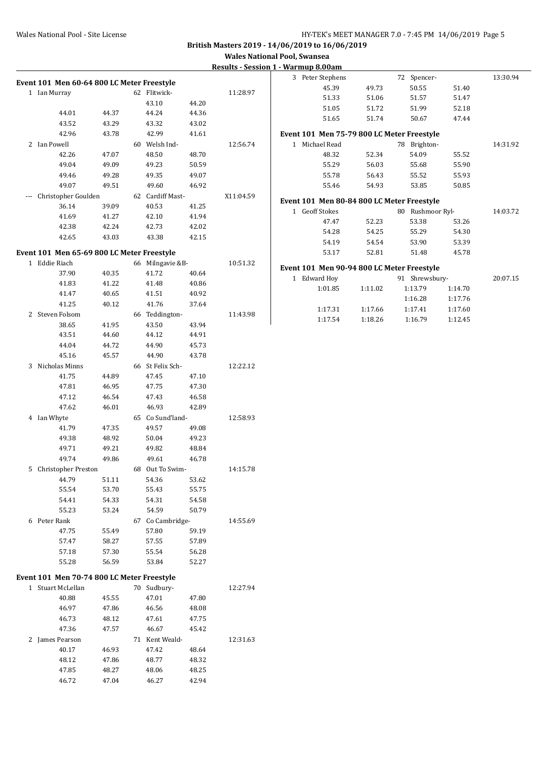**British Masters 2019 - 14/06/2019 to 16/06/2019**

**Wales National Pool, Swansea**

**Results - Session 1 - Warmup 8.00am**

### Event 101 Men 60-64 800 LC Meter Freestyle

| Place | Name | Age | Team | Time |
|---|---|---|---|---|
| 1 | Ian Murray | 62 | Flitwick- | 11:28.97 |
| | 43.10 44.20 | | | |
| | 44.01 44.37 44.24 44.36 | | | |
| | 43.52 43.29 43.32 43.02 | | | |
| | 42.96 43.78 42.99 41.61 | | | |
| 2 | Ian Powell | 60 | Welsh Ind- | 12:56.74 |
| | 42.26 47.07 48.50 48.70 | | | |
| | 49.04 49.09 49.23 50.59 | | | |
| | 49.46 49.28 49.35 49.07 | | | |
| | 49.07 49.51 49.60 46.92 | | | |
| --- | Christopher Goulden | 62 | Cardiff Mast- | X11:04.59 |
| | 36.14 39.09 40.53 41.25 | | | |
| | 41.69 41.27 42.10 41.94 | | | |
| | 42.38 42.24 42.73 42.02 | | | |
| | 42.65 43.03 43.38 42.15 | | | |

### Event 101 Men 65-69 800 LC Meter Freestyle

| Place | Name | Age | Team | Time |
|---|---|---|---|---|
| 1 | Eddie Riach | 66 | Milngavie &B- | 10:51.32 |
| | 37.90 40.35 41.72 40.64 | | | |
| | 41.83 41.22 41.48 40.86 | | | |
| | 41.47 40.65 41.51 40.92 | | | |
| | 41.25 40.12 41.76 37.64 | | | |
| 2 | Steven Folsom | 66 | Teddington- | 11:43.98 |
| | 38.65 41.95 43.50 43.94 | | | |
| | 43.51 44.60 44.12 44.91 | | | |
| | 44.04 44.72 44.90 45.73 | | | |
| | 45.16 45.57 44.90 43.78 | | | |
| 3 | Nicholas Minns | 66 | St Felix Sch- | 12:22.12 |
| | 41.75 44.89 47.45 47.10 | | | |
| | 47.81 46.95 47.75 47.30 | | | |
| | 47.12 46.54 47.43 46.58 | | | |
| | 47.62 46.01 46.93 42.89 | | | |
| 4 | Ian Whyte | 65 | Co Sund'land- | 12:58.93 |
| | 41.79 47.35 49.57 49.08 | | | |
| | 49.38 48.92 50.04 49.23 | | | |
| | 49.71 49.21 49.82 48.84 | | | |
| | 49.74 49.86 49.61 46.78 | | | |
| 5 | Christopher Preston | 68 | Out To Swim- | 14:15.78 |
| | 44.79 51.11 54.36 53.62 | | | |
| | 55.54 53.70 55.43 55.75 | | | |
| | 54.41 54.33 54.31 54.58 | | | |
| | 55.23 53.24 54.59 50.79 | | | |
| 6 | Peter Rank | 67 | Co Cambridge- | 14:55.69 |
| | 47.75 55.49 57.80 59.19 | | | |
| | 57.47 58.27 57.55 57.89 | | | |
| | 57.18 57.30 55.54 56.28 | | | |
| | 55.28 56.59 53.84 52.27 | | | |

### Event 101 Men 70-74 800 LC Meter Freestyle

| Place | Name | Age | Team | Time |
|---|---|---|---|---|
| 1 | Stuart McLellan | 70 | Sudbury- | 12:27.94 |
| | 40.88 45.55 47.01 47.80 | | | |
| | 46.97 47.86 46.56 48.08 | | | |
| | 46.73 48.12 47.61 47.75 | | | |
| | 47.36 47.57 46.67 45.42 | | | |
| 2 | James Pearson | 71 | Kent Weald- | 12:31.63 |
| | 40.17 46.93 47.42 48.64 | | | |
| | 48.12 47.86 48.77 48.32 | | | |
| | 47.85 48.27 48.06 48.25 | | | |
| | 46.72 47.04 46.27 42.94 | | | |
| 3 | Peter Stephens | 72 | Spencer- | 13:30.94 |
| | 45.39 49.73 50.55 51.40 | | | |
| | 51.33 51.06 51.57 51.47 | | | |
| | 51.05 51.72 51.99 52.18 | | | |
| | 51.65 51.74 50.67 47.44 | | | |

### Event 101 Men 75-79 800 LC Meter Freestyle

| Place | Name | Age | Team | Time |
|---|---|---|---|---|
| 1 | Michael Read | 78 | Brighton- | 14:31.92 |
| | 48.32 52.34 54.09 55.52 | | | |
| | 55.29 56.03 55.68 55.90 | | | |
| | 55.78 56.43 55.52 55.93 | | | |
| | 55.46 54.93 53.85 50.85 | | | |

### Event 101 Men 80-84 800 LC Meter Freestyle

| Place | Name | Age | Team | Time |
|---|---|---|---|---|
| 1 | Geoff Stokes | 80 | Rushmoor Ryl- | 14:03.72 |
| | 47.47 52.23 53.38 53.26 | | | |
| | 54.28 54.25 55.29 54.30 | | | |
| | 54.19 54.54 53.90 53.39 | | | |
| | 53.17 52.81 51.48 45.78 | | | |

### Event 101 Men 90-94 800 LC Meter Freestyle

| Place | Name | Age | Team | Time |
|---|---|---|---|---|
| 1 | Edward Hoy | 91 | Shrewsbury- | 20:07.15 |
| | 1:01.85 1:11.02 1:13.79 1:14.70 | | | |
| | 1:16.28 1:17.76 | | | |
| | 1:17.31 1:17.66 1:17.41 1:17.60 | | | |
| | 1:17.54 1:18.26 1:16.79 1:12.45 | | | |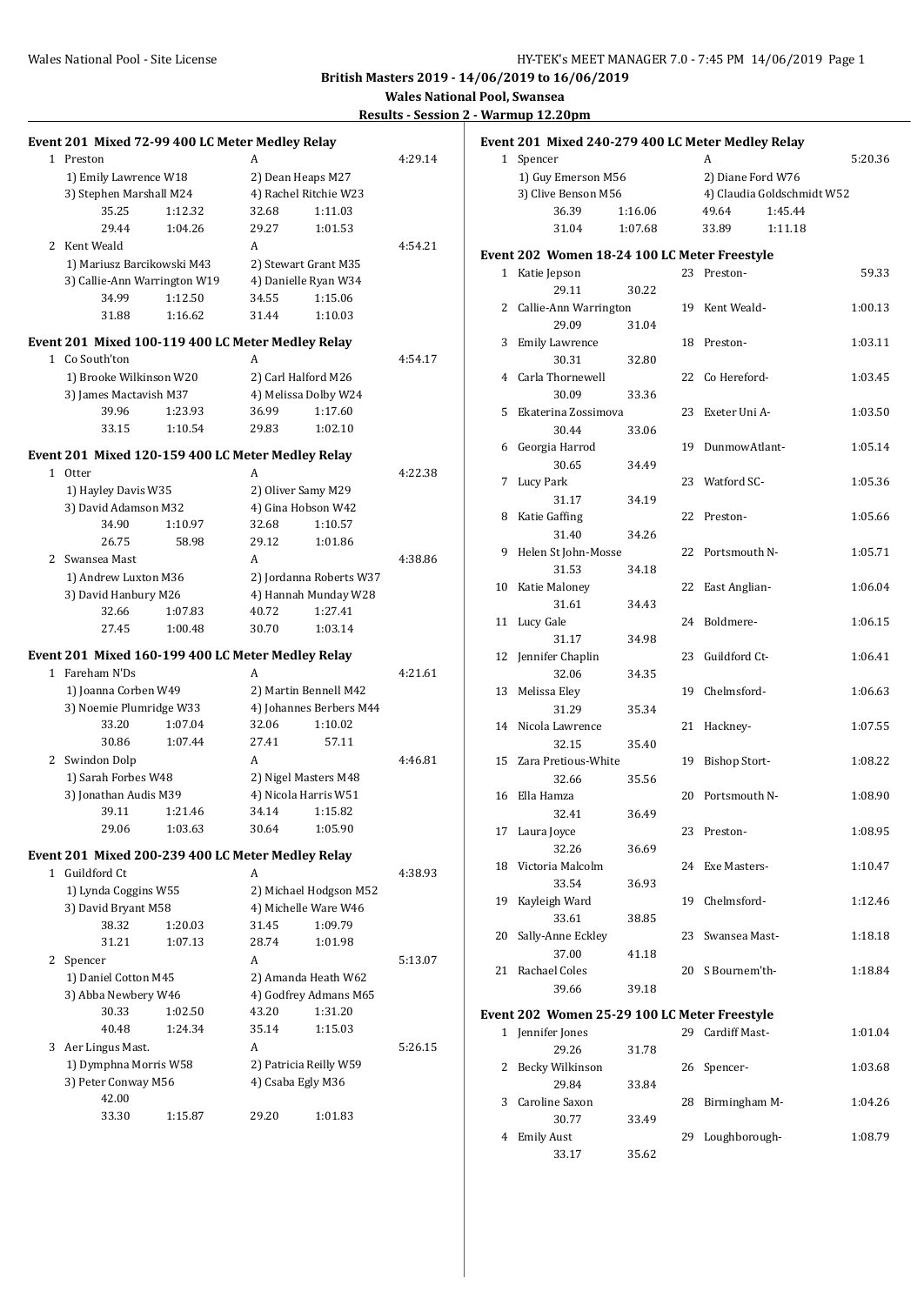British Masters 2019 - 14/06/2019 to 16/06/2019

Wales National Pool, Swansea

Results - Session 2 - Warmup 12.20pm

## Event 201 Mixed 72-99 400 LC Meter Medley Relay

| Place | Team | Relay | Finals Time |
|---|---|---|---|
| 1 | Preston | A | 4:29.14 |
| | 1) Emily Lawrence W18 | 2) Dean Heaps M27 | |
| | 3) Stephen Marshall M24 | 4) Rachel Ritchie W23 | |
| | 35.25 1:12.32 | 32.68 1:11.03 | |
| | 29.44 1:04.26 | 29.27 1:01.53 | |
| 2 | Kent Weald | A | 4:54.21 |
| | 1) Mariusz Barcikowski M43 | 2) Stewart Grant M35 | |
| | 3) Callie-Ann Warrington W19 | 4) Danielle Ryan W34 | |
| | 34.99 1:12.50 | 34.55 1:15.06 | |
| | 31.88 1:16.62 | 31.44 1:10.03 | |

## Event 201 Mixed 100-119 400 LC Meter Medley Relay

| Place | Team | Relay | Finals Time |
|---|---|---|---|
| 1 | Co South'ton | A | 4:54.17 |
| | 1) Brooke Wilkinson W20 | 2) Carl Halford M26 | |
| | 3) James Mactavish M37 | 4) Melissa Dolby W24 | |
| | 39.96 1:23.93 | 36.99 1:17.60 | |
| | 33.15 1:10.54 | 29.83 1:02.10 | |

## Event 201 Mixed 120-159 400 LC Meter Medley Relay

| Place | Team | Relay | Finals Time |
|---|---|---|---|
| 1 | Otter | A | 4:22.38 |
| | 1) Hayley Davis W35 | 2) Oliver Samy M29 | |
| | 3) David Adamson M32 | 4) Gina Hobson W42 | |
| | 34.90 1:10.97 | 32.68 1:10.57 | |
| | 26.75 58.98 | 29.12 1:01.86 | |
| 2 | Swansea Mast | A | 4:38.86 |
| | 1) Andrew Luxton M36 | 2) Jordanna Roberts W37 | |
| | 3) David Hanbury M26 | 4) Hannah Munday W28 | |
| | 32.66 1:07.83 | 40.72 1:27.41 | |
| | 27.45 1:00.48 | 30.70 1:03.14 | |

## Event 201 Mixed 160-199 400 LC Meter Medley Relay

| Place | Team | Relay | Finals Time |
|---|---|---|---|
| 1 | Fareham N'Ds | A | 4:21.61 |
| | 1) Joanna Corben W49 | 2) Martin Bennell M42 | |
| | 3) Noemie Plumridge W33 | 4) Johannes Berbers M44 | |
| | 33.20 1:07.04 | 32.06 1:10.02 | |
| | 30.86 1:07.44 | 27.41 57.11 | |
| 2 | Swindon Dolp | A | 4:46.81 |
| | 1) Sarah Forbes W48 | 2) Nigel Masters M48 | |
| | 3) Jonathan Audis M39 | 4) Nicola Harris W51 | |
| | 39.11 1:21.46 | 34.14 1:15.82 | |
| | 29.06 1:03.63 | 30.64 1:05.90 | |

## Event 201 Mixed 200-239 400 LC Meter Medley Relay

| Place | Team | Relay | Finals Time |
|---|---|---|---|
| 1 | Guildford Ct | A | 4:38.93 |
| | 1) Lynda Coggins W55 | 2) Michael Hodgson M52 | |
| | 3) David Bryant M58 | 4) Michelle Ware W46 | |
| | 38.32 1:20.03 | 31.45 1:09.79 | |
| | 31.21 1:07.13 | 28.74 1:01.98 | |
| 2 | Spencer | A | 5:13.07 |
| | 1) Daniel Cotton M45 | 2) Amanda Heath W62 | |
| | 3) Abba Newbery W46 | 4) Godfrey Admans M65 | |
| | 30.33 1:02.50 | 43.20 1:31.20 | |
| | 40.48 1:24.34 | 35.14 1:15.03 | |
| 3 | Aer Lingus Mast. | A | 5:26.15 |
| | 1) Dymphna Morris W58 | 2) Patricia Reilly W59 | |
| | 3) Peter Conway M56 | 4) Csaba Egly M36 | |
| | 42.00 | | |
| | 33.30 1:15.87 | 29.20 1:01.83 | |

## Event 201 Mixed 240-279 400 LC Meter Medley Relay

| Place | Team | Relay | Finals Time |
|---|---|---|---|
| 1 | Spencer | A | 5:20.36 |
| | 1) Guy Emerson M56 | 2) Diane Ford W76 | |
| | 3) Clive Benson M56 | 4) Claudia Goldschmidt W52 | |
| | 36.39 1:16.06 | 49.64 1:45.44 | |
| | 31.04 1:07.68 | 33.89 1:11.18 | |

## Event 202 Women 18-24 100 LC Meter Freestyle

| Place | Name | Age | Team | Finals Time | Splits |
|---|---|---|---|---|---|
| 1 | Katie Jepson | 23 | Preston- | 59.33 | 29.11 30.22 |
| 2 | Callie-Ann Warrington | 19 | Kent Weald- | 1:00.13 | 29.09 31.04 |
| 3 | Emily Lawrence | 18 | Preston- | 1:03.11 | 30.31 32.80 |
| 4 | Carla Thornewell | 22 | Co Hereford- | 1:03.45 | 30.09 33.36 |
| 5 | Ekaterina Zossimova | 23 | Exeter Uni A- | 1:03.50 | 30.44 33.06 |
| 6 | Georgia Harrod | 19 | DunmowAtlant- | 1:05.14 | 30.65 34.49 |
| 7 | Lucy Park | 23 | Watford SC- | 1:05.36 | 31.17 34.19 |
| 8 | Katie Gaffing | 22 | Preston- | 1:05.66 | 31.40 34.26 |
| 9 | Helen St John-Mosse | 22 | Portsmouth N- | 1:05.71 | 31.53 34.18 |
| 10 | Katie Maloney | 22 | East Anglian- | 1:06.04 | 31.61 34.43 |
| 11 | Lucy Gale | 24 | Boldmere- | 1:06.15 | 31.17 34.98 |
| 12 | Jennifer Chaplin | 23 | Guildford Ct- | 1:06.41 | 32.06 34.35 |
| 13 | Melissa Eley | 19 | Chelmsford- | 1:06.63 | 31.29 35.34 |
| 14 | Nicola Lawrence | 21 | Hackney- | 1:07.55 | 32.15 35.40 |
| 15 | Zara Pretious-White | 19 | Bishop Stort- | 1:08.22 | 32.66 35.56 |
| 16 | Ella Hamza | 20 | Portsmouth N- | 1:08.90 | 32.41 36.49 |
| 17 | Laura Joyce | 23 | Preston- | 1:08.95 | 32.26 36.69 |
| 18 | Victoria Malcolm | 24 | Exe Masters- | 1:10.47 | 33.54 36.93 |
| 19 | Kayleigh Ward | 19 | Chelmsford- | 1:12.46 | 33.61 38.85 |
| 20 | Sally-Anne Eckley | 23 | Swansea Mast- | 1:18.18 | 37.00 41.18 |
| 21 | Rachael Coles | 20 | S Bournem'th- | 1:18.84 | 39.66 39.18 |

## Event 202 Women 25-29 100 LC Meter Freestyle

| Place | Name | Age | Team | Finals Time | Splits |
|---|---|---|---|---|---|
| 1 | Jennifer Jones | 29 | Cardiff Mast- | 1:01.04 | 29.26 31.78 |
| 2 | Becky Wilkinson | 26 | Spencer- | 1:03.68 | 29.84 33.84 |
| 3 | Caroline Saxon | 28 | Birmingham M- | 1:04.26 | 30.77 33.49 |
| 4 | Emily Aust | 29 | Loughborough- | 1:08.79 | 33.17 35.62 |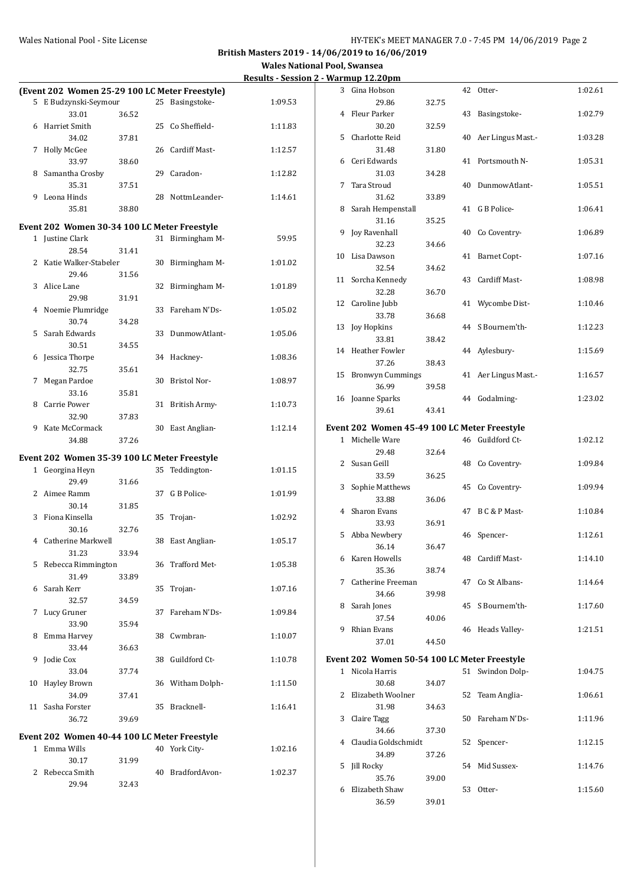**British Masters 2019 - 14/06/2019 to 16/06/2019**

**Wales National Pool, Swansea**

**Results - Session 2 - Warmup 12.20pm**

### (Event 202 Women 25-29 100 LC Meter Freestyle)

| Place | Name | Age | Team | Finals Time |
|---|---|---|---|---|
| 5 | E Budzynski-Seymour | 25 | Basingstoke- | 1:09.53 |
| | 33.01 36.52 | | | |
| 6 | Harriet Smith | 25 | Co Sheffield- | 1:11.83 |
| | 34.02 37.81 | | | |
| 7 | Holly McGee | 26 | Cardiff Mast- | 1:12.57 |
| | 33.97 38.60 | | | |
| 8 | Samantha Crosby | 29 | Caradon- | 1:12.82 |
| | 35.31 37.51 | | | |
| 9 | Leona Hinds | 28 | NottmLeander- | 1:14.61 |
| | 35.81 38.80 | | | |

### Event 202 Women 30-34 100 LC Meter Freestyle

| Place | Name | Age | Team | Finals Time |
|---|---|---|---|---|
| 1 | Justine Clark | 31 | Birmingham M- | 59.95 |
| | 28.54 31.41 | | | |
| 2 | Katie Walker-Stabeler | 30 | Birmingham M- | 1:01.02 |
| | 29.46 31.56 | | | |
| 3 | Alice Lane | 32 | Birmingham M- | 1:01.89 |
| | 29.98 31.91 | | | |
| 4 | Noemie Plumridge | 33 | Fareham N'Ds- | 1:05.02 |
| | 30.74 34.28 | | | |
| 5 | Sarah Edwards | 33 | DunmowAtlant- | 1:05.06 |
| | 30.51 34.55 | | | |
| 6 | Jessica Thorpe | 34 | Hackney- | 1:08.36 |
| | 32.75 35.61 | | | |
| 7 | Megan Pardoe | 30 | Bristol Nor- | 1:08.97 |
| | 33.16 35.81 | | | |
| 8 | Carrie Power | 31 | British Army- | 1:10.73 |
| | 32.90 37.83 | | | |
| 9 | Kate McCormack | 30 | East Anglian- | 1:12.14 |
| | 34.88 37.26 | | | |

### Event 202 Women 35-39 100 LC Meter Freestyle

| Place | Name | Age | Team | Finals Time |
|---|---|---|---|---|
| 1 | Georgina Heyn | 35 | Teddington- | 1:01.15 |
| | 29.49 31.66 | | | |
| 2 | Aimee Ramm | 37 | G B Police- | 1:01.99 |
| | 30.14 31.85 | | | |
| 3 | Fiona Kinsella | 35 | Trojan- | 1:02.92 |
| | 30.16 32.76 | | | |
| 4 | Catherine Markwell | 38 | East Anglian- | 1:05.17 |
| | 31.23 33.94 | | | |
| 5 | Rebecca Rimmington | 36 | Trafford Met- | 1:05.38 |
| | 31.49 33.89 | | | |
| 6 | Sarah Kerr | 35 | Trojan- | 1:07.16 |
| | 32.57 34.59 | | | |
| 7 | Lucy Gruner | 37 | Fareham N'Ds- | 1:09.84 |
| | 33.90 35.94 | | | |
| 8 | Emma Harvey | 38 | Cwmbran- | 1:10.07 |
| | 33.44 36.63 | | | |
| 9 | Jodie Cox | 38 | Guildford Ct- | 1:10.78 |
| | 33.04 37.74 | | | |
| 10 | Hayley Brown | 36 | Witham Dolph- | 1:11.50 |
| | 34.09 37.41 | | | |
| 11 | Sasha Forster | 35 | Bracknell- | 1:16.41 |
| | 36.72 39.69 | | | |

### Event 202 Women 40-44 100 LC Meter Freestyle

| Place | Name | Age | Team | Finals Time |
|---|---|---|---|---|
| 1 | Emma Wills | 40 | York City- | 1:02.16 |
| | 30.17 31.99 | | | |
| 2 | Rebecca Smith | 40 | BradfordAvon- | 1:02.37 |
| | 29.94 32.43 | | | |
| 3 | Gina Hobson | 42 | Otter- | 1:02.61 |
| | 29.86 32.75 | | | |
| 4 | Fleur Parker | 43 | Basingstoke- | 1:02.79 |
| | 30.20 32.59 | | | |
| 5 | Charlotte Reid | 40 | Aer Lingus Mast.- | 1:03.28 |
| | 31.48 31.80 | | | |
| 6 | Ceri Edwards | 41 | Portsmouth N- | 1:05.31 |
| | 31.03 34.28 | | | |
| 7 | Tara Stroud | 40 | DunmowAtlant- | 1:05.51 |
| | 31.62 33.89 | | | |
| 8 | Sarah Hempenstall | 41 | G B Police- | 1:06.41 |
| | 31.16 35.25 | | | |
| 9 | Joy Ravenhall | 40 | Co Coventry- | 1:06.89 |
| | 32.23 34.66 | | | |
| 10 | Lisa Dawson | 41 | Barnet Copt- | 1:07.16 |
| | 32.54 34.62 | | | |
| 11 | Sorcha Kennedy | 43 | Cardiff Mast- | 1:08.98 |
| | 32.28 36.70 | | | |
| 12 | Caroline Jubb | 41 | Wycombe Dist- | 1:10.46 |
| | 33.78 36.68 | | | |
| 13 | Joy Hopkins | 44 | S Bournem'th- | 1:12.23 |
| | 33.81 38.42 | | | |
| 14 | Heather Fowler | 44 | Aylesbury- | 1:15.69 |
| | 37.26 38.43 | | | |
| 15 | Bronwyn Cummings | 41 | Aer Lingus Mast.- | 1:16.57 |
| | 36.99 39.58 | | | |
| 16 | Joanne Sparks | 44 | Godalming- | 1:23.02 |
| | 39.61 43.41 | | | |

### Event 202 Women 45-49 100 LC Meter Freestyle

| Place | Name | Age | Team | Finals Time |
|---|---|---|---|---|
| 1 | Michelle Ware | 46 | Guildford Ct- | 1:02.12 |
| | 29.48 32.64 | | | |
| 2 | Susan Geill | 48 | Co Coventry- | 1:09.84 |
| | 33.59 36.25 | | | |
| 3 | Sophie Matthews | 45 | Co Coventry- | 1:09.94 |
| | 33.88 36.06 | | | |
| 4 | Sharon Evans | 47 | B C & P Mast- | 1:10.84 |
| | 33.93 36.91 | | | |
| 5 | Abba Newbery | 46 | Spencer- | 1:12.61 |
| | 36.14 36.47 | | | |
| 6 | Karen Howells | 48 | Cardiff Mast- | 1:14.10 |
| | 35.36 38.74 | | | |
| 7 | Catherine Freeman | 47 | Co St Albans- | 1:14.64 |
| | 34.66 39.98 | | | |
| 8 | Sarah Jones | 45 | S Bournem'th- | 1:17.60 |
| | 37.54 40.06 | | | |
| 9 | Rhian Evans | 46 | Heads Valley- | 1:21.51 |
| | 37.01 44.50 | | | |

### Event 202 Women 50-54 100 LC Meter Freestyle

| Place | Name | Age | Team | Finals Time |
|---|---|---|---|---|
| 1 | Nicola Harris | 51 | Swindon Dolp- | 1:04.75 |
| | 30.68 34.07 | | | |
| 2 | Elizabeth Woolner | 52 | Team Anglia- | 1:06.61 |
| | 31.98 34.63 | | | |
| 3 | Claire Tagg | 50 | Fareham N'Ds- | 1:11.96 |
| | 34.66 37.30 | | | |
| 4 | Claudia Goldschmidt | 52 | Spencer- | 1:12.15 |
| | 34.89 37.26 | | | |
| 5 | Jill Rocky | 54 | Mid Sussex- | 1:14.76 |
| | 35.76 39.00 | | | |
| 6 | Elizabeth Shaw | 53 | Otter- | 1:15.60 |
| | 36.59 39.01 | | | |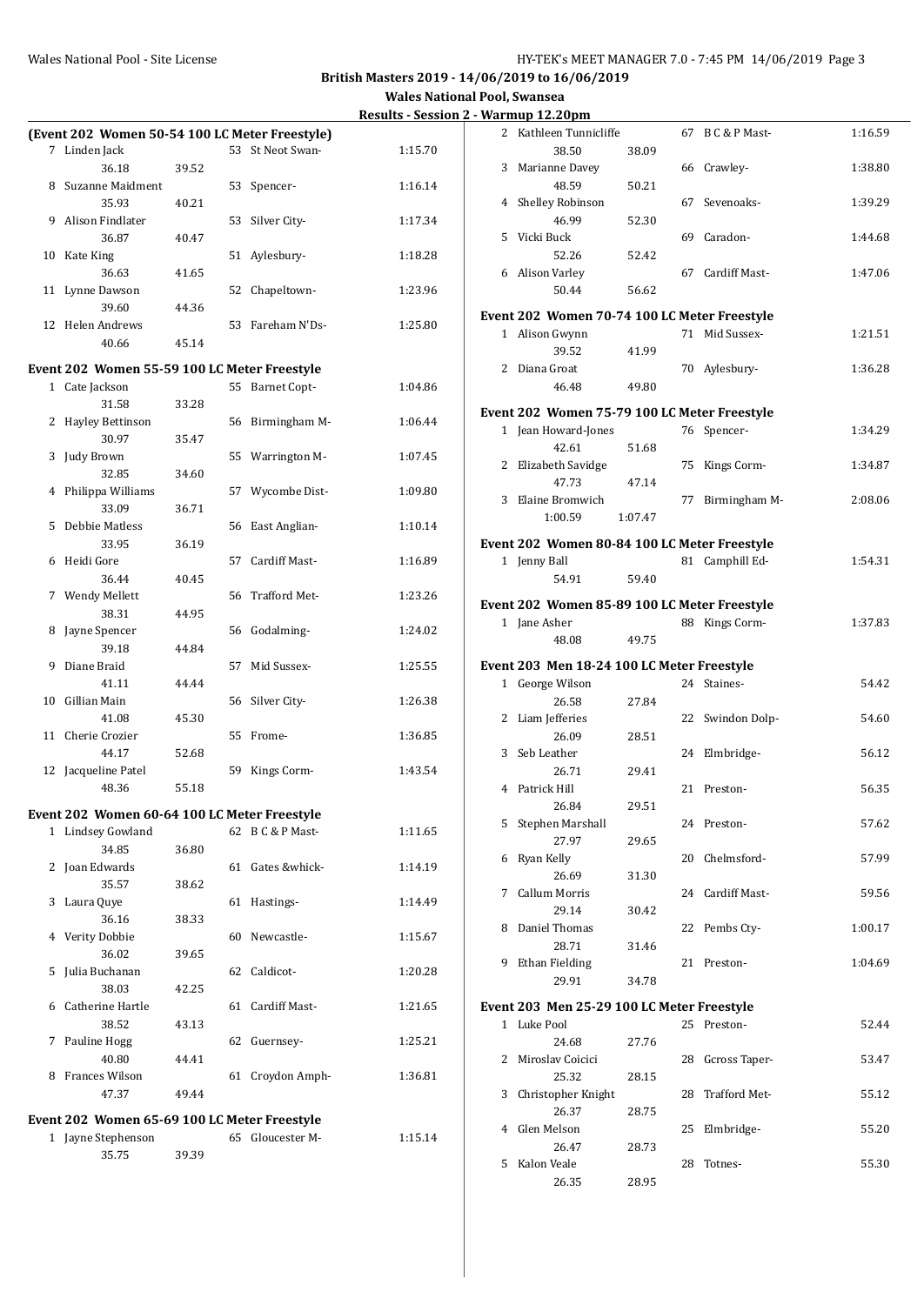**British Masters 2019 - 14/06/2019 to 16/06/2019**

**Wales National Pool, Swansea**

**Results - Session 2 - Warmup 12.20pm**

### (Event 202 Women 50-54 100 LC Meter Freestyle)

| Place | Name | Age | Team | Time |
|---|---|---|---|---|
| 7 | Linden Jack | 53 | St Neot Swan- | 1:15.70 |
| | 36.18 / 39.52 | | | |
| 8 | Suzanne Maidment | 53 | Spencer- | 1:16.14 |
| | 35.93 / 40.21 | | | |
| 9 | Alison Findlater | 53 | Silver City- | 1:17.34 |
| | 36.87 / 40.47 | | | |
| 10 | Kate King | 51 | Aylesbury- | 1:18.28 |
| | 36.63 / 41.65 | | | |
| 11 | Lynne Dawson | 52 | Chapeltown- | 1:23.96 |
| | 39.60 / 44.36 | | | |
| 12 | Helen Andrews | 53 | Fareham N'Ds- | 1:25.80 |
| | 40.66 / 45.14 | | | |

### Event 202 Women 55-59 100 LC Meter Freestyle

| Place | Name | Age | Team | Time |
|---|---|---|---|---|
| 1 | Cate Jackson | 55 | Barnet Copt- | 1:04.86 |
| | 31.58 / 33.28 | | | |
| 2 | Hayley Bettinson | 56 | Birmingham M- | 1:06.44 |
| | 30.97 / 35.47 | | | |
| 3 | Judy Brown | 55 | Warrington M- | 1:07.45 |
| | 32.85 / 34.60 | | | |
| 4 | Philippa Williams | 57 | Wycombe Dist- | 1:09.80 |
| | 33.09 / 36.71 | | | |
| 5 | Debbie Matless | 56 | East Anglian- | 1:10.14 |
| | 33.95 / 36.19 | | | |
| 6 | Heidi Gore | 57 | Cardiff Mast- | 1:16.89 |
| | 36.44 / 40.45 | | | |
| 7 | Wendy Mellett | 56 | Trafford Met- | 1:23.26 |
| | 38.31 / 44.95 | | | |
| 8 | Jayne Spencer | 56 | Godalming- | 1:24.02 |
| | 39.18 / 44.84 | | | |
| 9 | Diane Braid | 57 | Mid Sussex- | 1:25.55 |
| | 41.11 / 44.44 | | | |
| 10 | Gillian Main | 56 | Silver City- | 1:26.38 |
| | 41.08 / 45.30 | | | |
| 11 | Cherie Crozier | 55 | Frome- | 1:36.85 |
| | 44.17 / 52.68 | | | |
| 12 | Jacqueline Patel | 59 | Kings Corm- | 1:43.54 |
| | 48.36 / 55.18 | | | |

### Event 202 Women 60-64 100 LC Meter Freestyle

| Place | Name | Age | Team | Time |
|---|---|---|---|---|
| 1 | Lindsey Gowland | 62 | B C & P Mast- | 1:11.65 |
| | 34.85 / 36.80 | | | |
| 2 | Joan Edwards | 61 | Gates &whick- | 1:14.19 |
| | 35.57 / 38.62 | | | |
| 3 | Laura Quye | 61 | Hastings- | 1:14.49 |
| | 36.16 / 38.33 | | | |
| 4 | Verity Dobbie | 60 | Newcastle- | 1:15.67 |
| | 36.02 / 39.65 | | | |
| 5 | Julia Buchanan | 62 | Caldicot- | 1:20.28 |
| | 38.03 / 42.25 | | | |
| 6 | Catherine Hartle | 61 | Cardiff Mast- | 1:21.65 |
| | 38.52 / 43.13 | | | |
| 7 | Pauline Hogg | 62 | Guernsey- | 1:25.21 |
| | 40.80 / 44.41 | | | |
| 8 | Frances Wilson | 61 | Croydon Amph- | 1:36.81 |
| | 47.37 / 49.44 | | | |

### Event 202 Women 65-69 100 LC Meter Freestyle

| Place | Name | Age | Team | Time |
|---|---|---|---|---|
| 1 | Jayne Stephenson | 65 | Gloucester M- | 1:15.14 |
| | 35.75 / 39.39 | | | |
| 2 | Kathleen Tunnicliffe | 67 | B C & P Mast- | 1:16.59 |
| | 38.50 / 38.09 | | | |
| 3 | Marianne Davey | 66 | Crawley- | 1:38.80 |
| | 48.59 / 50.21 | | | |
| 4 | Shelley Robinson | 67 | Sevenoaks- | 1:39.29 |
| | 46.99 / 52.30 | | | |
| 5 | Vicki Buck | 69 | Caradon- | 1:44.68 |
| | 52.26 / 52.42 | | | |
| 6 | Alison Varley | 67 | Cardiff Mast- | 1:47.06 |
| | 50.44 / 56.62 | | | |

### Event 202 Women 70-74 100 LC Meter Freestyle

| Place | Name | Age | Team | Time |
|---|---|---|---|---|
| 1 | Alison Gwynn | 71 | Mid Sussex- | 1:21.51 |
| | 39.52 / 41.99 | | | |
| 2 | Diana Groat | 70 | Aylesbury- | 1:36.28 |
| | 46.48 / 49.80 | | | |

### Event 202 Women 75-79 100 LC Meter Freestyle

| Place | Name | Age | Team | Time |
|---|---|---|---|---|
| 1 | Jean Howard-Jones | 76 | Spencer- | 1:34.29 |
| | 42.61 / 51.68 | | | |
| 2 | Elizabeth Savidge | 75 | Kings Corm- | 1:34.87 |
| | 47.73 / 47.14 | | | |
| 3 | Elaine Bromwich | 77 | Birmingham M- | 2:08.06 |
| | 1:00.59 / 1:07.47 | | | |

### Event 202 Women 80-84 100 LC Meter Freestyle

| Place | Name | Age | Team | Time |
|---|---|---|---|---|
| 1 | Jenny Ball | 81 | Camphill Ed- | 1:54.31 |
| | 54.91 / 59.40 | | | |

### Event 202 Women 85-89 100 LC Meter Freestyle

| Place | Name | Age | Team | Time |
|---|---|---|---|---|
| 1 | Jane Asher | 88 | Kings Corm- | 1:37.83 |
| | 48.08 / 49.75 | | | |

### Event 203 Men 18-24 100 LC Meter Freestyle

| Place | Name | Age | Team | Time |
|---|---|---|---|---|
| 1 | George Wilson | 24 | Staines- | 54.42 |
| | 26.58 / 27.84 | | | |
| 2 | Liam Jefferies | 22 | Swindon Dolp- | 54.60 |
| | 26.09 / 28.51 | | | |
| 3 | Seb Leather | 24 | Elmbridge- | 56.12 |
| | 26.71 / 29.41 | | | |
| 4 | Patrick Hill | 21 | Preston- | 56.35 |
| | 26.84 / 29.51 | | | |
| 5 | Stephen Marshall | 24 | Preston- | 57.62 |
| | 27.97 / 29.65 | | | |
| 6 | Ryan Kelly | 20 | Chelmsford- | 57.99 |
| | 26.69 / 31.30 | | | |
| 7 | Callum Morris | 24 | Cardiff Mast- | 59.56 |
| | 29.14 / 30.42 | | | |
| 8 | Daniel Thomas | 22 | Pembs Cty- | 1:00.17 |
| | 28.71 / 31.46 | | | |
| 9 | Ethan Fielding | 21 | Preston- | 1:04.69 |
| | 29.91 / 34.78 | | | |

### Event 203 Men 25-29 100 LC Meter Freestyle

| Place | Name | Age | Team | Time |
|---|---|---|---|---|
| 1 | Luke Pool | 25 | Preston- | 52.44 |
| | 24.68 / 27.76 | | | |
| 2 | Miroslav Coicici | 28 | Gcross Taper- | 53.47 |
| | 25.32 / 28.15 | | | |
| 3 | Christopher Knight | 28 | Trafford Met- | 55.12 |
| | 26.37 / 28.75 | | | |
| 4 | Glen Melson | 25 | Elmbridge- | 55.20 |
| | 26.47 / 28.73 | | | |
| 5 | Kalon Veale | 28 | Totnes- | 55.30 |
| | 26.35 / 28.95 | | | |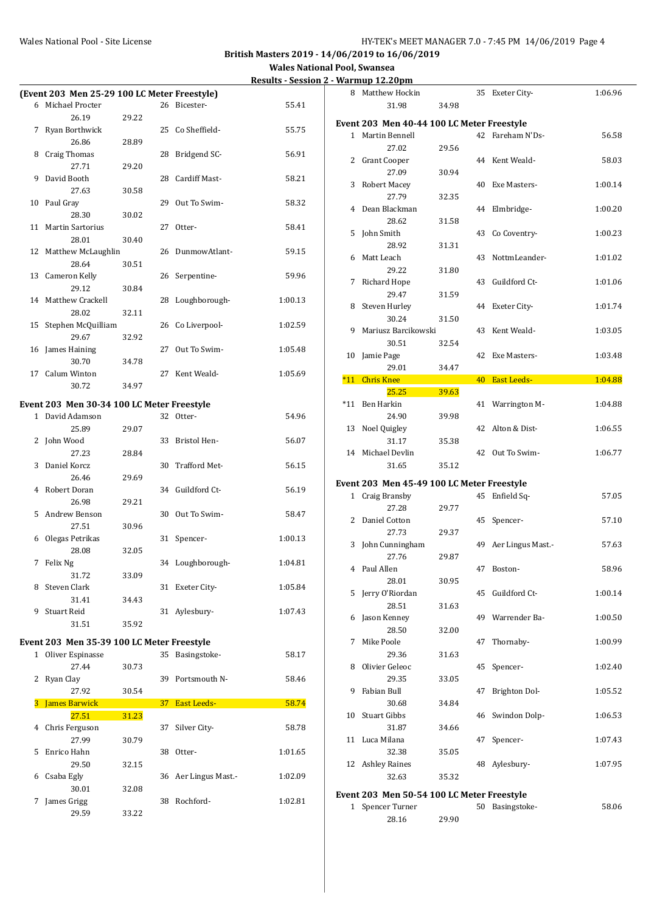**British Masters 2019 - 14/06/2019 to 16/06/2019**

**Wales National Pool, Swansea**

**Results - Session 2 - Warmup 12.20pm**

### (Event 203 Men 25-29 100 LC Meter Freestyle)

| Place | Name | Age | Team | Time | Split 1 | Split 2 |
|---|---|---|---|---|---|---|
| 6 | Michael Procter | 26 | Bicester- | 55.41 | 26.19 | 29.22 |
| 7 | Ryan Borthwick | 25 | Co Sheffield- | 55.75 | 26.86 | 28.89 |
| 8 | Craig Thomas | 28 | Bridgend SC- | 56.91 | 27.71 | 29.20 |
| 9 | David Booth | 28 | Cardiff Mast- | 58.21 | 27.63 | 30.58 |
| 10 | Paul Gray | 29 | Out To Swim- | 58.32 | 28.30 | 30.02 |
| 11 | Martin Sartorius | 27 | Otter- | 58.41 | 28.01 | 30.40 |
| 12 | Matthew McLaughlin | 26 | DunmowAtlant- | 59.15 | 28.64 | 30.51 |
| 13 | Cameron Kelly | 26 | Serpentine- | 59.96 | 29.12 | 30.84 |
| 14 | Matthew Crackell | 28 | Loughborough- | 1:00.13 | 28.02 | 32.11 |
| 15 | Stephen McQuilliam | 26 | Co Liverpool- | 1:02.59 | 29.67 | 32.92 |
| 16 | James Haining | 27 | Out To Swim- | 1:05.48 | 30.70 | 34.78 |
| 17 | Calum Winton | 27 | Kent Weald- | 1:05.69 | 30.72 | 34.97 |

### Event 203 Men 30-34 100 LC Meter Freestyle

| Place | Name | Age | Team | Time | Split 1 | Split 2 |
|---|---|---|---|---|---|---|
| 1 | David Adamson | 32 | Otter- | 54.96 | 25.89 | 29.07 |
| 2 | John Wood | 33 | Bristol Hen- | 56.07 | 27.23 | 28.84 |
| 3 | Daniel Korcz | 30 | Trafford Met- | 56.15 | 26.46 | 29.69 |
| 4 | Robert Doran | 34 | Guildford Ct- | 56.19 | 26.98 | 29.21 |
| 5 | Andrew Benson | 30 | Out To Swim- | 58.47 | 27.51 | 30.96 |
| 6 | Olegas Petrikas | 31 | Spencer- | 1:00.13 | 28.08 | 32.05 |
| 7 | Felix Ng | 34 | Loughborough- | 1:04.81 | 31.72 | 33.09 |
| 8 | Steven Clark | 31 | Exeter City- | 1:05.84 | 31.41 | 34.43 |
| 9 | Stuart Reid | 31 | Aylesbury- | 1:07.43 | 31.51 | 35.92 |

### Event 203 Men 35-39 100 LC Meter Freestyle

| Place | Name | Age | Team | Time | Split 1 | Split 2 |
|---|---|---|---|---|---|---|
| 1 | Oliver Espinasse | 35 | Basingstoke- | 58.17 | 27.44 | 30.73 |
| 2 | Ryan Clay | 39 | Portsmouth N- | 58.46 | 27.92 | 30.54 |
| 3 | James Barwick | 37 | East Leeds- | 58.74 | 27.51 | 31.23 |
| 4 | Chris Ferguson | 37 | Silver City- | 58.78 | 27.99 | 30.79 |
| 5 | Enrico Hahn | 38 | Otter- | 1:01.65 | 29.50 | 32.15 |
| 6 | Csaba Egly | 36 | Aer Lingus Mast.- | 1:02.09 | 30.01 | 32.08 |
| 7 | James Grigg | 38 | Rochford- | 1:02.81 | 29.59 | 33.22 |
| 8 | Matthew Hockin | 35 | Exeter City- | 1:06.96 | 31.98 | 34.98 |

### Event 203 Men 40-44 100 LC Meter Freestyle

| Place | Name | Age | Team | Time | Split 1 | Split 2 |
|---|---|---|---|---|---|---|
| 1 | Martin Bennell | 42 | Fareham N'Ds- | 56.58 | 27.02 | 29.56 |
| 2 | Grant Cooper | 44 | Kent Weald- | 58.03 | 27.09 | 30.94 |
| 3 | Robert Macey | 40 | Exe Masters- | 1:00.14 | 27.79 | 32.35 |
| 4 | Dean Blackman | 44 | Elmbridge- | 1:00.20 | 28.62 | 31.58 |
| 5 | John Smith | 43 | Co Coventry- | 1:00.23 | 28.92 | 31.31 |
| 6 | Matt Leach | 43 | NottmLeander- | 1:01.02 | 29.22 | 31.80 |
| 7 | Richard Hope | 43 | Guildford Ct- | 1:01.06 | 29.47 | 31.59 |
| 8 | Steven Hurley | 44 | Exeter City- | 1:01.74 | 30.24 | 31.50 |
| 9 | Mariusz Barcikowski | 43 | Kent Weald- | 1:03.05 | 30.51 | 32.54 |
| 10 | Jamie Page | 42 | Exe Masters- | 1:03.48 | 29.01 | 34.47 |
| *11 | Chris Knee | 40 | East Leeds- | 1:04.88 | 25.25 | 39.63 |
| *11 | Ben Harkin | 41 | Warrington M- | 1:04.88 | 24.90 | 39.98 |
| 13 | Noel Quigley | 42 | Alton & Dist- | 1:06.55 | 31.17 | 35.38 |
| 14 | Michael Devlin | 42 | Out To Swim- | 1:06.77 | 31.65 | 35.12 |

### Event 203 Men 45-49 100 LC Meter Freestyle

| Place | Name | Age | Team | Time | Split 1 | Split 2 |
|---|---|---|---|---|---|---|
| 1 | Craig Bransby | 45 | Enfield Sq- | 57.05 | 27.28 | 29.77 |
| 2 | Daniel Cotton | 45 | Spencer- | 57.10 | 27.73 | 29.37 |
| 3 | John Cunningham | 49 | Aer Lingus Mast.- | 57.63 | 27.76 | 29.87 |
| 4 | Paul Allen | 47 | Boston- | 58.96 | 28.01 | 30.95 |
| 5 | Jerry O'Riordan | 45 | Guildford Ct- | 1:00.14 | 28.51 | 31.63 |
| 6 | Jason Kenney | 49 | Warrender Ba- | 1:00.50 | 28.50 | 32.00 |
| 7 | Mike Poole | 47 | Thornaby- | 1:00.99 | 29.36 | 31.63 |
| 8 | Olivier Geleoc | 45 | Spencer- | 1:02.40 | 29.35 | 33.05 |
| 9 | Fabian Bull | 47 | Brighton Dol- | 1:05.52 | 30.68 | 34.84 |
| 10 | Stuart Gibbs | 46 | Swindon Dolp- | 1:06.53 | 31.87 | 34.66 |
| 11 | Luca Milana | 47 | Spencer- | 1:07.43 | 32.38 | 35.05 |
| 12 | Ashley Raines | 48 | Aylesbury- | 1:07.95 | 32.63 | 35.32 |

### Event 203 Men 50-54 100 LC Meter Freestyle

| Place | Name | Age | Team | Time | Split 1 | Split 2 |
|---|---|---|---|---|---|---|
| 1 | Spencer Turner | 50 | Basingstoke- | 58.06 | 28.16 | 29.90 |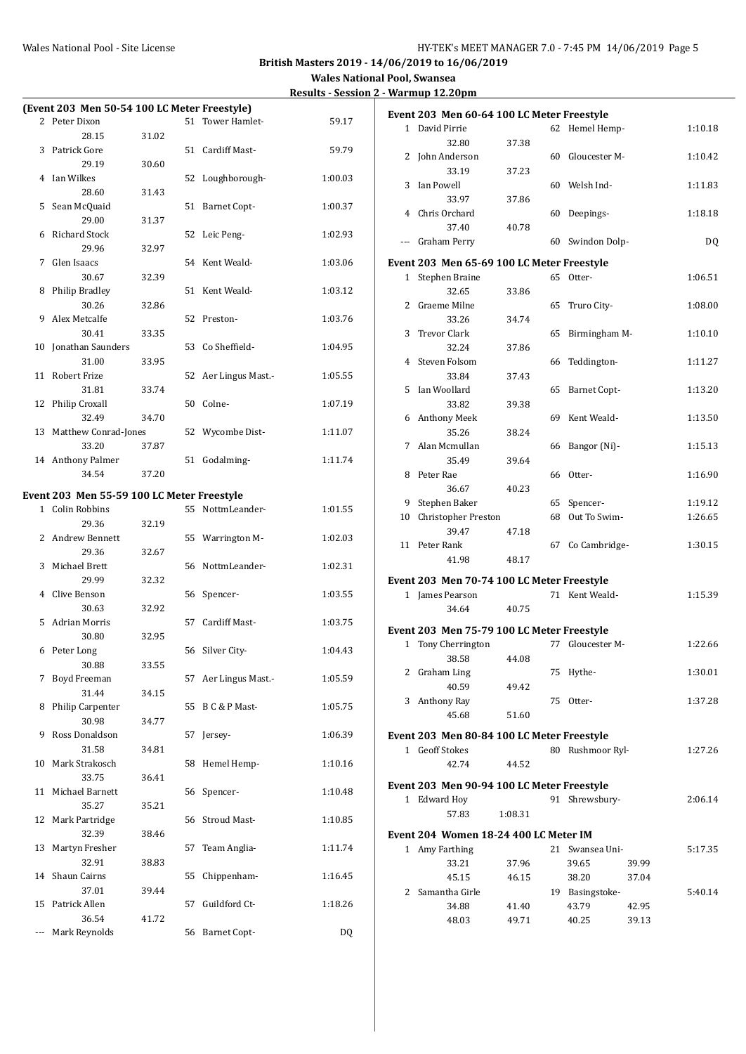**British Masters 2019 - 14/06/2019 to 16/06/2019**

**Wales National Pool, Swansea**

**Results - Session 2 - Warmup 12.20pm**

### (Event 203 Men 50-54 100 LC Meter Freestyle)

| Place | Name | Age | Team | Time | Split 1 | Split 2 |
|---|---|---|---|---|---|---|
| 2 | Peter Dixon | 51 | Tower Hamlet- | 59.17 | 28.15 | 31.02 |
| 3 | Patrick Gore | 51 | Cardiff Mast- | 59.79 | 29.19 | 30.60 |
| 4 | Ian Wilkes | 52 | Loughborough- | 1:00.03 | 28.60 | 31.43 |
| 5 | Sean McQuaid | 51 | Barnet Copt- | 1:00.37 | 29.00 | 31.37 |
| 6 | Richard Stock | 52 | Leic Peng- | 1:02.93 | 29.96 | 32.97 |
| 7 | Glen Isaacs | 54 | Kent Weald- | 1:03.06 | 30.67 | 32.39 |
| 8 | Philip Bradley | 51 | Kent Weald- | 1:03.12 | 30.26 | 32.86 |
| 9 | Alex Metcalfe | 52 | Preston- | 1:03.76 | 30.41 | 33.35 |
| 10 | Jonathan Saunders | 53 | Co Sheffield- | 1:04.95 | 31.00 | 33.95 |
| 11 | Robert Frize | 52 | Aer Lingus Mast.- | 1:05.55 | 31.81 | 33.74 |
| 12 | Philip Croxall | 50 | Colne- | 1:07.19 | 32.49 | 34.70 |
| 13 | Matthew Conrad-Jones | 52 | Wycombe Dist- | 1:11.07 | 33.20 | 37.87 |
| 14 | Anthony Palmer | 51 | Godalming- | 1:11.74 | 34.54 | 37.20 |

### Event 203 Men 55-59 100 LC Meter Freestyle

| Place | Name | Age | Team | Time | Split 1 | Split 2 |
|---|---|---|---|---|---|---|
| 1 | Colin Robbins | 55 | NottmLeander- | 1:01.55 | 29.36 | 32.19 |
| 2 | Andrew Bennett | 55 | Warrington M- | 1:02.03 | 29.36 | 32.67 |
| 3 | Michael Brett | 56 | NottmLeander- | 1:02.31 | 29.99 | 32.32 |
| 4 | Clive Benson | 56 | Spencer- | 1:03.55 | 30.63 | 32.92 |
| 5 | Adrian Morris | 57 | Cardiff Mast- | 1:03.75 | 30.80 | 32.95 |
| 6 | Peter Long | 56 | Silver City- | 1:04.43 | 30.88 | 33.55 |
| 7 | Boyd Freeman | 57 | Aer Lingus Mast.- | 1:05.59 | 31.44 | 34.15 |
| 8 | Philip Carpenter | 55 | B C & P Mast- | 1:05.75 | 30.98 | 34.77 |
| 9 | Ross Donaldson | 57 | Jersey- | 1:06.39 | 31.58 | 34.81 |
| 10 | Mark Strakosch | 58 | Hemel Hemp- | 1:10.16 | 33.75 | 36.41 |
| 11 | Michael Barnett | 56 | Spencer- | 1:10.48 | 35.27 | 35.21 |
| 12 | Mark Partridge | 56 | Stroud Mast- | 1:10.85 | 32.39 | 38.46 |
| 13 | Martyn Fresher | 57 | Team Anglia- | 1:11.74 | 32.91 | 38.83 |
| 14 | Shaun Cairns | 55 | Chippenham- | 1:16.45 | 37.01 | 39.44 |
| 15 | Patrick Allen | 57 | Guildford Ct- | 1:18.26 | 36.54 | 41.72 |
| --- | Mark Reynolds | 56 | Barnet Copt- | DQ | | |

### Event 203 Men 60-64 100 LC Meter Freestyle

| Place | Name | Age | Team | Time | Split 1 | Split 2 |
|---|---|---|---|---|---|---|
| 1 | David Pirrie | 62 | Hemel Hemp- | 1:10.18 | 32.80 | 37.38 |
| 2 | John Anderson | 60 | Gloucester M- | 1:10.42 | 33.19 | 37.23 |
| 3 | Ian Powell | 60 | Welsh Ind- | 1:11.83 | 33.97 | 37.86 |
| 4 | Chris Orchard | 60 | Deepings- | 1:18.18 | 37.40 | 40.78 |
| --- | Graham Perry | 60 | Swindon Dolp- | DQ | | |

### Event 203 Men 65-69 100 LC Meter Freestyle

| Place | Name | Age | Team | Time | Split 1 | Split 2 |
|---|---|---|---|---|---|---|
| 1 | Stephen Braine | 65 | Otter- | 1:06.51 | 32.65 | 33.86 |
| 2 | Graeme Milne | 65 | Truro City- | 1:08.00 | 33.26 | 34.74 |
| 3 | Trevor Clark | 65 | Birmingham M- | 1:10.10 | 32.24 | 37.86 |
| 4 | Steven Folsom | 66 | Teddington- | 1:11.27 | 33.84 | 37.43 |
| 5 | Ian Woollard | 65 | Barnet Copt- | 1:13.20 | 33.82 | 39.38 |
| 6 | Anthony Meek | 69 | Kent Weald- | 1:13.50 | 35.26 | 38.24 |
| 7 | Alan Mcmullan | 66 | Bangor (Ni)- | 1:15.13 | 35.49 | 39.64 |
| 8 | Peter Rae | 66 | Otter- | 1:16.90 | 36.67 | 40.23 |
| 9 | Stephen Baker | 65 | Spencer- | 1:19.12 | | |
| 10 | Christopher Preston | 68 | Out To Swim- | 1:26.65 | 39.47 | 47.18 |
| 11 | Peter Rank | 67 | Co Cambridge- | 1:30.15 | 41.98 | 48.17 |

### Event 203 Men 70-74 100 LC Meter Freestyle

| Place | Name | Age | Team | Time | Split 1 | Split 2 |
|---|---|---|---|---|---|---|
| 1 | James Pearson | 71 | Kent Weald- | 1:15.39 | 34.64 | 40.75 |

### Event 203 Men 75-79 100 LC Meter Freestyle

| Place | Name | Age | Team | Time | Split 1 | Split 2 |
|---|---|---|---|---|---|---|
| 1 | Tony Cherrington | 77 | Gloucester M- | 1:22.66 | 38.58 | 44.08 |
| 2 | Graham Ling | 75 | Hythe- | 1:30.01 | 40.59 | 49.42 |
| 3 | Anthony Ray | 75 | Otter- | 1:37.28 | 45.68 | 51.60 |

### Event 203 Men 80-84 100 LC Meter Freestyle

| Place | Name | Age | Team | Time | Split 1 | Split 2 |
|---|---|---|---|---|---|---|
| 1 | Geoff Stokes | 80 | Rushmoor Ryl- | 1:27.26 | 42.74 | 44.52 |

### Event 203 Men 90-94 100 LC Meter Freestyle

| Place | Name | Age | Team | Time | Split 1 | Split 2 |
|---|---|---|---|---|---|---|
| 1 | Edward Hoy | 91 | Shrewsbury- | 2:06.14 | 57.83 | 1:08.31 |

### Event 204 Women 18-24 400 LC Meter IM

| Place | Name | Age | Team | Time | Split 1 | Split 2 | Split 3 | Split 4 | Split 5 | Split 6 | Split 7 | Split 8 |
|---|---|---|---|---|---|---|---|---|---|---|---|---|
| 1 | Amy Farthing | 21 | Swansea Uni- | 5:17.35 | 33.21 | 37.96 | 39.65 | 39.99 | 45.15 | 46.15 | 38.20 | 37.04 |
| 2 | Samantha Girle | 19 | Basingstoke- | 5:40.14 | 34.88 | 41.40 | 43.79 | 42.95 | 48.03 | 49.71 | 40.25 | 39.13 |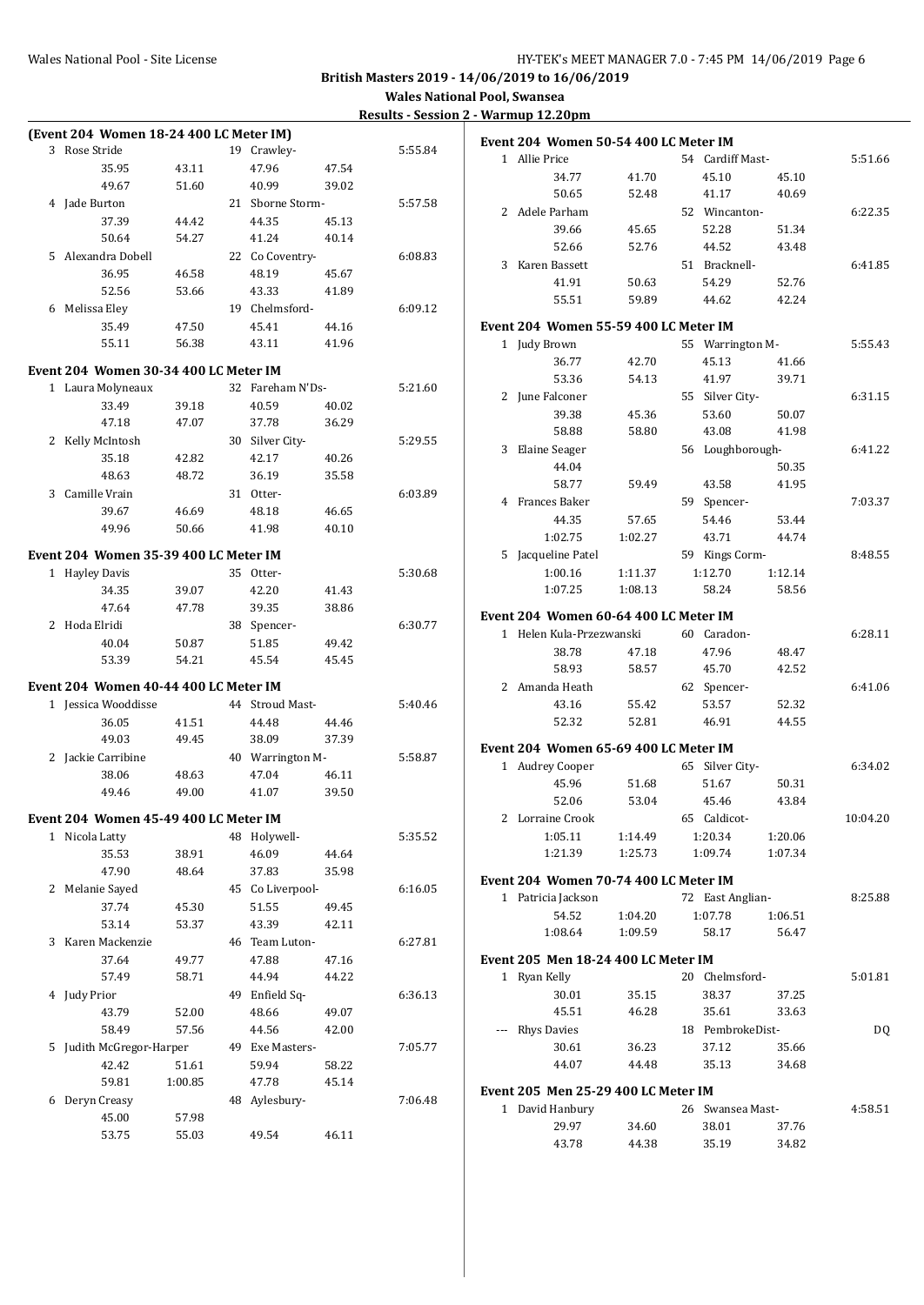**British Masters 2019 - 14/06/2019 to 16/06/2019**

**Wales National Pool, Swansea**

**Results - Session 2 - Warmup 12.20pm**

### (Event 204 Women 18-24 400 LC Meter IM)

| Place | Name | Age | Team | | Time |
|---|---|---|---|---|---|
| 3 | Rose Stride | 19 | Crawley- | | 5:55.84 |
| | 35.95 | 43.11 | 47.96 | 47.54 | |
| | 49.67 | 51.60 | 40.99 | 39.02 | |
| 4 | Jade Burton | 21 | Sborne Storm- | | 5:57.58 |
| | 37.39 | 44.42 | 44.35 | 45.13 | |
| | 50.64 | 54.27 | 41.24 | 40.14 | |
| 5 | Alexandra Dobell | 22 | Co Coventry- | | 6:08.83 |
| | 36.95 | 46.58 | 48.19 | 45.67 | |
| | 52.56 | 53.66 | 43.33 | 41.89 | |
| 6 | Melissa Eley | 19 | Chelmsford- | | 6:09.12 |
| | 35.49 | 47.50 | 45.41 | 44.16 | |
| | 55.11 | 56.38 | 43.11 | 41.96 | |

### Event 204 Women 30-34 400 LC Meter IM

| Place | Name | Age | Team | | Time |
|---|---|---|---|---|---|
| 1 | Laura Molyneaux | 32 | Fareham N'Ds- | | 5:21.60 |
| | 33.49 | 39.18 | 40.59 | 40.02 | |
| | 47.18 | 47.07 | 37.78 | 36.29 | |
| 2 | Kelly McIntosh | 30 | Silver City- | | 5:29.55 |
| | 35.18 | 42.82 | 42.17 | 40.26 | |
| | 48.63 | 48.72 | 36.19 | 35.58 | |
| 3 | Camille Vrain | 31 | Otter- | | 6:03.89 |
| | 39.67 | 46.69 | 48.18 | 46.65 | |
| | 49.96 | 50.66 | 41.98 | 40.10 | |

### Event 204 Women 35-39 400 LC Meter IM

| Place | Name | Age | Team | | Time |
|---|---|---|---|---|---|
| 1 | Hayley Davis | 35 | Otter- | | 5:30.68 |
| | 34.35 | 39.07 | 42.20 | 41.43 | |
| | 47.64 | 47.78 | 39.35 | 38.86 | |
| 2 | Hoda Elridi | 38 | Spencer- | | 6:30.77 |
| | 40.04 | 50.87 | 51.85 | 49.42 | |
| | 53.39 | 54.21 | 45.54 | 45.45 | |

### Event 204 Women 40-44 400 LC Meter IM

| Place | Name | Age | Team | | Time |
|---|---|---|---|---|---|
| 1 | Jessica Wooddisse | 44 | Stroud Mast- | | 5:40.46 |
| | 36.05 | 41.51 | 44.48 | 44.46 | |
| | 49.03 | 49.45 | 38.09 | 37.39 | |
| 2 | Jackie Carribine | 40 | Warrington M- | | 5:58.87 |
| | 38.06 | 48.63 | 47.04 | 46.11 | |
| | 49.46 | 49.00 | 41.07 | 39.50 | |

### Event 204 Women 45-49 400 LC Meter IM

| Place | Name | Age | Team | | Time |
|---|---|---|---|---|---|
| 1 | Nicola Latty | 48 | Holywell- | | 5:35.52 |
| | 35.53 | 38.91 | 46.09 | 44.64 | |
| | 47.90 | 48.64 | 37.83 | 35.98 | |
| 2 | Melanie Sayed | 45 | Co Liverpool- | | 6:16.05 |
| | 37.74 | 45.30 | 51.55 | 49.45 | |
| | 53.14 | 53.37 | 43.39 | 42.11 | |
| 3 | Karen Mackenzie | 46 | Team Luton- | | 6:27.81 |
| | 37.64 | 49.77 | 47.88 | 47.16 | |
| | 57.49 | 58.71 | 44.94 | 44.22 | |
| 4 | Judy Prior | 49 | Enfield Sq- | | 6:36.13 |
| | 43.79 | 52.00 | 48.66 | 49.07 | |
| | 58.49 | 57.56 | 44.56 | 42.00 | |
| 5 | Judith McGregor-Harper | 49 | Exe Masters- | | 7:05.77 |
| | 42.42 | 51.61 | 59.94 | 58.22 | |
| | 59.81 | 1:00.85 | 47.78 | 45.14 | |
| 6 | Deryn Creasy | 48 | Aylesbury- | | 7:06.48 |
| | 45.00 | 57.98 | | | |
| | 53.75 | 55.03 | 49.54 | 46.11 | |

### Event 204 Women 50-54 400 LC Meter IM

| Place | Name | Age | Team | | Time |
|---|---|---|---|---|---|
| 1 | Allie Price | 54 | Cardiff Mast- | | 5:51.66 |
| | 34.77 | 41.70 | 45.10 | 45.10 | |
| | 50.65 | 52.48 | 41.17 | 40.69 | |
| 2 | Adele Parham | 52 | Wincanton- | | 6:22.35 |
| | 39.66 | 45.65 | 52.28 | 51.34 | |
| | 52.66 | 52.76 | 44.52 | 43.48 | |
| 3 | Karen Bassett | 51 | Bracknell- | | 6:41.85 |
| | 41.91 | 50.63 | 54.29 | 52.76 | |
| | 55.51 | 59.89 | 44.62 | 42.24 | |

### Event 204 Women 55-59 400 LC Meter IM

| Place | Name | Age | Team | | Time |
|---|---|---|---|---|---|
| 1 | Judy Brown | 55 | Warrington M- | | 5:55.43 |
| | 36.77 | 42.70 | 45.13 | 41.66 | |
| | 53.36 | 54.13 | 41.97 | 39.71 | |
| 2 | June Falconer | 55 | Silver City- | | 6:31.15 |
| | 39.38 | 45.36 | 53.60 | 50.07 | |
| | 58.88 | 58.80 | 43.08 | 41.98 | |
| 3 | Elaine Seager | 56 | Loughborough- | | 6:41.22 |
| | 44.04 | | | 50.35 | |
| | 58.77 | 59.49 | 43.58 | 41.95 | |
| 4 | Frances Baker | 59 | Spencer- | | 7:03.37 |
| | 44.35 | 57.65 | 54.46 | 53.44 | |
| | 1:02.75 | 1:02.27 | 43.71 | 44.74 | |
| 5 | Jacqueline Patel | 59 | Kings Corm- | | 8:48.55 |
| | 1:00.16 | 1:11.37 | 1:12.70 | 1:12.14 | |
| | 1:07.25 | 1:08.13 | 58.24 | 58.56 | |

### Event 204 Women 60-64 400 LC Meter IM

| Place | Name | Age | Team | | Time |
|---|---|---|---|---|---|
| 1 | Helen Kula-Przezwanski | 60 | Caradon- | | 6:28.11 |
| | 38.78 | 47.18 | 47.96 | 48.47 | |
| | 58.93 | 58.57 | 45.70 | 42.52 | |
| 2 | Amanda Heath | 62 | Spencer- | | 6:41.06 |
| | 43.16 | 55.42 | 53.57 | 52.32 | |
| | 52.32 | 52.81 | 46.91 | 44.55 | |

### Event 204 Women 65-69 400 LC Meter IM

| Place | Name | Age | Team | | Time |
|---|---|---|---|---|---|
| 1 | Audrey Cooper | 65 | Silver City- | | 6:34.02 |
| | 45.96 | 51.68 | 51.67 | 50.31 | |
| | 52.06 | 53.04 | 45.46 | 43.84 | |
| 2 | Lorraine Crook | 65 | Caldicot- | | 10:04.20 |
| | 1:05.11 | 1:14.49 | 1:20.34 | 1:20.06 | |
| | 1:21.39 | 1:25.73 | 1:09.74 | 1:07.34 | |

### Event 204 Women 70-74 400 LC Meter IM

| Place | Name | Age | Team | | Time |
|---|---|---|---|---|---|
| 1 | Patricia Jackson | 72 | East Anglian- | | 8:25.88 |
| | 54.52 | 1:04.20 | 1:07.78 | 1:06.51 | |
| | 1:08.64 | 1:09.59 | 58.17 | 56.47 | |

### Event 205 Men 18-24 400 LC Meter IM

| Place | Name | Age | Team | | Time |
|---|---|---|---|---|---|
| 1 | Ryan Kelly | 20 | Chelmsford- | | 5:01.81 |
| | 30.01 | 35.15 | 38.37 | 37.25 | |
| | 45.51 | 46.28 | 35.61 | 33.63 | |
| --- | Rhys Davies | 18 | PembrokeDist- | | DQ |
| | 30.61 | 36.23 | 37.12 | 35.66 | |
| | 44.07 | 44.48 | 35.13 | 34.68 | |

### Event 205 Men 25-29 400 LC Meter IM

| Place | Name | Age | Team | | Time |
|---|---|---|---|---|---|
| 1 | David Hanbury | 26 | Swansea Mast- | | 4:58.51 |
| | 29.97 | 34.60 | 38.01 | 37.76 | |
| | 43.78 | 44.38 | 35.19 | 34.82 | |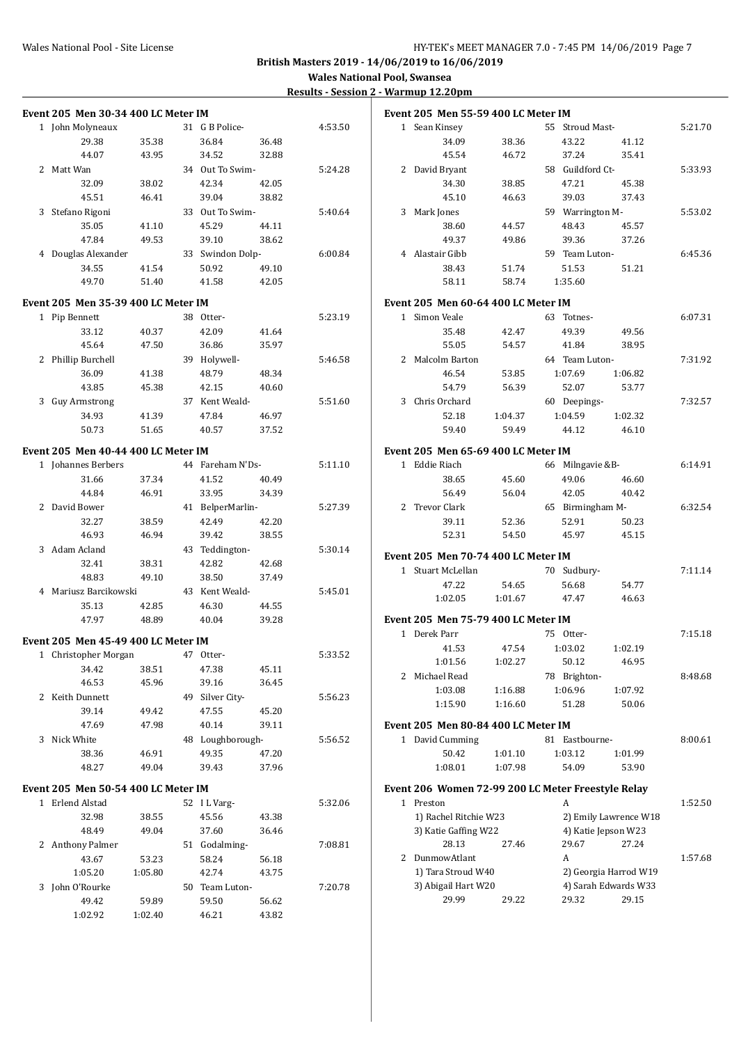**British Masters 2019 - 14/06/2019 to 16/06/2019**

**Wales National Pool, Swansea**

**Results - Session 2 - Warmup 12.20pm**

### Event 205 Men 30-34 400 LC Meter IM

| Place | Name | Age | Team | Time |
|---|---|---|---|---|
| 1 | John Molyneaux | 31 | G B Police- | 4:53.50 |
| | 29.38 / 35.38 / 36.84 / 36.48 / 44.07 / 43.95 / 34.52 / 32.88 | | | |
| 2 | Matt Wan | 34 | Out To Swim- | 5:24.28 |
| | 32.09 / 38.02 / 42.34 / 42.05 / 45.51 / 46.41 / 39.04 / 38.82 | | | |
| 3 | Stefano Rigoni | 33 | Out To Swim- | 5:40.64 |
| | 35.05 / 41.10 / 45.29 / 44.11 / 47.84 / 49.53 / 39.10 / 38.62 | | | |
| 4 | Douglas Alexander | 33 | Swindon Dolp- | 6:00.84 |
| | 34.55 / 41.54 / 50.92 / 49.10 / 49.70 / 51.40 / 41.58 / 42.05 | | | |

### Event 205 Men 35-39 400 LC Meter IM

| Place | Name | Age | Team | Time |
|---|---|---|---|---|
| 1 | Pip Bennett | 38 | Otter- | 5:23.19 |
| | 33.12 / 40.37 / 42.09 / 41.64 / 45.64 / 47.50 / 36.86 / 35.97 | | | |
| 2 | Phillip Burchell | 39 | Holywell- | 5:46.58 |
| | 36.09 / 41.38 / 48.79 / 48.34 / 43.85 / 45.38 / 42.15 / 40.60 | | | |
| 3 | Guy Armstrong | 37 | Kent Weald- | 5:51.60 |
| | 34.93 / 41.39 / 47.84 / 46.97 / 50.73 / 51.65 / 40.57 / 37.52 | | | |

### Event 205 Men 40-44 400 LC Meter IM

| Place | Name | Age | Team | Time |
|---|---|---|---|---|
| 1 | Johannes Berbers | 44 | Fareham N'Ds- | 5:11.10 |
| | 31.66 / 37.34 / 41.52 / 40.49 / 44.84 / 46.91 / 33.95 / 34.39 | | | |
| 2 | David Bower | 41 | BelperMarlin- | 5:27.39 |
| | 32.27 / 38.59 / 42.49 / 42.20 / 46.93 / 46.94 / 39.42 / 38.55 | | | |
| 3 | Adam Acland | 43 | Teddington- | 5:30.14 |
| | 32.41 / 38.31 / 42.82 / 42.68 / 48.83 / 49.10 / 38.50 / 37.49 | | | |
| 4 | Mariusz Barcikowski | 43 | Kent Weald- | 5:45.01 |
| | 35.13 / 42.85 / 46.30 / 44.55 / 47.97 / 48.89 / 40.04 / 39.28 | | | |

### Event 205 Men 45-49 400 LC Meter IM

| Place | Name | Age | Team | Time |
|---|---|---|---|---|
| 1 | Christopher Morgan | 47 | Otter- | 5:33.52 |
| | 34.42 / 38.51 / 47.38 / 45.11 / 46.53 / 45.96 / 39.16 / 36.45 | | | |
| 2 | Keith Dunnett | 49 | Silver City- | 5:56.23 |
| | 39.14 / 49.42 / 47.55 / 45.20 / 47.69 / 47.98 / 40.14 / 39.11 | | | |
| 3 | Nick White | 48 | Loughborough- | 5:56.52 |
| | 38.36 / 46.91 / 49.35 / 47.20 / 48.27 / 49.04 / 39.43 / 37.96 | | | |

### Event 205 Men 50-54 400 LC Meter IM

| Place | Name | Age | Team | Time |
|---|---|---|---|---|
| 1 | Erlend Alstad | 52 | I L Varg- | 5:32.06 |
| | 32.98 / 38.55 / 45.56 / 43.38 / 48.49 / 49.04 / 37.60 / 36.46 | | | |
| 2 | Anthony Palmer | 51 | Godalming- | 7:08.81 |
| | 43.67 / 53.23 / 58.24 / 56.18 / 1:05.20 / 1:05.80 / 42.74 / 43.75 | | | |
| 3 | John O'Rourke | 50 | Team Luton- | 7:20.78 |
| | 49.42 / 59.89 / 59.50 / 56.62 / 1:02.92 / 1:02.40 / 46.21 / 43.82 | | | |

### Event 205 Men 55-59 400 LC Meter IM

| Place | Name | Age | Team | Time |
|---|---|---|---|---|
| 1 | Sean Kinsey | 55 | Stroud Mast- | 5:21.70 |
| | 34.09 / 38.36 / 43.22 / 41.12 / 45.54 / 46.72 / 37.24 / 35.41 | | | |
| 2 | David Bryant | 58 | Guildford Ct- | 5:33.93 |
| | 34.30 / 38.85 / 47.21 / 45.38 / 45.10 / 46.63 / 39.03 / 37.43 | | | |
| 3 | Mark Jones | 59 | Warrington M- | 5:53.02 |
| | 38.60 / 44.57 / 48.43 / 45.57 / 49.37 / 49.86 / 39.36 / 37.26 | | | |
| 4 | Alastair Gibb | 59 | Team Luton- | 6:45.36 |
| | 38.43 / 51.74 / 51.53 / 51.21 / 58.11 / 58.74 / 1:35.60 | | | |

### Event 205 Men 60-64 400 LC Meter IM

| Place | Name | Age | Team | Time |
|---|---|---|---|---|
| 1 | Simon Veale | 63 | Totnes- | 6:07.31 |
| | 35.48 / 42.47 / 49.39 / 49.56 / 55.05 / 54.57 / 41.84 / 38.95 | | | |
| 2 | Malcolm Barton | 64 | Team Luton- | 7:31.92 |
| | 46.54 / 53.85 / 1:07.69 / 1:06.82 / 54.79 / 56.39 / 52.07 / 53.77 | | | |
| 3 | Chris Orchard | 60 | Deepings- | 7:32.57 |
| | 52.18 / 1:04.37 / 1:04.59 / 1:02.32 / 59.40 / 59.49 / 44.12 / 46.10 | | | |

### Event 205 Men 65-69 400 LC Meter IM

| Place | Name | Age | Team | Time |
|---|---|---|---|---|
| 1 | Eddie Riach | 66 | Milngavie &B- | 6:14.91 |
| | 38.65 / 45.60 / 49.06 / 46.60 / 56.49 / 56.04 / 42.05 / 40.42 | | | |
| 2 | Trevor Clark | 65 | Birmingham M- | 6:32.54 |
| | 39.11 / 52.36 / 52.91 / 50.23 / 52.31 / 54.50 / 45.97 / 45.15 | | | |

### Event 205 Men 70-74 400 LC Meter IM

| Place | Name | Age | Team | Time |
|---|---|---|---|---|
| 1 | Stuart McLellan | 70 | Sudbury- | 7:11.14 |
| | 47.22 / 54.65 / 56.68 / 54.77 / 1:02.05 / 1:01.67 / 47.47 / 46.63 | | | |

### Event 205 Men 75-79 400 LC Meter IM

| Place | Name | Age | Team | Time |
|---|---|---|---|---|
| 1 | Derek Parr | 75 | Otter- | 7:15.18 |
| | 41.53 / 47.54 / 1:03.02 / 1:02.19 / 1:01.56 / 1:02.27 / 50.12 / 46.95 | | | |
| 2 | Michael Read | 78 | Brighton- | 8:48.68 |
| | 1:03.08 / 1:16.88 / 1:06.96 / 1:07.92 / 1:15.90 / 1:16.60 / 51.28 / 50.06 | | | |

### Event 205 Men 80-84 400 LC Meter IM

| Place | Name | Age | Team | Time |
|---|---|---|---|---|
| 1 | David Cumming | 81 | Eastbourne- | 8:00.61 |
| | 50.42 / 1:01.10 / 1:03.12 / 1:01.99 / 1:08.01 / 1:07.98 / 54.09 / 53.90 | | | |

### Event 206 Women 72-99 200 LC Meter Freestyle Relay

| Place | Team | Relay | Time |
|---|---|---|---|
| 1 | Preston | A | 1:52.50 |
| | 1) Rachel Ritchie W23, 2) Emily Lawrence W18, 3) Katie Gaffing W22, 4) Katie Jepson W23 | | |
| | 28.13 / 27.46 / 29.67 / 27.24 | | |
| 2 | DunmowAtlant | A | 1:57.68 |
| | 1) Tara Stroud W40, 2) Georgia Harrod W19, 3) Abigail Hart W20, 4) Sarah Edwards W33 | | |
| | 29.99 / 29.22 / 29.32 / 29.15 | | |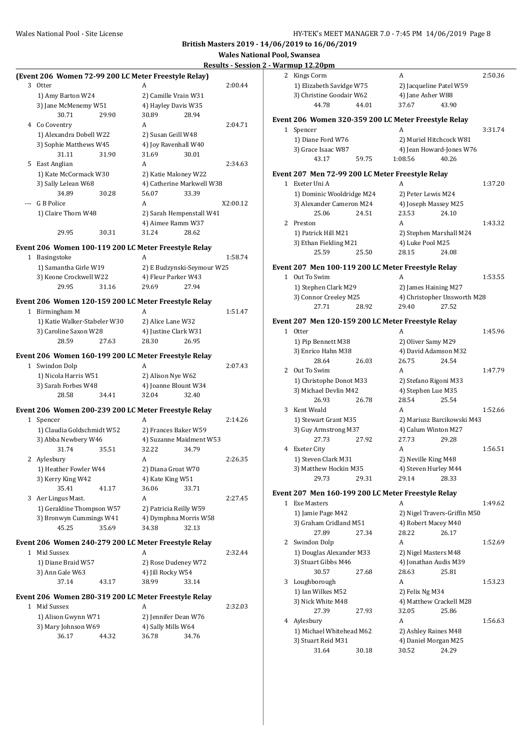**British Masters 2019 - 14/06/2019 to 16/06/2019**

**Wales National Pool, Swansea**

**Results - Session 2 - Warmup 12.20pm**

### (Event 206 Women 72-99 200 LC Meter Freestyle Relay)

3 Otter — A — 2:00.44
1) Amy Barton W24, 2) Camille Vrain W31, 3) Jane McMenemy W51, 4) Hayley Davis W35
30.71 29.90 30.89 28.94

4 Co Coventry — A — 2:04.71
1) Alexandra Dobell W22, 2) Susan Geill W48, 3) Sophie Matthews W45, 4) Joy Ravenhall W40
31.11 31.90 31.69 30.01

5 East Anglian — A — 2:34.63
1) Kate McCormack W30, 2) Katie Maloney W22, 3) Sally Lelean W68, 4) Catherine Markwell W38
34.89 30.28 56.07 33.39

--- G B Police — A — X2:00.12
1) Claire Thorn W48, 2) Sarah Hempenstall W41, 4) Aimee Ramm W37
29.95 30.31 31.24 28.62

### Event 206 Women 100-119 200 LC Meter Freestyle Relay

1 Basingstoke — A — 1:58.74
1) Samantha Girle W19, 2) E Budzynski-Seymour W25, 3) Keone Crockwell W22, 4) Fleur Parker W43
29.95 31.16 29.69 27.94

### Event 206 Women 120-159 200 LC Meter Freestyle Relay

1 Birmingham M — A — 1:51.47
1) Katie Walker-Stabeler W30, 2) Alice Lane W32, 3) Caroline Saxon W28, 4) Justine Clark W31
28.59 27.63 28.30 26.95

### Event 206 Women 160-199 200 LC Meter Freestyle Relay

1 Swindon Dolp — A — 2:07.43
1) Nicola Harris W51, 2) Alison Nye W62, 3) Sarah Forbes W48, 4) Joanne Blount W34
28.58 34.41 32.04 32.40

### Event 206 Women 200-239 200 LC Meter Freestyle Relay

1 Spencer — A — 2:14.26
1) Claudia Goldschmidt W52, 2) Frances Baker W59, 3) Abba Newbery W46, 4) Suzanne Maidment W53
31.74 35.51 32.22 34.79

2 Aylesbury — A — 2:26.35
1) Heather Fowler W44, 2) Diana Groat W70, 3) Kerry King W42, 4) Kate King W51
35.41 41.17 36.06 33.71

3 Aer Lingus Mast. — A — 2:27.45
1) Geraldine Thompson W57, 2) Patricia Reilly W59, 3) Bronwyn Cummings W41, 4) Dymphna Morris W58
45.25 35.69 34.38 32.13

### Event 206 Women 240-279 200 LC Meter Freestyle Relay

1 Mid Sussex — A — 2:32.44
1) Diane Braid W57, 2) Rose Dudeney W72, 3) Ann Gale W63, 4) Jill Rocky W54
37.14 43.17 38.99 33.14

### Event 206 Women 280-319 200 LC Meter Freestyle Relay

1 Mid Sussex — A — 2:32.03
1) Alison Gwynn W71, 2) Jennifer Dean W76, 3) Mary Johnson W69, 4) Sally Mills W64
36.17 44.32 36.78 34.76

2 Kings Corm — A — 2:50.36
1) Elizabeth Savidge W75, 2) Jacqueline Patel W59, 3) Christine Goodair W62, 4) Jane Asher W88
44.78 44.01 37.67 43.90

### Event 206 Women 320-359 200 LC Meter Freestyle Relay

1 Spencer — A — 3:31.74
1) Diane Ford W76, 2) Muriel Hitchcock W81, 3) Grace Isaac W87, 4) Jean Howard-Jones W76
43.17 59.75 1:08.56 40.26

### Event 207 Men 72-99 200 LC Meter Freestyle Relay

1 Exeter Uni A — A — 1:37.20
1) Dominic Wooldridge M24, 2) Peter Lewis M24, 3) Alexander Cameron M24, 4) Joseph Massey M25
25.06 24.51 23.53 24.10

2 Preston — A — 1:43.32
1) Patrick Hill M21, 2) Stephen Marshall M24, 3) Ethan Fielding M21, 4) Luke Pool M25
25.59 25.50 28.15 24.08

### Event 207 Men 100-119 200 LC Meter Freestyle Relay

1 Out To Swim — A — 1:53.55
1) Stephen Clark M29, 2) James Haining M27, 3) Connor Creeley M25, 4) Christopher Unsworth M28
27.71 28.92 29.40 27.52

### Event 207 Men 120-159 200 LC Meter Freestyle Relay

1 Otter — A — 1:45.96
1) Pip Bennett M38, 2) Oliver Samy M29, 3) Enrico Hahn M38, 4) David Adamson M32
28.64 26.03 26.75 24.54

2 Out To Swim — A — 1:47.79
1) Christophe Donot M33, 2) Stefano Rigoni M33, 3) Michael Devlin M42, 4) Stephen Lue M35
26.93 26.78 28.54 25.54

3 Kent Weald — A — 1:52.66
1) Stewart Grant M35, 2) Mariusz Barcikowski M43, 3) Guy Armstrong M37, 4) Calum Winton M27
27.73 27.92 27.73 29.28

4 Exeter City — A — 1:56.51
1) Steven Clark M31, 2) Neville King M48, 3) Matthew Hockin M35, 4) Steven Hurley M44
29.73 29.31 29.14 28.33

### Event 207 Men 160-199 200 LC Meter Freestyle Relay

1 Exe Masters — A — 1:49.62
1) Jamie Page M42, 2) Nigel Travers-Griffin M50, 3) Graham Cridland M51, 4) Robert Macey M40
27.89 27.34 28.22 26.17

2 Swindon Dolp — A — 1:52.69
1) Douglas Alexander M33, 2) Nigel Masters M48, 3) Stuart Gibbs M46, 4) Jonathan Audis M39
30.57 27.68 28.63 25.81

3 Loughborough — A — 1:53.23
1) Ian Wilkes M52, 2) Felix Ng M34, 3) Nick White M48, 4) Matthew Crackell M28
27.39 27.93 32.05 25.86

4 Aylesbury — A — 1:56.63
1) Michael Whitehead M62, 2) Ashley Raines M48, 3) Stuart Reid M31, 4) Daniel Morgan M25
31.64 30.18 30.52 24.29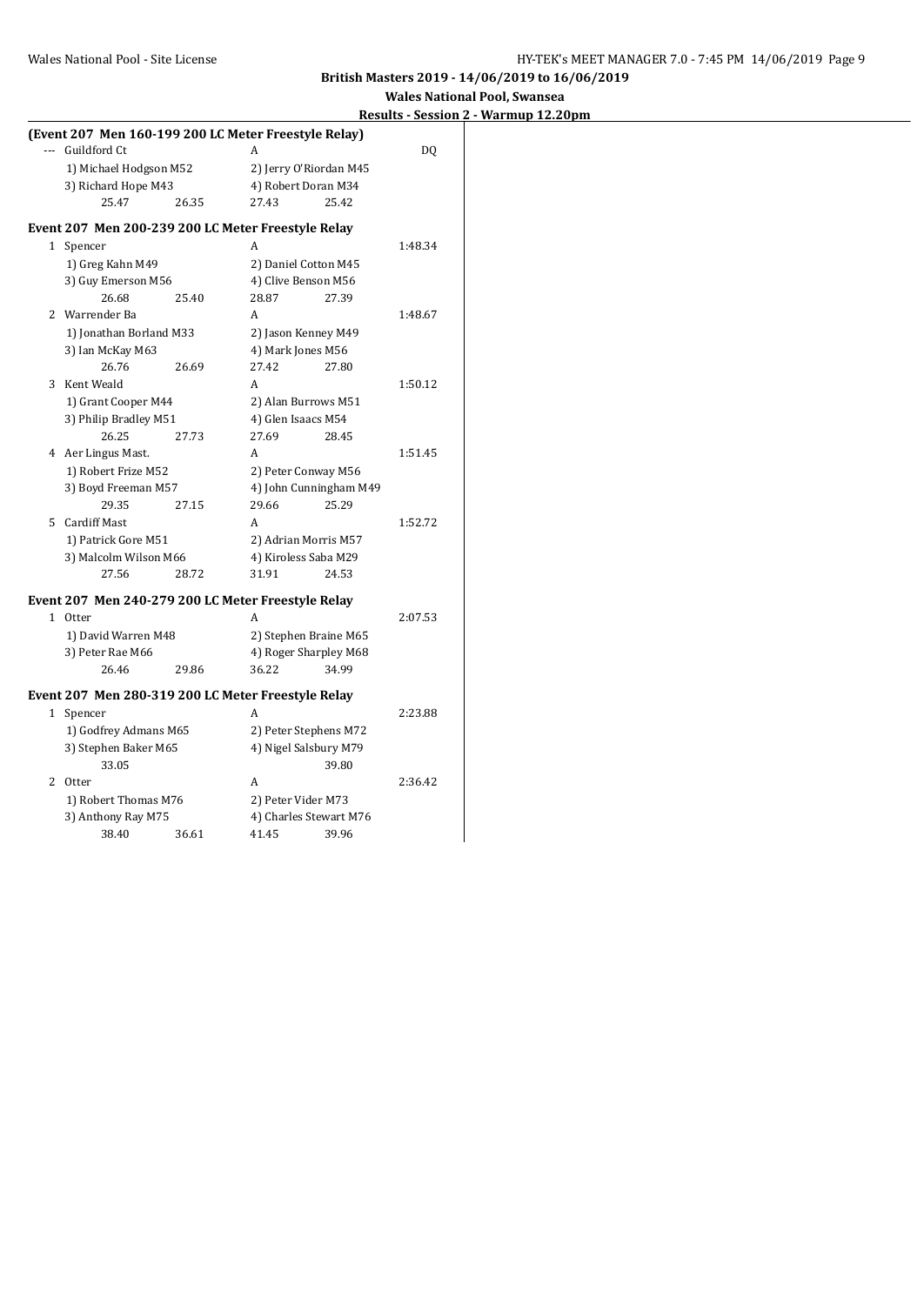**British Masters 2019 - 14/06/2019 to 16/06/2019**

**Wales National Pool, Swansea**

**Results - Session 2 - Warmup 12.20pm**

**(Event 207 Men 160-199 200 LC Meter Freestyle Relay)**

| | Team | Relay | Finals Time |
|---|---|---|---|
| --- | Guildford Ct | A | DQ |
| | 1) Michael Hodgson M52 | 2) Jerry O'Riordan M45 | |
| | 3) Richard Hope M43 | 4) Robert Doran M34 | |
| | 25.47    26.35 | 27.43    25.42 | |

**Event 207 Men 200-239 200 LC Meter Freestyle Relay**

| | Team | Relay | Finals Time |
|---|---|---|---|
| 1 | Spencer | A | 1:48.34 |
| | 1) Greg Kahn M49 | 2) Daniel Cotton M45 | |
| | 3) Guy Emerson M56 | 4) Clive Benson M56 | |
| | 26.68    25.40 | 28.87    27.39 | |
| 2 | Warrender Ba | A | 1:48.67 |
| | 1) Jonathan Borland M33 | 2) Jason Kenney M49 | |
| | 3) Ian McKay M63 | 4) Mark Jones M56 | |
| | 26.76    26.69 | 27.42    27.80 | |
| 3 | Kent Weald | A | 1:50.12 |
| | 1) Grant Cooper M44 | 2) Alan Burrows M51 | |
| | 3) Philip Bradley M51 | 4) Glen Isaacs M54 | |
| | 26.25    27.73 | 27.69    28.45 | |
| 4 | Aer Lingus Mast. | A | 1:51.45 |
| | 1) Robert Frize M52 | 2) Peter Conway M56 | |
| | 3) Boyd Freeman M57 | 4) John Cunningham M49 | |
| | 29.35    27.15 | 29.66    25.29 | |
| 5 | Cardiff Mast | A | 1:52.72 |
| | 1) Patrick Gore M51 | 2) Adrian Morris M57 | |
| | 3) Malcolm Wilson M66 | 4) Kiroless Saba M29 | |
| | 27.56    28.72 | 31.91    24.53 | |

**Event 207 Men 240-279 200 LC Meter Freestyle Relay**

| | Team | Relay | Finals Time |
|---|---|---|---|
| 1 | Otter | A | 2:07.53 |
| | 1) David Warren M48 | 2) Stephen Braine M65 | |
| | 3) Peter Rae M66 | 4) Roger Sharpley M68 | |
| | 26.46    29.86 | 36.22    34.99 | |

**Event 207 Men 280-319 200 LC Meter Freestyle Relay**

| | Team | Relay | Finals Time |
|---|---|---|---|
| 1 | Spencer | A | 2:23.88 |
| | 1) Godfrey Admans M65 | 2) Peter Stephens M72 | |
| | 3) Stephen Baker M65 | 4) Nigel Salsbury M79 | |
| | 33.05 | 39.80 | |
| 2 | Otter | A | 2:36.42 |
| | 1) Robert Thomas M76 | 2) Peter Vider M73 | |
| | 3) Anthony Ray M75 | 4) Charles Stewart M76 | |
| | 38.40    36.61 | 41.45    39.96 | |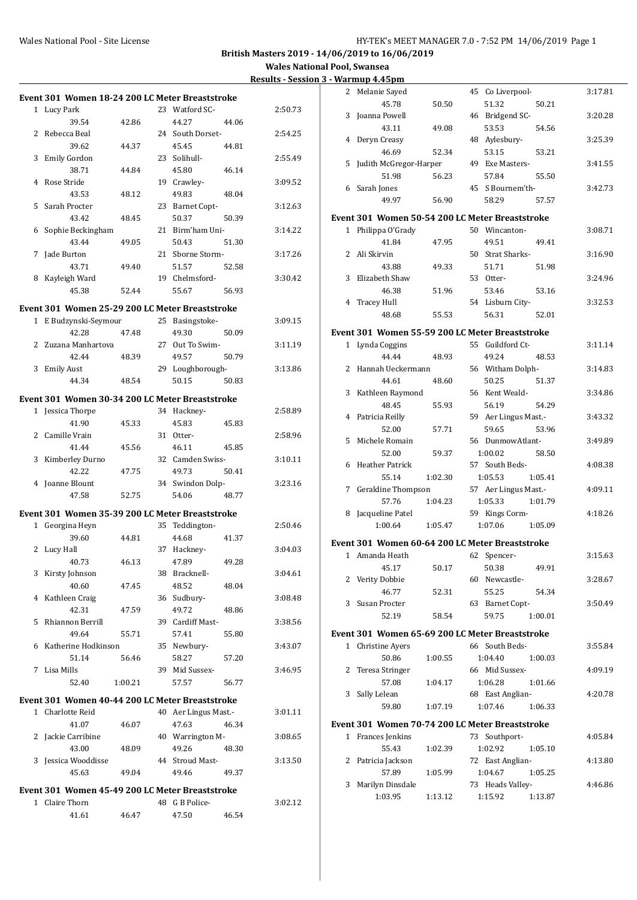**British Masters 2019 - 14/06/2019 to 16/06/2019**

**Wales National Pool, Swansea**

**Results - Session 3 - Warmup 4.45pm**

### Event 301 Women 18-24 200 LC Meter Breaststroke

| Place | Name | Age | Team | Time |
|---|---|---|---|---|
| 1 | Lucy Park | 23 | Watford SC- | 2:50.73 |
| | 39.54 / 42.86 | | 44.27 / 44.06 | |
| 2 | Rebecca Beal | 24 | South Dorset- | 2:54.25 |
| | 39.62 / 44.37 | | 45.45 / 44.81 | |
| 3 | Emily Gordon | 23 | Solihull- | 2:55.49 |
| | 38.71 / 44.84 | | 45.80 / 46.14 | |
| 4 | Rose Stride | 19 | Crawley- | 3:09.52 |
| | 43.53 / 48.12 | | 49.83 / 48.04 | |
| 5 | Sarah Procter | 23 | Barnet Copt- | 3:12.63 |
| | 43.42 / 48.45 | | 50.37 / 50.39 | |
| 6 | Sophie Beckingham | 21 | Birm'ham Uni- | 3:14.22 |
| | 43.44 / 49.05 | | 50.43 / 51.30 | |
| 7 | Jade Burton | 21 | Sborne Storm- | 3:17.26 |
| | 43.71 / 49.40 | | 51.57 / 52.58 | |
| 8 | Kayleigh Ward | 19 | Chelmsford- | 3:30.42 |
| | 45.38 / 52.44 | | 55.67 / 56.93 | |

### Event 301 Women 25-29 200 LC Meter Breaststroke

| Place | Name | Age | Team | Time |
|---|---|---|---|---|
| 1 | E Budzynski-Seymour | 25 | Basingstoke- | 3:09.15 |
| | 42.28 / 47.48 | | 49.30 / 50.09 | |
| 2 | Zuzana Manhartova | 27 | Out To Swim- | 3:11.19 |
| | 42.44 / 48.39 | | 49.57 / 50.79 | |
| 3 | Emily Aust | 29 | Loughborough- | 3:13.86 |
| | 44.34 / 48.54 | | 50.15 / 50.83 | |

### Event 301 Women 30-34 200 LC Meter Breaststroke

| Place | Name | Age | Team | Time |
|---|---|---|---|---|
| 1 | Jessica Thorpe | 34 | Hackney- | 2:58.89 |
| | 41.90 / 45.33 | | 45.83 / 45.83 | |
| 2 | Camille Vrain | 31 | Otter- | 2:58.96 |
| | 41.44 / 45.56 | | 46.11 / 45.85 | |
| 3 | Kimberley Durno | 32 | Camden Swiss- | 3:10.11 |
| | 42.22 / 47.75 | | 49.73 / 50.41 | |
| 4 | Joanne Blount | 34 | Swindon Dolp- | 3:23.16 |
| | 47.58 / 52.75 | | 54.06 / 48.77 | |

### Event 301 Women 35-39 200 LC Meter Breaststroke

| Place | Name | Age | Team | Time |
|---|---|---|---|---|
| 1 | Georgina Heyn | 35 | Teddington- | 2:50.46 |
| | 39.60 / 44.81 | | 44.68 / 41.37 | |
| 2 | Lucy Hall | 37 | Hackney- | 3:04.03 |
| | 40.73 / 46.13 | | 47.89 / 49.28 | |
| 3 | Kirsty Johnson | 38 | Bracknell- | 3:04.61 |
| | 40.60 / 47.45 | | 48.52 / 48.04 | |
| 4 | Kathleen Craig | 36 | Sudbury- | 3:08.48 |
| | 42.31 / 47.59 | | 49.72 / 48.86 | |
| 5 | Rhiannon Berrill | 39 | Cardiff Mast- | 3:38.56 |
| | 49.64 / 55.71 | | 57.41 / 55.80 | |
| 6 | Katherine Hodkinson | 35 | Newbury- | 3:43.07 |
| | 51.14 / 56.46 | | 58.27 / 57.20 | |
| 7 | Lisa Mills | 39 | Mid Sussex- | 3:46.95 |
| | 52.40 / 1:00.21 | | 57.57 / 56.77 | |

### Event 301 Women 40-44 200 LC Meter Breaststroke

| Place | Name | Age | Team | Time |
|---|---|---|---|---|
| 1 | Charlotte Reid | 40 | Aer Lingus Mast.- | 3:01.11 |
| | 41.07 / 46.07 | | 47.63 / 46.34 | |
| 2 | Jackie Carribine | 40 | Warrington M- | 3:08.65 |
| | 43.00 / 48.09 | | 49.26 / 48.30 | |
| 3 | Jessica Wooddisse | 44 | Stroud Mast- | 3:13.50 |
| | 45.63 / 49.04 | | 49.46 / 49.37 | |

### Event 301 Women 45-49 200 LC Meter Breaststroke

| Place | Name | Age | Team | Time |
|---|---|---|---|---|
| 1 | Claire Thorn | 48 | G B Police- | 3:02.12 |
| | 41.61 / 46.47 | | 47.50 / 46.54 | |
| 2 | Melanie Sayed | 45 | Co Liverpool- | 3:17.81 |
| | 45.78 / 50.50 | | 51.32 / 50.21 | |
| 3 | Joanna Powell | 46 | Bridgend SC- | 3:20.28 |
| | 43.11 / 49.08 | | 53.53 / 54.56 | |
| 4 | Deryn Creasy | 48 | Aylesbury- | 3:25.39 |
| | 46.69 / 52.34 | | 53.15 / 53.21 | |
| 5 | Judith McGregor-Harper | 49 | Exe Masters- | 3:41.55 |
| | 51.98 / 56.23 | | 57.84 / 55.50 | |
| 6 | Sarah Jones | 45 | S Bournem'th- | 3:42.73 |
| | 49.97 / 56.90 | | 58.29 / 57.57 | |

### Event 301 Women 50-54 200 LC Meter Breaststroke

| Place | Name | Age | Team | Time |
|---|---|---|---|---|
| 1 | Philippa O'Grady | 50 | Wincanton- | 3:08.71 |
| | 41.84 / 47.95 | | 49.51 / 49.41 | |
| 2 | Ali Skirvin | 50 | Strat Sharks- | 3:16.90 |
| | 43.88 / 49.33 | | 51.71 / 51.98 | |
| 3 | Elizabeth Shaw | 53 | Otter- | 3:24.96 |
| | 46.38 / 51.96 | | 53.46 / 53.16 | |
| 4 | Tracey Hull | 54 | Lisburn City- | 3:32.53 |
| | 48.68 / 55.53 | | 56.31 / 52.01 | |

### Event 301 Women 55-59 200 LC Meter Breaststroke

| Place | Name | Age | Team | Time |
|---|---|---|---|---|
| 1 | Lynda Coggins | 55 | Guildford Ct- | 3:11.14 |
| | 44.44 / 48.93 | | 49.24 / 48.53 | |
| 2 | Hannah Ueckermann | 56 | Witham Dolph- | 3:14.83 |
| | 44.61 / 48.60 | | 50.25 / 51.37 | |
| 3 | Kathleen Raymond | 56 | Kent Weald- | 3:34.86 |
| | 48.45 / 55.93 | | 56.19 / 54.29 | |
| 4 | Patricia Reilly | 59 | Aer Lingus Mast.- | 3:43.32 |
| | 52.00 / 57.71 | | 59.65 / 53.96 | |
| 5 | Michele Romain | 56 | DunmowAtlant- | 3:49.89 |
| | 52.00 / 59.37 | | 1:00.02 / 58.50 | |
| 6 | Heather Patrick | 57 | South Beds- | 4:08.38 |
| | 55.14 / 1:02.30 | | 1:05.53 / 1:05.41 | |
| 7 | Geraldine Thompson | 57 | Aer Lingus Mast.- | 4:09.11 |
| | 57.76 / 1:04.23 | | 1:05.33 / 1:01.79 | |
| 8 | Jacqueline Patel | 59 | Kings Corm- | 4:18.26 |
| | 1:00.64 / 1:05.47 | | 1:07.06 / 1:05.09 | |

### Event 301 Women 60-64 200 LC Meter Breaststroke

| Place | Name | Age | Team | Time |
|---|---|---|---|---|
| 1 | Amanda Heath | 62 | Spencer- | 3:15.63 |
| | 45.17 / 50.17 | | 50.38 / 49.91 | |
| 2 | Verity Dobbie | 60 | Newcastle- | 3:28.67 |
| | 46.77 / 52.31 | | 55.25 / 54.34 | |
| 3 | Susan Procter | 63 | Barnet Copt- | 3:50.49 |
| | 52.19 / 58.54 | | 59.75 / 1:00.01 | |

### Event 301 Women 65-69 200 LC Meter Breaststroke

| Place | Name | Age | Team | Time |
|---|---|---|---|---|
| 1 | Christine Ayers | 66 | South Beds- | 3:55.84 |
| | 50.86 / 1:00.55 | | 1:04.40 / 1:00.03 | |
| 2 | Teresa Stringer | 66 | Mid Sussex- | 4:09.19 |
| | 57.08 / 1:04.17 | | 1:06.28 / 1:01.66 | |
| 3 | Sally Lelean | 68 | East Anglian- | 4:20.78 |
| | 59.80 / 1:07.19 | | 1:07.46 / 1:06.33 | |

### Event 301 Women 70-74 200 LC Meter Breaststroke

| Place | Name | Age | Team | Time |
|---|---|---|---|---|
| 1 | Frances Jenkins | 73 | Southport- | 4:05.84 |
| | 55.43 / 1:02.39 | | 1:02.92 / 1:05.10 | |
| 2 | Patricia Jackson | 72 | East Anglian- | 4:13.80 |
| | 57.89 / 1:05.99 | | 1:04.67 / 1:05.25 | |
| 3 | Marilyn Dinsdale | 73 | Heads Valley- | 4:46.86 |
| | 1:03.95 / 1:13.12 | | 1:15.92 / 1:13.87 | |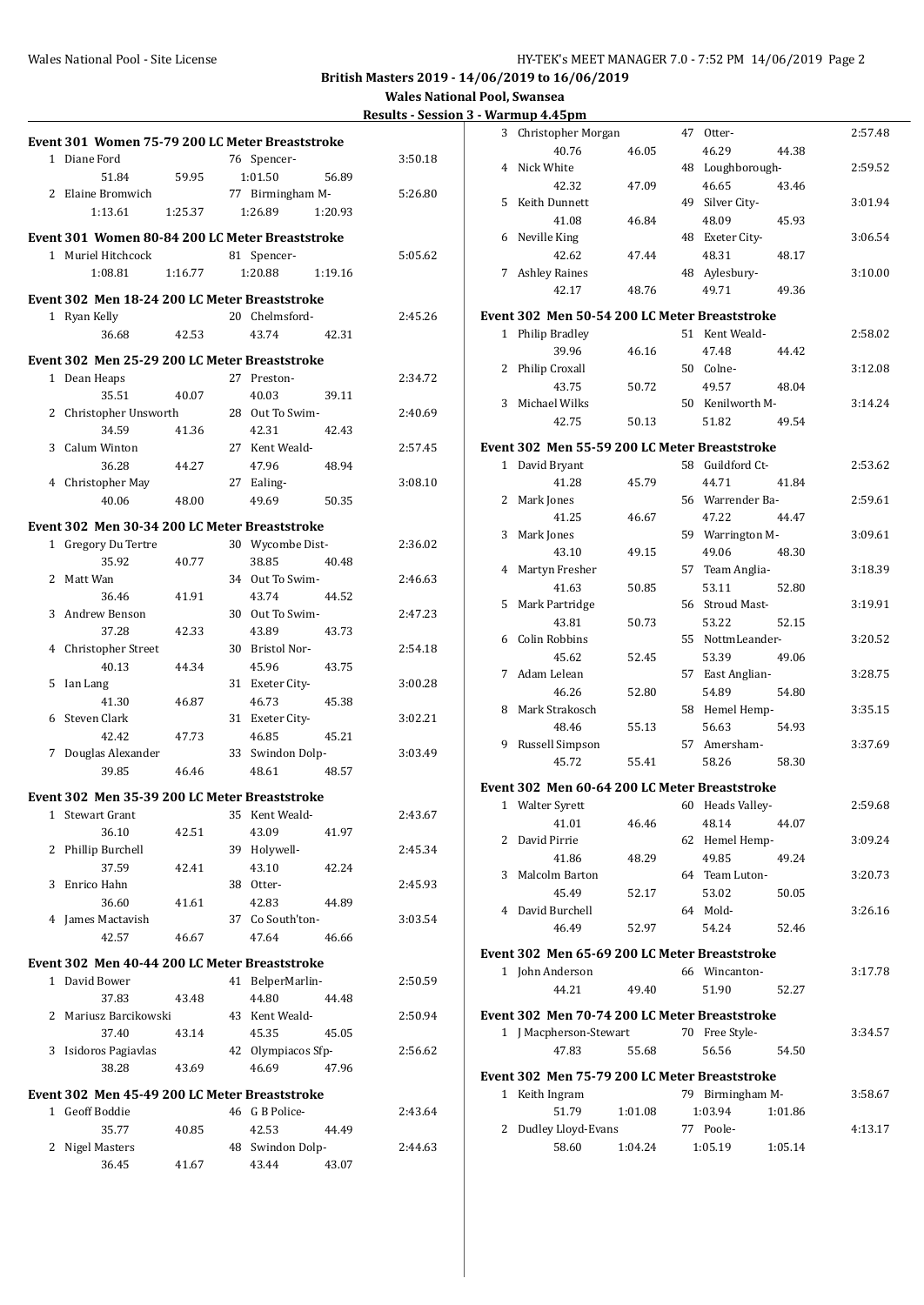British Masters 2019 - 14/06/2019 to 16/06/2019

Wales National Pool, Swansea

Results - Session 3 - Warmup 4.45pm

### Event 301 Women 75-79 200 LC Meter Breaststroke

| Place | Name | Age | Team | Time |
|---|---|---|---|---|
| 1 | Diane Ford | 76 | Spencer- | 3:50.18 |
| | 51.84 / 59.95 / 1:01.50 / 56.89 | | | |
| 2 | Elaine Bromwich | 77 | Birmingham M- | 5:26.80 |
| | 1:13.61 / 1:25.37 / 1:26.89 / 1:20.93 | | | |

### Event 301 Women 80-84 200 LC Meter Breaststroke

| Place | Name | Age | Team | Time |
|---|---|---|---|---|
| 1 | Muriel Hitchcock | 81 | Spencer- | 5:05.62 |
| | 1:08.81 / 1:16.77 / 1:20.88 / 1:19.16 | | | |

### Event 302 Men 18-24 200 LC Meter Breaststroke

| Place | Name | Age | Team | Time |
|---|---|---|---|---|
| 1 | Ryan Kelly | 20 | Chelmsford- | 2:45.26 |
| | 36.68 / 42.53 / 43.74 / 42.31 | | | |

### Event 302 Men 25-29 200 LC Meter Breaststroke

| Place | Name | Age | Team | Time |
|---|---|---|---|---|
| 1 | Dean Heaps | 27 | Preston- | 2:34.72 |
| | 35.51 / 40.07 / 40.03 / 39.11 | | | |
| 2 | Christopher Unsworth | 28 | Out To Swim- | 2:40.69 |
| | 34.59 / 41.36 / 42.31 / 42.43 | | | |
| 3 | Calum Winton | 27 | Kent Weald- | 2:57.45 |
| | 36.28 / 44.27 / 47.96 / 48.94 | | | |
| 4 | Christopher May | 27 | Ealing- | 3:08.10 |
| | 40.06 / 48.00 / 49.69 / 50.35 | | | |

### Event 302 Men 30-34 200 LC Meter Breaststroke

| Place | Name | Age | Team | Time |
|---|---|---|---|---|
| 1 | Gregory Du Tertre | 30 | Wycombe Dist- | 2:36.02 |
| | 35.92 / 40.77 / 38.85 / 40.48 | | | |
| 2 | Matt Wan | 34 | Out To Swim- | 2:46.63 |
| | 36.46 / 41.91 / 43.74 / 44.52 | | | |
| 3 | Andrew Benson | 30 | Out To Swim- | 2:47.23 |
| | 37.28 / 42.33 / 43.89 / 43.73 | | | |
| 4 | Christopher Street | 30 | Bristol Nor- | 2:54.18 |
| | 40.13 / 44.34 / 45.96 / 43.75 | | | |
| 5 | Ian Lang | 31 | Exeter City- | 3:00.28 |
| | 41.30 / 46.87 / 46.73 / 45.38 | | | |
| 6 | Steven Clark | 31 | Exeter City- | 3:02.21 |
| | 42.42 / 47.73 / 46.85 / 45.21 | | | |
| 7 | Douglas Alexander | 33 | Swindon Dolp- | 3:03.49 |
| | 39.85 / 46.46 / 48.61 / 48.57 | | | |

### Event 302 Men 35-39 200 LC Meter Breaststroke

| Place | Name | Age | Team | Time |
|---|---|---|---|---|
| 1 | Stewart Grant | 35 | Kent Weald- | 2:43.67 |
| | 36.10 / 42.51 / 43.09 / 41.97 | | | |
| 2 | Phillip Burchell | 39 | Holywell- | 2:45.34 |
| | 37.59 / 42.41 / 43.10 / 42.24 | | | |
| 3 | Enrico Hahn | 38 | Otter- | 2:45.93 |
| | 36.60 / 41.61 / 42.83 / 44.89 | | | |
| 4 | James Mactavish | 37 | Co South'ton- | 3:03.54 |
| | 42.57 / 46.67 / 47.64 / 46.66 | | | |

### Event 302 Men 40-44 200 LC Meter Breaststroke

| Place | Name | Age | Team | Time |
|---|---|---|---|---|
| 1 | David Bower | 41 | BelperMarlin- | 2:50.59 |
| | 37.83 / 43.48 / 44.80 / 44.48 | | | |
| 2 | Mariusz Barcikowski | 43 | Kent Weald- | 2:50.94 |
| | 37.40 / 43.14 / 45.35 / 45.05 | | | |
| 3 | Isidoros Pagiavlas | 42 | Olympiacos Sfp- | 2:56.62 |
| | 38.28 / 43.69 / 46.69 / 47.96 | | | |

### Event 302 Men 45-49 200 LC Meter Breaststroke

| Place | Name | Age | Team | Time |
|---|---|---|---|---|
| 1 | Geoff Boddie | 46 | G B Police- | 2:43.64 |
| | 35.77 / 40.85 / 42.53 / 44.49 | | | |
| 2 | Nigel Masters | 48 | Swindon Dolp- | 2:44.63 |
| | 36.45 / 41.67 / 43.44 / 43.07 | | | |
| 3 | Christopher Morgan | 47 | Otter- | 2:57.48 |
| | 40.76 / 46.05 / 46.29 / 44.38 | | | |
| 4 | Nick White | 48 | Loughborough- | 2:59.52 |
| | 42.32 / 47.09 / 46.65 / 43.46 | | | |
| 5 | Keith Dunnett | 49 | Silver City- | 3:01.94 |
| | 41.08 / 46.84 / 48.09 / 45.93 | | | |
| 6 | Neville King | 48 | Exeter City- | 3:06.54 |
| | 42.62 / 47.44 / 48.31 / 48.17 | | | |
| 7 | Ashley Raines | 48 | Aylesbury- | 3:10.00 |
| | 42.17 / 48.76 / 49.71 / 49.36 | | | |

### Event 302 Men 50-54 200 LC Meter Breaststroke

| Place | Name | Age | Team | Time |
|---|---|---|---|---|
| 1 | Philip Bradley | 51 | Kent Weald- | 2:58.02 |
| | 39.96 / 46.16 / 47.48 / 44.42 | | | |
| 2 | Philip Croxall | 50 | Colne- | 3:12.08 |
| | 43.75 / 50.72 / 49.57 / 48.04 | | | |
| 3 | Michael Wilks | 50 | Kenilworth M- | 3:14.24 |
| | 42.75 / 50.13 / 51.82 / 49.54 | | | |

### Event 302 Men 55-59 200 LC Meter Breaststroke

| Place | Name | Age | Team | Time |
|---|---|---|---|---|
| 1 | David Bryant | 58 | Guildford Ct- | 2:53.62 |
| | 41.28 / 45.79 / 44.71 / 41.84 | | | |
| 2 | Mark Jones | 56 | Warrender Ba- | 2:59.61 |
| | 41.25 / 46.67 / 47.22 / 44.47 | | | |
| 3 | Mark Jones | 59 | Warrington M- | 3:09.61 |
| | 43.10 / 49.15 / 49.06 / 48.30 | | | |
| 4 | Martyn Fresher | 57 | Team Anglia- | 3:18.39 |
| | 41.63 / 50.85 / 53.11 / 52.80 | | | |
| 5 | Mark Partridge | 56 | Stroud Mast- | 3:19.91 |
| | 43.81 / 50.73 / 53.22 / 52.15 | | | |
| 6 | Colin Robbins | 55 | NottmLeander- | 3:20.52 |
| | 45.62 / 52.45 / 53.39 / 49.06 | | | |
| 7 | Adam Lelean | 57 | East Anglian- | 3:28.75 |
| | 46.26 / 52.80 / 54.89 / 54.80 | | | |
| 8 | Mark Strakosch | 58 | Hemel Hemp- | 3:35.15 |
| | 48.46 / 55.13 / 56.63 / 54.93 | | | |
| 9 | Russell Simpson | 57 | Amersham- | 3:37.69 |
| | 45.72 / 55.41 / 58.26 / 58.30 | | | |

### Event 302 Men 60-64 200 LC Meter Breaststroke

| Place | Name | Age | Team | Time |
|---|---|---|---|---|
| 1 | Walter Syrett | 60 | Heads Valley- | 2:59.68 |
| | 41.01 / 46.46 / 48.14 / 44.07 | | | |
| 2 | David Pirrie | 62 | Hemel Hemp- | 3:09.24 |
| | 41.86 / 48.29 / 49.85 / 49.24 | | | |
| 3 | Malcolm Barton | 64 | Team Luton- | 3:20.73 |
| | 45.49 / 52.17 / 53.02 / 50.05 | | | |
| 4 | David Burchell | 64 | Mold- | 3:26.16 |
| | 46.49 / 52.97 / 54.24 / 52.46 | | | |

### Event 302 Men 65-69 200 LC Meter Breaststroke

| Place | Name | Age | Team | Time |
|---|---|---|---|---|
| 1 | John Anderson | 66 | Wincanton- | 3:17.78 |
| | 44.21 / 49.40 / 51.90 / 52.27 | | | |

### Event 302 Men 70-74 200 LC Meter Breaststroke

| Place | Name | Age | Team | Time |
|---|---|---|---|---|
| 1 | J Macpherson-Stewart | 70 | Free Style- | 3:34.57 |
| | 47.83 / 55.68 / 56.56 / 54.50 | | | |

### Event 302 Men 75-79 200 LC Meter Breaststroke

| Place | Name | Age | Team | Time |
|---|---|---|---|---|
| 1 | Keith Ingram | 79 | Birmingham M- | 3:58.67 |
| | 51.79 / 1:01.08 / 1:03.94 / 1:01.86 | | | |
| 2 | Dudley Lloyd-Evans | 77 | Poole- | 4:13.17 |
| | 58.60 / 1:04.24 / 1:05.19 / 1:05.14 | | | |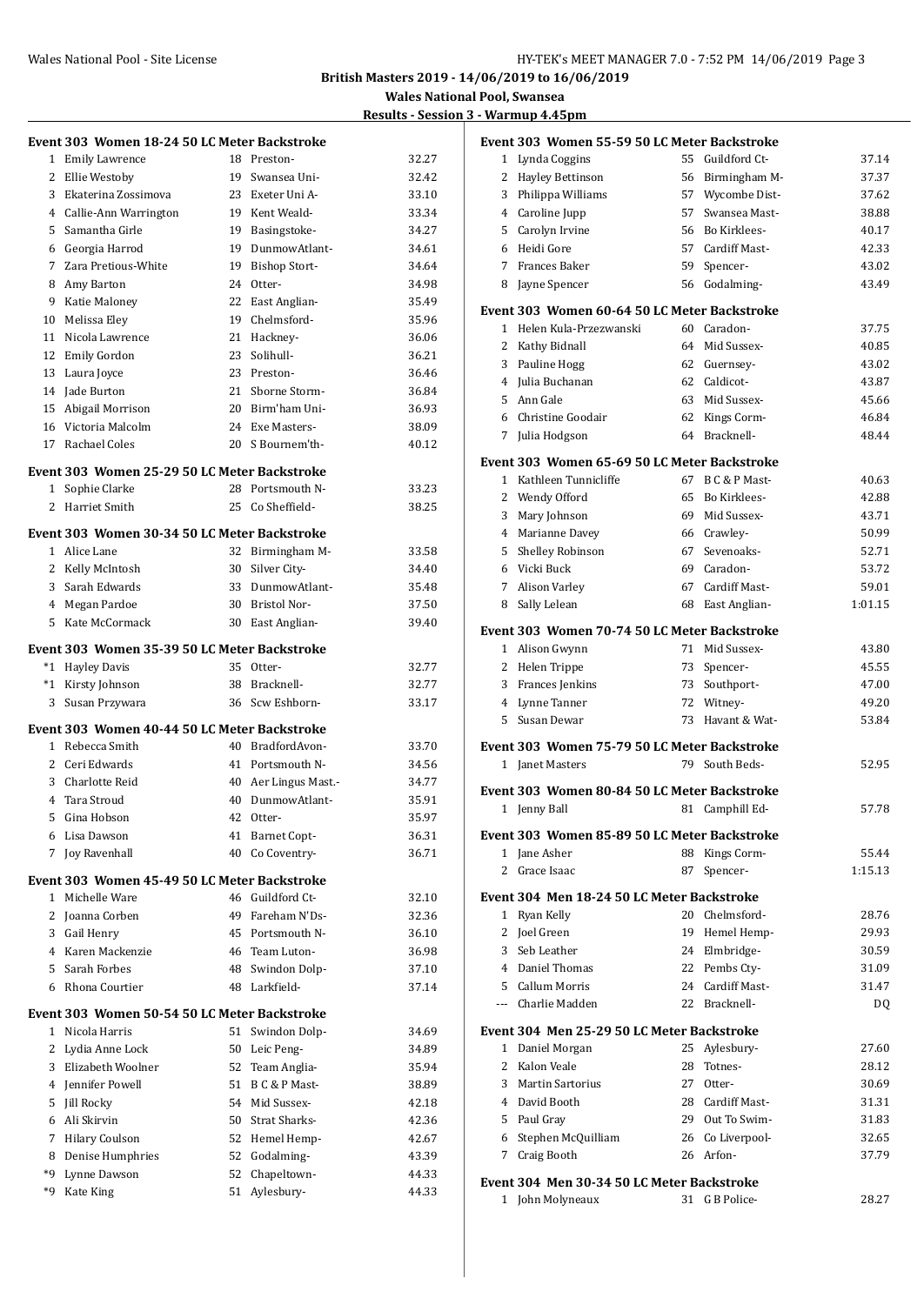**British Masters 2019 - 14/06/2019 to 16/06/2019**

**Wales National Pool, Swansea**

**Results - Session 3 - Warmup 4.45pm**

### Event 303 Women 18-24 50 LC Meter Backstroke

| | Name | Age | Team | Time |
|---|---|---|---|---|
| 1 | Emily Lawrence | 18 | Preston- | 32.27 |
| 2 | Ellie Westoby | 19 | Swansea Uni- | 32.42 |
| 3 | Ekaterina Zossimova | 23 | Exeter Uni A- | 33.10 |
| 4 | Callie-Ann Warrington | 19 | Kent Weald- | 33.34 |
| 5 | Samantha Girle | 19 | Basingstoke- | 34.27 |
| 6 | Georgia Harrod | 19 | DunmowAtlant- | 34.61 |
| 7 | Zara Pretious-White | 19 | Bishop Stort- | 34.64 |
| 8 | Amy Barton | 24 | Otter- | 34.98 |
| 9 | Katie Maloney | 22 | East Anglian- | 35.49 |
| 10 | Melissa Eley | 19 | Chelmsford- | 35.96 |
| 11 | Nicola Lawrence | 21 | Hackney- | 36.06 |
| 12 | Emily Gordon | 23 | Solihull- | 36.21 |
| 13 | Laura Joyce | 23 | Preston- | 36.46 |
| 14 | Jade Burton | 21 | Sborne Storm- | 36.84 |
| 15 | Abigail Morrison | 20 | Birm'ham Uni- | 36.93 |
| 16 | Victoria Malcolm | 24 | Exe Masters- | 38.09 |
| 17 | Rachael Coles | 20 | S Bournem'th- | 40.12 |

### Event 303 Women 25-29 50 LC Meter Backstroke

| | Name | Age | Team | Time |
|---|---|---|---|---|
| 1 | Sophie Clarke | 28 | Portsmouth N- | 33.23 |
| 2 | Harriet Smith | 25 | Co Sheffield- | 38.25 |

### Event 303 Women 30-34 50 LC Meter Backstroke

| | Name | Age | Team | Time |
|---|---|---|---|---|
| 1 | Alice Lane | 32 | Birmingham M- | 33.58 |
| 2 | Kelly McIntosh | 30 | Silver City- | 34.40 |
| 3 | Sarah Edwards | 33 | DunmowAtlant- | 35.48 |
| 4 | Megan Pardoe | 30 | Bristol Nor- | 37.50 |
| 5 | Kate McCormack | 30 | East Anglian- | 39.40 |

### Event 303 Women 35-39 50 LC Meter Backstroke

| | Name | Age | Team | Time |
|---|---|---|---|---|
| *1 | Hayley Davis | 35 | Otter- | 32.77 |
| *1 | Kirsty Johnson | 38 | Bracknell- | 32.77 |
| 3 | Susan Przywara | 36 | Scw Eshborn- | 33.17 |

### Event 303 Women 40-44 50 LC Meter Backstroke

| | Name | Age | Team | Time |
|---|---|---|---|---|
| 1 | Rebecca Smith | 40 | BradfordAvon- | 33.70 |
| 2 | Ceri Edwards | 41 | Portsmouth N- | 34.56 |
| 3 | Charlotte Reid | 40 | Aer Lingus Mast.- | 34.77 |
| 4 | Tara Stroud | 40 | DunmowAtlant- | 35.91 |
| 5 | Gina Hobson | 42 | Otter- | 35.97 |
| 6 | Lisa Dawson | 41 | Barnet Copt- | 36.31 |
| 7 | Joy Ravenhall | 40 | Co Coventry- | 36.71 |

### Event 303 Women 45-49 50 LC Meter Backstroke

| | Name | Age | Team | Time |
|---|---|---|---|---|
| 1 | Michelle Ware | 46 | Guildford Ct- | 32.10 |
| 2 | Joanna Corben | 49 | Fareham N'Ds- | 32.36 |
| 3 | Gail Henry | 45 | Portsmouth N- | 36.10 |
| 4 | Karen Mackenzie | 46 | Team Luton- | 36.98 |
| 5 | Sarah Forbes | 48 | Swindon Dolp- | 37.10 |
| 6 | Rhona Courtier | 48 | Larkfield- | 37.14 |

### Event 303 Women 50-54 50 LC Meter Backstroke

| | Name | Age | Team | Time |
|---|---|---|---|---|
| 1 | Nicola Harris | 51 | Swindon Dolp- | 34.69 |
| 2 | Lydia Anne Lock | 50 | Leic Peng- | 34.89 |
| 3 | Elizabeth Woolner | 52 | Team Anglia- | 35.94 |
| 4 | Jennifer Powell | 51 | B C & P Mast- | 38.89 |
| 5 | Jill Rocky | 54 | Mid Sussex- | 42.18 |
| 6 | Ali Skirvin | 50 | Strat Sharks- | 42.36 |
| 7 | Hilary Coulson | 52 | Hemel Hemp- | 42.67 |
| 8 | Denise Humphries | 52 | Godalming- | 43.39 |
| *9 | Lynne Dawson | 52 | Chapeltown- | 44.33 |
| *9 | Kate King | 51 | Aylesbury- | 44.33 |

### Event 303 Women 55-59 50 LC Meter Backstroke

| | Name | Age | Team | Time |
|---|---|---|---|---|
| 1 | Lynda Coggins | 55 | Guildford Ct- | 37.14 |
| 2 | Hayley Bettinson | 56 | Birmingham M- | 37.37 |
| 3 | Philippa Williams | 57 | Wycombe Dist- | 37.62 |
| 4 | Caroline Jupp | 57 | Swansea Mast- | 38.88 |
| 5 | Carolyn Irvine | 56 | Bo Kirklees- | 40.17 |
| 6 | Heidi Gore | 57 | Cardiff Mast- | 42.33 |
| 7 | Frances Baker | 59 | Spencer- | 43.02 |
| 8 | Jayne Spencer | 56 | Godalming- | 43.49 |

### Event 303 Women 60-64 50 LC Meter Backstroke

| | Name | Age | Team | Time |
|---|---|---|---|---|
| 1 | Helen Kula-Przezwanski | 60 | Caradon- | 37.75 |
| 2 | Kathy Bidnall | 64 | Mid Sussex- | 40.85 |
| 3 | Pauline Hogg | 62 | Guernsey- | 43.02 |
| 4 | Julia Buchanan | 62 | Caldicot- | 43.87 |
| 5 | Ann Gale | 63 | Mid Sussex- | 45.66 |
| 6 | Christine Goodair | 62 | Kings Corm- | 46.84 |
| 7 | Julia Hodgson | 64 | Bracknell- | 48.44 |

### Event 303 Women 65-69 50 LC Meter Backstroke

| | Name | Age | Team | Time |
|---|---|---|---|---|
| 1 | Kathleen Tunnicliffe | 67 | B C & P Mast- | 40.63 |
| 2 | Wendy Offord | 65 | Bo Kirklees- | 42.88 |
| 3 | Mary Johnson | 69 | Mid Sussex- | 43.71 |
| 4 | Marianne Davey | 66 | Crawley- | 50.99 |
| 5 | Shelley Robinson | 67 | Sevenoaks- | 52.71 |
| 6 | Vicki Buck | 69 | Caradon- | 53.72 |
| 7 | Alison Varley | 67 | Cardiff Mast- | 59.01 |
| 8 | Sally Lelean | 68 | East Anglian- | 1:01.15 |

### Event 303 Women 70-74 50 LC Meter Backstroke

| | Name | Age | Team | Time |
|---|---|---|---|---|
| 1 | Alison Gwynn | 71 | Mid Sussex- | 43.80 |
| 2 | Helen Trippe | 73 | Spencer- | 45.55 |
| 3 | Frances Jenkins | 73 | Southport- | 47.00 |
| 4 | Lynne Tanner | 72 | Witney- | 49.20 |
| 5 | Susan Dewar | 73 | Havant & Wat- | 53.84 |

### Event 303 Women 75-79 50 LC Meter Backstroke

| | Name | Age | Team | Time |
|---|---|---|---|---|
| 1 | Janet Masters | 79 | South Beds- | 52.95 |

### Event 303 Women 80-84 50 LC Meter Backstroke

| | Name | Age | Team | Time |
|---|---|---|---|---|
| 1 | Jenny Ball | 81 | Camphill Ed- | 57.78 |

### Event 303 Women 85-89 50 LC Meter Backstroke

| | Name | Age | Team | Time |
|---|---|---|---|---|
| 1 | Jane Asher | 88 | Kings Corm- | 55.44 |
| 2 | Grace Isaac | 87 | Spencer- | 1:15.13 |

### Event 304 Men 18-24 50 LC Meter Backstroke

| | Name | Age | Team | Time |
|---|---|---|---|---|
| 1 | Ryan Kelly | 20 | Chelmsford- | 28.76 |
| 2 | Joel Green | 19 | Hemel Hemp- | 29.93 |
| 3 | Seb Leather | 24 | Elmbridge- | 30.59 |
| 4 | Daniel Thomas | 22 | Pembs Cty- | 31.09 |
| 5 | Callum Morris | 24 | Cardiff Mast- | 31.47 |
| --- | Charlie Madden | 22 | Bracknell- | DQ |

### Event 304 Men 25-29 50 LC Meter Backstroke

| | Name | Age | Team | Time |
|---|---|---|---|---|
| 1 | Daniel Morgan | 25 | Aylesbury- | 27.60 |
| 2 | Kalon Veale | 28 | Totnes- | 28.12 |
| 3 | Martin Sartorius | 27 | Otter- | 30.69 |
| 4 | David Booth | 28 | Cardiff Mast- | 31.31 |
| 5 | Paul Gray | 29 | Out To Swim- | 31.83 |
| 6 | Stephen McQuilliam | 26 | Co Liverpool- | 32.65 |
| 7 | Craig Booth | 26 | Arfon- | 37.79 |

### Event 304 Men 30-34 50 LC Meter Backstroke

| | Name | Age | Team | Time |
|---|---|---|---|---|
| 1 | John Molyneaux | 31 | G B Police- | 28.27 |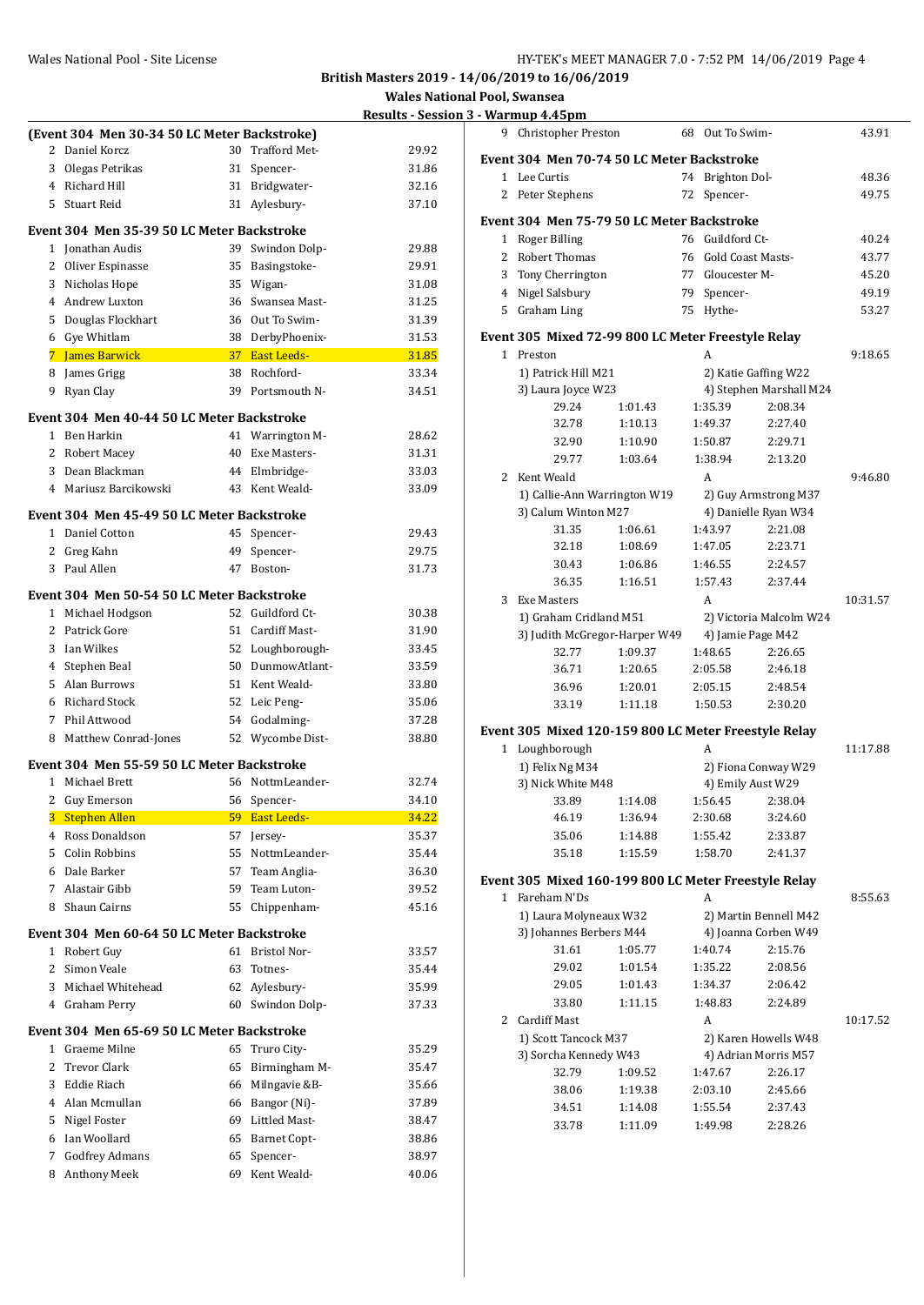**British Masters 2019 - 14/06/2019 to 16/06/2019**

**Wales National Pool, Swansea**

**Results - Session 3 - Warmup 4.45pm**

### (Event 304 Men 30-34 50 LC Meter Backstroke)

| Place | Name | Age | Team | Time |
|---|---|---|---|---|
| 2 | Daniel Korcz | 30 | Trafford Met- | 29.92 |
| 3 | Olegas Petrikas | 31 | Spencer- | 31.86 |
| 4 | Richard Hill | 31 | Bridgwater- | 32.16 |
| 5 | Stuart Reid | 31 | Aylesbury- | 37.10 |

### Event 304 Men 35-39 50 LC Meter Backstroke

| Place | Name | Age | Team | Time |
|---|---|---|---|---|
| 1 | Jonathan Audis | 39 | Swindon Dolp- | 29.88 |
| 2 | Oliver Espinasse | 35 | Basingstoke- | 29.91 |
| 3 | Nicholas Hope | 35 | Wigan- | 31.08 |
| 4 | Andrew Luxton | 36 | Swansea Mast- | 31.25 |
| 5 | Douglas Flockhart | 36 | Out To Swim- | 31.39 |
| 6 | Gye Whitlam | 38 | DerbyPhoenix- | 31.53 |
| 7 | James Barwick | 37 | East Leeds- | 31.85 |
| 8 | James Grigg | 38 | Rochford- | 33.34 |
| 9 | Ryan Clay | 39 | Portsmouth N- | 34.51 |

### Event 304 Men 40-44 50 LC Meter Backstroke

| Place | Name | Age | Team | Time |
|---|---|---|---|---|
| 1 | Ben Harkin | 41 | Warrington M- | 28.62 |
| 2 | Robert Macey | 40 | Exe Masters- | 31.31 |
| 3 | Dean Blackman | 44 | Elmbridge- | 33.03 |
| 4 | Mariusz Barcikowski | 43 | Kent Weald- | 33.09 |

### Event 304 Men 45-49 50 LC Meter Backstroke

| Place | Name | Age | Team | Time |
|---|---|---|---|---|
| 1 | Daniel Cotton | 45 | Spencer- | 29.43 |
| 2 | Greg Kahn | 49 | Spencer- | 29.75 |
| 3 | Paul Allen | 47 | Boston- | 31.73 |

### Event 304 Men 50-54 50 LC Meter Backstroke

| Place | Name | Age | Team | Time |
|---|---|---|---|---|
| 1 | Michael Hodgson | 52 | Guildford Ct- | 30.38 |
| 2 | Patrick Gore | 51 | Cardiff Mast- | 31.90 |
| 3 | Ian Wilkes | 52 | Loughborough- | 33.45 |
| 4 | Stephen Beal | 50 | DunmowAtlant- | 33.59 |
| 5 | Alan Burrows | 51 | Kent Weald- | 33.80 |
| 6 | Richard Stock | 52 | Leic Peng- | 35.06 |
| 7 | Phil Attwood | 54 | Godalming- | 37.28 |
| 8 | Matthew Conrad-Jones | 52 | Wycombe Dist- | 38.80 |

### Event 304 Men 55-59 50 LC Meter Backstroke

| Place | Name | Age | Team | Time |
|---|---|---|---|---|
| 1 | Michael Brett | 56 | NottmLeander- | 32.74 |
| 2 | Guy Emerson | 56 | Spencer- | 34.10 |
| 3 | Stephen Allen | 59 | East Leeds- | 34.22 |
| 4 | Ross Donaldson | 57 | Jersey- | 35.37 |
| 5 | Colin Robbins | 55 | NottmLeander- | 35.44 |
| 6 | Dale Barker | 57 | Team Anglia- | 36.30 |
| 7 | Alastair Gibb | 59 | Team Luton- | 39.52 |
| 8 | Shaun Cairns | 55 | Chippenham- | 45.16 |

### Event 304 Men 60-64 50 LC Meter Backstroke

| Place | Name | Age | Team | Time |
|---|---|---|---|---|
| 1 | Robert Guy | 61 | Bristol Nor- | 33.57 |
| 2 | Simon Veale | 63 | Totnes- | 35.44 |
| 3 | Michael Whitehead | 62 | Aylesbury- | 35.99 |
| 4 | Graham Perry | 60 | Swindon Dolp- | 37.33 |

### Event 304 Men 65-69 50 LC Meter Backstroke

| Place | Name | Age | Team | Time |
|---|---|---|---|---|
| 1 | Graeme Milne | 65 | Truro City- | 35.29 |
| 2 | Trevor Clark | 65 | Birmingham M- | 35.47 |
| 3 | Eddie Riach | 66 | Milngavie &B- | 35.66 |
| 4 | Alan Mcmullan | 66 | Bangor (Ni)- | 37.89 |
| 5 | Nigel Foster | 69 | Littled Mast- | 38.47 |
| 6 | Ian Woollard | 65 | Barnet Copt- | 38.86 |
| 7 | Godfrey Admans | 65 | Spencer- | 38.97 |
| 8 | Anthony Meek | 69 | Kent Weald- | 40.06 |
| 9 | Christopher Preston | 68 | Out To Swim- | 43.91 |

### Event 304 Men 70-74 50 LC Meter Backstroke

| Place | Name | Age | Team | Time |
|---|---|---|---|---|
| 1 | Lee Curtis | 74 | Brighton Dol- | 48.36 |
| 2 | Peter Stephens | 72 | Spencer- | 49.75 |

### Event 304 Men 75-79 50 LC Meter Backstroke

| Place | Name | Age | Team | Time |
|---|---|---|---|---|
| 1 | Roger Billing | 76 | Guildford Ct- | 40.24 |
| 2 | Robert Thomas | 76 | Gold Coast Masts- | 43.77 |
| 3 | Tony Cherrington | 77 | Gloucester M- | 45.20 |
| 4 | Nigel Salsbury | 79 | Spencer- | 49.19 |
| 5 | Graham Ling | 75 | Hythe- | 53.27 |

### Event 305 Mixed 72-99 800 LC Meter Freestyle Relay

**1 Preston — A — 9:18.65**

1) Patrick Hill M21, 2) Katie Gaffing W22, 3) Laura Joyce W23, 4) Stephen Marshall M24

| | | | |
|---|---|---|---|
| 29.24 | 1:01.43 | 1:35.39 | 2:08.34 |
| 32.78 | 1:10.13 | 1:49.37 | 2:27.40 |
| 32.90 | 1:10.90 | 1:50.87 | 2:29.71 |
| 29.77 | 1:03.64 | 1:38.94 | 2:13.20 |

**2 Kent Weald — A — 9:46.80**

1) Callie-Ann Warrington W19, 2) Guy Armstrong M37, 3) Calum Winton M27, 4) Danielle Ryan W34

| | | | |
|---|---|---|---|
| 31.35 | 1:06.61 | 1:43.97 | 2:21.08 |
| 32.18 | 1:08.69 | 1:47.05 | 2:23.71 |
| 30.43 | 1:06.86 | 1:46.55 | 2:24.57 |
| 36.35 | 1:16.51 | 1:57.43 | 2:37.44 |

**3 Exe Masters — A — 10:31.57**

1) Graham Cridland M51, 2) Victoria Malcolm W24, 3) Judith McGregor-Harper W49, 4) Jamie Page M42

| | | | |
|---|---|---|---|
| 32.77 | 1:09.37 | 1:48.65 | 2:26.65 |
| 36.71 | 1:20.65 | 2:05.58 | 2:46.18 |
| 36.96 | 1:20.01 | 2:05.15 | 2:48.54 |
| 33.19 | 1:11.18 | 1:50.53 | 2:30.20 |

### Event 305 Mixed 120-159 800 LC Meter Freestyle Relay

**1 Loughborough — A — 11:17.88**

1) Felix Ng M34, 2) Fiona Conway W29, 3) Nick White M48, 4) Emily Aust W29

| | | | |
|---|---|---|---|
| 33.89 | 1:14.08 | 1:56.45 | 2:38.04 |
| 46.19 | 1:36.94 | 2:30.68 | 3:24.60 |
| 35.06 | 1:14.88 | 1:55.42 | 2:33.87 |
| 35.18 | 1:15.59 | 1:58.70 | 2:41.37 |

### Event 305 Mixed 160-199 800 LC Meter Freestyle Relay

**1 Fareham N'Ds — A — 8:55.63**

1) Laura Molyneaux W32, 2) Martin Bennell M42, 3) Johannes Berbers M44, 4) Joanna Corben W49

| | | | |
|---|---|---|---|
| 31.61 | 1:05.77 | 1:40.74 | 2:15.76 |
| 29.02 | 1:01.54 | 1:35.22 | 2:08.56 |
| 29.05 | 1:01.43 | 1:34.37 | 2:06.42 |
| 33.80 | 1:11.15 | 1:48.83 | 2:24.89 |

**2 Cardiff Mast — A — 10:17.52**

1) Scott Tancock M37, 2) Karen Howells W48, 3) Sorcha Kennedy W43, 4) Adrian Morris M57

| | | | |
|---|---|---|---|
| 32.79 | 1:09.52 | 1:47.67 | 2:26.17 |
| 38.06 | 1:19.38 | 2:03.10 | 2:45.66 |
| 34.51 | 1:14.08 | 1:55.54 | 2:37.43 |
| 33.78 | 1:11.09 | 1:49.98 | 2:28.26 |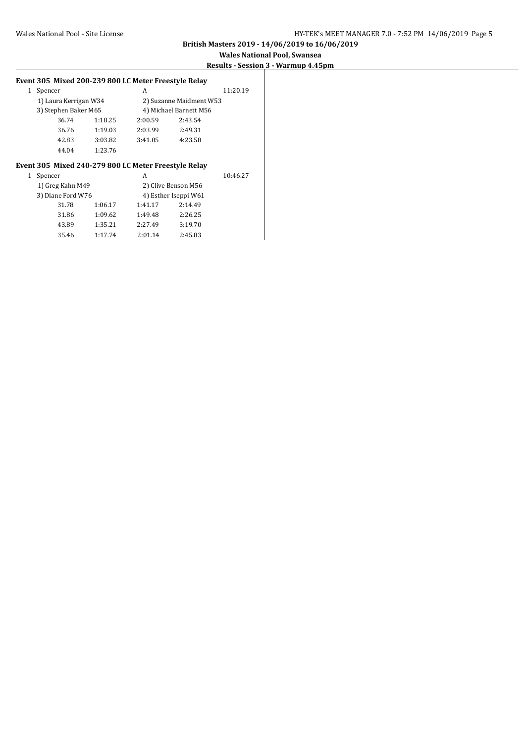**British Masters 2019 - 14/06/2019 to 16/06/2019**

**Wales National Pool, Swansea**

**Results - Session 3 - Warmup 4.45pm**

### Event 305 Mixed 200-239 800 LC Meter Freestyle Relay

| | | | | | |
|---|---|---|---|---|---|
| 1 | Spencer | | A | | 11:20.19 |
| | 1) Laura Kerrigan W34 | | 2) Suzanne Maidment W53 | | |
| | 3) Stephen Baker M65 | | 4) Michael Barnett M56 | | |
| | 36.74 | 1:18.25 | 2:00.59 | 2:43.54 | |
| | 36.76 | 1:19.03 | 2:03.99 | 2:49.31 | |
| | 42.83 | 3:03.82 | 3:41.05 | 4:23.58 | |
| | 44.04 | 1:23.76 | | | |

### Event 305 Mixed 240-279 800 LC Meter Freestyle Relay

| | | | | | |
|---|---|---|---|---|---|
| 1 | Spencer | | A | | 10:46.27 |
| | 1) Greg Kahn M49 | | 2) Clive Benson M56 | | |
| | 3) Diane Ford W76 | | 4) Esther Iseppi W61 | | |
| | 31.78 | 1:06.17 | 1:41.17 | 2:14.49 | |
| | 31.86 | 1:09.62 | 1:49.48 | 2:26.25 | |
| | 43.89 | 1:35.21 | 2:27.49 | 3:19.70 | |
| | 35.46 | 1:17.74 | 2:01.14 | 2:45.83 | |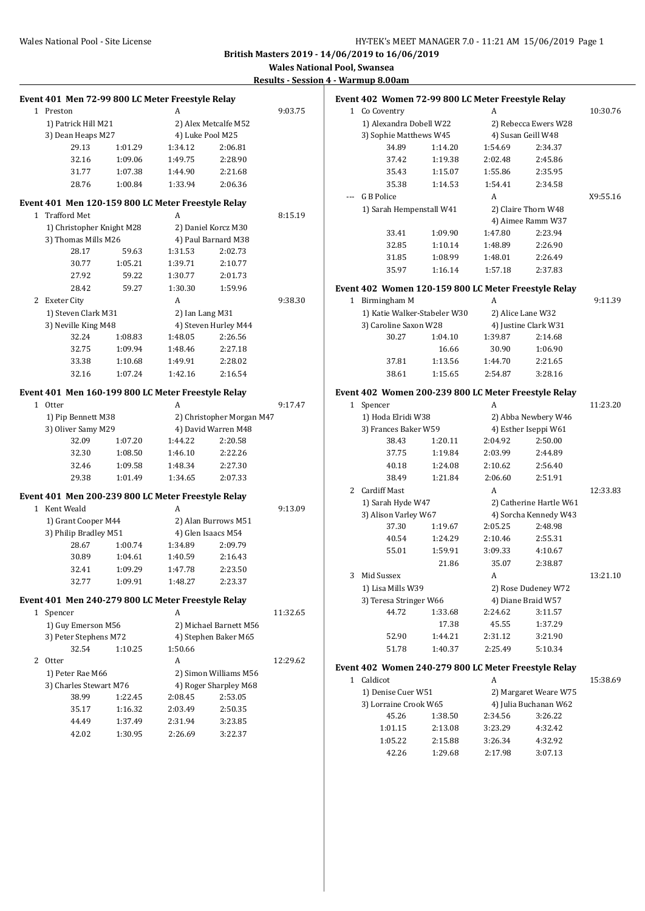**British Masters 2019 - 14/06/2019 to 16/06/2019**

**Wales National Pool, Swansea**

**Results - Session 4 - Warmup 8.00am**

### Event 401 Men 72-99 800 LC Meter Freestyle Relay

1 Preston — A — 9:03.75
1) Patrick Hill M21, 2) Alex Metcalfe M52, 3) Dean Heaps M27, 4) Luke Pool M25

| | | | |
|---|---|---|---|
| 29.13 | 1:01.29 | 1:34.12 | 2:06.81 |
| 32.16 | 1:09.06 | 1:49.75 | 2:28.90 |
| 31.77 | 1:07.38 | 1:44.90 | 2:21.68 |
| 28.76 | 1:00.84 | 1:33.94 | 2:06.36 |

### Event 401 Men 120-159 800 LC Meter Freestyle Relay

1 Trafford Met — A — 8:15.19
1) Christopher Knight M28, 2) Daniel Korcz M30, 3) Thomas Mills M26, 4) Paul Barnard M38

| | | | |
|---|---|---|---|
| 28.17 | 59.63 | 1:31.53 | 2:02.73 |
| 30.77 | 1:05.21 | 1:39.71 | 2:10.77 |
| 27.92 | 59.22 | 1:30.77 | 2:01.73 |
| 28.42 | 59.27 | 1:30.30 | 1:59.96 |

2 Exeter City — A — 9:38.30
1) Steven Clark M31, 2) Ian Lang M31, 3) Neville King M48, 4) Steven Hurley M44

| | | | |
|---|---|---|---|
| 32.24 | 1:08.83 | 1:48.05 | 2:26.56 |
| 32.75 | 1:09.94 | 1:48.46 | 2:27.18 |
| 33.38 | 1:10.68 | 1:49.91 | 2:28.02 |
| 32.16 | 1:07.24 | 1:42.16 | 2:16.54 |

### Event 401 Men 160-199 800 LC Meter Freestyle Relay

1 Otter — A — 9:17.47
1) Pip Bennett M38, 2) Christopher Morgan M47, 3) Oliver Samy M29, 4) David Warren M48

| | | | |
|---|---|---|---|
| 32.09 | 1:07.20 | 1:44.22 | 2:20.58 |
| 32.30 | 1:08.50 | 1:46.10 | 2:22.26 |
| 32.46 | 1:09.58 | 1:48.34 | 2:27.30 |
| 29.38 | 1:01.49 | 1:34.65 | 2:07.33 |

### Event 401 Men 200-239 800 LC Meter Freestyle Relay

1 Kent Weald — A — 9:13.09
1) Grant Cooper M44, 2) Alan Burrows M51, 3) Philip Bradley M51, 4) Glen Isaacs M54

| | | | |
|---|---|---|---|
| 28.67 | 1:00.74 | 1:34.89 | 2:09.79 |
| 30.89 | 1:04.61 | 1:40.59 | 2:16.43 |
| 32.41 | 1:09.29 | 1:47.78 | 2:23.50 |
| 32.77 | 1:09.91 | 1:48.27 | 2:23.37 |

### Event 401 Men 240-279 800 LC Meter Freestyle Relay

1 Spencer — A — 11:32.65
1) Guy Emerson M56, 2) Michael Barnett M56, 3) Peter Stephens M72, 4) Stephen Baker M65

| | | | |
|---|---|---|---|
| 32.54 | 1:10.25 | 1:50.66 | |

2 Otter — A — 12:29.62
1) Peter Rae M66, 2) Simon Williams M56, 3) Charles Stewart M76, 4) Roger Sharpley M68

| | | | |
|---|---|---|---|
| 38.99 | 1:22.45 | 2:08.45 | 2:53.05 |
| 35.17 | 1:16.32 | 2:03.49 | 2:50.35 |
| 44.49 | 1:37.49 | 2:31.94 | 3:23.85 |
| 42.02 | 1:30.95 | 2:26.69 | 3:22.37 |

### Event 402 Women 72-99 800 LC Meter Freestyle Relay

1 Co Coventry — A — 10:30.76
1) Alexandra Dobell W22, 2) Rebecca Ewers W28, 3) Sophie Matthews W45, 4) Susan Geill W48

| | | | |
|---|---|---|---|
| 34.89 | 1:14.20 | 1:54.69 | 2:34.37 |
| 37.42 | 1:19.38 | 2:02.48 | 2:45.86 |
| 35.43 | 1:15.07 | 1:55.86 | 2:35.95 |
| 35.38 | 1:14.53 | 1:54.41 | 2:34.58 |

--- G B Police — A — X9:55.16
1) Sarah Hempenstall W41, 2) Claire Thorn W48, 4) Aimee Ramm W37

| | | | |
|---|---|---|---|
| 33.41 | 1:09.90 | 1:47.80 | 2:23.94 |
| 32.85 | 1:10.14 | 1:48.89 | 2:26.90 |
| 31.85 | 1:08.99 | 1:48.01 | 2:26.49 |
| 35.97 | 1:16.14 | 1:57.18 | 2:37.83 |

### Event 402 Women 120-159 800 LC Meter Freestyle Relay

1 Birmingham M — A — 9:11.39
1) Katie Walker-Stabeler W30, 2) Alice Lane W32, 3) Caroline Saxon W28, 4) Justine Clark W31

| | | | |
|---|---|---|---|
| 30.27 | 1:04.10 | 1:39.87 | 2:14.68 |
| | 16.66 | 30.90 | 1:06.90 |
| 37.81 | 1:13.56 | 1:44.70 | 2:21.65 |
| 38.61 | 1:15.65 | 2:54.87 | 3:28.16 |

### Event 402 Women 200-239 800 LC Meter Freestyle Relay

1 Spencer — A — 11:23.20
1) Hoda Elridi W38, 2) Abba Newbery W46, 3) Frances Baker W59, 4) Esther Iseppi W61

| | | | |
|---|---|---|---|
| 38.43 | 1:20.11 | 2:04.92 | 2:50.00 |
| 37.75 | 1:19.84 | 2:03.99 | 2:44.89 |
| 40.18 | 1:24.08 | 2:10.62 | 2:56.40 |
| 38.49 | 1:21.84 | 2:06.60 | 2:51.91 |

2 Cardiff Mast — A — 12:33.83
1) Sarah Hyde W47, 2) Catherine Hartle W61, 3) Alison Varley W67, 4) Sorcha Kennedy W43

| | | | |
|---|---|---|---|
| 37.30 | 1:19.67 | 2:05.25 | 2:48.98 |
| 40.54 | 1:24.29 | 2:10.46 | 2:55.31 |
| 55.01 | 1:59.91 | 3:09.33 | 4:10.67 |
| | 21.86 | 35.07 | 2:38.87 |

3 Mid Sussex — A — 13:21.10
1) Lisa Mills W39, 2) Rose Dudeney W72, 3) Teresa Stringer W66, 4) Diane Braid W57

| | | | |
|---|---|---|---|
| 44.72 | 1:33.68 | 2:24.62 | 3:11.57 |
| | 17.38 | 45.55 | 1:37.29 |
| 52.90 | 1:44.21 | 2:31.12 | 3:21.90 |
| 51.78 | 1:40.37 | 2:25.49 | 5:10.34 |

### Event 402 Women 240-279 800 LC Meter Freestyle Relay

1 Caldicot — A — 15:38.69
1) Denise Cuer W51, 2) Margaret Weare W75, 3) Lorraine Crook W65, 4) Julia Buchanan W62

| | | | |
|---|---|---|---|
| 45.26 | 1:38.50 | 2:34.56 | 3:26.22 |
| 1:01.15 | 2:13.08 | 3:23.29 | 4:32.42 |
| 1:05.22 | 2:15.88 | 3:26.34 | 4:32.92 |
| 42.26 | 1:29.68 | 2:17.98 | 3:07.13 |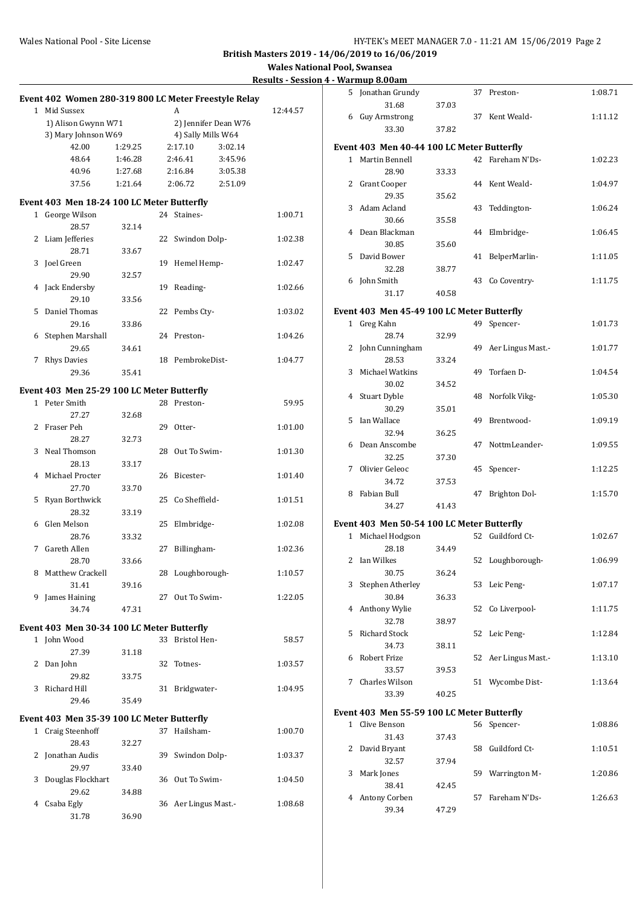British Masters 2019 - 14/06/2019 to 16/06/2019

Wales National Pool, Swansea

Results - Session 4 - Warmup 8.00am

### Event 402 Women 280-319 800 LC Meter Freestyle Relay

| | Team | | Relay | | Finals Time |
|---|---|---|---|---|---|
| 1 | Mid Sussex | | A | | 12:44.57 |
| | 1) Alison Gwynn W71 | | 2) Jennifer Dean W76 | | |
| | 3) Mary Johnson W69 | | 4) Sally Mills W64 | | |
| | 42.00 | 1:29.25 | 2:17.10 | 3:02.14 | |
| | 48.64 | 1:46.28 | 2:46.41 | 3:45.96 | |
| | 40.96 | 1:27.68 | 2:16.84 | 3:05.38 | |
| | 37.56 | 1:21.64 | 2:06.72 | 2:51.09 | |

### Event 403 Men 18-24 100 LC Meter Butterfly

| | Name | Splits | | Age | Team | Time |
|---|---|---|---|---|---|---|
| 1 | George Wilson | 28.57 | 32.14 | 24 | Staines- | 1:00.71 |
| 2 | Liam Jefferies | 28.71 | 33.67 | 22 | Swindon Dolp- | 1:02.38 |
| 3 | Joel Green | 29.90 | 32.57 | 19 | Hemel Hemp- | 1:02.47 |
| 4 | Jack Endersby | 29.10 | 33.56 | 19 | Reading- | 1:02.66 |
| 5 | Daniel Thomas | 29.16 | 33.86 | 22 | Pembs Cty- | 1:03.02 |
| 6 | Stephen Marshall | 29.65 | 34.61 | 24 | Preston- | 1:04.26 |
| 7 | Rhys Davies | 29.36 | 35.41 | 18 | PembrokeDist- | 1:04.77 |

### Event 403 Men 25-29 100 LC Meter Butterfly

| | Name | Splits | | Age | Team | Time |
|---|---|---|---|---|---|---|
| 1 | Peter Smith | 27.27 | 32.68 | 28 | Preston- | 59.95 |
| 2 | Fraser Peh | 28.27 | 32.73 | 29 | Otter- | 1:01.00 |
| 3 | Neal Thomson | 28.13 | 33.17 | 28 | Out To Swim- | 1:01.30 |
| 4 | Michael Procter | 27.70 | 33.70 | 26 | Bicester- | 1:01.40 |
| 5 | Ryan Borthwick | 28.32 | 33.19 | 25 | Co Sheffield- | 1:01.51 |
| 6 | Glen Melson | 28.76 | 33.32 | 25 | Elmbridge- | 1:02.08 |
| 7 | Gareth Allen | 28.70 | 33.66 | 27 | Billingham- | 1:02.36 |
| 8 | Matthew Crackell | 31.41 | 39.16 | 28 | Loughborough- | 1:10.57 |
| 9 | James Haining | 34.74 | 47.31 | 27 | Out To Swim- | 1:22.05 |

### Event 403 Men 30-34 100 LC Meter Butterfly

| | Name | Splits | | Age | Team | Time |
|---|---|---|---|---|---|---|
| 1 | John Wood | 27.39 | 31.18 | 33 | Bristol Hen- | 58.57 |
| 2 | Dan John | 29.82 | 33.75 | 32 | Totnes- | 1:03.57 |
| 3 | Richard Hill | 29.46 | 35.49 | 31 | Bridgwater- | 1:04.95 |

### Event 403 Men 35-39 100 LC Meter Butterfly

| | Name | Splits | | Age | Team | Time |
|---|---|---|---|---|---|---|
| 1 | Craig Steenhoff | 28.43 | 32.27 | 37 | Hailsham- | 1:00.70 |
| 2 | Jonathan Audis | 29.97 | 33.40 | 39 | Swindon Dolp- | 1:03.37 |
| 3 | Douglas Flockhart | 29.62 | 34.88 | 36 | Out To Swim- | 1:04.50 |
| 4 | Csaba Egly | 31.78 | 36.90 | 36 | Aer Lingus Mast.- | 1:08.68 |
| 5 | Jonathan Grundy | 31.68 | 37.03 | 37 | Preston- | 1:08.71 |
| 6 | Guy Armstrong | 33.30 | 37.82 | 37 | Kent Weald- | 1:11.12 |

### Event 403 Men 40-44 100 LC Meter Butterfly

| | Name | Splits | | Age | Team | Time |
|---|---|---|---|---|---|---|
| 1 | Martin Bennell | 28.90 | 33.33 | 42 | Fareham N'Ds- | 1:02.23 |
| 2 | Grant Cooper | 29.35 | 35.62 | 44 | Kent Weald- | 1:04.97 |
| 3 | Adam Acland | 30.66 | 35.58 | 43 | Teddington- | 1:06.24 |
| 4 | Dean Blackman | 30.85 | 35.60 | 44 | Elmbridge- | 1:06.45 |
| 5 | David Bower | 32.28 | 38.77 | 41 | BelperMarlin- | 1:11.05 |
| 6 | John Smith | 31.17 | 40.58 | 43 | Co Coventry- | 1:11.75 |

### Event 403 Men 45-49 100 LC Meter Butterfly

| | Name | Splits | | Age | Team | Time |
|---|---|---|---|---|---|---|
| 1 | Greg Kahn | 28.74 | 32.99 | 49 | Spencer- | 1:01.73 |
| 2 | John Cunningham | 28.53 | 33.24 | 49 | Aer Lingus Mast.- | 1:01.77 |
| 3 | Michael Watkins | 30.02 | 34.52 | 49 | Torfaen D- | 1:04.54 |
| 4 | Stuart Dyble | 30.29 | 35.01 | 48 | Norfolk Vikg- | 1:05.30 |
| 5 | Ian Wallace | 32.94 | 36.25 | 49 | Brentwood- | 1:09.19 |
| 6 | Dean Anscombe | 32.25 | 37.30 | 47 | NottmLeander- | 1:09.55 |
| 7 | Olivier Geleoc | 34.72 | 37.53 | 45 | Spencer- | 1:12.25 |
| 8 | Fabian Bull | 34.27 | 41.43 | 47 | Brighton Dol- | 1:15.70 |

### Event 403 Men 50-54 100 LC Meter Butterfly

| | Name | Splits | | Age | Team | Time |
|---|---|---|---|---|---|---|
| 1 | Michael Hodgson | 28.18 | 34.49 | 52 | Guildford Ct- | 1:02.67 |
| 2 | Ian Wilkes | 30.75 | 36.24 | 52 | Loughborough- | 1:06.99 |
| 3 | Stephen Atherley | 30.84 | 36.33 | 53 | Leic Peng- | 1:07.17 |
| 4 | Anthony Wylie | 32.78 | 38.97 | 52 | Co Liverpool- | 1:11.75 |
| 5 | Richard Stock | 34.73 | 38.11 | 52 | Leic Peng- | 1:12.84 |
| 6 | Robert Frize | 33.57 | 39.53 | 52 | Aer Lingus Mast.- | 1:13.10 |
| 7 | Charles Wilson | 33.39 | 40.25 | 51 | Wycombe Dist- | 1:13.64 |

### Event 403 Men 55-59 100 LC Meter Butterfly

| | Name | Splits | | Age | Team | Time |
|---|---|---|---|---|---|---|
| 1 | Clive Benson | 31.43 | 37.43 | 56 | Spencer- | 1:08.86 |
| 2 | David Bryant | 32.57 | 37.94 | 58 | Guildford Ct- | 1:10.51 |
| 3 | Mark Jones | 38.41 | 42.45 | 59 | Warrington M- | 1:20.86 |
| 4 | Antony Corben | 39.34 | 47.29 | 57 | Fareham N'Ds- | 1:26.63 |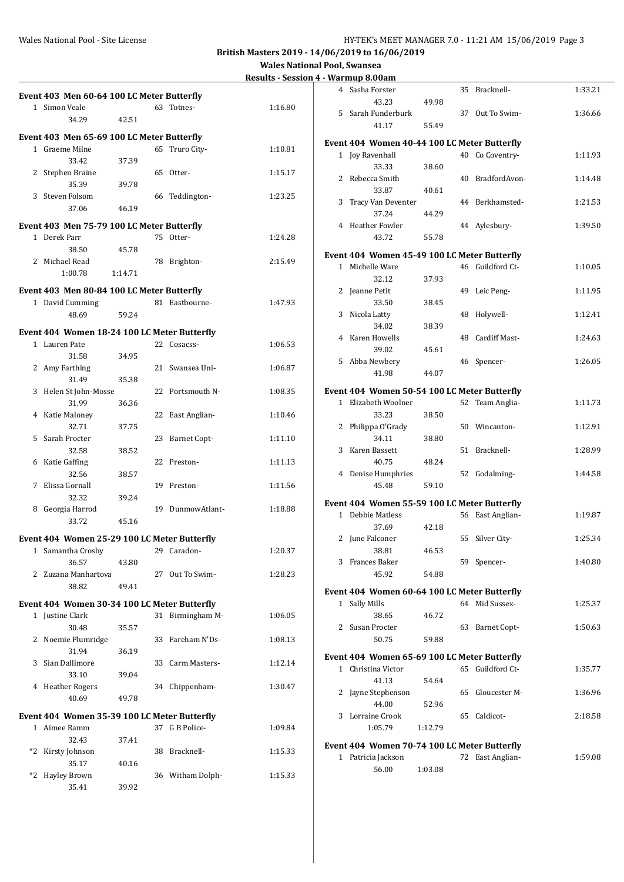**British Masters 2019 - 14/06/2019 to 16/06/2019**

**Wales National Pool, Swansea**

**Results - Session 4 - Warmup 8.00am**

### Event 403 Men 60-64 100 LC Meter Butterfly

| | Name | Age | Team | Time |
|---|---|---|---|---|
| 1 | Simon Veale | 63 | Totnes- | 1:16.80 |
| | 34.29 | 42.51 | | |

### Event 403 Men 65-69 100 LC Meter Butterfly

| | Name | Age | Team | Time |
|---|---|---|---|---|
| 1 | Graeme Milne | 65 | Truro City- | 1:10.81 |
| | 33.42 | 37.39 | | |
| 2 | Stephen Braine | 65 | Otter- | 1:15.17 |
| | 35.39 | 39.78 | | |
| 3 | Steven Folsom | 66 | Teddington- | 1:23.25 |
| | 37.06 | 46.19 | | |

### Event 403 Men 75-79 100 LC Meter Butterfly

| | Name | Age | Team | Time |
|---|---|---|---|---|
| 1 | Derek Parr | 75 | Otter- | 1:24.28 |
| | 38.50 | 45.78 | | |
| 2 | Michael Read | 78 | Brighton- | 2:15.49 |
| | 1:00.78 | 1:14.71 | | |

### Event 403 Men 80-84 100 LC Meter Butterfly

| | Name | Age | Team | Time |
|---|---|---|---|---|
| 1 | David Cumming | 81 | Eastbourne- | 1:47.93 |
| | 48.69 | 59.24 | | |

### Event 404 Women 18-24 100 LC Meter Butterfly

| | Name | Age | Team | Time |
|---|---|---|---|---|
| 1 | Lauren Pate | 22 | Cosacss- | 1:06.53 |
| | 31.58 | 34.95 | | |
| 2 | Amy Farthing | 21 | Swansea Uni- | 1:06.87 |
| | 31.49 | 35.38 | | |
| 3 | Helen St John-Mosse | 22 | Portsmouth N- | 1:08.35 |
| | 31.99 | 36.36 | | |
| 4 | Katie Maloney | 22 | East Anglian- | 1:10.46 |
| | 32.71 | 37.75 | | |
| 5 | Sarah Procter | 23 | Barnet Copt- | 1:11.10 |
| | 32.58 | 38.52 | | |
| 6 | Katie Gaffing | 22 | Preston- | 1:11.13 |
| | 32.56 | 38.57 | | |
| 7 | Elissa Gornall | 19 | Preston- | 1:11.56 |
| | 32.32 | 39.24 | | |
| 8 | Georgia Harrod | 19 | DunmowAtlant- | 1:18.88 |
| | 33.72 | 45.16 | | |

### Event 404 Women 25-29 100 LC Meter Butterfly

| | Name | Age | Team | Time |
|---|---|---|---|---|
| 1 | Samantha Crosby | 29 | Caradon- | 1:20.37 |
| | 36.57 | 43.80 | | |
| 2 | Zuzana Manhartova | 27 | Out To Swim- | 1:28.23 |
| | 38.82 | 49.41 | | |

### Event 404 Women 30-34 100 LC Meter Butterfly

| | Name | Age | Team | Time |
|---|---|---|---|---|
| 1 | Justine Clark | 31 | Birmingham M- | 1:06.05 |
| | 30.48 | 35.57 | | |
| 2 | Noemie Plumridge | 33 | Fareham N'Ds- | 1:08.13 |
| | 31.94 | 36.19 | | |
| 3 | Sian Dallimore | 33 | Carm Masters- | 1:12.14 |
| | 33.10 | 39.04 | | |
| 4 | Heather Rogers | 34 | Chippenham- | 1:30.47 |
| | 40.69 | 49.78 | | |

### Event 404 Women 35-39 100 LC Meter Butterfly

| | Name | Age | Team | Time |
|---|---|---|---|---|
| 1 | Aimee Ramm | 37 | G B Police- | 1:09.84 |
| | 32.43 | 37.41 | | |
| *2 | Kirsty Johnson | 38 | Bracknell- | 1:15.33 |
| | 35.17 | 40.16 | | |
| *2 | Hayley Brown | 36 | Witham Dolph- | 1:15.33 |
| | 35.41 | 39.92 | | |
| 4 | Sasha Forster | 35 | Bracknell- | 1:33.21 |
| | 43.23 | 49.98 | | |
| 5 | Sarah Funderburk | 37 | Out To Swim- | 1:36.66 |
| | 41.17 | 55.49 | | |

### Event 404 Women 40-44 100 LC Meter Butterfly

| | Name | Age | Team | Time |
|---|---|---|---|---|
| 1 | Joy Ravenhall | 40 | Co Coventry- | 1:11.93 |
| | 33.33 | 38.60 | | |
| 2 | Rebecca Smith | 40 | BradfordAvon- | 1:14.48 |
| | 33.87 | 40.61 | | |
| 3 | Tracy Van Deventer | 44 | Berkhamsted- | 1:21.53 |
| | 37.24 | 44.29 | | |
| 4 | Heather Fowler | 44 | Aylesbury- | 1:39.50 |
| | 43.72 | 55.78 | | |

### Event 404 Women 45-49 100 LC Meter Butterfly

| | Name | Age | Team | Time |
|---|---|---|---|---|
| 1 | Michelle Ware | 46 | Guildford Ct- | 1:10.05 |
| | 32.12 | 37.93 | | |
| 2 | Jeanne Petit | 49 | Leic Peng- | 1:11.95 |
| | 33.50 | 38.45 | | |
| 3 | Nicola Latty | 48 | Holywell- | 1:12.41 |
| | 34.02 | 38.39 | | |
| 4 | Karen Howells | 48 | Cardiff Mast- | 1:24.63 |
| | 39.02 | 45.61 | | |
| 5 | Abba Newbery | 46 | Spencer- | 1:26.05 |
| | 41.98 | 44.07 | | |

### Event 404 Women 50-54 100 LC Meter Butterfly

| | Name | Age | Team | Time |
|---|---|---|---|---|
| 1 | Elizabeth Woolner | 52 | Team Anglia- | 1:11.73 |
| | 33.23 | 38.50 | | |
| 2 | Philippa O'Grady | 50 | Wincanton- | 1:12.91 |
| | 34.11 | 38.80 | | |
| 3 | Karen Bassett | 51 | Bracknell- | 1:28.99 |
| | 40.75 | 48.24 | | |
| 4 | Denise Humphries | 52 | Godalming- | 1:44.58 |
| | 45.48 | 59.10 | | |

### Event 404 Women 55-59 100 LC Meter Butterfly

| | Name | Age | Team | Time |
|---|---|---|---|---|
| 1 | Debbie Matless | 56 | East Anglian- | 1:19.87 |
| | 37.69 | 42.18 | | |
| 2 | June Falconer | 55 | Silver City- | 1:25.34 |
| | 38.81 | 46.53 | | |
| 3 | Frances Baker | 59 | Spencer- | 1:40.80 |
| | 45.92 | 54.88 | | |

### Event 404 Women 60-64 100 LC Meter Butterfly

| | Name | Age | Team | Time |
|---|---|---|---|---|
| 1 | Sally Mills | 64 | Mid Sussex- | 1:25.37 |
| | 38.65 | 46.72 | | |
| 2 | Susan Procter | 63 | Barnet Copt- | 1:50.63 |
| | 50.75 | 59.88 | | |

### Event 404 Women 65-69 100 LC Meter Butterfly

| | Name | Age | Team | Time |
|---|---|---|---|---|
| 1 | Christina Victor | 65 | Guildford Ct- | 1:35.77 |
| | 41.13 | 54.64 | | |
| 2 | Jayne Stephenson | 65 | Gloucester M- | 1:36.96 |
| | 44.00 | 52.96 | | |
| 3 | Lorraine Crook | 65 | Caldicot- | 2:18.58 |
| | 1:05.79 | 1:12.79 | | |

### Event 404 Women 70-74 100 LC Meter Butterfly

| | Name | Age | Team | Time |
|---|---|---|---|---|
| 1 | Patricia Jackson | 72 | East Anglian- | 1:59.08 |
| | 56.00 | 1:03.08 | | |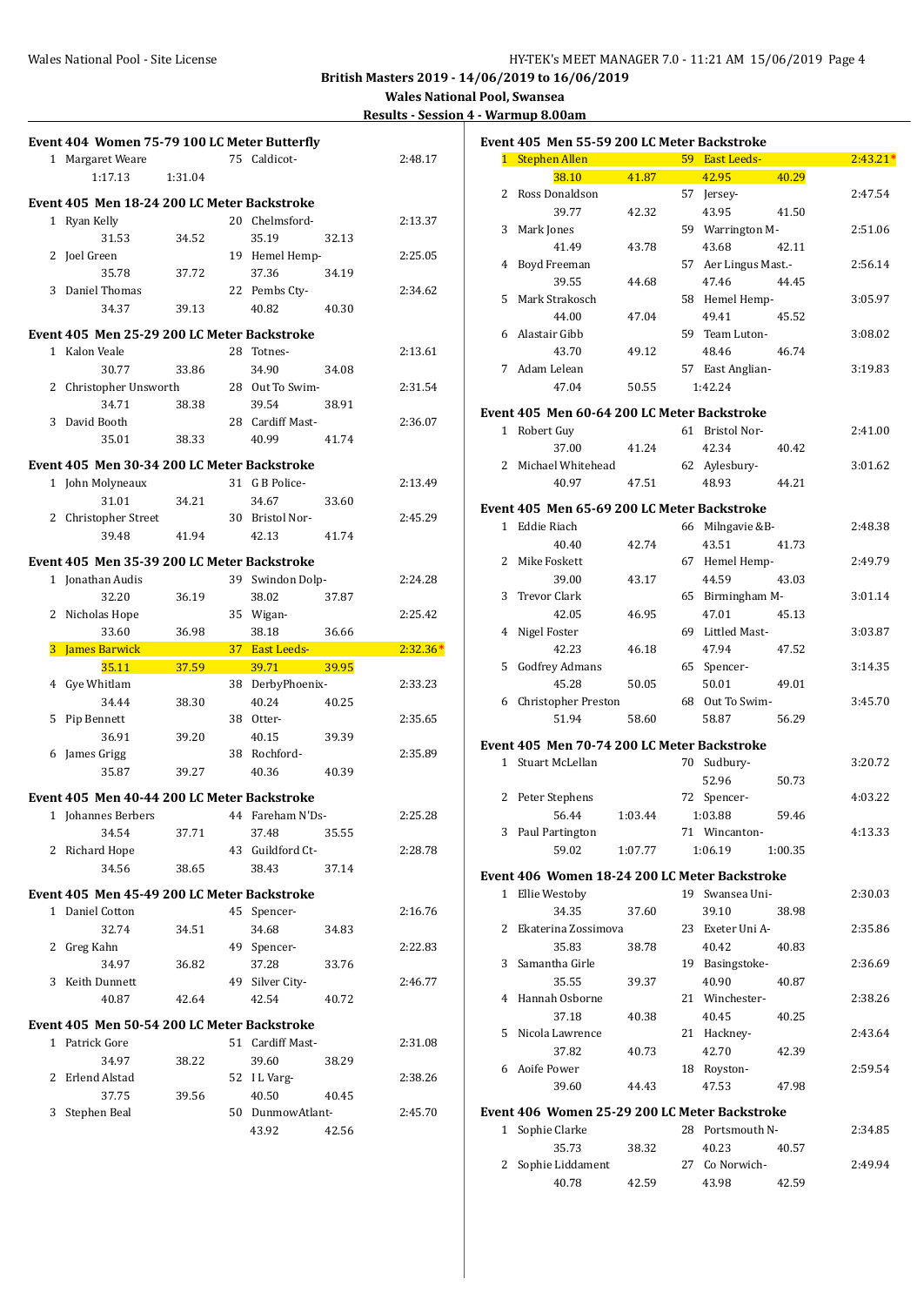# British Masters 2019 - 14/06/2019 to 16/06/2019

## Wales National Pool, Swansea

### Results - Session 4 - Warmup 8.00am

**Event 404 Women 75-79 100 LC Meter Butterfly**

| Place | Name | Age | Team | Time |
|---|---|---|---|---|
| 1 | Margaret Weare | 75 | Caldicot- | 2:48.17 |
| | 1:17.13 1:31.04 | | | |

**Event 405 Men 18-24 200 LC Meter Backstroke**

| Place | Name | Age | Team | Time |
|---|---|---|---|---|
| 1 | Ryan Kelly | 20 | Chelmsford- | 2:13.37 |
| | 31.53 34.52 35.19 32.13 | | | |
| 2 | Joel Green | 19 | Hemel Hemp- | 2:25.05 |
| | 35.78 37.72 37.36 34.19 | | | |
| 3 | Daniel Thomas | 22 | Pembs Cty- | 2:34.62 |
| | 34.37 39.13 40.82 40.30 | | | |

**Event 405 Men 25-29 200 LC Meter Backstroke**

| Place | Name | Age | Team | Time |
|---|---|---|---|---|
| 1 | Kalon Veale | 28 | Totnes- | 2:13.61 |
| | 30.77 33.86 34.90 34.08 | | | |
| 2 | Christopher Unsworth | 28 | Out To Swim- | 2:31.54 |
| | 34.71 38.38 39.54 38.91 | | | |
| 3 | David Booth | 28 | Cardiff Mast- | 2:36.07 |
| | 35.01 38.33 40.99 41.74 | | | |

**Event 405 Men 30-34 200 LC Meter Backstroke**

| Place | Name | Age | Team | Time |
|---|---|---|---|---|
| 1 | John Molyneaux | 31 | G B Police- | 2:13.49 |
| | 31.01 34.21 34.67 33.60 | | | |
| 2 | Christopher Street | 30 | Bristol Nor- | 2:45.29 |
| | 39.48 41.94 42.13 41.74 | | | |

**Event 405 Men 35-39 200 LC Meter Backstroke**

| Place | Name | Age | Team | Time |
|---|---|---|---|---|
| 1 | Jonathan Audis | 39 | Swindon Dolp- | 2:24.28 |
| | 32.20 36.19 38.02 37.87 | | | |
| 2 | Nicholas Hope | 35 | Wigan- | 2:25.42 |
| | 33.60 36.98 38.18 36.66 | | | |
| 3 | James Barwick | 37 | East Leeds- | 2:32.36* |
| | 35.11 37.59 39.71 39.95 | | | |
| 4 | Gye Whitlam | 38 | DerbyPhoenix- | 2:33.23 |
| | 34.44 38.30 40.24 40.25 | | | |
| 5 | Pip Bennett | 38 | Otter- | 2:35.65 |
| | 36.91 39.20 40.15 39.39 | | | |
| 6 | James Grigg | 38 | Rochford- | 2:35.89 |
| | 35.87 39.27 40.36 40.39 | | | |

**Event 405 Men 40-44 200 LC Meter Backstroke**

| Place | Name | Age | Team | Time |
|---|---|---|---|---|
| 1 | Johannes Berbers | 44 | Fareham N'Ds- | 2:25.28 |
| | 34.54 37.71 37.48 35.55 | | | |
| 2 | Richard Hope | 43 | Guildford Ct- | 2:28.78 |
| | 34.56 38.65 38.43 37.14 | | | |

**Event 405 Men 45-49 200 LC Meter Backstroke**

| Place | Name | Age | Team | Time |
|---|---|---|---|---|
| 1 | Daniel Cotton | 45 | Spencer- | 2:16.76 |
| | 32.74 34.51 34.68 34.83 | | | |
| 2 | Greg Kahn | 49 | Spencer- | 2:22.83 |
| | 34.97 36.82 37.28 33.76 | | | |
| 3 | Keith Dunnett | 49 | Silver City- | 2:46.77 |
| | 40.87 42.64 42.54 40.72 | | | |

**Event 405 Men 50-54 200 LC Meter Backstroke**

| Place | Name | Age | Team | Time |
|---|---|---|---|---|
| 1 | Patrick Gore | 51 | Cardiff Mast- | 2:31.08 |
| | 34.97 38.22 39.60 38.29 | | | |
| 2 | Erlend Alstad | 52 | I L Varg- | 2:38.26 |
| | 37.75 39.56 40.50 40.45 | | | |
| 3 | Stephen Beal | 50 | DunmowAtlant- | 2:45.70 |
| | 43.92 42.56 | | | |

**Event 405 Men 55-59 200 LC Meter Backstroke**

| Place | Name | Age | Team | Time |
|---|---|---|---|---|
| 1 | Stephen Allen | 59 | East Leeds- | 2:43.21* |
| | 38.10 41.87 42.95 40.29 | | | |
| 2 | Ross Donaldson | 57 | Jersey- | 2:47.54 |
| | 39.77 42.32 43.95 41.50 | | | |
| 3 | Mark Jones | 59 | Warrington M- | 2:51.06 |
| | 41.49 43.78 43.68 42.11 | | | |
| 4 | Boyd Freeman | 57 | Aer Lingus Mast.- | 2:56.14 |
| | 39.55 44.68 47.46 44.45 | | | |
| 5 | Mark Strakosch | 58 | Hemel Hemp- | 3:05.97 |
| | 44.00 47.04 49.41 45.52 | | | |
| 6 | Alastair Gibb | 59 | Team Luton- | 3:08.02 |
| | 43.70 49.12 48.46 46.74 | | | |
| 7 | Adam Lelean | 57 | East Anglian- | 3:19.83 |
| | 47.04 50.55 1:42.24 | | | |

**Event 405 Men 60-64 200 LC Meter Backstroke**

| Place | Name | Age | Team | Time |
|---|---|---|---|---|
| 1 | Robert Guy | 61 | Bristol Nor- | 2:41.00 |
| | 37.00 41.24 42.34 40.42 | | | |
| 2 | Michael Whitehead | 62 | Aylesbury- | 3:01.62 |
| | 40.97 47.51 48.93 44.21 | | | |

**Event 405 Men 65-69 200 LC Meter Backstroke**

| Place | Name | Age | Team | Time |
|---|---|---|---|---|
| 1 | Eddie Riach | 66 | Milngavie &B- | 2:48.38 |
| | 40.40 42.74 43.51 41.73 | | | |
| 2 | Mike Foskett | 67 | Hemel Hemp- | 2:49.79 |
| | 39.00 43.17 44.59 43.03 | | | |
| 3 | Trevor Clark | 65 | Birmingham M- | 3:01.14 |
| | 42.05 46.95 47.01 45.13 | | | |
| 4 | Nigel Foster | 69 | Littled Mast- | 3:03.87 |
| | 42.23 46.18 47.94 47.52 | | | |
| 5 | Godfrey Admans | 65 | Spencer- | 3:14.35 |
| | 45.28 50.05 50.01 49.01 | | | |
| 6 | Christopher Preston | 68 | Out To Swim- | 3:45.70 |
| | 51.94 58.60 58.87 56.29 | | | |

**Event 405 Men 70-74 200 LC Meter Backstroke**

| Place | Name | Age | Team | Time |
|---|---|---|---|---|
| 1 | Stuart McLellan | 70 | Sudbury- | 3:20.72 |
| | 52.96 50.73 | | | |
| 2 | Peter Stephens | 72 | Spencer- | 4:03.22 |
| | 56.44 1:03.44 1:03.88 59.46 | | | |
| 3 | Paul Partington | 71 | Wincanton- | 4:13.33 |
| | 59.02 1:07.77 1:06.19 1:00.35 | | | |

**Event 406 Women 18-24 200 LC Meter Backstroke**

| Place | Name | Age | Team | Time |
|---|---|---|---|---|
| 1 | Ellie Westoby | 19 | Swansea Uni- | 2:30.03 |
| | 34.35 37.60 39.10 38.98 | | | |
| 2 | Ekaterina Zossimova | 23 | Exeter Uni A- | 2:35.86 |
| | 35.83 38.78 40.42 40.83 | | | |
| 3 | Samantha Girle | 19 | Basingstoke- | 2:36.69 |
| | 35.55 39.37 40.90 40.87 | | | |
| 4 | Hannah Osborne | 21 | Winchester- | 2:38.26 |
| | 37.18 40.38 40.45 40.25 | | | |
| 5 | Nicola Lawrence | 21 | Hackney- | 2:43.64 |
| | 37.82 40.73 42.70 42.39 | | | |
| 6 | Aoife Power | 18 | Royston- | 2:59.54 |
| | 39.60 44.43 47.53 47.98 | | | |

**Event 406 Women 25-29 200 LC Meter Backstroke**

| Place | Name | Age | Team | Time |
|---|---|---|---|---|
| 1 | Sophie Clarke | 28 | Portsmouth N- | 2:34.85 |
| | 35.73 38.32 40.23 40.57 | | | |
| 2 | Sophie Liddament | 27 | Co Norwich- | 2:49.94 |
| | 40.78 42.59 43.98 42.59 | | | |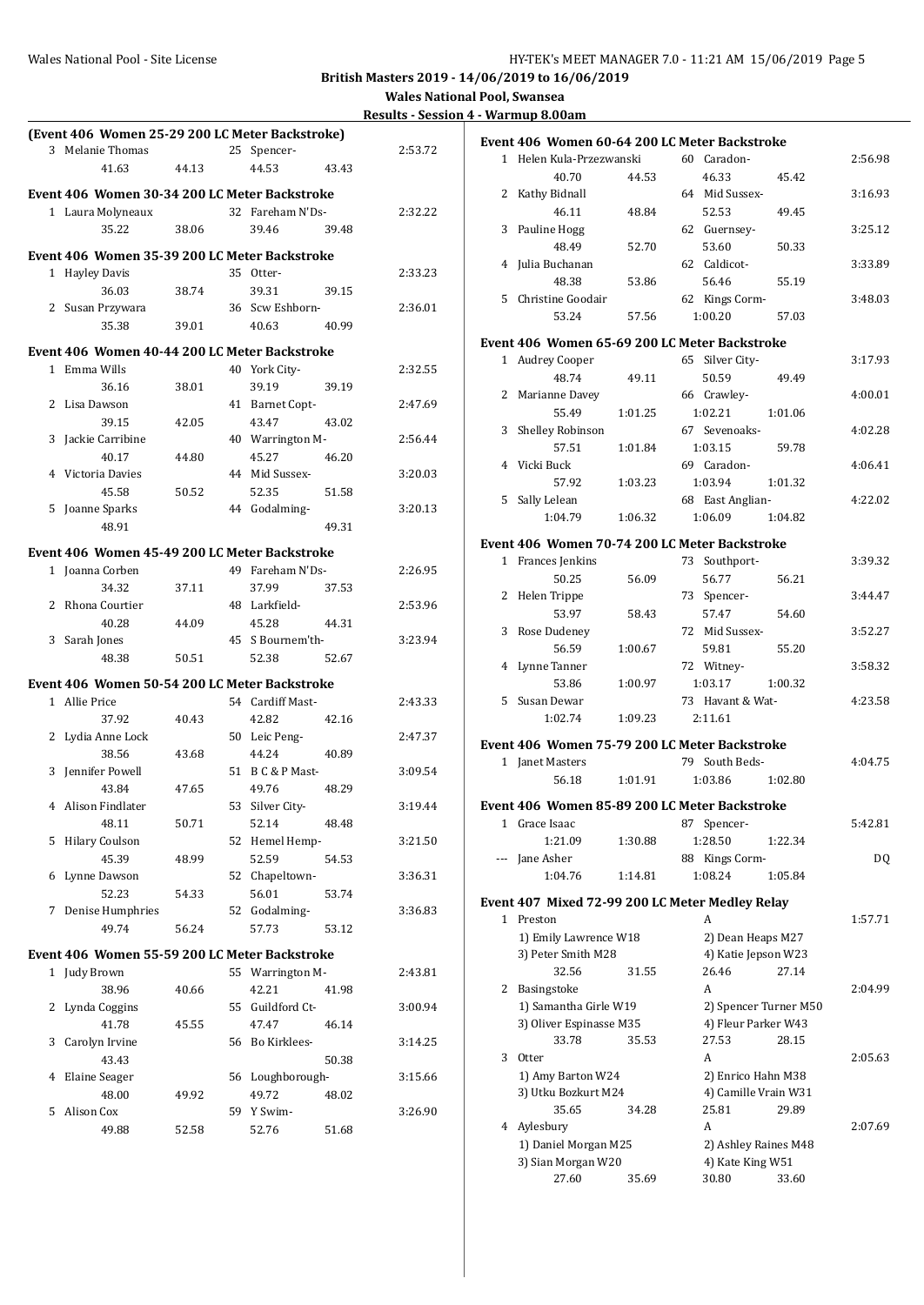**British Masters 2019 - 14/06/2019 to 16/06/2019**

**Wales National Pool, Swansea**

**Results - Session 4 - Warmup 8.00am**

### (Event 406 Women 25-29 200 LC Meter Backstroke)

| Place | Name | Age | Team | Time |
|---|---|---|---|---|
| 3 | Melanie Thomas | 25 | Spencer- | 2:53.72 |
| | 41.63 44.13 44.53 43.43 | | | |

### Event 406 Women 30-34 200 LC Meter Backstroke

| Place | Name | Age | Team | Time |
|---|---|---|---|---|
| 1 | Laura Molyneaux | 32 | Fareham N'Ds- | 2:32.22 |
| | 35.22 38.06 39.46 39.48 | | | |

### Event 406 Women 35-39 200 LC Meter Backstroke

| Place | Name | Age | Team | Time |
|---|---|---|---|---|
| 1 | Hayley Davis | 35 | Otter- | 2:33.23 |
| | 36.03 38.74 39.31 39.15 | | | |
| 2 | Susan Przywara | 36 | Scw Eshborn- | 2:36.01 |
| | 35.38 39.01 40.63 40.99 | | | |

### Event 406 Women 40-44 200 LC Meter Backstroke

| Place | Name | Age | Team | Time |
|---|---|---|---|---|
| 1 | Emma Wills | 40 | York City- | 2:32.55 |
| | 36.16 38.01 39.19 39.19 | | | |
| 2 | Lisa Dawson | 41 | Barnet Copt- | 2:47.69 |
| | 39.15 42.05 43.47 43.02 | | | |
| 3 | Jackie Carribine | 40 | Warrington M- | 2:56.44 |
| | 40.17 44.80 45.27 46.20 | | | |
| 4 | Victoria Davies | 44 | Mid Sussex- | 3:20.03 |
| | 45.58 50.52 52.35 51.58 | | | |
| 5 | Joanne Sparks | 44 | Godalming- | 3:20.13 |
| | 48.91 49.31 | | | |

### Event 406 Women 45-49 200 LC Meter Backstroke

| Place | Name | Age | Team | Time |
|---|---|---|---|---|
| 1 | Joanna Corben | 49 | Fareham N'Ds- | 2:26.95 |
| | 34.32 37.11 37.99 37.53 | | | |
| 2 | Rhona Courtier | 48 | Larkfield- | 2:53.96 |
| | 40.28 44.09 45.28 44.31 | | | |
| 3 | Sarah Jones | 45 | S Bournem'th- | 3:23.94 |
| | 48.38 50.51 52.38 52.67 | | | |

### Event 406 Women 50-54 200 LC Meter Backstroke

| Place | Name | Age | Team | Time |
|---|---|---|---|---|
| 1 | Allie Price | 54 | Cardiff Mast- | 2:43.33 |
| | 37.92 40.43 42.82 42.16 | | | |
| 2 | Lydia Anne Lock | 50 | Leic Peng- | 2:47.37 |
| | 38.56 43.68 44.24 40.89 | | | |
| 3 | Jennifer Powell | 51 | B C & P Mast- | 3:09.54 |
| | 43.84 47.65 49.76 48.29 | | | |
| 4 | Alison Findlater | 53 | Silver City- | 3:19.44 |
| | 48.11 50.71 52.14 48.48 | | | |
| 5 | Hilary Coulson | 52 | Hemel Hemp- | 3:21.50 |
| | 45.39 48.99 52.59 54.53 | | | |
| 6 | Lynne Dawson | 52 | Chapeltown- | 3:36.31 |
| | 52.23 54.33 56.01 53.74 | | | |
| 7 | Denise Humphries | 52 | Godalming- | 3:36.83 |
| | 49.74 56.24 57.73 53.12 | | | |

### Event 406 Women 55-59 200 LC Meter Backstroke

| Place | Name | Age | Team | Time |
|---|---|---|---|---|
| 1 | Judy Brown | 55 | Warrington M- | 2:43.81 |
| | 38.96 40.66 42.21 41.98 | | | |
| 2 | Lynda Coggins | 55 | Guildford Ct- | 3:00.94 |
| | 41.78 45.55 47.47 46.14 | | | |
| 3 | Carolyn Irvine | 56 | Bo Kirklees- | 3:14.25 |
| | 43.43 50.38 | | | |
| 4 | Elaine Seager | 56 | Loughborough- | 3:15.66 |
| | 48.00 49.92 49.72 48.02 | | | |
| 5 | Alison Cox | 59 | Y Swim- | 3:26.90 |
| | 49.88 52.58 52.76 51.68 | | | |

### Event 406 Women 60-64 200 LC Meter Backstroke

| Place | Name | Age | Team | Time |
|---|---|---|---|---|
| 1 | Helen Kula-Przezwanski | 60 | Caradon- | 2:56.98 |
| | 40.70 44.53 46.33 45.42 | | | |
| 2 | Kathy Bidnall | 64 | Mid Sussex- | 3:16.93 |
| | 46.11 48.84 52.53 49.45 | | | |
| 3 | Pauline Hogg | 62 | Guernsey- | 3:25.12 |
| | 48.49 52.70 53.60 50.33 | | | |
| 4 | Julia Buchanan | 62 | Caldicot- | 3:33.89 |
| | 48.38 53.86 56.46 55.19 | | | |
| 5 | Christine Goodair | 62 | Kings Corm- | 3:48.03 |
| | 53.24 57.56 1:00.20 57.03 | | | |

### Event 406 Women 65-69 200 LC Meter Backstroke

| Place | Name | Age | Team | Time |
|---|---|---|---|---|
| 1 | Audrey Cooper | 65 | Silver City- | 3:17.93 |
| | 48.74 49.11 50.59 49.49 | | | |
| 2 | Marianne Davey | 66 | Crawley- | 4:00.01 |
| | 55.49 1:01.25 1:02.21 1:01.06 | | | |
| 3 | Shelley Robinson | 67 | Sevenoaks- | 4:02.28 |
| | 57.51 1:01.84 1:03.15 59.78 | | | |
| 4 | Vicki Buck | 69 | Caradon- | 4:06.41 |
| | 57.92 1:03.23 1:03.94 1:01.32 | | | |
| 5 | Sally Lelean | 68 | East Anglian- | 4:22.02 |
| | 1:04.79 1:06.32 1:06.09 1:04.82 | | | |

### Event 406 Women 70-74 200 LC Meter Backstroke

| Place | Name | Age | Team | Time |
|---|---|---|---|---|
| 1 | Frances Jenkins | 73 | Southport- | 3:39.32 |
| | 50.25 56.09 56.77 56.21 | | | |
| 2 | Helen Trippe | 73 | Spencer- | 3:44.47 |
| | 53.97 58.43 57.47 54.60 | | | |
| 3 | Rose Dudeney | 72 | Mid Sussex- | 3:52.27 |
| | 56.59 1:00.67 59.81 55.20 | | | |
| 4 | Lynne Tanner | 72 | Witney- | 3:58.32 |
| | 53.86 1:00.97 1:03.17 1:00.32 | | | |
| 5 | Susan Dewar | 73 | Havant & Wat- | 4:23.58 |
| | 1:02.74 1:09.23 2:11.61 | | | |

### Event 406 Women 75-79 200 LC Meter Backstroke

| Place | Name | Age | Team | Time |
|---|---|---|---|---|
| 1 | Janet Masters | 79 | South Beds- | 4:04.75 |
| | 56.18 1:01.91 1:03.86 1:02.80 | | | |

### Event 406 Women 85-89 200 LC Meter Backstroke

| Place | Name | Age | Team | Time |
|---|---|---|---|---|
| 1 | Grace Isaac | 87 | Spencer- | 5:42.81 |
| | 1:21.09 1:30.88 1:28.50 1:22.34 | | | |
| --- | Jane Asher | 88 | Kings Corm- | DQ |
| | 1:04.76 1:14.81 1:08.24 1:05.84 | | | |

### Event 407 Mixed 72-99 200 LC Meter Medley Relay

| Place | Team | Relay | Time |
|---|---|---|---|
| 1 | Preston | A | 1:57.71 |
| | 1) Emily Lawrence W18 | 2) Dean Heaps M27 | |
| | 3) Peter Smith M28 | 4) Katie Jepson W23 | |
| | 32.56 31.55 | 26.46 27.14 | |
| 2 | Basingstoke | A | 2:04.99 |
| | 1) Samantha Girle W19 | 2) Spencer Turner M50 | |
| | 3) Oliver Espinasse M35 | 4) Fleur Parker W43 | |
| | 33.78 35.53 | 27.53 28.15 | |
| 3 | Otter | A | 2:05.63 |
| | 1) Amy Barton W24 | 2) Enrico Hahn M38 | |
| | 3) Utku Bozkurt M24 | 4) Camille Vrain W31 | |
| | 35.65 34.28 | 25.81 29.89 | |
| 4 | Aylesbury | A | 2:07.69 |
| | 1) Daniel Morgan M25 | 2) Ashley Raines M48 | |
| | 3) Sian Morgan W20 | 4) Kate King W51 | |
| | 27.60 35.69 | 30.80 33.60 | |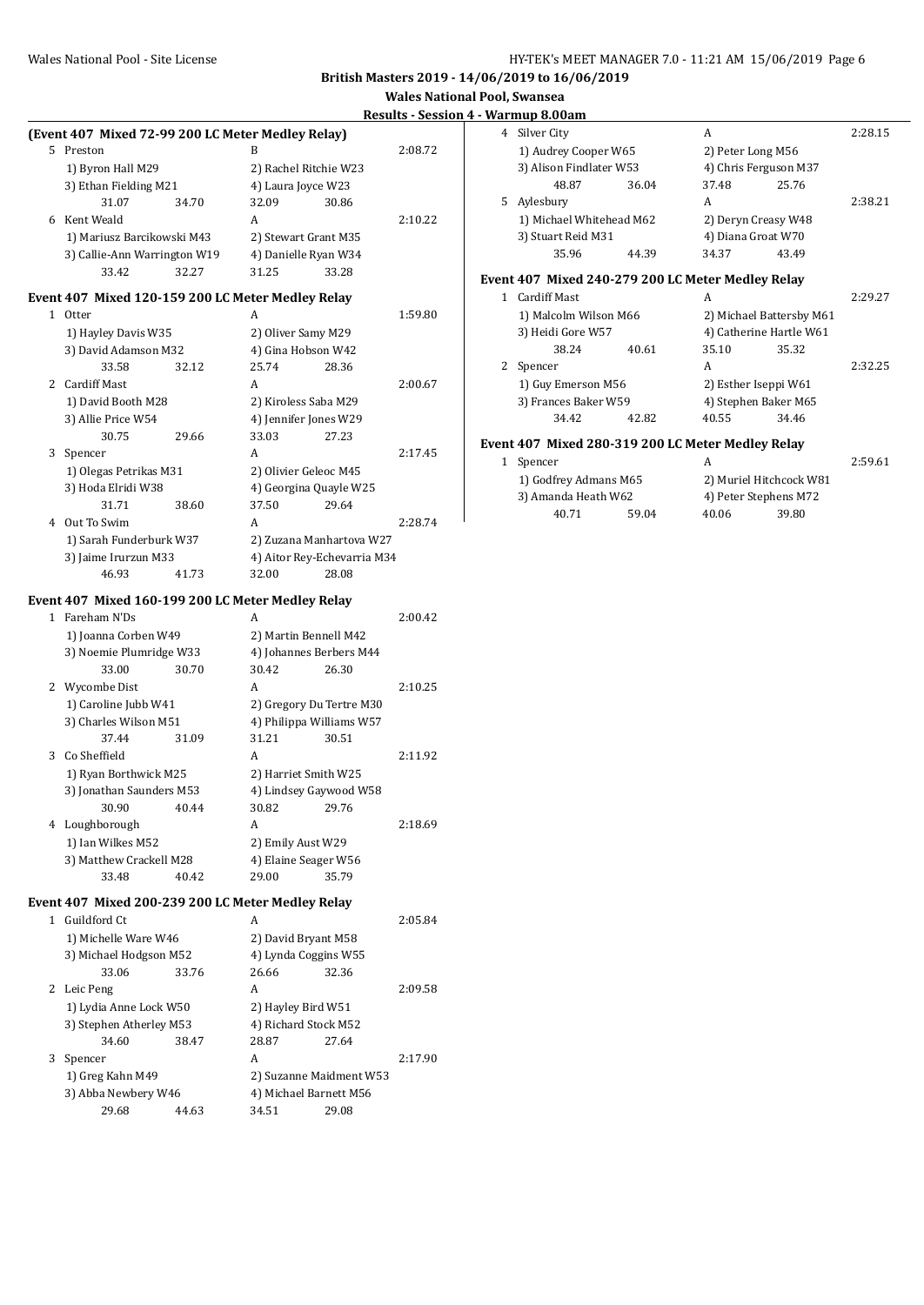**British Masters 2019 - 14/06/2019 to 16/06/2019**

**Wales National Pool, Swansea**

**Results - Session 4 - Warmup 8.00am**

### (Event 407 Mixed 72-99 200 LC Meter Medley Relay)

| Place | Team | Relay | | Finals Time |
|---|---|---|---|---|
| 5 | Preston | B | | 2:08.72 |
| | 1) Byron Hall M29 | 2) Rachel Ritchie W23 | | |
| | 3) Ethan Fielding M21 | 4) Laura Joyce W23 | | |
| | 31.07 &nbsp; 34.70 | 32.09 &nbsp; 30.86 | | |
| 6 | Kent Weald | A | | 2:10.22 |
| | 1) Mariusz Barcikowski M43 | 2) Stewart Grant M35 | | |
| | 3) Callie-Ann Warrington W19 | 4) Danielle Ryan W34 | | |
| | 33.42 &nbsp; 32.27 | 31.25 &nbsp; 33.28 | | |

### Event 407 Mixed 120-159 200 LC Meter Medley Relay

| Place | Team | Relay | | Finals Time |
|---|---|---|---|---|
| 1 | Otter | A | | 1:59.80 |
| | 1) Hayley Davis W35 | 2) Oliver Samy M29 | | |
| | 3) David Adamson M32 | 4) Gina Hobson W42 | | |
| | 33.58 &nbsp; 32.12 | 25.74 &nbsp; 28.36 | | |
| 2 | Cardiff Mast | A | | 2:00.67 |
| | 1) David Booth M28 | 2) Kiroless Saba M29 | | |
| | 3) Allie Price W54 | 4) Jennifer Jones W29 | | |
| | 30.75 &nbsp; 29.66 | 33.03 &nbsp; 27.23 | | |
| 3 | Spencer | A | | 2:17.45 |
| | 1) Olegas Petrikas M31 | 2) Olivier Geleoc M45 | | |
| | 3) Hoda Elridi W38 | 4) Georgina Quayle W25 | | |
| | 31.71 &nbsp; 38.60 | 37.50 &nbsp; 29.64 | | |
| 4 | Out To Swim | A | | 2:28.74 |
| | 1) Sarah Funderburk W37 | 2) Zuzana Manhartova W27 | | |
| | 3) Jaime Irurzun M33 | 4) Aitor Rey-Echevarria M34 | | |
| | 46.93 &nbsp; 41.73 | 32.00 &nbsp; 28.08 | | |

### Event 407 Mixed 160-199 200 LC Meter Medley Relay

| Place | Team | Relay | | Finals Time |
|---|---|---|---|---|
| 1 | Fareham N'Ds | A | | 2:00.42 |
| | 1) Joanna Corben W49 | 2) Martin Bennell M42 | | |
| | 3) Noemie Plumridge W33 | 4) Johannes Berbers M44 | | |
| | 33.00 &nbsp; 30.70 | 30.42 &nbsp; 26.30 | | |
| 2 | Wycombe Dist | A | | 2:10.25 |
| | 1) Caroline Jubb W41 | 2) Gregory Du Tertre M30 | | |
| | 3) Charles Wilson M51 | 4) Philippa Williams W57 | | |
| | 37.44 &nbsp; 31.09 | 31.21 &nbsp; 30.51 | | |
| 3 | Co Sheffield | A | | 2:11.92 |
| | 1) Ryan Borthwick M25 | 2) Harriet Smith W25 | | |
| | 3) Jonathan Saunders M53 | 4) Lindsey Gaywood W58 | | |
| | 30.90 &nbsp; 40.44 | 30.82 &nbsp; 29.76 | | |
| 4 | Loughborough | A | | 2:18.69 |
| | 1) Ian Wilkes M52 | 2) Emily Aust W29 | | |
| | 3) Matthew Crackell M28 | 4) Elaine Seager W56 | | |
| | 33.48 &nbsp; 40.42 | 29.00 &nbsp; 35.79 | | |

### Event 407 Mixed 200-239 200 LC Meter Medley Relay

| Place | Team | Relay | | Finals Time |
|---|---|---|---|---|
| 1 | Guildford Ct | A | | 2:05.84 |
| | 1) Michelle Ware W46 | 2) David Bryant M58 | | |
| | 3) Michael Hodgson M52 | 4) Lynda Coggins W55 | | |
| | 33.06 &nbsp; 33.76 | 26.66 &nbsp; 32.36 | | |
| 2 | Leic Peng | A | | 2:09.58 |
| | 1) Lydia Anne Lock W50 | 2) Hayley Bird W51 | | |
| | 3) Stephen Atherley M53 | 4) Richard Stock M52 | | |
| | 34.60 &nbsp; 38.47 | 28.87 &nbsp; 27.64 | | |
| 3 | Spencer | A | | 2:17.90 |
| | 1) Greg Kahn M49 | 2) Suzanne Maidment W53 | | |
| | 3) Abba Newbery W46 | 4) Michael Barnett M56 | | |
| | 29.68 &nbsp; 44.63 | 34.51 &nbsp; 29.08 | | |
| 4 | Silver City | A | | 2:28.15 |
| | 1) Audrey Cooper W65 | 2) Peter Long M56 | | |
| | 3) Alison Findlater W53 | 4) Chris Ferguson M37 | | |
| | 48.87 &nbsp; 36.04 | 37.48 &nbsp; 25.76 | | |
| 5 | Aylesbury | A | | 2:38.21 |
| | 1) Michael Whitehead M62 | 2) Deryn Creasy W48 | | |
| | 3) Stuart Reid M31 | 4) Diana Groat W70 | | |
| | 35.96 &nbsp; 44.39 | 34.37 &nbsp; 43.49 | | |

### Event 407 Mixed 240-279 200 LC Meter Medley Relay

| Place | Team | Relay | | Finals Time |
|---|---|---|---|---|
| 1 | Cardiff Mast | A | | 2:29.27 |
| | 1) Malcolm Wilson M66 | 2) Michael Battersby M61 | | |
| | 3) Heidi Gore W57 | 4) Catherine Hartle W61 | | |
| | 38.24 &nbsp; 40.61 | 35.10 &nbsp; 35.32 | | |
| 2 | Spencer | A | | 2:32.25 |
| | 1) Guy Emerson M56 | 2) Esther Iseppi W61 | | |
| | 3) Frances Baker W59 | 4) Stephen Baker M65 | | |
| | 34.42 &nbsp; 42.82 | 40.55 &nbsp; 34.46 | | |

### Event 407 Mixed 280-319 200 LC Meter Medley Relay

| Place | Team | Relay | | Finals Time |
|---|---|---|---|---|
| 1 | Spencer | A | | 2:59.61 |
| | 1) Godfrey Admans M65 | 2) Muriel Hitchcock W81 | | |
| | 3) Amanda Heath W62 | 4) Peter Stephens M72 | | |
| | 40.71 &nbsp; 59.04 | 40.06 &nbsp; 39.80 | | |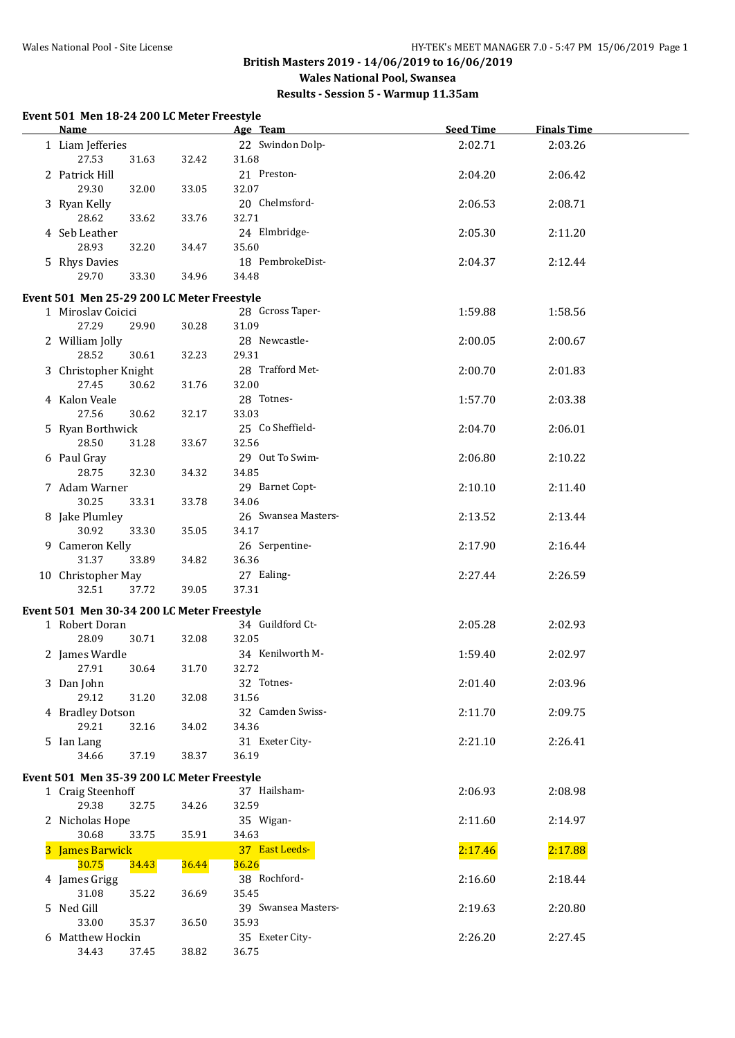British Masters 2019 - 14/06/2019 to 16/06/2019
Wales National Pool, Swansea
Results - Session 5 - Warmup 11.35am

## Event 501 Men 18-24 200 LC Meter Freestyle

| Name | Age | Team | Seed Time | Finals Time |
|---|---|---|---|---|
| 1 Liam Jefferies | 22 | Swindon Dolp- | 2:02.71 | 2:03.26 |
| 27.53 31.63 32.42 31.68 | | | | |
| 2 Patrick Hill | 21 | Preston- | 2:04.20 | 2:06.42 |
| 29.30 32.00 33.05 32.07 | | | | |
| 3 Ryan Kelly | 20 | Chelmsford- | 2:06.53 | 2:08.71 |
| 28.62 33.62 33.76 32.71 | | | | |
| 4 Seb Leather | 24 | Elmbridge- | 2:05.30 | 2:11.20 |
| 28.93 32.20 34.47 35.60 | | | | |
| 5 Rhys Davies | 18 | PembrokeDist- | 2:04.37 | 2:12.44 |
| 29.70 33.30 34.96 34.48 | | | | |

## Event 501 Men 25-29 200 LC Meter Freestyle

| Name | Age | Team | Seed Time | Finals Time |
|---|---|---|---|---|
| 1 Miroslav Coicici | 28 | Gcross Taper- | 1:59.88 | 1:58.56 |
| 27.29 29.90 30.28 31.09 | | | | |
| 2 William Jolly | 28 | Newcastle- | 2:00.05 | 2:00.67 |
| 28.52 30.61 32.23 29.31 | | | | |
| 3 Christopher Knight | 28 | Trafford Met- | 2:00.70 | 2:01.83 |
| 27.45 30.62 31.76 32.00 | | | | |
| 4 Kalon Veale | 28 | Totnes- | 1:57.70 | 2:03.38 |
| 27.56 30.62 32.17 33.03 | | | | |
| 5 Ryan Borthwick | 25 | Co Sheffield- | 2:04.70 | 2:06.01 |
| 28.50 31.28 33.67 32.56 | | | | |
| 6 Paul Gray | 29 | Out To Swim- | 2:06.80 | 2:10.22 |
| 28.75 32.30 34.32 34.85 | | | | |
| 7 Adam Warner | 29 | Barnet Copt- | 2:10.10 | 2:11.40 |
| 30.25 33.31 33.78 34.06 | | | | |
| 8 Jake Plumley | 26 | Swansea Masters- | 2:13.52 | 2:13.44 |
| 30.92 33.30 35.05 34.17 | | | | |
| 9 Cameron Kelly | 26 | Serpentine- | 2:17.90 | 2:16.44 |
| 31.37 33.89 34.82 36.36 | | | | |
| 10 Christopher May | 27 | Ealing- | 2:27.44 | 2:26.59 |
| 32.51 37.72 39.05 37.31 | | | | |

## Event 501 Men 30-34 200 LC Meter Freestyle

| Name | Age | Team | Seed Time | Finals Time |
|---|---|---|---|---|
| 1 Robert Doran | 34 | Guildford Ct- | 2:05.28 | 2:02.93 |
| 28.09 30.71 32.08 32.05 | | | | |
| 2 James Wardle | 34 | Kenilworth M- | 1:59.40 | 2:02.97 |
| 27.91 30.64 31.70 32.72 | | | | |
| 3 Dan John | 32 | Totnes- | 2:01.40 | 2:03.96 |
| 29.12 31.20 32.08 31.56 | | | | |
| 4 Bradley Dotson | 32 | Camden Swiss- | 2:11.70 | 2:09.75 |
| 29.21 32.16 34.02 34.36 | | | | |
| 5 Ian Lang | 31 | Exeter City- | 2:21.10 | 2:26.41 |
| 34.66 37.19 38.37 36.19 | | | | |

## Event 501 Men 35-39 200 LC Meter Freestyle

| Name | Age | Team | Seed Time | Finals Time |
|---|---|---|---|---|
| 1 Craig Steenhoff | 37 | Hailsham- | 2:06.93 | 2:08.98 |
| 29.38 32.75 34.26 32.59 | | | | |
| 2 Nicholas Hope | 35 | Wigan- | 2:11.60 | 2:14.97 |
| 30.68 33.75 35.91 34.63 | | | | |
| 3 James Barwick | 37 | East Leeds- | 2:17.46 | 2:17.88 |
| 30.75 34.43 36.44 36.26 | | | | |
| 4 James Grigg | 38 | Rochford- | 2:16.60 | 2:18.44 |
| 31.08 35.22 36.69 35.45 | | | | |
| 5 Ned Gill | 39 | Swansea Masters- | 2:19.63 | 2:20.80 |
| 33.00 35.37 36.50 35.93 | | | | |
| 6 Matthew Hockin | 35 | Exeter City- | 2:26.20 | 2:27.45 |
| 34.43 37.45 38.82 36.75 | | | | |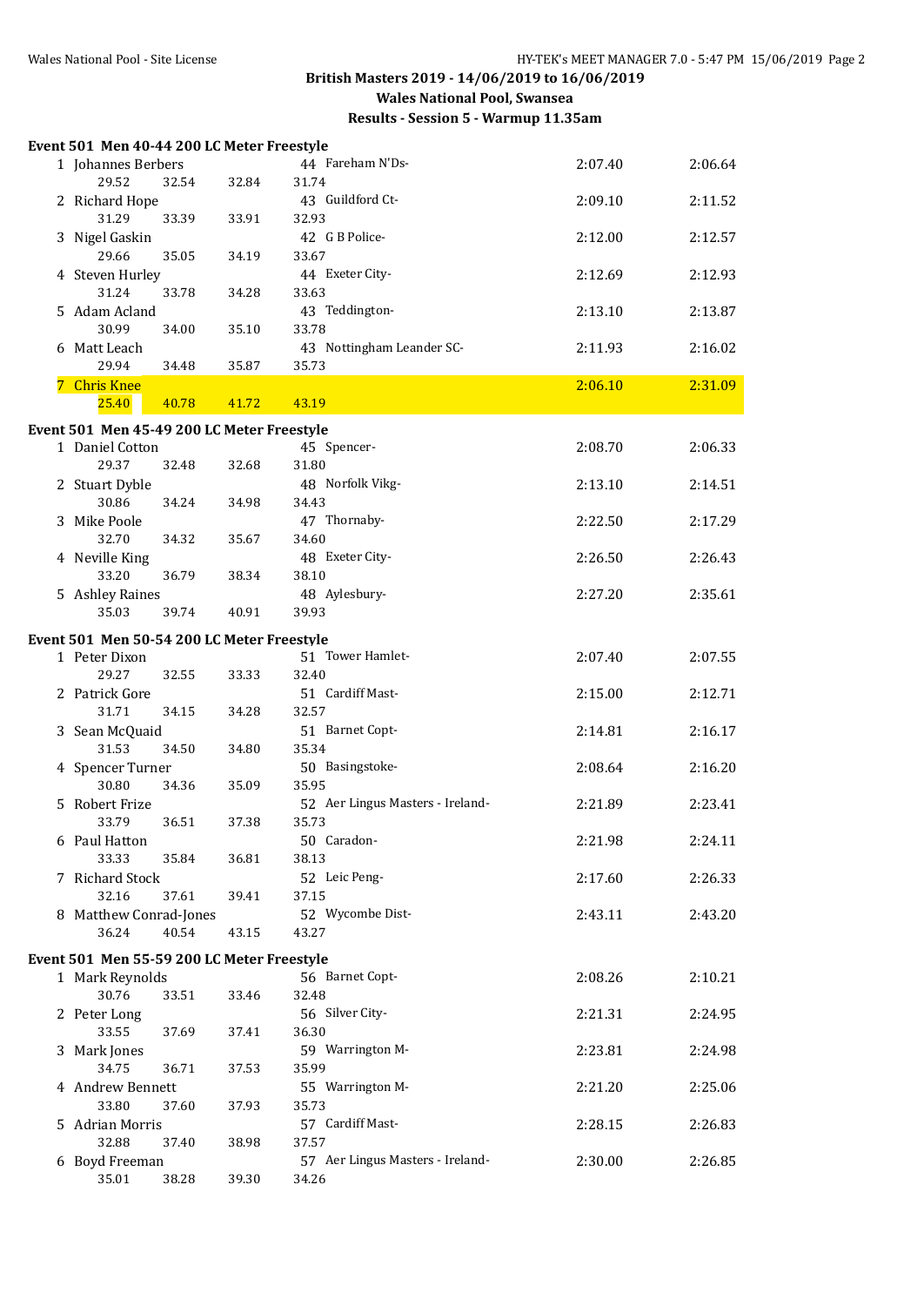British Masters 2019 - 14/06/2019 to 16/06/2019

Wales National Pool, Swansea

Results - Session 5 - Warmup 11.35am

### Event 501 Men 40-44 200 LC Meter Freestyle

| Place | Name | Age | Club | Seed Time | Finals Time |
|---|---|---|---|---|---|
| 1 | Johannes Berbers | 44 | Fareham N'Ds- | 2:07.40 | 2:06.64 |
| | 29.52 32.54 32.84 31.74 | | | | |
| 2 | Richard Hope | 43 | Guildford Ct- | 2:09.10 | 2:11.52 |
| | 31.29 33.39 33.91 32.93 | | | | |
| 3 | Nigel Gaskin | 42 | G B Police- | 2:12.00 | 2:12.57 |
| | 29.66 35.05 34.19 33.67 | | | | |
| 4 | Steven Hurley | 44 | Exeter City- | 2:12.69 | 2:12.93 |
| | 31.24 33.78 34.28 33.63 | | | | |
| 5 | Adam Acland | 43 | Teddington- | 2:13.10 | 2:13.87 |
| | 30.99 34.00 35.10 33.78 | | | | |
| 6 | Matt Leach | 43 | Nottingham Leander SC- | 2:11.93 | 2:16.02 |
| | 29.94 34.48 35.87 35.73 | | | | |
| 7 | Chris Knee | | | 2:06.10 | 2:31.09 |
| | 25.40 40.78 41.72 43.19 | | | | |

### Event 501 Men 45-49 200 LC Meter Freestyle

| Place | Name | Age | Club | Seed Time | Finals Time |
|---|---|---|---|---|---|
| 1 | Daniel Cotton | 45 | Spencer- | 2:08.70 | 2:06.33 |
| | 29.37 32.48 32.68 31.80 | | | | |
| 2 | Stuart Dyble | 48 | Norfolk Vikg- | 2:13.10 | 2:14.51 |
| | 30.86 34.24 34.98 34.43 | | | | |
| 3 | Mike Poole | 47 | Thornaby- | 2:22.50 | 2:17.29 |
| | 32.70 34.32 35.67 34.60 | | | | |
| 4 | Neville King | 48 | Exeter City- | 2:26.50 | 2:26.43 |
| | 33.20 36.79 38.34 38.10 | | | | |
| 5 | Ashley Raines | 48 | Aylesbury- | 2:27.20 | 2:35.61 |
| | 35.03 39.74 40.91 39.93 | | | | |

### Event 501 Men 50-54 200 LC Meter Freestyle

| Place | Name | Age | Club | Seed Time | Finals Time |
|---|---|---|---|---|---|
| 1 | Peter Dixon | 51 | Tower Hamlet- | 2:07.40 | 2:07.55 |
| | 29.27 32.55 33.33 32.40 | | | | |
| 2 | Patrick Gore | 51 | Cardiff Mast- | 2:15.00 | 2:12.71 |
| | 31.71 34.15 34.28 32.57 | | | | |
| 3 | Sean McQuaid | 51 | Barnet Copt- | 2:14.81 | 2:16.17 |
| | 31.53 34.50 34.80 35.34 | | | | |
| 4 | Spencer Turner | 50 | Basingstoke- | 2:08.64 | 2:16.20 |
| | 30.80 34.36 35.09 35.95 | | | | |
| 5 | Robert Frize | 52 | Aer Lingus Masters - Ireland- | 2:21.89 | 2:23.41 |
| | 33.79 36.51 37.38 35.73 | | | | |
| 6 | Paul Hatton | 50 | Caradon- | 2:21.98 | 2:24.11 |
| | 33.33 35.84 36.81 38.13 | | | | |
| 7 | Richard Stock | 52 | Leic Peng- | 2:17.60 | 2:26.33 |
| | 32.16 37.61 39.41 37.15 | | | | |
| 8 | Matthew Conrad-Jones | 52 | Wycombe Dist- | 2:43.11 | 2:43.20 |
| | 36.24 40.54 43.15 43.27 | | | | |

### Event 501 Men 55-59 200 LC Meter Freestyle

| Place | Name | Age | Club | Seed Time | Finals Time |
|---|---|---|---|---|---|
| 1 | Mark Reynolds | 56 | Barnet Copt- | 2:08.26 | 2:10.21 |
| | 30.76 33.51 33.46 32.48 | | | | |
| 2 | Peter Long | 56 | Silver City- | 2:21.31 | 2:24.95 |
| | 33.55 37.69 37.41 36.30 | | | | |
| 3 | Mark Jones | 59 | Warrington M- | 2:23.81 | 2:24.98 |
| | 34.75 36.71 37.53 35.99 | | | | |
| 4 | Andrew Bennett | 55 | Warrington M- | 2:21.20 | 2:25.06 |
| | 33.80 37.60 37.93 35.73 | | | | |
| 5 | Adrian Morris | 57 | Cardiff Mast- | 2:28.15 | 2:26.83 |
| | 32.88 37.40 38.98 37.57 | | | | |
| 6 | Boyd Freeman | 57 | Aer Lingus Masters - Ireland- | 2:30.00 | 2:26.85 |
| | 35.01 38.28 39.30 34.26 | | | | |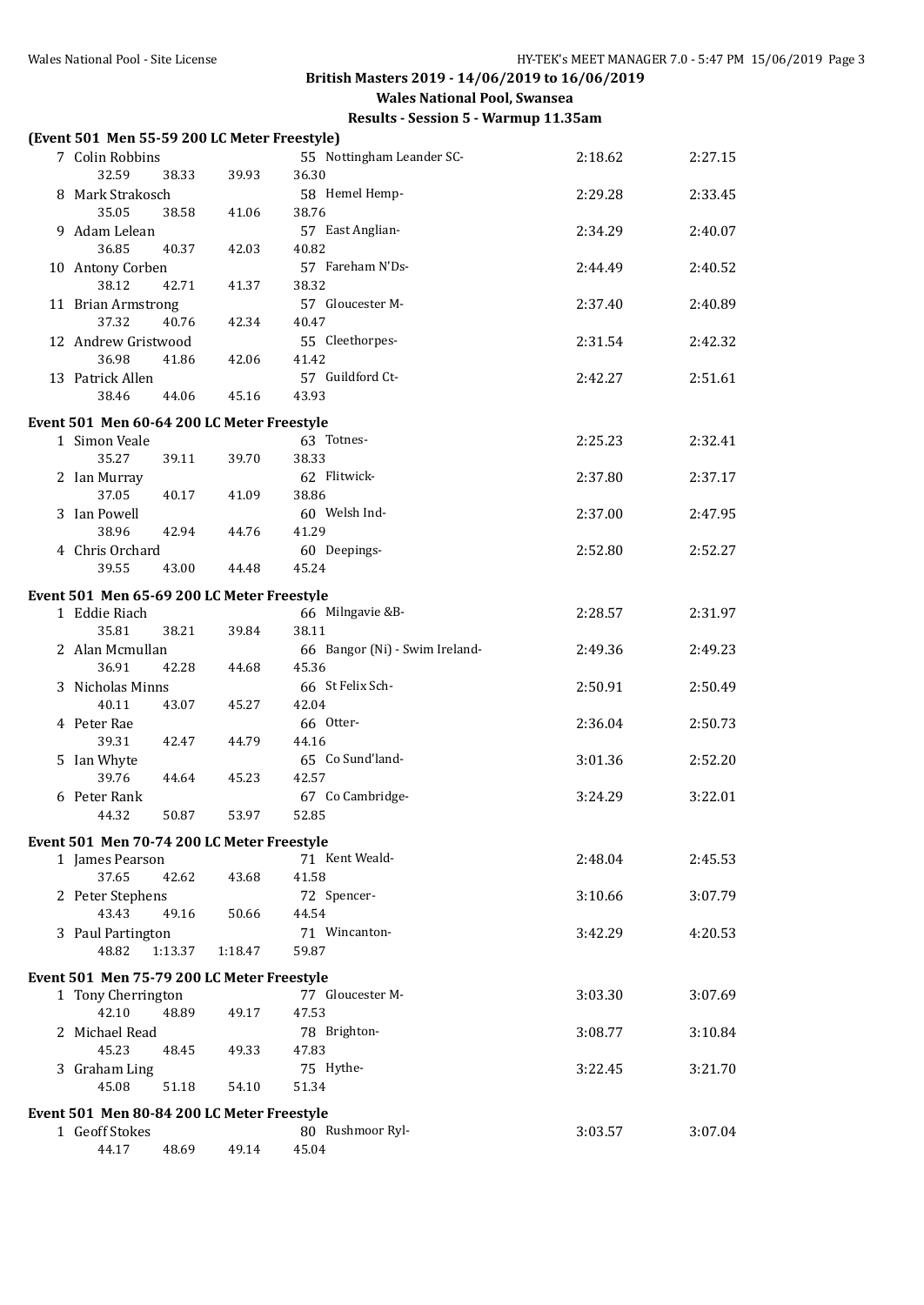**British Masters 2019 - 14/06/2019 to 16/06/2019**

**Wales National Pool, Swansea**

**Results - Session 5 - Warmup 11.35am**

**(Event 501 Men 55-59 200 LC Meter Freestyle)**

| Place | Name | Age | Team | Seed Time | Finals Time |
|---|---|---|---|---|---|
| 7 | Colin Robbins | 55 | Nottingham Leander SC- | 2:18.62 | 2:27.15 |
| | 32.59 38.33 39.93 36.30 | | | | |
| 8 | Mark Strakosch | 58 | Hemel Hemp- | 2:29.28 | 2:33.45 |
| | 35.05 38.58 41.06 38.76 | | | | |
| 9 | Adam Lelean | 57 | East Anglian- | 2:34.29 | 2:40.07 |
| | 36.85 40.37 42.03 40.82 | | | | |
| 10 | Antony Corben | 57 | Fareham N'Ds- | 2:44.49 | 2:40.52 |
| | 38.12 42.71 41.37 38.32 | | | | |
| 11 | Brian Armstrong | 57 | Gloucester M- | 2:37.40 | 2:40.89 |
| | 37.32 40.76 42.34 40.47 | | | | |
| 12 | Andrew Gristwood | 55 | Cleethorpes- | 2:31.54 | 2:42.32 |
| | 36.98 41.86 42.06 41.42 | | | | |
| 13 | Patrick Allen | 57 | Guildford Ct- | 2:42.27 | 2:51.61 |
| | 38.46 44.06 45.16 43.93 | | | | |

**Event 501 Men 60-64 200 LC Meter Freestyle**

| Place | Name | Age | Team | Seed Time | Finals Time |
|---|---|---|---|---|---|
| 1 | Simon Veale | 63 | Totnes- | 2:25.23 | 2:32.41 |
| | 35.27 39.11 39.70 38.33 | | | | |
| 2 | Ian Murray | 62 | Flitwick- | 2:37.80 | 2:37.17 |
| | 37.05 40.17 41.09 38.86 | | | | |
| 3 | Ian Powell | 60 | Welsh Ind- | 2:37.00 | 2:47.95 |
| | 38.96 42.94 44.76 41.29 | | | | |
| 4 | Chris Orchard | 60 | Deepings- | 2:52.80 | 2:52.27 |
| | 39.55 43.00 44.48 45.24 | | | | |

**Event 501 Men 65-69 200 LC Meter Freestyle**

| Place | Name | Age | Team | Seed Time | Finals Time |
|---|---|---|---|---|---|
| 1 | Eddie Riach | 66 | Milngavie &B- | 2:28.57 | 2:31.97 |
| | 35.81 38.21 39.84 38.11 | | | | |
| 2 | Alan Mcmullan | 66 | Bangor (Ni) - Swim Ireland- | 2:49.36 | 2:49.23 |
| | 36.91 42.28 44.68 45.36 | | | | |
| 3 | Nicholas Minns | 66 | St Felix Sch- | 2:50.91 | 2:50.49 |
| | 40.11 43.07 45.27 42.04 | | | | |
| 4 | Peter Rae | 66 | Otter- | 2:36.04 | 2:50.73 |
| | 39.31 42.47 44.79 44.16 | | | | |
| 5 | Ian Whyte | 65 | Co Sund'land- | 3:01.36 | 2:52.20 |
| | 39.76 44.64 45.23 42.57 | | | | |
| 6 | Peter Rank | 67 | Co Cambridge- | 3:24.29 | 3:22.01 |
| | 44.32 50.87 53.97 52.85 | | | | |

**Event 501 Men 70-74 200 LC Meter Freestyle**

| Place | Name | Age | Team | Seed Time | Finals Time |
|---|---|---|---|---|---|
| 1 | James Pearson | 71 | Kent Weald- | 2:48.04 | 2:45.53 |
| | 37.65 42.62 43.68 41.58 | | | | |
| 2 | Peter Stephens | 72 | Spencer- | 3:10.66 | 3:07.79 |
| | 43.43 49.16 50.66 44.54 | | | | |
| 3 | Paul Partington | 71 | Wincanton- | 3:42.29 | 4:20.53 |
| | 48.82 1:13.37 1:18.47 59.87 | | | | |

**Event 501 Men 75-79 200 LC Meter Freestyle**

| Place | Name | Age | Team | Seed Time | Finals Time |
|---|---|---|---|---|---|
| 1 | Tony Cherrington | 77 | Gloucester M- | 3:03.30 | 3:07.69 |
| | 42.10 48.89 49.17 47.53 | | | | |
| 2 | Michael Read | 78 | Brighton- | 3:08.77 | 3:10.84 |
| | 45.23 48.45 49.33 47.83 | | | | |
| 3 | Graham Ling | 75 | Hythe- | 3:22.45 | 3:21.70 |
| | 45.08 51.18 54.10 51.34 | | | | |

**Event 501 Men 80-84 200 LC Meter Freestyle**

| Place | Name | Age | Team | Seed Time | Finals Time |
|---|---|---|---|---|---|
| 1 | Geoff Stokes | 80 | Rushmoor Ryl- | 3:03.57 | 3:07.04 |
| | 44.17 48.69 49.14 45.04 | | | | |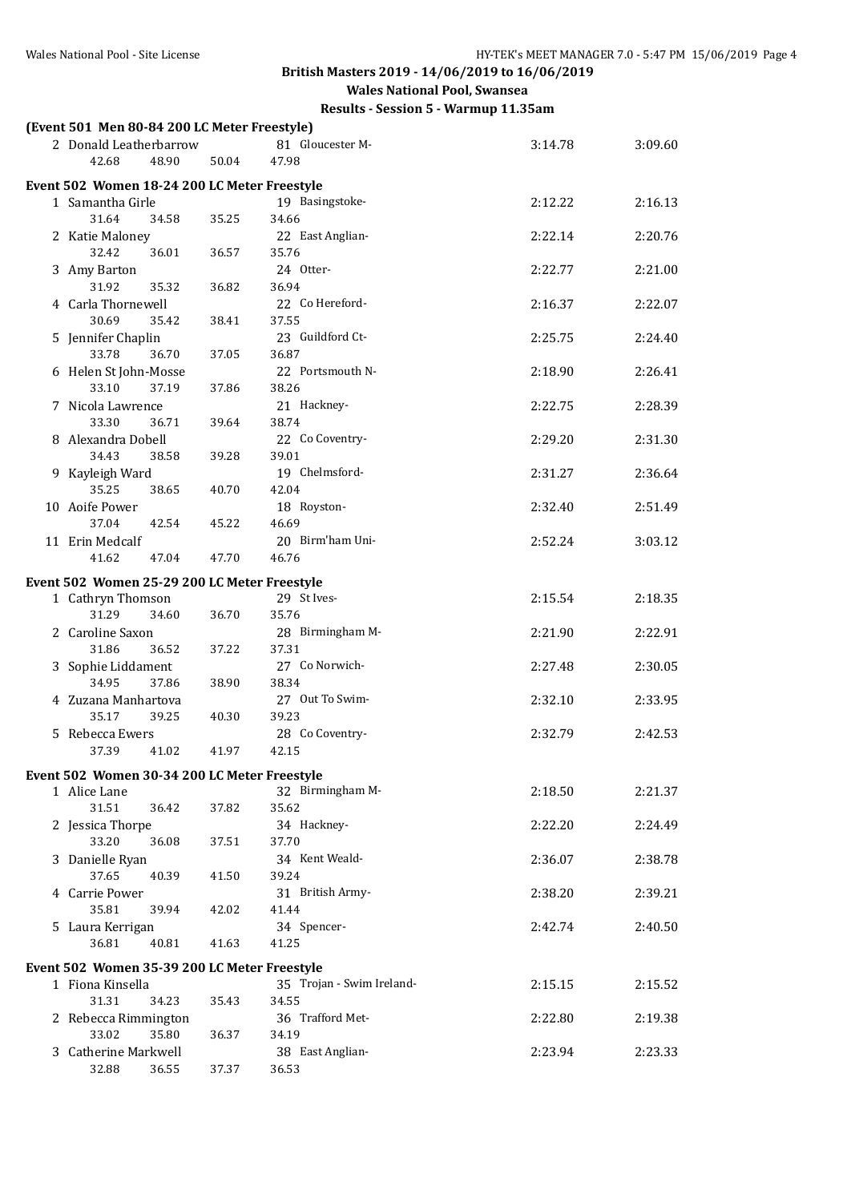**British Masters 2019 - 14/06/2019 to 16/06/2019**

**Wales National Pool, Swansea**

**Results - Session 5 - Warmup 11.35am**

### (Event 501 Men 80-84 200 LC Meter Freestyle)

| | Name | Age | Team | Seed Time | Finals Time |
|---|---|---|---|---|---|
| 2 | Donald Leatherbarrow | 81 | Gloucester M- | 3:14.78 | 3:09.60 |
| | 42.68 48.90 50.04 47.98 | | | | |

### Event 502 Women 18-24 200 LC Meter Freestyle

| | Name | Age | Team | Seed Time | Finals Time |
|---|---|---|---|---|---|
| 1 | Samantha Girle | 19 | Basingstoke- | 2:12.22 | 2:16.13 |
| | 31.64 34.58 35.25 34.66 | | | | |
| 2 | Katie Maloney | 22 | East Anglian- | 2:22.14 | 2:20.76 |
| | 32.42 36.01 36.57 35.76 | | | | |
| 3 | Amy Barton | 24 | Otter- | 2:22.77 | 2:21.00 |
| | 31.92 35.32 36.82 36.94 | | | | |
| 4 | Carla Thornewell | 22 | Co Hereford- | 2:16.37 | 2:22.07 |
| | 30.69 35.42 38.41 37.55 | | | | |
| 5 | Jennifer Chaplin | 23 | Guildford Ct- | 2:25.75 | 2:24.40 |
| | 33.78 36.70 37.05 36.87 | | | | |
| 6 | Helen St John-Mosse | 22 | Portsmouth N- | 2:18.90 | 2:26.41 |
| | 33.10 37.19 37.86 38.26 | | | | |
| 7 | Nicola Lawrence | 21 | Hackney- | 2:22.75 | 2:28.39 |
| | 33.30 36.71 39.64 38.74 | | | | |
| 8 | Alexandra Dobell | 22 | Co Coventry- | 2:29.20 | 2:31.30 |
| | 34.43 38.58 39.28 39.01 | | | | |
| 9 | Kayleigh Ward | 19 | Chelmsford- | 2:31.27 | 2:36.64 |
| | 35.25 38.65 40.70 42.04 | | | | |
| 10 | Aoife Power | 18 | Royston- | 2:32.40 | 2:51.49 |
| | 37.04 42.54 45.22 46.69 | | | | |
| 11 | Erin Medcalf | 20 | Birm'ham Uni- | 2:52.24 | 3:03.12 |
| | 41.62 47.04 47.70 46.76 | | | | |

### Event 502 Women 25-29 200 LC Meter Freestyle

| | Name | Age | Team | Seed Time | Finals Time |
|---|---|---|---|---|---|
| 1 | Cathryn Thomson | 29 | St Ives- | 2:15.54 | 2:18.35 |
| | 31.29 34.60 36.70 35.76 | | | | |
| 2 | Caroline Saxon | 28 | Birmingham M- | 2:21.90 | 2:22.91 |
| | 31.86 36.52 37.22 37.31 | | | | |
| 3 | Sophie Liddament | 27 | Co Norwich- | 2:27.48 | 2:30.05 |
| | 34.95 37.86 38.90 38.34 | | | | |
| 4 | Zuzana Manhartova | 27 | Out To Swim- | 2:32.10 | 2:33.95 |
| | 35.17 39.25 40.30 39.23 | | | | |
| 5 | Rebecca Ewers | 28 | Co Coventry- | 2:32.79 | 2:42.53 |
| | 37.39 41.02 41.97 42.15 | | | | |

### Event 502 Women 30-34 200 LC Meter Freestyle

| | Name | Age | Team | Seed Time | Finals Time |
|---|---|---|---|---|---|
| 1 | Alice Lane | 32 | Birmingham M- | 2:18.50 | 2:21.37 |
| | 31.51 36.42 37.82 35.62 | | | | |
| 2 | Jessica Thorpe | 34 | Hackney- | 2:22.20 | 2:24.49 |
| | 33.20 36.08 37.51 37.70 | | | | |
| 3 | Danielle Ryan | 34 | Kent Weald- | 2:36.07 | 2:38.78 |
| | 37.65 40.39 41.50 39.24 | | | | |
| 4 | Carrie Power | 31 | British Army- | 2:38.20 | 2:39.21 |
| | 35.81 39.94 42.02 41.44 | | | | |
| 5 | Laura Kerrigan | 34 | Spencer- | 2:42.74 | 2:40.50 |
| | 36.81 40.81 41.63 41.25 | | | | |

### Event 502 Women 35-39 200 LC Meter Freestyle

| | Name | Age | Team | Seed Time | Finals Time |
|---|---|---|---|---|---|
| 1 | Fiona Kinsella | 35 | Trojan - Swim Ireland- | 2:15.15 | 2:15.52 |
| | 31.31 34.23 35.43 34.55 | | | | |
| 2 | Rebecca Rimmington | 36 | Trafford Met- | 2:22.80 | 2:19.38 |
| | 33.02 35.80 36.37 34.19 | | | | |
| 3 | Catherine Markwell | 38 | East Anglian- | 2:23.94 | 2:23.33 |
| | 32.88 36.55 37.37 36.53 | | | | |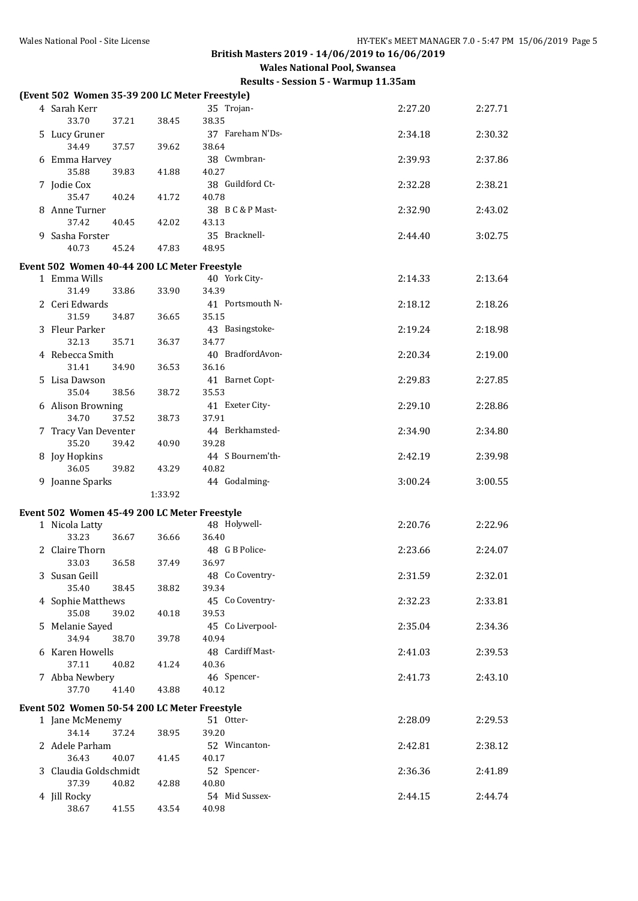**British Masters 2019 - 14/06/2019 to 16/06/2019**

**Wales National Pool, Swansea**

**Results - Session 5 - Warmup 11.35am**

### (Event 502 Women 35-39 200 LC Meter Freestyle)

| Place | Name | Age | Team | Seed Time | Finals Time |
|---|---|---|---|---|---|
| 4 | Sarah Kerr | 35 | Trojan- | 2:27.20 | 2:27.71 |
| | 33.70 37.21 38.45 38.35 | | | | |
| 5 | Lucy Gruner | 37 | Fareham N'Ds- | 2:34.18 | 2:30.32 |
| | 34.49 37.57 39.62 38.64 | | | | |
| 6 | Emma Harvey | 38 | Cwmbran- | 2:39.93 | 2:37.86 |
| | 35.88 39.83 41.88 40.27 | | | | |
| 7 | Jodie Cox | 38 | Guildford Ct- | 2:32.28 | 2:38.21 |
| | 35.47 40.24 41.72 40.78 | | | | |
| 8 | Anne Turner | 38 | B C & P Mast- | 2:32.90 | 2:43.02 |
| | 37.42 40.45 42.02 43.13 | | | | |
| 9 | Sasha Forster | 35 | Bracknell- | 2:44.40 | 3:02.75 |
| | 40.73 45.24 47.83 48.95 | | | | |

### Event 502 Women 40-44 200 LC Meter Freestyle

| Place | Name | Age | Team | Seed Time | Finals Time |
|---|---|---|---|---|---|
| 1 | Emma Wills | 40 | York City- | 2:14.33 | 2:13.64 |
| | 31.49 33.86 33.90 34.39 | | | | |
| 2 | Ceri Edwards | 41 | Portsmouth N- | 2:18.12 | 2:18.26 |
| | 31.59 34.87 36.65 35.15 | | | | |
| 3 | Fleur Parker | 43 | Basingstoke- | 2:19.24 | 2:18.98 |
| | 32.13 35.71 36.37 34.77 | | | | |
| 4 | Rebecca Smith | 40 | BradfordAvon- | 2:20.34 | 2:19.00 |
| | 31.41 34.90 36.53 36.16 | | | | |
| 5 | Lisa Dawson | 41 | Barnet Copt- | 2:29.83 | 2:27.85 |
| | 35.04 38.56 38.72 35.53 | | | | |
| 6 | Alison Browning | 41 | Exeter City- | 2:29.10 | 2:28.86 |
| | 34.70 37.52 38.73 37.91 | | | | |
| 7 | Tracy Van Deventer | 44 | Berkhamsted- | 2:34.90 | 2:34.80 |
| | 35.20 39.42 40.90 39.28 | | | | |
| 8 | Joy Hopkins | 44 | S Bournem'th- | 2:42.19 | 2:39.98 |
| | 36.05 39.82 43.29 40.82 | | | | |
| 9 | Joanne Sparks | 44 | Godalming- | 3:00.24 | 3:00.55 |
| | 1:33.92 | | | | |

### Event 502 Women 45-49 200 LC Meter Freestyle

| Place | Name | Age | Team | Seed Time | Finals Time |
|---|---|---|---|---|---|
| 1 | Nicola Latty | 48 | Holywell- | 2:20.76 | 2:22.96 |
| | 33.23 36.67 36.66 36.40 | | | | |
| 2 | Claire Thorn | 48 | G B Police- | 2:23.66 | 2:24.07 |
| | 33.03 36.58 37.49 36.97 | | | | |
| 3 | Susan Geill | 48 | Co Coventry- | 2:31.59 | 2:32.01 |
| | 35.40 38.45 38.82 39.34 | | | | |
| 4 | Sophie Matthews | 45 | Co Coventry- | 2:32.23 | 2:33.81 |
| | 35.08 39.02 40.18 39.53 | | | | |
| 5 | Melanie Sayed | 45 | Co Liverpool- | 2:35.04 | 2:34.36 |
| | 34.94 38.70 39.78 40.94 | | | | |
| 6 | Karen Howells | 48 | Cardiff Mast- | 2:41.03 | 2:39.53 |
| | 37.11 40.82 41.24 40.36 | | | | |
| 7 | Abba Newbery | 46 | Spencer- | 2:41.73 | 2:43.10 |
| | 37.70 41.40 43.88 40.12 | | | | |

### Event 502 Women 50-54 200 LC Meter Freestyle

| Place | Name | Age | Team | Seed Time | Finals Time |
|---|---|---|---|---|---|
| 1 | Jane McMenemy | 51 | Otter- | 2:28.09 | 2:29.53 |
| | 34.14 37.24 38.95 39.20 | | | | |
| 2 | Adele Parham | 52 | Wincanton- | 2:42.81 | 2:38.12 |
| | 36.43 40.07 41.45 40.17 | | | | |
| 3 | Claudia Goldschmidt | 52 | Spencer- | 2:36.36 | 2:41.89 |
| | 37.39 40.82 42.88 40.80 | | | | |
| 4 | Jill Rocky | 54 | Mid Sussex- | 2:44.15 | 2:44.74 |
| | 38.67 41.55 43.54 40.98 | | | | |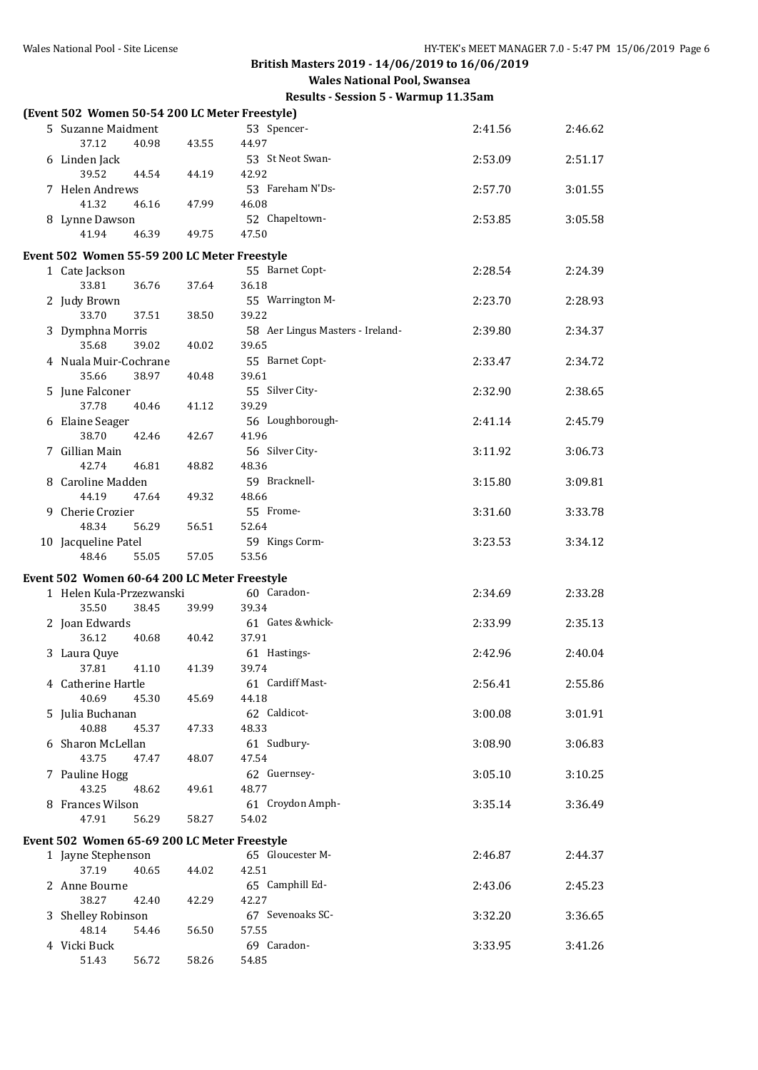**British Masters 2019 - 14/06/2019 to 16/06/2019**

**Wales National Pool, Swansea**

**Results - Session 5 - Warmup 11.35am**

### (Event 502 Women 50-54 200 LC Meter Freestyle)

| Place | Name | Age | Team | Seed Time | Finals Time |
|---|---|---|---|---|---|
| 5 | Suzanne Maidment | 53 | Spencer- | 2:41.56 | 2:46.62 |
| | 37.12 40.98 43.55 44.97 | | | | |
| 6 | Linden Jack | 53 | St Neot Swan- | 2:53.09 | 2:51.17 |
| | 39.52 44.54 44.19 42.92 | | | | |
| 7 | Helen Andrews | 53 | Fareham N'Ds- | 2:57.70 | 3:01.55 |
| | 41.32 46.16 47.99 46.08 | | | | |
| 8 | Lynne Dawson | 52 | Chapeltown- | 2:53.85 | 3:05.58 |
| | 41.94 46.39 49.75 47.50 | | | | |

### Event 502 Women 55-59 200 LC Meter Freestyle

| Place | Name | Age | Team | Seed Time | Finals Time |
|---|---|---|---|---|---|
| 1 | Cate Jackson | 55 | Barnet Copt- | 2:28.54 | 2:24.39 |
| | 33.81 36.76 37.64 36.18 | | | | |
| 2 | Judy Brown | 55 | Warrington M- | 2:23.70 | 2:28.93 |
| | 33.70 37.51 38.50 39.22 | | | | |
| 3 | Dymphna Morris | 58 | Aer Lingus Masters - Ireland- | 2:39.80 | 2:34.37 |
| | 35.68 39.02 40.02 39.65 | | | | |
| 4 | Nuala Muir-Cochrane | 55 | Barnet Copt- | 2:33.47 | 2:34.72 |
| | 35.66 38.97 40.48 39.61 | | | | |
| 5 | June Falconer | 55 | Silver City- | 2:32.90 | 2:38.65 |
| | 37.78 40.46 41.12 39.29 | | | | |
| 6 | Elaine Seager | 56 | Loughborough- | 2:41.14 | 2:45.79 |
| | 38.70 42.46 42.67 41.96 | | | | |
| 7 | Gillian Main | 56 | Silver City- | 3:11.92 | 3:06.73 |
| | 42.74 46.81 48.82 48.36 | | | | |
| 8 | Caroline Madden | 59 | Bracknell- | 3:15.80 | 3:09.81 |
| | 44.19 47.64 49.32 48.66 | | | | |
| 9 | Cherie Crozier | 55 | Frome- | 3:31.60 | 3:33.78 |
| | 48.34 56.29 56.51 52.64 | | | | |
| 10 | Jacqueline Patel | 59 | Kings Corm- | 3:23.53 | 3:34.12 |
| | 48.46 55.05 57.05 53.56 | | | | |

### Event 502 Women 60-64 200 LC Meter Freestyle

| Place | Name | Age | Team | Seed Time | Finals Time |
|---|---|---|---|---|---|
| 1 | Helen Kula-Przezwanski | 60 | Caradon- | 2:34.69 | 2:33.28 |
| | 35.50 38.45 39.99 39.34 | | | | |
| 2 | Joan Edwards | 61 | Gates &whick- | 2:33.99 | 2:35.13 |
| | 36.12 40.68 40.42 37.91 | | | | |
| 3 | Laura Quye | 61 | Hastings- | 2:42.96 | 2:40.04 |
| | 37.81 41.10 41.39 39.74 | | | | |
| 4 | Catherine Hartle | 61 | Cardiff Mast- | 2:56.41 | 2:55.86 |
| | 40.69 45.30 45.69 44.18 | | | | |
| 5 | Julia Buchanan | 62 | Caldicot- | 3:00.08 | 3:01.91 |
| | 40.88 45.37 47.33 48.33 | | | | |
| 6 | Sharon McLellan | 61 | Sudbury- | 3:08.90 | 3:06.83 |
| | 43.75 47.47 48.07 47.54 | | | | |
| 7 | Pauline Hogg | 62 | Guernsey- | 3:05.10 | 3:10.25 |
| | 43.25 48.62 49.61 48.77 | | | | |
| 8 | Frances Wilson | 61 | Croydon Amph- | 3:35.14 | 3:36.49 |
| | 47.91 56.29 58.27 54.02 | | | | |

### Event 502 Women 65-69 200 LC Meter Freestyle

| Place | Name | Age | Team | Seed Time | Finals Time |
|---|---|---|---|---|---|
| 1 | Jayne Stephenson | 65 | Gloucester M- | 2:46.87 | 2:44.37 |
| | 37.19 40.65 44.02 42.51 | | | | |
| 2 | Anne Bourne | 65 | Camphill Ed- | 2:43.06 | 2:45.23 |
| | 38.27 42.40 42.29 42.27 | | | | |
| 3 | Shelley Robinson | 67 | Sevenoaks SC- | 3:32.20 | 3:36.65 |
| | 48.14 54.46 56.50 57.55 | | | | |
| 4 | Vicki Buck | 69 | Caradon- | 3:33.95 | 3:41.26 |
| | 51.43 56.72 58.26 54.85 | | | | |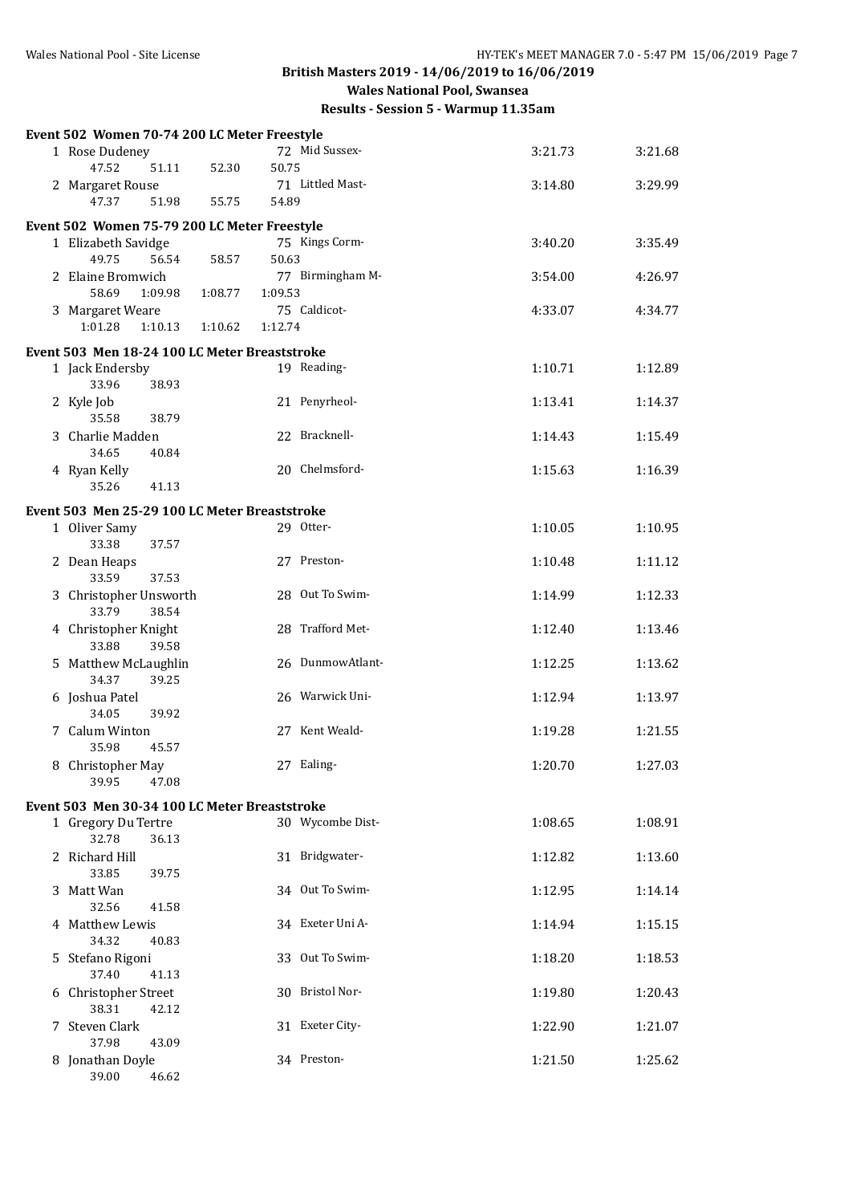**British Masters 2019 - 14/06/2019 to 16/06/2019**

**Wales National Pool, Swansea**

**Results - Session 5 - Warmup 11.35am**

### Event 502 Women 70-74 200 LC Meter Freestyle

| Place | Name | Age | Team | Seed Time | Finals Time |
|---|---|---|---|---|---|
| 1 | Rose Dudeney | 72 | Mid Sussex- | 3:21.73 | 3:21.68 |
| | 47.52 51.11 52.30 50.75 | | | | |
| 2 | Margaret Rouse | 71 | Littled Mast- | 3:14.80 | 3:29.99 |
| | 47.37 51.98 55.75 54.89 | | | | |

### Event 502 Women 75-79 200 LC Meter Freestyle

| Place | Name | Age | Team | Seed Time | Finals Time |
|---|---|---|---|---|---|
| 1 | Elizabeth Savidge | 75 | Kings Corm- | 3:40.20 | 3:35.49 |
| | 49.75 56.54 58.57 50.63 | | | | |
| 2 | Elaine Bromwich | 77 | Birmingham M- | 3:54.00 | 4:26.97 |
| | 58.69 1:09.98 1:08.77 1:09.53 | | | | |
| 3 | Margaret Weare | 75 | Caldicot- | 4:33.07 | 4:34.77 |
| | 1:01.28 1:10.13 1:10.62 1:12.74 | | | | |

### Event 503 Men 18-24 100 LC Meter Breaststroke

| Place | Name | Age | Team | Seed Time | Finals Time |
|---|---|---|---|---|---|
| 1 | Jack Endersby | 19 | Reading- | 1:10.71 | 1:12.89 |
| | 33.96 38.93 | | | | |
| 2 | Kyle Job | 21 | Penyrheol- | 1:13.41 | 1:14.37 |
| | 35.58 38.79 | | | | |
| 3 | Charlie Madden | 22 | Bracknell- | 1:14.43 | 1:15.49 |
| | 34.65 40.84 | | | | |
| 4 | Ryan Kelly | 20 | Chelmsford- | 1:15.63 | 1:16.39 |
| | 35.26 41.13 | | | | |

### Event 503 Men 25-29 100 LC Meter Breaststroke

| Place | Name | Age | Team | Seed Time | Finals Time |
|---|---|---|---|---|---|
| 1 | Oliver Samy | 29 | Otter- | 1:10.05 | 1:10.95 |
| | 33.38 37.57 | | | | |
| 2 | Dean Heaps | 27 | Preston- | 1:10.48 | 1:11.12 |
| | 33.59 37.53 | | | | |
| 3 | Christopher Unsworth | 28 | Out To Swim- | 1:14.99 | 1:12.33 |
| | 33.79 38.54 | | | | |
| 4 | Christopher Knight | 28 | Trafford Met- | 1:12.40 | 1:13.46 |
| | 33.88 39.58 | | | | |
| 5 | Matthew McLaughlin | 26 | DunmowAtlant- | 1:12.25 | 1:13.62 |
| | 34.37 39.25 | | | | |
| 6 | Joshua Patel | 26 | Warwick Uni- | 1:12.94 | 1:13.97 |
| | 34.05 39.92 | | | | |
| 7 | Calum Winton | 27 | Kent Weald- | 1:19.28 | 1:21.55 |
| | 35.98 45.57 | | | | |
| 8 | Christopher May | 27 | Ealing- | 1:20.70 | 1:27.03 |
| | 39.95 47.08 | | | | |

### Event 503 Men 30-34 100 LC Meter Breaststroke

| Place | Name | Age | Team | Seed Time | Finals Time |
|---|---|---|---|---|---|
| 1 | Gregory Du Tertre | 30 | Wycombe Dist- | 1:08.65 | 1:08.91 |
| | 32.78 36.13 | | | | |
| 2 | Richard Hill | 31 | Bridgwater- | 1:12.82 | 1:13.60 |
| | 33.85 39.75 | | | | |
| 3 | Matt Wan | 34 | Out To Swim- | 1:12.95 | 1:14.14 |
| | 32.56 41.58 | | | | |
| 4 | Matthew Lewis | 34 | Exeter Uni A- | 1:14.94 | 1:15.15 |
| | 34.32 40.83 | | | | |
| 5 | Stefano Rigoni | 33 | Out To Swim- | 1:18.20 | 1:18.53 |
| | 37.40 41.13 | | | | |
| 6 | Christopher Street | 30 | Bristol Nor- | 1:19.80 | 1:20.43 |
| | 38.31 42.12 | | | | |
| 7 | Steven Clark | 31 | Exeter City- | 1:22.90 | 1:21.07 |
| | 37.98 43.09 | | | | |
| 8 | Jonathan Doyle | 34 | Preston- | 1:21.50 | 1:25.62 |
| | 39.00 46.62 | | | | |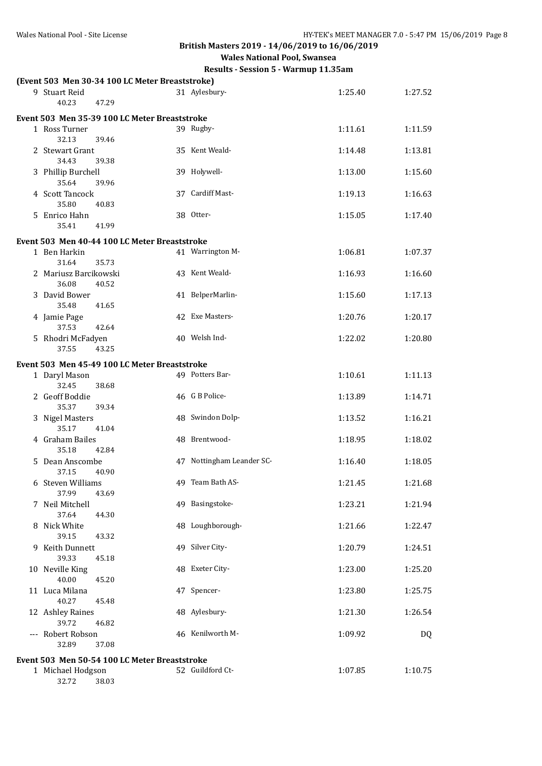**British Masters 2019 - 14/06/2019 to 16/06/2019**

**Wales National Pool, Swansea**

**Results - Session 5 - Warmup 11.35am**

### (Event 503 Men 30-34 100 LC Meter Breaststroke)

| Place | Name | Age | Team | Seed Time | Finals Time |
|---|---|---|---|---|---|
| 9 | Stuart Reid | 31 | Aylesbury- | 1:25.40 | 1:27.52 |
| | 40.23 47.29 | | | | |

### Event 503 Men 35-39 100 LC Meter Breaststroke

| Place | Name | Age | Team | Seed Time | Finals Time |
|---|---|---|---|---|---|
| 1 | Ross Turner | 39 | Rugby- | 1:11.61 | 1:11.59 |
| | 32.13 39.46 | | | | |
| 2 | Stewart Grant | 35 | Kent Weald- | 1:14.48 | 1:13.81 |
| | 34.43 39.38 | | | | |
| 3 | Phillip Burchell | 39 | Holywell- | 1:13.00 | 1:15.60 |
| | 35.64 39.96 | | | | |
| 4 | Scott Tancock | 37 | Cardiff Mast- | 1:19.13 | 1:16.63 |
| | 35.80 40.83 | | | | |
| 5 | Enrico Hahn | 38 | Otter- | 1:15.05 | 1:17.40 |
| | 35.41 41.99 | | | | |

### Event 503 Men 40-44 100 LC Meter Breaststroke

| Place | Name | Age | Team | Seed Time | Finals Time |
|---|---|---|---|---|---|
| 1 | Ben Harkin | 41 | Warrington M- | 1:06.81 | 1:07.37 |
| | 31.64 35.73 | | | | |
| 2 | Mariusz Barcikowski | 43 | Kent Weald- | 1:16.93 | 1:16.60 |
| | 36.08 40.52 | | | | |
| 3 | David Bower | 41 | BelperMarlin- | 1:15.60 | 1:17.13 |
| | 35.48 41.65 | | | | |
| 4 | Jamie Page | 42 | Exe Masters- | 1:20.76 | 1:20.17 |
| | 37.53 42.64 | | | | |
| 5 | Rhodri McFadyen | 40 | Welsh Ind- | 1:22.02 | 1:20.80 |
| | 37.55 43.25 | | | | |

### Event 503 Men 45-49 100 LC Meter Breaststroke

| Place | Name | Age | Team | Seed Time | Finals Time |
|---|---|---|---|---|---|
| 1 | Daryl Mason | 49 | Potters Bar- | 1:10.61 | 1:11.13 |
| | 32.45 38.68 | | | | |
| 2 | Geoff Boddie | 46 | G B Police- | 1:13.89 | 1:14.71 |
| | 35.37 39.34 | | | | |
| 3 | Nigel Masters | 48 | Swindon Dolp- | 1:13.52 | 1:16.21 |
| | 35.17 41.04 | | | | |
| 4 | Graham Bailes | 48 | Brentwood- | 1:18.95 | 1:18.02 |
| | 35.18 42.84 | | | | |
| 5 | Dean Anscombe | 47 | Nottingham Leander SC- | 1:16.40 | 1:18.05 |
| | 37.15 40.90 | | | | |
| 6 | Steven Williams | 49 | Team Bath AS- | 1:21.45 | 1:21.68 |
| | 37.99 43.69 | | | | |
| 7 | Neil Mitchell | 49 | Basingstoke- | 1:23.21 | 1:21.94 |
| | 37.64 44.30 | | | | |
| 8 | Nick White | 48 | Loughborough- | 1:21.66 | 1:22.47 |
| | 39.15 43.32 | | | | |
| 9 | Keith Dunnett | 49 | Silver City- | 1:20.79 | 1:24.51 |
| | 39.33 45.18 | | | | |
| 10 | Neville King | 48 | Exeter City- | 1:23.00 | 1:25.20 |
| | 40.00 45.20 | | | | |
| 11 | Luca Milana | 47 | Spencer- | 1:23.80 | 1:25.75 |
| | 40.27 45.48 | | | | |
| 12 | Ashley Raines | 48 | Aylesbury- | 1:21.30 | 1:26.54 |
| | 39.72 46.82 | | | | |
| --- | Robert Robson | 46 | Kenilworth M- | 1:09.92 | DQ |
| | 32.89 37.08 | | | | |

### Event 503 Men 50-54 100 LC Meter Breaststroke

| Place | Name | Age | Team | Seed Time | Finals Time |
|---|---|---|---|---|---|
| 1 | Michael Hodgson | 52 | Guildford Ct- | 1:07.85 | 1:10.75 |
| | 32.72 38.03 | | | | |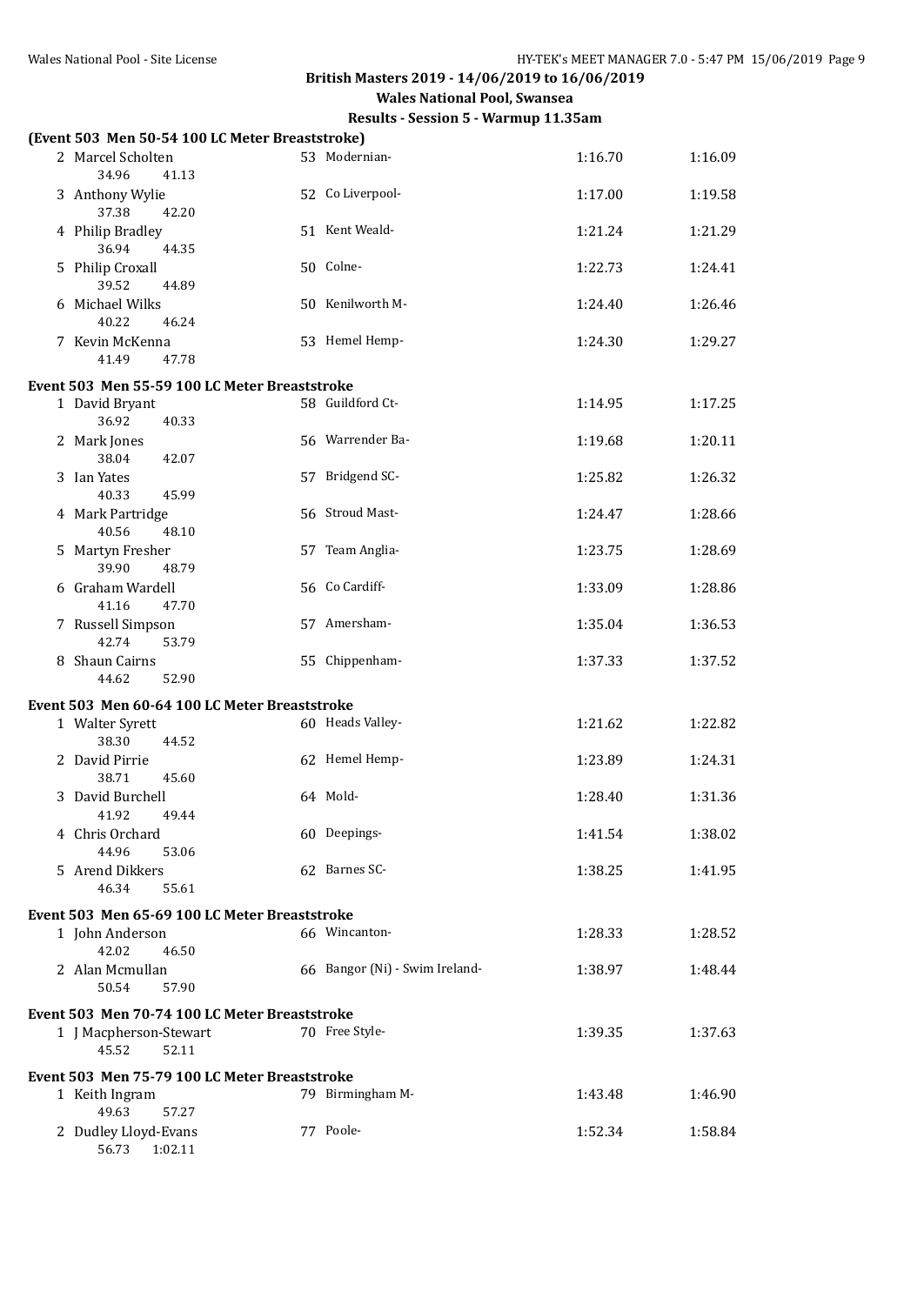**British Masters 2019 - 14/06/2019 to 16/06/2019**

**Wales National Pool, Swansea**

**Results - Session 5 - Warmup 11.35am**

### (Event 503 Men 50-54 100 LC Meter Breaststroke)

| Place | Name | Age | Team | Seed Time | Finals Time |
|---|---|---|---|---|---|
| 2 | Marcel Scholten | 53 | Modernian- | 1:16.70 | 1:16.09 |
| | 34.96 41.13 | | | | |
| 3 | Anthony Wylie | 52 | Co Liverpool- | 1:17.00 | 1:19.58 |
| | 37.38 42.20 | | | | |
| 4 | Philip Bradley | 51 | Kent Weald- | 1:21.24 | 1:21.29 |
| | 36.94 44.35 | | | | |
| 5 | Philip Croxall | 50 | Colne- | 1:22.73 | 1:24.41 |
| | 39.52 44.89 | | | | |
| 6 | Michael Wilks | 50 | Kenilworth M- | 1:24.40 | 1:26.46 |
| | 40.22 46.24 | | | | |
| 7 | Kevin McKenna | 53 | Hemel Hemp- | 1:24.30 | 1:29.27 |
| | 41.49 47.78 | | | | |

### Event 503 Men 55-59 100 LC Meter Breaststroke

| Place | Name | Age | Team | Seed Time | Finals Time |
|---|---|---|---|---|---|
| 1 | David Bryant | 58 | Guildford Ct- | 1:14.95 | 1:17.25 |
| | 36.92 40.33 | | | | |
| 2 | Mark Jones | 56 | Warrender Ba- | 1:19.68 | 1:20.11 |
| | 38.04 42.07 | | | | |
| 3 | Ian Yates | 57 | Bridgend SC- | 1:25.82 | 1:26.32 |
| | 40.33 45.99 | | | | |
| 4 | Mark Partridge | 56 | Stroud Mast- | 1:24.47 | 1:28.66 |
| | 40.56 48.10 | | | | |
| 5 | Martyn Fresher | 57 | Team Anglia- | 1:23.75 | 1:28.69 |
| | 39.90 48.79 | | | | |
| 6 | Graham Wardell | 56 | Co Cardiff- | 1:33.09 | 1:28.86 |
| | 41.16 47.70 | | | | |
| 7 | Russell Simpson | 57 | Amersham- | 1:35.04 | 1:36.53 |
| | 42.74 53.79 | | | | |
| 8 | Shaun Cairns | 55 | Chippenham- | 1:37.33 | 1:37.52 |
| | 44.62 52.90 | | | | |

### Event 503 Men 60-64 100 LC Meter Breaststroke

| Place | Name | Age | Team | Seed Time | Finals Time |
|---|---|---|---|---|---|
| 1 | Walter Syrett | 60 | Heads Valley- | 1:21.62 | 1:22.82 |
| | 38.30 44.52 | | | | |
| 2 | David Pirrie | 62 | Hemel Hemp- | 1:23.89 | 1:24.31 |
| | 38.71 45.60 | | | | |
| 3 | David Burchell | 64 | Mold- | 1:28.40 | 1:31.36 |
| | 41.92 49.44 | | | | |
| 4 | Chris Orchard | 60 | Deepings- | 1:41.54 | 1:38.02 |
| | 44.96 53.06 | | | | |
| 5 | Arend Dikkers | 62 | Barnes SC- | 1:38.25 | 1:41.95 |
| | 46.34 55.61 | | | | |

### Event 503 Men 65-69 100 LC Meter Breaststroke

| Place | Name | Age | Team | Seed Time | Finals Time |
|---|---|---|---|---|---|
| 1 | John Anderson | 66 | Wincanton- | 1:28.33 | 1:28.52 |
| | 42.02 46.50 | | | | |
| 2 | Alan Mcmullan | 66 | Bangor (Ni) - Swim Ireland- | 1:38.97 | 1:48.44 |
| | 50.54 57.90 | | | | |

### Event 503 Men 70-74 100 LC Meter Breaststroke

| Place | Name | Age | Team | Seed Time | Finals Time |
|---|---|---|---|---|---|
| 1 | J Macpherson-Stewart | 70 | Free Style- | 1:39.35 | 1:37.63 |
| | 45.52 52.11 | | | | |

### Event 503 Men 75-79 100 LC Meter Breaststroke

| Place | Name | Age | Team | Seed Time | Finals Time |
|---|---|---|---|---|---|
| 1 | Keith Ingram | 79 | Birmingham M- | 1:43.48 | 1:46.90 |
| | 49.63 57.27 | | | | |
| 2 | Dudley Lloyd-Evans | 77 | Poole- | 1:52.34 | 1:58.84 |
| | 56.73 1:02.11 | | | | |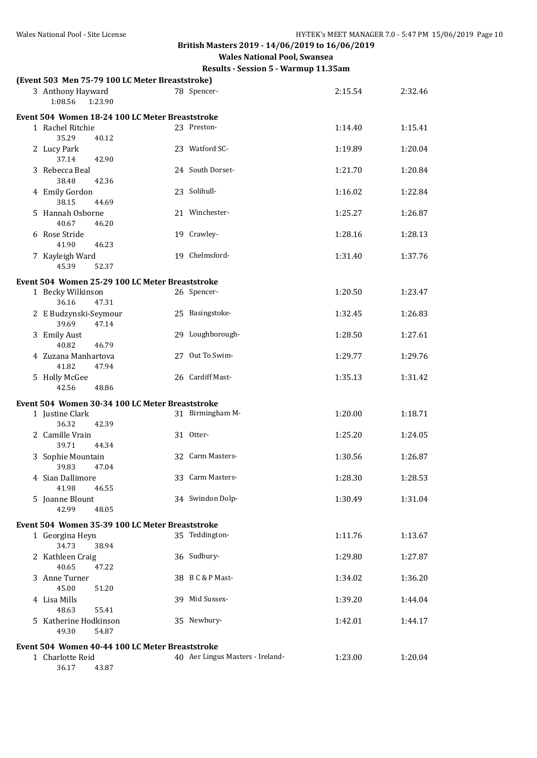## British Masters 2019 - 14/06/2019 to 16/06/2019

**Wales National Pool, Swansea**

**Results - Session 5 - Warmup 11.35am**

### (Event 503 Men 75-79 100 LC Meter Breaststroke)

| Place | Name | Age | Team | Seed Time | Finals Time |
|---|---|---|---|---|---|
| 3 | Anthony Hayward | 78 | Spencer- | 2:15.54 | 2:32.46 |
| | 1:08.56 1:23.90 | | | | |

### Event 504 Women 18-24 100 LC Meter Breaststroke

| Place | Name | Age | Team | Seed Time | Finals Time |
|---|---|---|---|---|---|
| 1 | Rachel Ritchie | 23 | Preston- | 1:14.40 | 1:15.41 |
| | 35.29 40.12 | | | | |
| 2 | Lucy Park | 23 | Watford SC- | 1:19.89 | 1:20.04 |
| | 37.14 42.90 | | | | |
| 3 | Rebecca Beal | 24 | South Dorset- | 1:21.70 | 1:20.84 |
| | 38.48 42.36 | | | | |
| 4 | Emily Gordon | 23 | Solihull- | 1:16.02 | 1:22.84 |
| | 38.15 44.69 | | | | |
| 5 | Hannah Osborne | 21 | Winchester- | 1:25.27 | 1:26.87 |
| | 40.67 46.20 | | | | |
| 6 | Rose Stride | 19 | Crawley- | 1:28.16 | 1:28.13 |
| | 41.90 46.23 | | | | |
| 7 | Kayleigh Ward | 19 | Chelmsford- | 1:31.40 | 1:37.76 |
| | 45.39 52.37 | | | | |

### Event 504 Women 25-29 100 LC Meter Breaststroke

| Place | Name | Age | Team | Seed Time | Finals Time |
|---|---|---|---|---|---|
| 1 | Becky Wilkinson | 26 | Spencer- | 1:20.50 | 1:23.47 |
| | 36.16 47.31 | | | | |
| 2 | E Budzynski-Seymour | 25 | Basingstoke- | 1:32.45 | 1:26.83 |
| | 39.69 47.14 | | | | |
| 3 | Emily Aust | 29 | Loughborough- | 1:28.50 | 1:27.61 |
| | 40.82 46.79 | | | | |
| 4 | Zuzana Manhartova | 27 | Out To Swim- | 1:29.77 | 1:29.76 |
| | 41.82 47.94 | | | | |
| 5 | Holly McGee | 26 | Cardiff Mast- | 1:35.13 | 1:31.42 |
| | 42.56 48.86 | | | | |

### Event 504 Women 30-34 100 LC Meter Breaststroke

| Place | Name | Age | Team | Seed Time | Finals Time |
|---|---|---|---|---|---|
| 1 | Justine Clark | 31 | Birmingham M- | 1:20.00 | 1:18.71 |
| | 36.32 42.39 | | | | |
| 2 | Camille Vrain | 31 | Otter- | 1:25.20 | 1:24.05 |
| | 39.71 44.34 | | | | |
| 3 | Sophie Mountain | 32 | Carm Masters- | 1:30.56 | 1:26.87 |
| | 39.83 47.04 | | | | |
| 4 | Sian Dallimore | 33 | Carm Masters- | 1:28.30 | 1:28.53 |
| | 41.98 46.55 | | | | |
| 5 | Joanne Blount | 34 | Swindon Dolp- | 1:30.49 | 1:31.04 |
| | 42.99 48.05 | | | | |

### Event 504 Women 35-39 100 LC Meter Breaststroke

| Place | Name | Age | Team | Seed Time | Finals Time |
|---|---|---|---|---|---|
| 1 | Georgina Heyn | 35 | Teddington- | 1:11.76 | 1:13.67 |
| | 34.73 38.94 | | | | |
| 2 | Kathleen Craig | 36 | Sudbury- | 1:29.80 | 1:27.87 |
| | 40.65 47.22 | | | | |
| 3 | Anne Turner | 38 | B C & P Mast- | 1:34.02 | 1:36.20 |
| | 45.00 51.20 | | | | |
| 4 | Lisa Mills | 39 | Mid Sussex- | 1:39.20 | 1:44.04 |
| | 48.63 55.41 | | | | |
| 5 | Katherine Hodkinson | 35 | Newbury- | 1:42.01 | 1:44.17 |
| | 49.30 54.87 | | | | |

### Event 504 Women 40-44 100 LC Meter Breaststroke

| Place | Name | Age | Team | Seed Time | Finals Time |
|---|---|---|---|---|---|
| 1 | Charlotte Reid | 40 | Aer Lingus Masters - Ireland- | 1:23.00 | 1:20.04 |
| | 36.17 43.87 | | | | |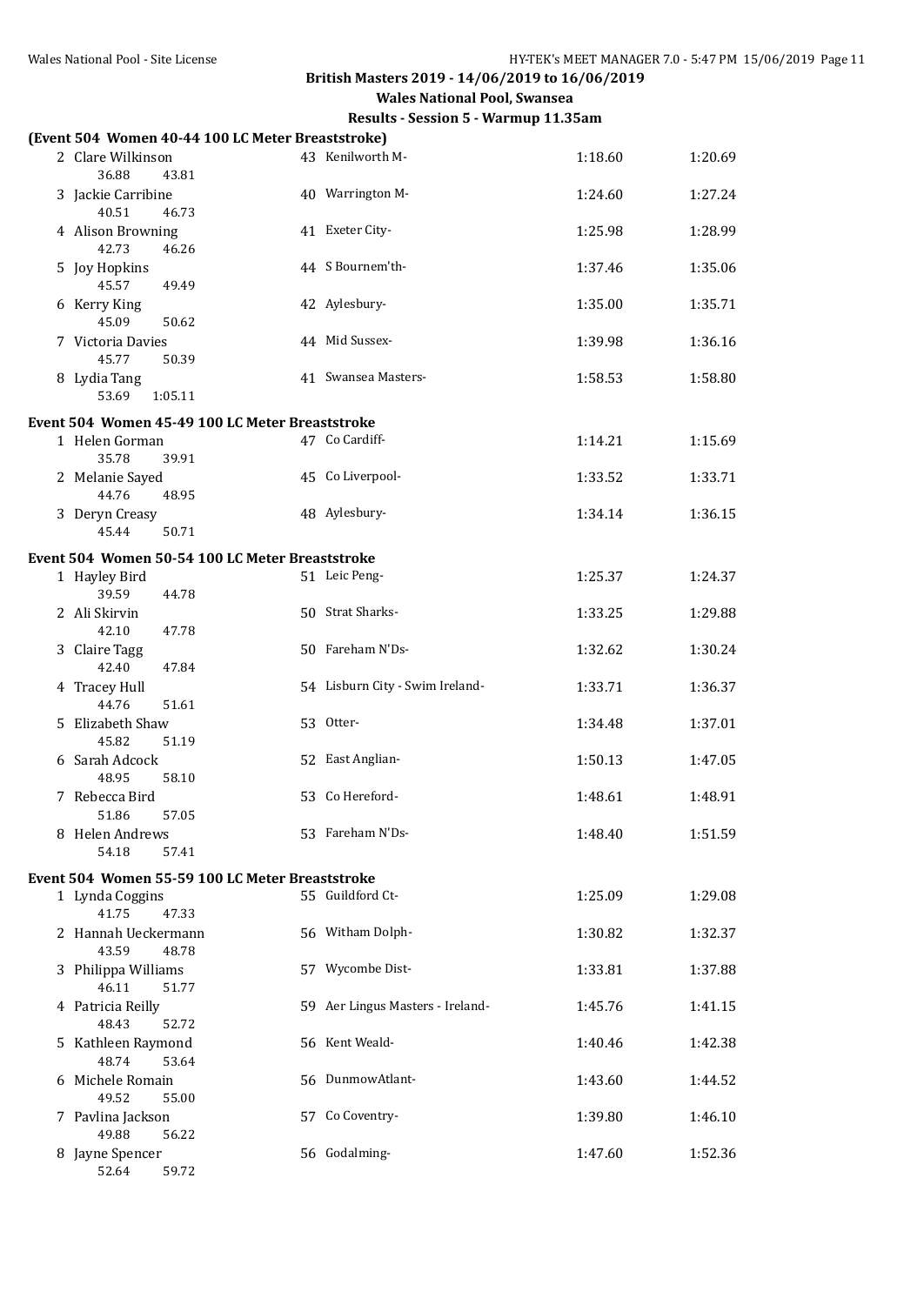## British Masters 2019 - 14/06/2019 to 16/06/2019

### Wales National Pool, Swansea

### Results - Session 5 - Warmup 11.35am

**(Event 504 Women 40-44 100 LC Meter Breaststroke)**

| Place | Name | Age | Team | Seed Time | Finals Time |
|---|---|---|---|---|---|
| 2 | Clare Wilkinson | 43 | Kenilworth M- | 1:18.60 | 1:20.69 |
| | 36.88 43.81 | | | | |
| 3 | Jackie Carribine | 40 | Warrington M- | 1:24.60 | 1:27.24 |
| | 40.51 46.73 | | | | |
| 4 | Alison Browning | 41 | Exeter City- | 1:25.98 | 1:28.99 |
| | 42.73 46.26 | | | | |
| 5 | Joy Hopkins | 44 | S Bournem'th- | 1:37.46 | 1:35.06 |
| | 45.57 49.49 | | | | |
| 6 | Kerry King | 42 | Aylesbury- | 1:35.00 | 1:35.71 |
| | 45.09 50.62 | | | | |
| 7 | Victoria Davies | 44 | Mid Sussex- | 1:39.98 | 1:36.16 |
| | 45.77 50.39 | | | | |
| 8 | Lydia Tang | 41 | Swansea Masters- | 1:58.53 | 1:58.80 |
| | 53.69 1:05.11 | | | | |

**Event 504 Women 45-49 100 LC Meter Breaststroke**

| Place | Name | Age | Team | Seed Time | Finals Time |
|---|---|---|---|---|---|
| 1 | Helen Gorman | 47 | Co Cardiff- | 1:14.21 | 1:15.69 |
| | 35.78 39.91 | | | | |
| 2 | Melanie Sayed | 45 | Co Liverpool- | 1:33.52 | 1:33.71 |
| | 44.76 48.95 | | | | |
| 3 | Deryn Creasy | 48 | Aylesbury- | 1:34.14 | 1:36.15 |
| | 45.44 50.71 | | | | |

**Event 504 Women 50-54 100 LC Meter Breaststroke**

| Place | Name | Age | Team | Seed Time | Finals Time |
|---|---|---|---|---|---|
| 1 | Hayley Bird | 51 | Leic Peng- | 1:25.37 | 1:24.37 |
| | 39.59 44.78 | | | | |
| 2 | Ali Skirvin | 50 | Strat Sharks- | 1:33.25 | 1:29.88 |
| | 42.10 47.78 | | | | |
| 3 | Claire Tagg | 50 | Fareham N'Ds- | 1:32.62 | 1:30.24 |
| | 42.40 47.84 | | | | |
| 4 | Tracey Hull | 54 | Lisburn City - Swim Ireland- | 1:33.71 | 1:36.37 |
| | 44.76 51.61 | | | | |
| 5 | Elizabeth Shaw | 53 | Otter- | 1:34.48 | 1:37.01 |
| | 45.82 51.19 | | | | |
| 6 | Sarah Adcock | 52 | East Anglian- | 1:50.13 | 1:47.05 |
| | 48.95 58.10 | | | | |
| 7 | Rebecca Bird | 53 | Co Hereford- | 1:48.61 | 1:48.91 |
| | 51.86 57.05 | | | | |
| 8 | Helen Andrews | 53 | Fareham N'Ds- | 1:48.40 | 1:51.59 |
| | 54.18 57.41 | | | | |

**Event 504 Women 55-59 100 LC Meter Breaststroke**

| Place | Name | Age | Team | Seed Time | Finals Time |
|---|---|---|---|---|---|
| 1 | Lynda Coggins | 55 | Guildford Ct- | 1:25.09 | 1:29.08 |
| | 41.75 47.33 | | | | |
| 2 | Hannah Ueckermann | 56 | Witham Dolph- | 1:30.82 | 1:32.37 |
| | 43.59 48.78 | | | | |
| 3 | Philippa Williams | 57 | Wycombe Dist- | 1:33.81 | 1:37.88 |
| | 46.11 51.77 | | | | |
| 4 | Patricia Reilly | 59 | Aer Lingus Masters - Ireland- | 1:45.76 | 1:41.15 |
| | 48.43 52.72 | | | | |
| 5 | Kathleen Raymond | 56 | Kent Weald- | 1:40.46 | 1:42.38 |
| | 48.74 53.64 | | | | |
| 6 | Michele Romain | 56 | DunmowAtlant- | 1:43.60 | 1:44.52 |
| | 49.52 55.00 | | | | |
| 7 | Pavlina Jackson | 57 | Co Coventry- | 1:39.80 | 1:46.10 |
| | 49.88 56.22 | | | | |
| 8 | Jayne Spencer | 56 | Godalming- | 1:47.60 | 1:52.36 |
| | 52.64 59.72 | | | | |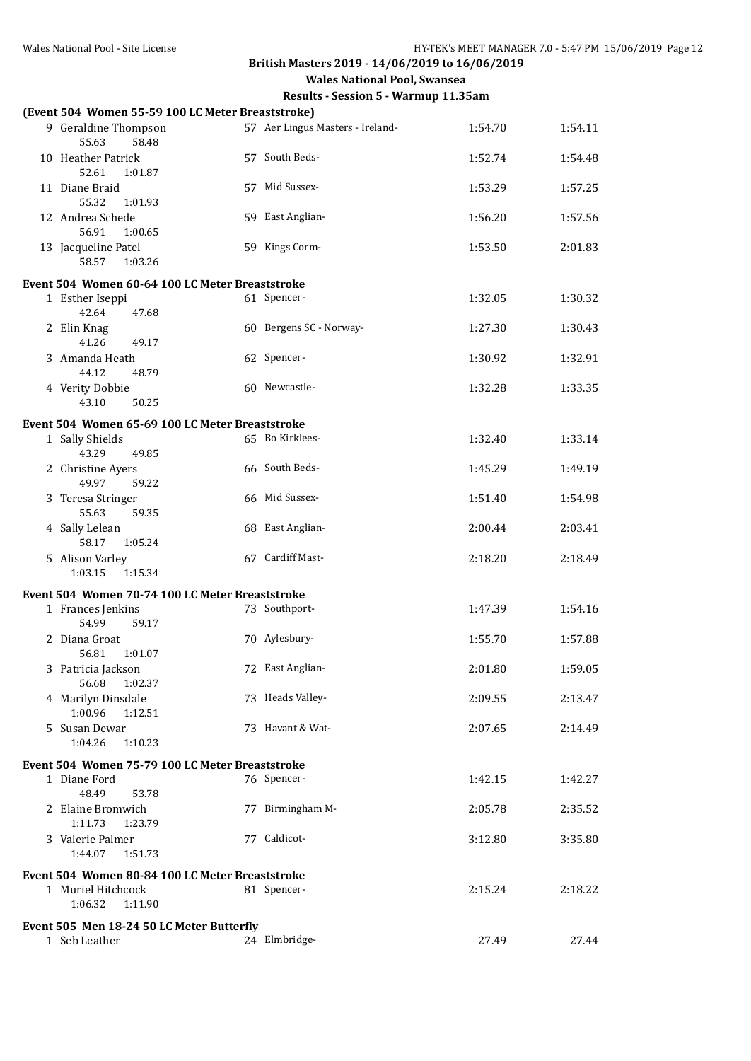British Masters 2019 - 14/06/2019 to 16/06/2019

Wales National Pool, Swansea

Results - Session 5 - Warmup 11.35am

**(Event 504 Women 55-59 100 LC Meter Breaststroke)**

| Place | Name | Age | Team | Seed Time | Finals Time |
|---|---|---|---|---|---|
| 9 | Geraldine Thompson<br>55.63 58.48 | 57 | Aer Lingus Masters - Ireland- | 1:54.70 | 1:54.11 |
| 10 | Heather Patrick<br>52.61 1:01.87 | 57 | South Beds- | 1:52.74 | 1:54.48 |
| 11 | Diane Braid<br>55.32 1:01.93 | 57 | Mid Sussex- | 1:53.29 | 1:57.25 |
| 12 | Andrea Schede<br>56.91 1:00.65 | 59 | East Anglian- | 1:56.20 | 1:57.56 |
| 13 | Jacqueline Patel<br>58.57 1:03.26 | 59 | Kings Corm- | 1:53.50 | 2:01.83 |

**Event 504 Women 60-64 100 LC Meter Breaststroke**

| Place | Name | Age | Team | Seed Time | Finals Time |
|---|---|---|---|---|---|
| 1 | Esther Iseppi<br>42.64 47.68 | 61 | Spencer- | 1:32.05 | 1:30.32 |
| 2 | Elin Knag<br>41.26 49.17 | 60 | Bergens SC - Norway- | 1:27.30 | 1:30.43 |
| 3 | Amanda Heath<br>44.12 48.79 | 62 | Spencer- | 1:30.92 | 1:32.91 |
| 4 | Verity Dobbie<br>43.10 50.25 | 60 | Newcastle- | 1:32.28 | 1:33.35 |

**Event 504 Women 65-69 100 LC Meter Breaststroke**

| Place | Name | Age | Team | Seed Time | Finals Time |
|---|---|---|---|---|---|
| 1 | Sally Shields<br>43.29 49.85 | 65 | Bo Kirklees- | 1:32.40 | 1:33.14 |
| 2 | Christine Ayers<br>49.97 59.22 | 66 | South Beds- | 1:45.29 | 1:49.19 |
| 3 | Teresa Stringer<br>55.63 59.35 | 66 | Mid Sussex- | 1:51.40 | 1:54.98 |
| 4 | Sally Lelean<br>58.17 1:05.24 | 68 | East Anglian- | 2:00.44 | 2:03.41 |
| 5 | Alison Varley<br>1:03.15 1:15.34 | 67 | Cardiff Mast- | 2:18.20 | 2:18.49 |

**Event 504 Women 70-74 100 LC Meter Breaststroke**

| Place | Name | Age | Team | Seed Time | Finals Time |
|---|---|---|---|---|---|
| 1 | Frances Jenkins<br>54.99 59.17 | 73 | Southport- | 1:47.39 | 1:54.16 |
| 2 | Diana Groat<br>56.81 1:01.07 | 70 | Aylesbury- | 1:55.70 | 1:57.88 |
| 3 | Patricia Jackson<br>56.68 1:02.37 | 72 | East Anglian- | 2:01.80 | 1:59.05 |
| 4 | Marilyn Dinsdale<br>1:00.96 1:12.51 | 73 | Heads Valley- | 2:09.55 | 2:13.47 |
| 5 | Susan Dewar<br>1:04.26 1:10.23 | 73 | Havant & Wat- | 2:07.65 | 2:14.49 |

**Event 504 Women 75-79 100 LC Meter Breaststroke**

| Place | Name | Age | Team | Seed Time | Finals Time |
|---|---|---|---|---|---|
| 1 | Diane Ford<br>48.49 53.78 | 76 | Spencer- | 1:42.15 | 1:42.27 |
| 2 | Elaine Bromwich<br>1:11.73 1:23.79 | 77 | Birmingham M- | 2:05.78 | 2:35.52 |
| 3 | Valerie Palmer<br>1:44.07 1:51.73 | 77 | Caldicot- | 3:12.80 | 3:35.80 |

**Event 504 Women 80-84 100 LC Meter Breaststroke**

| Place | Name | Age | Team | Seed Time | Finals Time |
|---|---|---|---|---|---|
| 1 | Muriel Hitchcock<br>1:06.32 1:11.90 | 81 | Spencer- | 2:15.24 | 2:18.22 |

**Event 505 Men 18-24 50 LC Meter Butterfly**

| Place | Name | Age | Team | Seed Time | Finals Time |
|---|---|---|---|---|---|
| 1 | Seb Leather | 24 | Elmbridge- | 27.49 | 27.44 |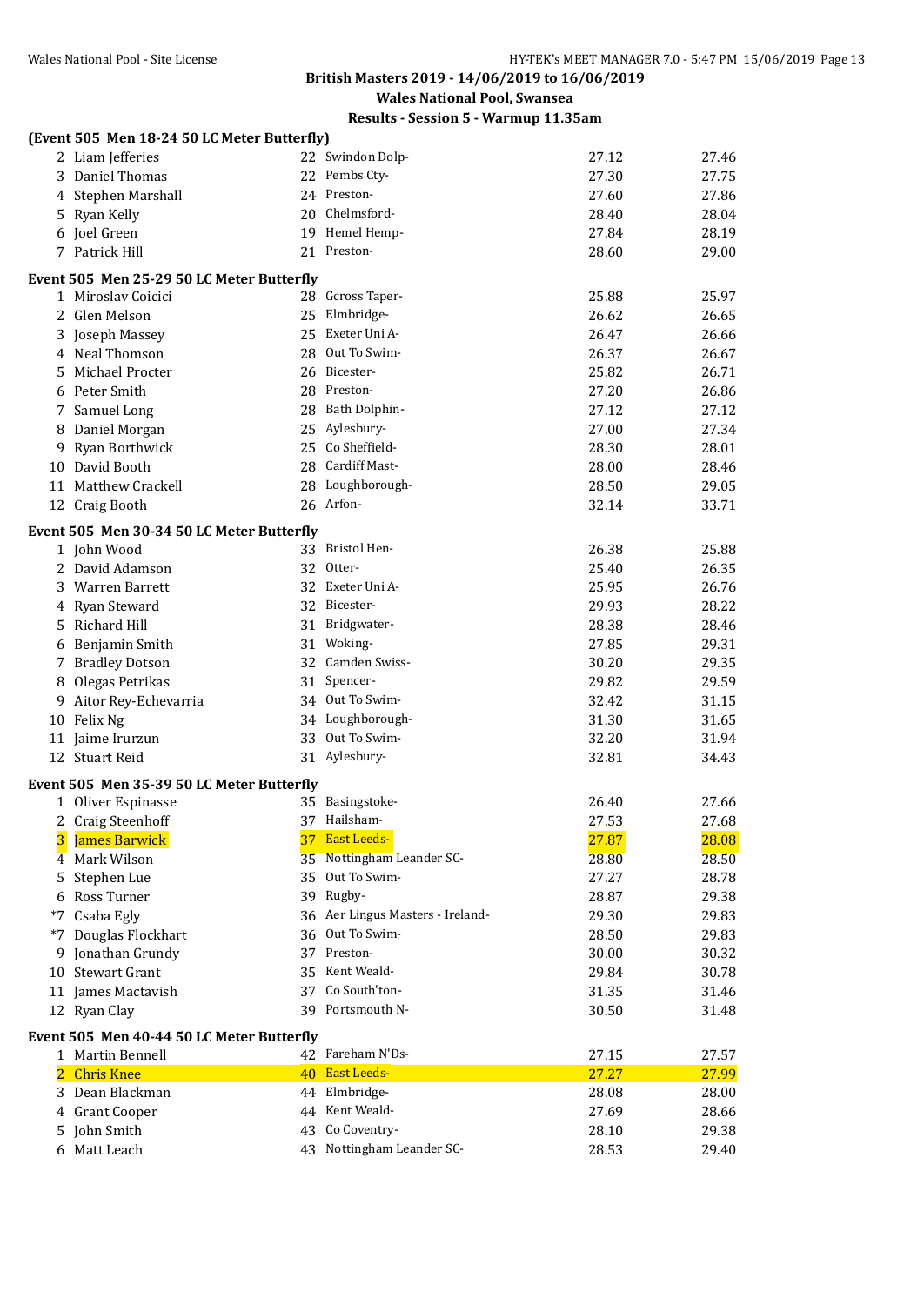## British Masters 2019 - 14/06/2019 to 16/06/2019

**Wales National Pool, Swansea**

**Results - Session 5 - Warmup 11.35am**

### (Event 505 Men 18-24 50 LC Meter Butterfly)

| | Name | Age | Team | Seed Time | Finals Time |
|---|---|---|---|---|---|
| 2 | Liam Jefferies | 22 | Swindon Dolp- | 27.12 | 27.46 |
| 3 | Daniel Thomas | 22 | Pembs Cty- | 27.30 | 27.75 |
| 4 | Stephen Marshall | 24 | Preston- | 27.60 | 27.86 |
| 5 | Ryan Kelly | 20 | Chelmsford- | 28.40 | 28.04 |
| 6 | Joel Green | 19 | Hemel Hemp- | 27.84 | 28.19 |
| 7 | Patrick Hill | 21 | Preston- | 28.60 | 29.00 |

### Event 505 Men 25-29 50 LC Meter Butterfly

| | Name | Age | Team | Seed Time | Finals Time |
|---|---|---|---|---|---|
| 1 | Miroslav Coicici | 28 | Gcross Taper- | 25.88 | 25.97 |
| 2 | Glen Melson | 25 | Elmbridge- | 26.62 | 26.65 |
| 3 | Joseph Massey | 25 | Exeter Uni A- | 26.47 | 26.66 |
| 4 | Neal Thomson | 28 | Out To Swim- | 26.37 | 26.67 |
| 5 | Michael Procter | 26 | Bicester- | 25.82 | 26.71 |
| 6 | Peter Smith | 28 | Preston- | 27.20 | 26.86 |
| 7 | Samuel Long | 28 | Bath Dolphin- | 27.12 | 27.12 |
| 8 | Daniel Morgan | 25 | Aylesbury- | 27.00 | 27.34 |
| 9 | Ryan Borthwick | 25 | Co Sheffield- | 28.30 | 28.01 |
| 10 | David Booth | 28 | Cardiff Mast- | 28.00 | 28.46 |
| 11 | Matthew Crackell | 28 | Loughborough- | 28.50 | 29.05 |
| 12 | Craig Booth | 26 | Arfon- | 32.14 | 33.71 |

### Event 505 Men 30-34 50 LC Meter Butterfly

| | Name | Age | Team | Seed Time | Finals Time |
|---|---|---|---|---|---|
| 1 | John Wood | 33 | Bristol Hen- | 26.38 | 25.88 |
| 2 | David Adamson | 32 | Otter- | 25.40 | 26.35 |
| 3 | Warren Barrett | 32 | Exeter Uni A- | 25.95 | 26.76 |
| 4 | Ryan Steward | 32 | Bicester- | 29.93 | 28.22 |
| 5 | Richard Hill | 31 | Bridgwater- | 28.38 | 28.46 |
| 6 | Benjamin Smith | 31 | Woking- | 27.85 | 29.31 |
| 7 | Bradley Dotson | 32 | Camden Swiss- | 30.20 | 29.35 |
| 8 | Olegas Petrikas | 31 | Spencer- | 29.82 | 29.59 |
| 9 | Aitor Rey-Echevarria | 34 | Out To Swim- | 32.42 | 31.15 |
| 10 | Felix Ng | 34 | Loughborough- | 31.30 | 31.65 |
| 11 | Jaime Irurzun | 33 | Out To Swim- | 32.20 | 31.94 |
| 12 | Stuart Reid | 31 | Aylesbury- | 32.81 | 34.43 |

### Event 505 Men 35-39 50 LC Meter Butterfly

| | Name | Age | Team | Seed Time | Finals Time |
|---|---|---|---|---|---|
| 1 | Oliver Espinasse | 35 | Basingstoke- | 26.40 | 27.66 |
| 2 | Craig Steenhoff | 37 | Hailsham- | 27.53 | 27.68 |
| 3 | James Barwick | 37 | East Leeds- | 27.87 | 28.08 |
| 4 | Mark Wilson | 35 | Nottingham Leander SC- | 28.80 | 28.50 |
| 5 | Stephen Lue | 35 | Out To Swim- | 27.27 | 28.78 |
| 6 | Ross Turner | 39 | Rugby- | 28.87 | 29.38 |
| *7 | Csaba Egly | 36 | Aer Lingus Masters - Ireland- | 29.30 | 29.83 |
| *7 | Douglas Flockhart | 36 | Out To Swim- | 28.50 | 29.83 |
| 9 | Jonathan Grundy | 37 | Preston- | 30.00 | 30.32 |
| 10 | Stewart Grant | 35 | Kent Weald- | 29.84 | 30.78 |
| 11 | James Mactavish | 37 | Co South'ton- | 31.35 | 31.46 |
| 12 | Ryan Clay | 39 | Portsmouth N- | 30.50 | 31.48 |

### Event 505 Men 40-44 50 LC Meter Butterfly

| | Name | Age | Team | Seed Time | Finals Time |
|---|---|---|---|---|---|
| 1 | Martin Bennell | 42 | Fareham N'Ds- | 27.15 | 27.57 |
| 2 | Chris Knee | 40 | East Leeds- | 27.27 | 27.99 |
| 3 | Dean Blackman | 44 | Elmbridge- | 28.08 | 28.00 |
| 4 | Grant Cooper | 44 | Kent Weald- | 27.69 | 28.66 |
| 5 | John Smith | 43 | Co Coventry- | 28.10 | 29.38 |
| 6 | Matt Leach | 43 | Nottingham Leander SC- | 28.53 | 29.40 |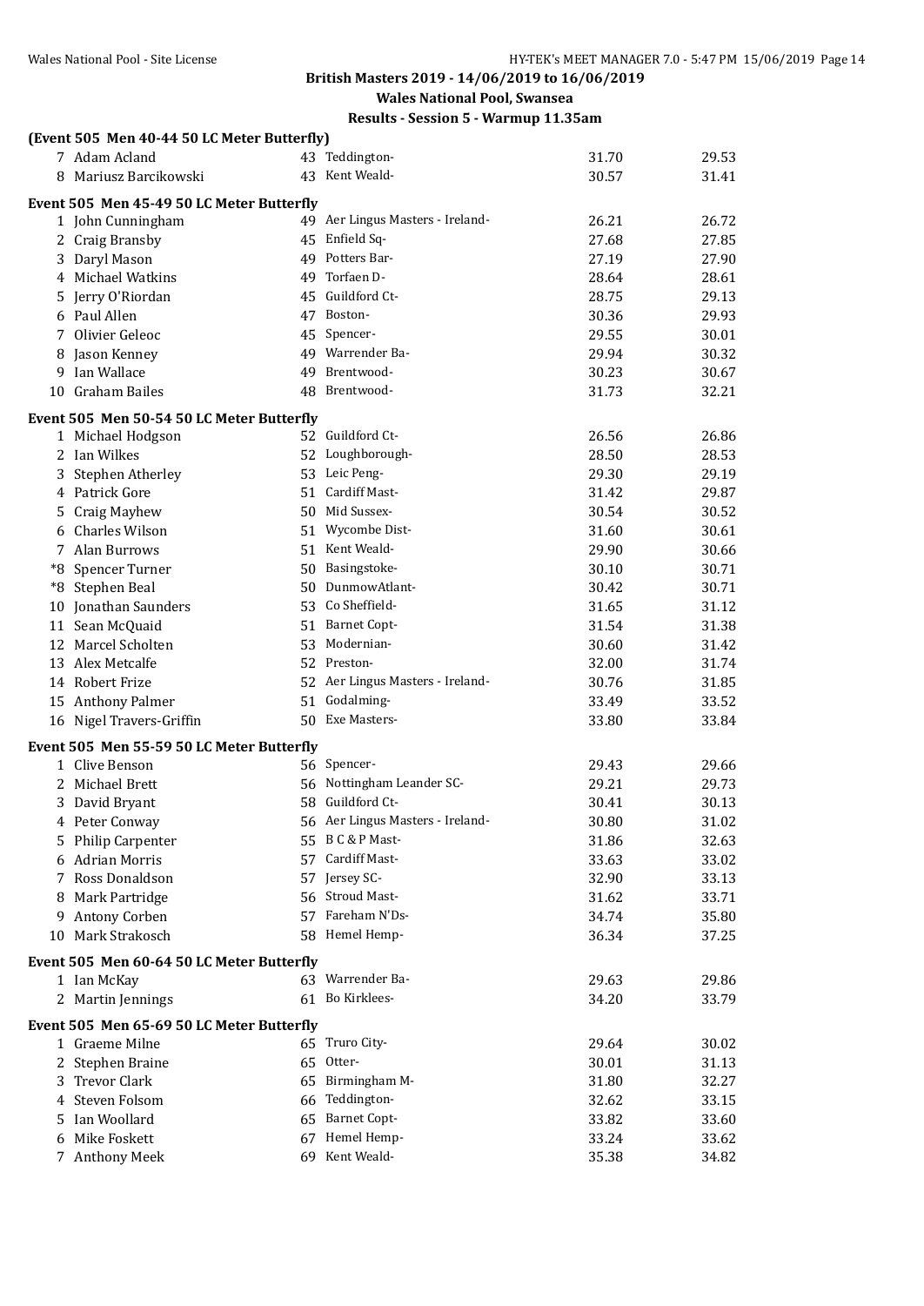**British Masters 2019 - 14/06/2019 to 16/06/2019**

**Wales National Pool, Swansea**

**Results - Session 5 - Warmup 11.35am**

**(Event 505 Men 40-44 50 LC Meter Butterfly)**

| | Name | Age | Team | Seed | Finals |
|---|---|---|---|---|---|
| 7 | Adam Acland | 43 | Teddington- | 31.70 | 29.53 |
| 8 | Mariusz Barcikowski | 43 | Kent Weald- | 30.57 | 31.41 |

**Event 505 Men 45-49 50 LC Meter Butterfly**

| | Name | Age | Team | Seed | Finals |
|---|---|---|---|---|---|
| 1 | John Cunningham | 49 | Aer Lingus Masters - Ireland- | 26.21 | 26.72 |
| 2 | Craig Bransby | 45 | Enfield Sq- | 27.68 | 27.85 |
| 3 | Daryl Mason | 49 | Potters Bar- | 27.19 | 27.90 |
| 4 | Michael Watkins | 49 | Torfaen D- | 28.64 | 28.61 |
| 5 | Jerry O'Riordan | 45 | Guildford Ct- | 28.75 | 29.13 |
| 6 | Paul Allen | 47 | Boston- | 30.36 | 29.93 |
| 7 | Olivier Geleoc | 45 | Spencer- | 29.55 | 30.01 |
| 8 | Jason Kenney | 49 | Warrender Ba- | 29.94 | 30.32 |
| 9 | Ian Wallace | 49 | Brentwood- | 30.23 | 30.67 |
| 10 | Graham Bailes | 48 | Brentwood- | 31.73 | 32.21 |

**Event 505 Men 50-54 50 LC Meter Butterfly**

| | Name | Age | Team | Seed | Finals |
|---|---|---|---|---|---|
| 1 | Michael Hodgson | 52 | Guildford Ct- | 26.56 | 26.86 |
| 2 | Ian Wilkes | 52 | Loughborough- | 28.50 | 28.53 |
| 3 | Stephen Atherley | 53 | Leic Peng- | 29.30 | 29.19 |
| 4 | Patrick Gore | 51 | Cardiff Mast- | 31.42 | 29.87 |
| 5 | Craig Mayhew | 50 | Mid Sussex- | 30.54 | 30.52 |
| 6 | Charles Wilson | 51 | Wycombe Dist- | 31.60 | 30.61 |
| 7 | Alan Burrows | 51 | Kent Weald- | 29.90 | 30.66 |
| *8 | Spencer Turner | 50 | Basingstoke- | 30.10 | 30.71 |
| *8 | Stephen Beal | 50 | DunmowAtlant- | 30.42 | 30.71 |
| 10 | Jonathan Saunders | 53 | Co Sheffield- | 31.65 | 31.12 |
| 11 | Sean McQuaid | 51 | Barnet Copt- | 31.54 | 31.38 |
| 12 | Marcel Scholten | 53 | Modernian- | 30.60 | 31.42 |
| 13 | Alex Metcalfe | 52 | Preston- | 32.00 | 31.74 |
| 14 | Robert Frize | 52 | Aer Lingus Masters - Ireland- | 30.76 | 31.85 |
| 15 | Anthony Palmer | 51 | Godalming- | 33.49 | 33.52 |
| 16 | Nigel Travers-Griffin | 50 | Exe Masters- | 33.80 | 33.84 |

**Event 505 Men 55-59 50 LC Meter Butterfly**

| | Name | Age | Team | Seed | Finals |
|---|---|---|---|---|---|
| 1 | Clive Benson | 56 | Spencer- | 29.43 | 29.66 |
| 2 | Michael Brett | 56 | Nottingham Leander SC- | 29.21 | 29.73 |
| 3 | David Bryant | 58 | Guildford Ct- | 30.41 | 30.13 |
| 4 | Peter Conway | 56 | Aer Lingus Masters - Ireland- | 30.80 | 31.02 |
| 5 | Philip Carpenter | 55 | B C & P Mast- | 31.86 | 32.63 |
| 6 | Adrian Morris | 57 | Cardiff Mast- | 33.63 | 33.02 |
| 7 | Ross Donaldson | 57 | Jersey SC- | 32.90 | 33.13 |
| 8 | Mark Partridge | 56 | Stroud Mast- | 31.62 | 33.71 |
| 9 | Antony Corben | 57 | Fareham N'Ds- | 34.74 | 35.80 |
| 10 | Mark Strakosch | 58 | Hemel Hemp- | 36.34 | 37.25 |

**Event 505 Men 60-64 50 LC Meter Butterfly**

| | Name | Age | Team | Seed | Finals |
|---|---|---|---|---|---|
| 1 | Ian McKay | 63 | Warrender Ba- | 29.63 | 29.86 |
| 2 | Martin Jennings | 61 | Bo Kirklees- | 34.20 | 33.79 |

**Event 505 Men 65-69 50 LC Meter Butterfly**

| | Name | Age | Team | Seed | Finals |
|---|---|---|---|---|---|
| 1 | Graeme Milne | 65 | Truro City- | 29.64 | 30.02 |
| 2 | Stephen Braine | 65 | Otter- | 30.01 | 31.13 |
| 3 | Trevor Clark | 65 | Birmingham M- | 31.80 | 32.27 |
| 4 | Steven Folsom | 66 | Teddington- | 32.62 | 33.15 |
| 5 | Ian Woollard | 65 | Barnet Copt- | 33.82 | 33.60 |
| 6 | Mike Foskett | 67 | Hemel Hemp- | 33.24 | 33.62 |
| 7 | Anthony Meek | 69 | Kent Weald- | 35.38 | 34.82 |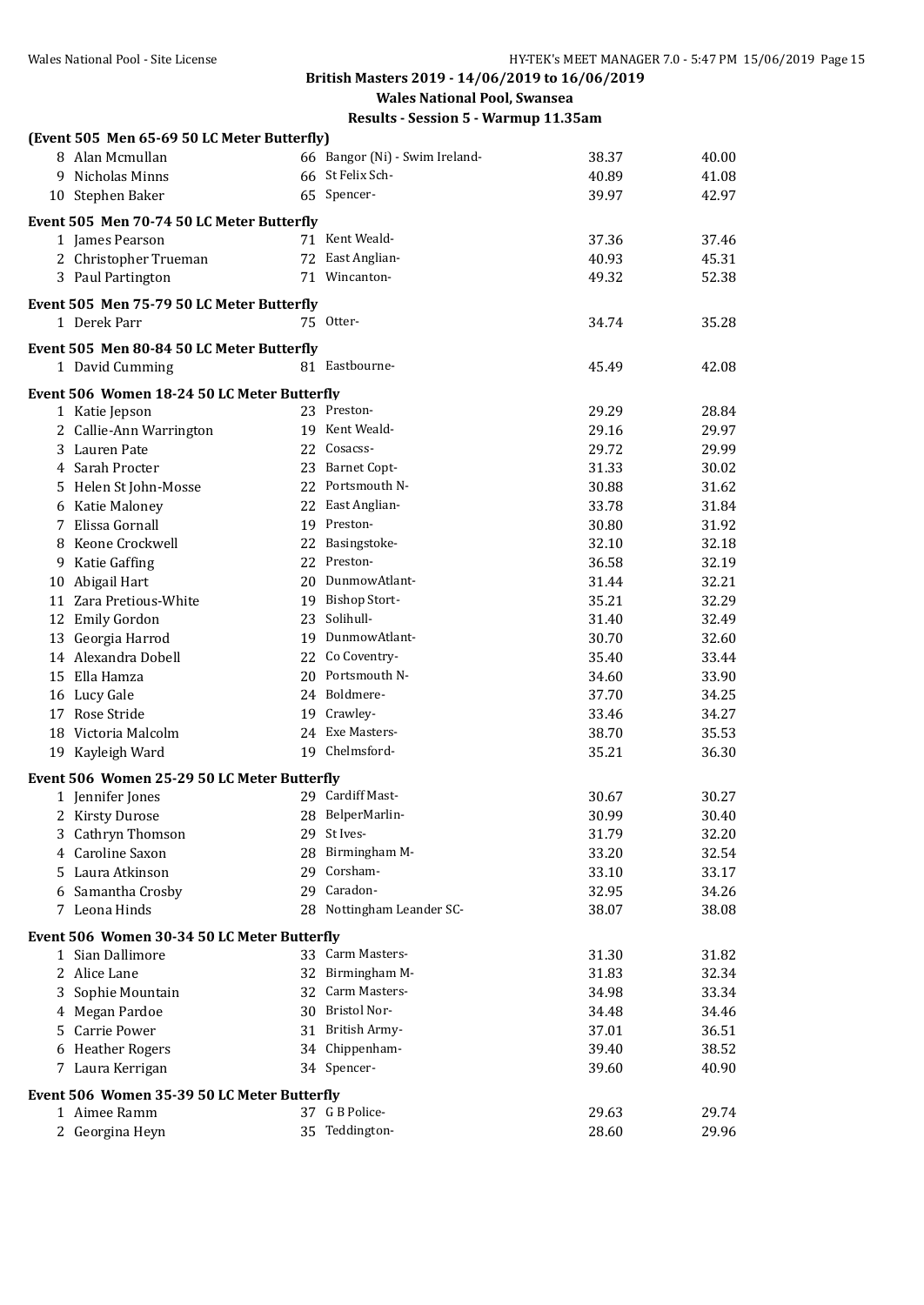## British Masters 2019 - 14/06/2019 to 16/06/2019

### Wales National Pool, Swansea

### Results - Session 5 - Warmup 11.35am

**(Event 505 Men 65-69 50 LC Meter Butterfly)**

| | Name | Age | Team | Seed Time | Finals Time |
|---|---|---|---|---|---|
| 8 | Alan Mcmullan | 66 | Bangor (Ni) - Swim Ireland- | 38.37 | 40.00 |
| 9 | Nicholas Minns | 66 | St Felix Sch- | 40.89 | 41.08 |
| 10 | Stephen Baker | 65 | Spencer- | 39.97 | 42.97 |

**Event 505 Men 70-74 50 LC Meter Butterfly**

| | Name | Age | Team | Seed Time | Finals Time |
|---|---|---|---|---|---|
| 1 | James Pearson | 71 | Kent Weald- | 37.36 | 37.46 |
| 2 | Christopher Trueman | 72 | East Anglian- | 40.93 | 45.31 |
| 3 | Paul Partington | 71 | Wincanton- | 49.32 | 52.38 |

**Event 505 Men 75-79 50 LC Meter Butterfly**

| | Name | Age | Team | Seed Time | Finals Time |
|---|---|---|---|---|---|
| 1 | Derek Parr | 75 | Otter- | 34.74 | 35.28 |

**Event 505 Men 80-84 50 LC Meter Butterfly**

| | Name | Age | Team | Seed Time | Finals Time |
|---|---|---|---|---|---|
| 1 | David Cumming | 81 | Eastbourne- | 45.49 | 42.08 |

**Event 506 Women 18-24 50 LC Meter Butterfly**

| | Name | Age | Team | Seed Time | Finals Time |
|---|---|---|---|---|---|
| 1 | Katie Jepson | 23 | Preston- | 29.29 | 28.84 |
| 2 | Callie-Ann Warrington | 19 | Kent Weald- | 29.16 | 29.97 |
| 3 | Lauren Pate | 22 | Cosacss- | 29.72 | 29.99 |
| 4 | Sarah Procter | 23 | Barnet Copt- | 31.33 | 30.02 |
| 5 | Helen St John-Mosse | 22 | Portsmouth N- | 30.88 | 31.62 |
| 6 | Katie Maloney | 22 | East Anglian- | 33.78 | 31.84 |
| 7 | Elissa Gornall | 19 | Preston- | 30.80 | 31.92 |
| 8 | Keone Crockwell | 22 | Basingstoke- | 32.10 | 32.18 |
| 9 | Katie Gaffing | 22 | Preston- | 36.58 | 32.19 |
| 10 | Abigail Hart | 20 | DunmowAtlant- | 31.44 | 32.21 |
| 11 | Zara Pretious-White | 19 | Bishop Stort- | 35.21 | 32.29 |
| 12 | Emily Gordon | 23 | Solihull- | 31.40 | 32.49 |
| 13 | Georgia Harrod | 19 | DunmowAtlant- | 30.70 | 32.60 |
| 14 | Alexandra Dobell | 22 | Co Coventry- | 35.40 | 33.44 |
| 15 | Ella Hamza | 20 | Portsmouth N- | 34.60 | 33.90 |
| 16 | Lucy Gale | 24 | Boldmere- | 37.70 | 34.25 |
| 17 | Rose Stride | 19 | Crawley- | 33.46 | 34.27 |
| 18 | Victoria Malcolm | 24 | Exe Masters- | 38.70 | 35.53 |
| 19 | Kayleigh Ward | 19 | Chelmsford- | 35.21 | 36.30 |

**Event 506 Women 25-29 50 LC Meter Butterfly**

| | Name | Age | Team | Seed Time | Finals Time |
|---|---|---|---|---|---|
| 1 | Jennifer Jones | 29 | Cardiff Mast- | 30.67 | 30.27 |
| 2 | Kirsty Durose | 28 | BelperMarlin- | 30.99 | 30.40 |
| 3 | Cathryn Thomson | 29 | St Ives- | 31.79 | 32.20 |
| 4 | Caroline Saxon | 28 | Birmingham M- | 33.20 | 32.54 |
| 5 | Laura Atkinson | 29 | Corsham- | 33.10 | 33.17 |
| 6 | Samantha Crosby | 29 | Caradon- | 32.95 | 34.26 |
| 7 | Leona Hinds | 28 | Nottingham Leander SC- | 38.07 | 38.08 |

**Event 506 Women 30-34 50 LC Meter Butterfly**

| | Name | Age | Team | Seed Time | Finals Time |
|---|---|---|---|---|---|
| 1 | Sian Dallimore | 33 | Carm Masters- | 31.30 | 31.82 |
| 2 | Alice Lane | 32 | Birmingham M- | 31.83 | 32.34 |
| 3 | Sophie Mountain | 32 | Carm Masters- | 34.98 | 33.34 |
| 4 | Megan Pardoe | 30 | Bristol Nor- | 34.48 | 34.46 |
| 5 | Carrie Power | 31 | British Army- | 37.01 | 36.51 |
| 6 | Heather Rogers | 34 | Chippenham- | 39.40 | 38.52 |
| 7 | Laura Kerrigan | 34 | Spencer- | 39.60 | 40.90 |

**Event 506 Women 35-39 50 LC Meter Butterfly**

| | Name | Age | Team | Seed Time | Finals Time |
|---|---|---|---|---|---|
| 1 | Aimee Ramm | 37 | G B Police- | 29.63 | 29.74 |
| 2 | Georgina Heyn | 35 | Teddington- | 28.60 | 29.96 |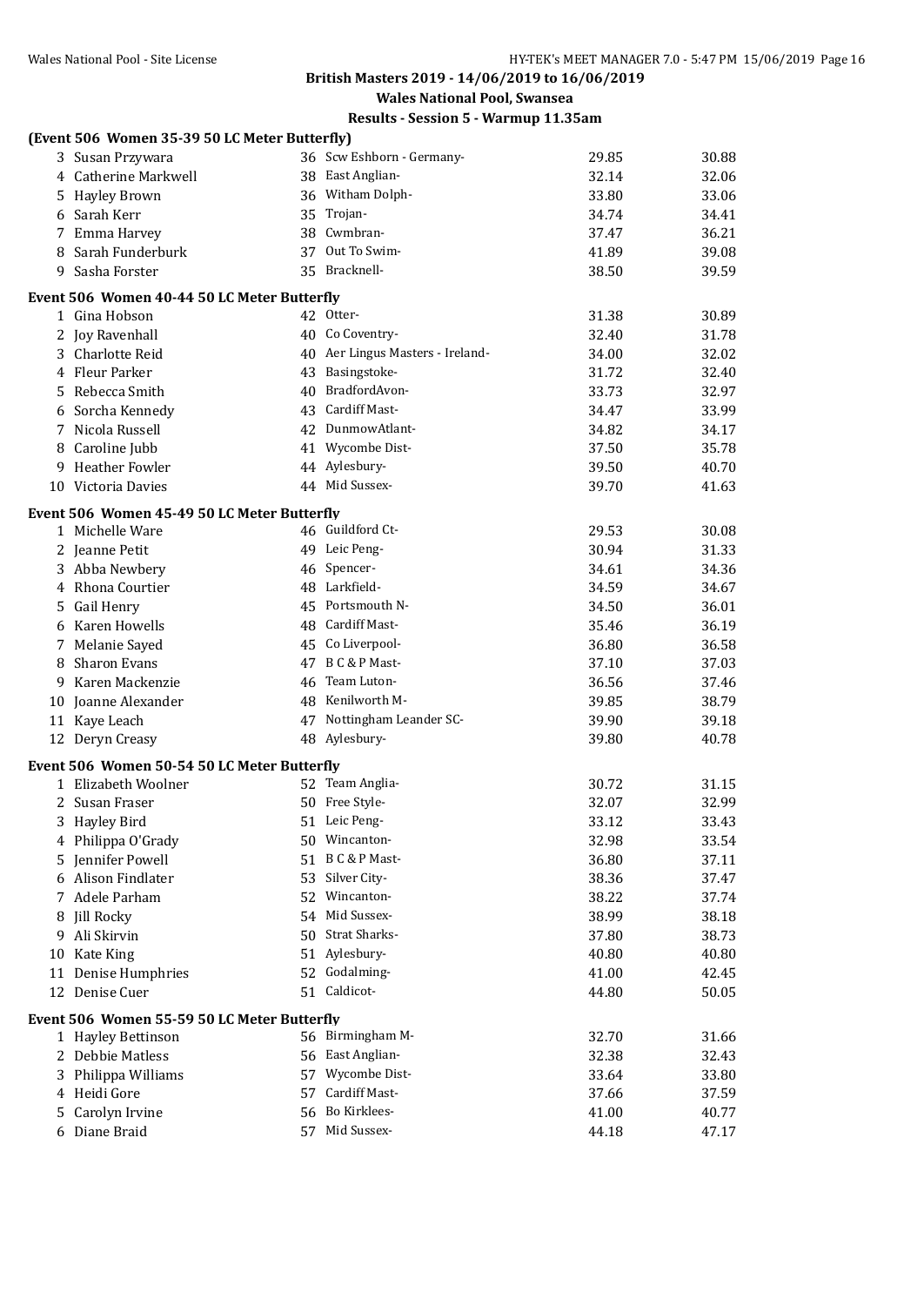## British Masters 2019 - 14/06/2019 to 16/06/2019

**Wales National Pool, Swansea**

**Results - Session 5 - Warmup 11.35am**

### (Event 506 Women 35-39 50 LC Meter Butterfly)

| Place | Name | Age | Team | Seed | Finals |
|---|---|---|---|---|---|
| 3 | Susan Przywara | 36 | Scw Eshborn - Germany- | 29.85 | 30.88 |
| 4 | Catherine Markwell | 38 | East Anglian- | 32.14 | 32.06 |
| 5 | Hayley Brown | 36 | Witham Dolph- | 33.80 | 33.06 |
| 6 | Sarah Kerr | 35 | Trojan- | 34.74 | 34.41 |
| 7 | Emma Harvey | 38 | Cwmbran- | 37.47 | 36.21 |
| 8 | Sarah Funderburk | 37 | Out To Swim- | 41.89 | 39.08 |
| 9 | Sasha Forster | 35 | Bracknell- | 38.50 | 39.59 |

### Event 506 Women 40-44 50 LC Meter Butterfly

| Place | Name | Age | Team | Seed | Finals |
|---|---|---|---|---|---|
| 1 | Gina Hobson | 42 | Otter- | 31.38 | 30.89 |
| 2 | Joy Ravenhall | 40 | Co Coventry- | 32.40 | 31.78 |
| 3 | Charlotte Reid | 40 | Aer Lingus Masters - Ireland- | 34.00 | 32.02 |
| 4 | Fleur Parker | 43 | Basingstoke- | 31.72 | 32.40 |
| 5 | Rebecca Smith | 40 | BradfordAvon- | 33.73 | 32.97 |
| 6 | Sorcha Kennedy | 43 | Cardiff Mast- | 34.47 | 33.99 |
| 7 | Nicola Russell | 42 | DunmowAtlant- | 34.82 | 34.17 |
| 8 | Caroline Jubb | 41 | Wycombe Dist- | 37.50 | 35.78 |
| 9 | Heather Fowler | 44 | Aylesbury- | 39.50 | 40.70 |
| 10 | Victoria Davies | 44 | Mid Sussex- | 39.70 | 41.63 |

### Event 506 Women 45-49 50 LC Meter Butterfly

| Place | Name | Age | Team | Seed | Finals |
|---|---|---|---|---|---|
| 1 | Michelle Ware | 46 | Guildford Ct- | 29.53 | 30.08 |
| 2 | Jeanne Petit | 49 | Leic Peng- | 30.94 | 31.33 |
| 3 | Abba Newbery | 46 | Spencer- | 34.61 | 34.36 |
| 4 | Rhona Courtier | 48 | Larkfield- | 34.59 | 34.67 |
| 5 | Gail Henry | 45 | Portsmouth N- | 34.50 | 36.01 |
| 6 | Karen Howells | 48 | Cardiff Mast- | 35.46 | 36.19 |
| 7 | Melanie Sayed | 45 | Co Liverpool- | 36.80 | 36.58 |
| 8 | Sharon Evans | 47 | B C & P Mast- | 37.10 | 37.03 |
| 9 | Karen Mackenzie | 46 | Team Luton- | 36.56 | 37.46 |
| 10 | Joanne Alexander | 48 | Kenilworth M- | 39.85 | 38.79 |
| 11 | Kaye Leach | 47 | Nottingham Leander SC- | 39.90 | 39.18 |
| 12 | Deryn Creasy | 48 | Aylesbury- | 39.80 | 40.78 |

### Event 506 Women 50-54 50 LC Meter Butterfly

| Place | Name | Age | Team | Seed | Finals |
|---|---|---|---|---|---|
| 1 | Elizabeth Woolner | 52 | Team Anglia- | 30.72 | 31.15 |
| 2 | Susan Fraser | 50 | Free Style- | 32.07 | 32.99 |
| 3 | Hayley Bird | 51 | Leic Peng- | 33.12 | 33.43 |
| 4 | Philippa O'Grady | 50 | Wincanton- | 32.98 | 33.54 |
| 5 | Jennifer Powell | 51 | B C & P Mast- | 36.80 | 37.11 |
| 6 | Alison Findlater | 53 | Silver City- | 38.36 | 37.47 |
| 7 | Adele Parham | 52 | Wincanton- | 38.22 | 37.74 |
| 8 | Jill Rocky | 54 | Mid Sussex- | 38.99 | 38.18 |
| 9 | Ali Skirvin | 50 | Strat Sharks- | 37.80 | 38.73 |
| 10 | Kate King | 51 | Aylesbury- | 40.80 | 40.80 |
| 11 | Denise Humphries | 52 | Godalming- | 41.00 | 42.45 |
| 12 | Denise Cuer | 51 | Caldicot- | 44.80 | 50.05 |

### Event 506 Women 55-59 50 LC Meter Butterfly

| Place | Name | Age | Team | Seed | Finals |
|---|---|---|---|---|---|
| 1 | Hayley Bettinson | 56 | Birmingham M- | 32.70 | 31.66 |
| 2 | Debbie Matless | 56 | East Anglian- | 32.38 | 32.43 |
| 3 | Philippa Williams | 57 | Wycombe Dist- | 33.64 | 33.80 |
| 4 | Heidi Gore | 57 | Cardiff Mast- | 37.66 | 37.59 |
| 5 | Carolyn Irvine | 56 | Bo Kirklees- | 41.00 | 40.77 |
| 6 | Diane Braid | 57 | Mid Sussex- | 44.18 | 47.17 |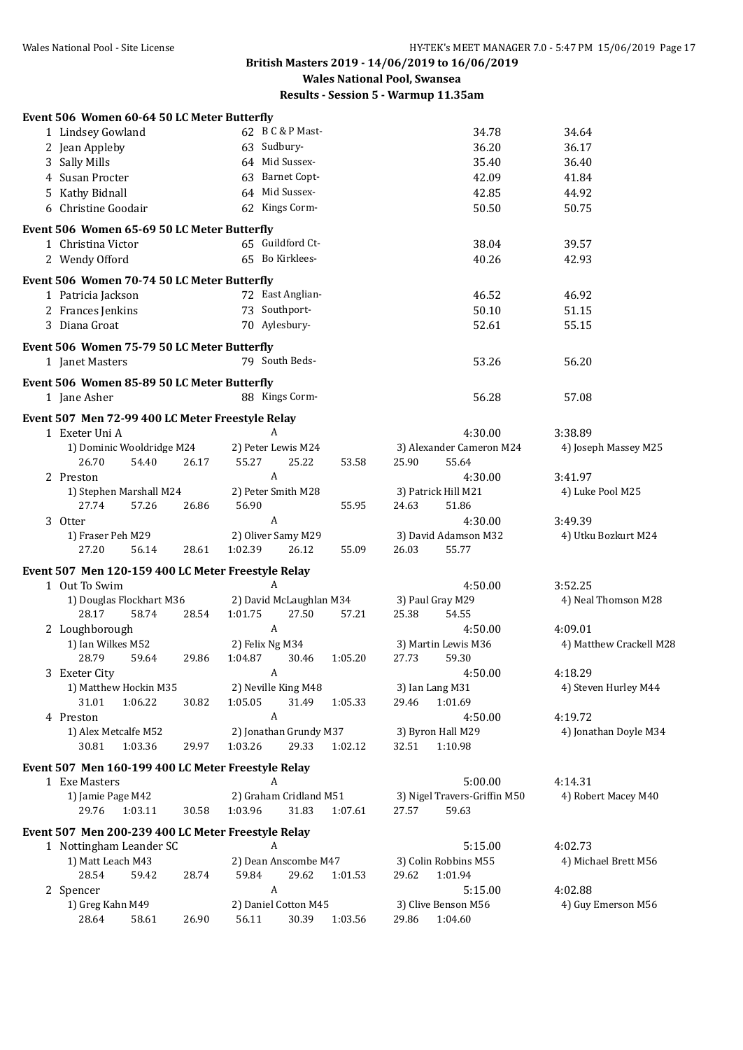# British Masters 2019 - 14/06/2019 to 16/06/2019

**Wales National Pool, Swansea**

**Results - Session 5 - Warmup 11.35am**

### Event 506 Women 60-64 50 LC Meter Butterfly

| | Name | Age | Team | Seed | Finals |
|---|---|---|---|---|---|
| 1 | Lindsey Gowland | 62 | B C & P Mast- | 34.78 | 34.64 |
| 2 | Jean Appleby | 63 | Sudbury- | 36.20 | 36.17 |
| 3 | Sally Mills | 64 | Mid Sussex- | 35.40 | 36.40 |
| 4 | Susan Procter | 63 | Barnet Copt- | 42.09 | 41.84 |
| 5 | Kathy Bidnall | 64 | Mid Sussex- | 42.85 | 44.92 |
| 6 | Christine Goodair | 62 | Kings Corm- | 50.50 | 50.75 |

### Event 506 Women 65-69 50 LC Meter Butterfly

| | Name | Age | Team | Seed | Finals |
|---|---|---|---|---|---|
| 1 | Christina Victor | 65 | Guildford Ct- | 38.04 | 39.57 |
| 2 | Wendy Offord | 65 | Bo Kirklees- | 40.26 | 42.93 |

### Event 506 Women 70-74 50 LC Meter Butterfly

| | Name | Age | Team | Seed | Finals |
|---|---|---|---|---|---|
| 1 | Patricia Jackson | 72 | East Anglian- | 46.52 | 46.92 |
| 2 | Frances Jenkins | 73 | Southport- | 50.10 | 51.15 |
| 3 | Diana Groat | 70 | Aylesbury- | 52.61 | 55.15 |

### Event 506 Women 75-79 50 LC Meter Butterfly

| | Name | Age | Team | Seed | Finals |
|---|---|---|---|---|---|
| 1 | Janet Masters | 79 | South Beds- | 53.26 | 56.20 |

### Event 506 Women 85-89 50 LC Meter Butterfly

| | Name | Age | Team | Seed | Finals |
|---|---|---|---|---|---|
| 1 | Jane Asher | 88 | Kings Corm- | 56.28 | 57.08 |

### Event 507 Men 72-99 400 LC Meter Freestyle Relay

1 Exeter Uni A — A — 4:30.00 — 3:38.89
- 1) Dominic Wooldridge M24, 2) Peter Lewis M24, 3) Alexander Cameron M24, 4) Joseph Massey M25
- 26.70, 54.40, 26.17, 55.27, 25.22, 53.58, 25.90, 55.64

2 Preston — A — 4:30.00 — 3:41.97
- 1) Stephen Marshall M24, 2) Peter Smith M28, 3) Patrick Hill M21, 4) Luke Pool M25
- 27.74, 57.26, 26.86, 56.90, 55.95, 24.63, 51.86

3 Otter — A — 4:30.00 — 3:49.39
- 1) Fraser Peh M29, 2) Oliver Samy M29, 3) David Adamson M32, 4) Utku Bozkurt M24
- 27.20, 56.14, 28.61, 1:02.39, 26.12, 55.09, 26.03, 55.77

### Event 507 Men 120-159 400 LC Meter Freestyle Relay

1 Out To Swim — A — 4:50.00 — 3:52.25
- 1) Douglas Flockhart M36, 2) David McLaughlan M34, 3) Paul Gray M29, 4) Neal Thomson M28
- 28.17, 58.74, 28.54, 1:01.75, 27.50, 57.21, 25.38, 54.55

2 Loughborough — A — 4:50.00 — 4:09.01
- 1) Ian Wilkes M52, 2) Felix Ng M34, 3) Martin Lewis M36, 4) Matthew Crackell M28
- 28.79, 59.64, 29.86, 1:04.87, 30.46, 1:05.20, 27.73, 59.30

3 Exeter City — A — 4:50.00 — 4:18.29
- 1) Matthew Hockin M35, 2) Neville King M48, 3) Ian Lang M31, 4) Steven Hurley M44
- 31.01, 1:06.22, 30.82, 1:05.05, 31.49, 1:05.33, 29.46, 1:01.69

4 Preston — A — 4:50.00 — 4:19.72
- 1) Alex Metcalfe M52, 2) Jonathan Grundy M37, 3) Byron Hall M29, 4) Jonathan Doyle M34
- 30.81, 1:03.36, 29.97, 1:03.26, 29.33, 1:02.12, 32.51, 1:10.98

### Event 507 Men 160-199 400 LC Meter Freestyle Relay

1 Exe Masters — A — 5:00.00 — 4:14.31
- 1) Jamie Page M42, 2) Graham Cridland M51, 3) Nigel Travers-Griffin M50, 4) Robert Macey M40
- 29.76, 1:03.11, 30.58, 1:03.96, 31.83, 1:07.61, 27.57, 59.63

### Event 507 Men 200-239 400 LC Meter Freestyle Relay

1 Nottingham Leander SC — A — 5:15.00 — 4:02.73
- 1) Matt Leach M43, 2) Dean Anscombe M47, 3) Colin Robbins M55, 4) Michael Brett M56
- 28.54, 59.42, 28.74, 59.84, 29.62, 1:01.53, 29.62, 1:01.94

2 Spencer — A — 5:15.00 — 4:02.88
- 1) Greg Kahn M49, 2) Daniel Cotton M45, 3) Clive Benson M56, 4) Guy Emerson M56
- 28.64, 58.61, 26.90, 56.11, 30.39, 1:03.56, 29.86, 1:04.60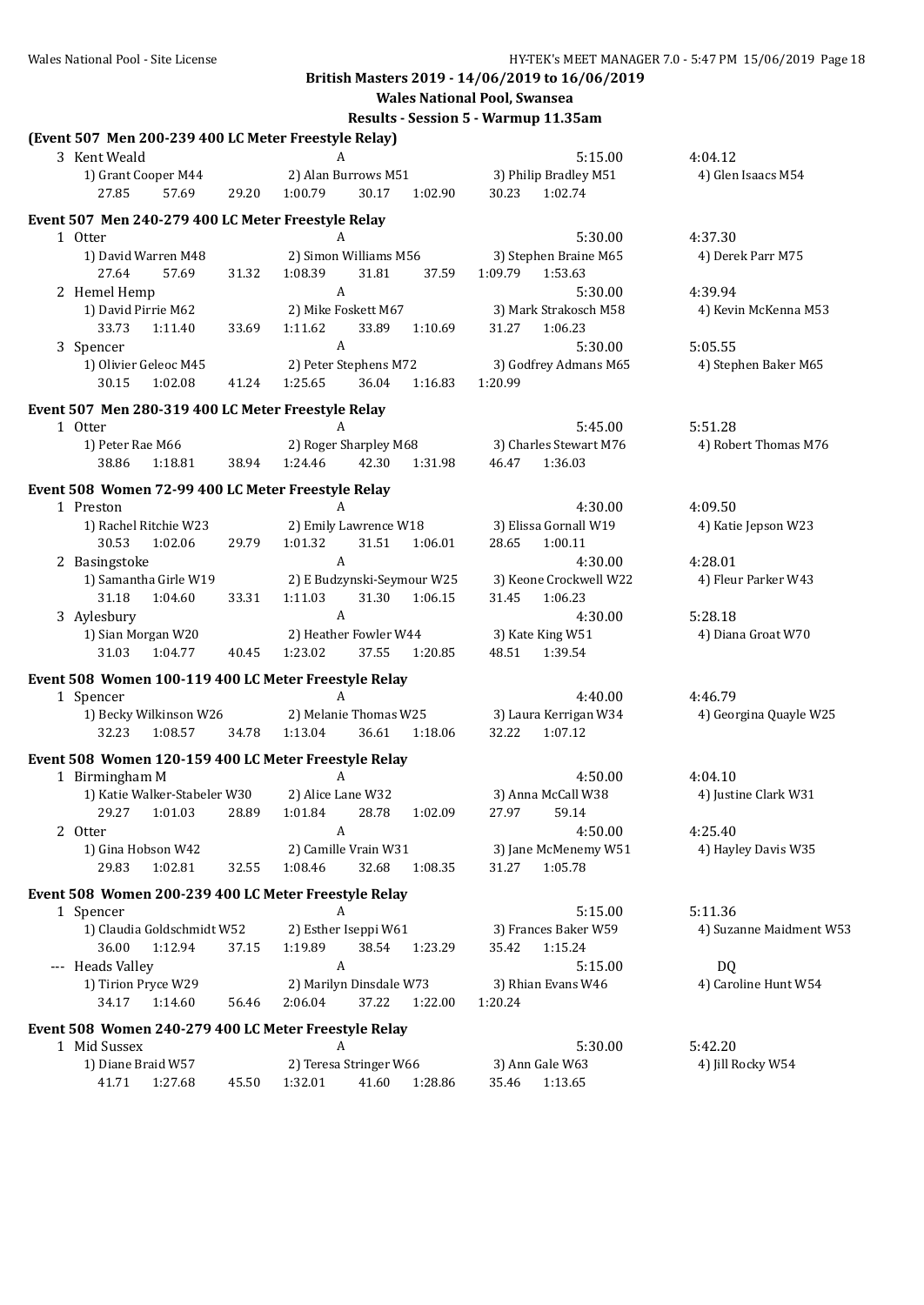**British Masters 2019 - 14/06/2019 to 16/06/2019**

**Wales National Pool, Swansea**

**Results - Session 5 - Warmup 11.35am**

**(Event 507 Men 200-239 400 LC Meter Freestyle Relay)**

3 Kent Weald — A — 5:15.00 — 4:04.12
1) Grant Cooper M44 2) Alan Burrows M51 3) Philip Bradley M51 4) Glen Isaacs M54
27.85 57.69 29.20 1:00.79 30.17 1:02.90 30.23 1:02.74

**Event 507 Men 240-279 400 LC Meter Freestyle Relay**

1 Otter — A — 5:30.00 — 4:37.30
1) David Warren M48 2) Simon Williams M56 3) Stephen Braine M65 4) Derek Parr M75
27.64 57.69 31.32 1:08.39 31.81 37.59 1:09.79 1:53.63

2 Hemel Hemp — A — 5:30.00 — 4:39.94
1) David Pirrie M62 2) Mike Foskett M67 3) Mark Strakosch M58 4) Kevin McKenna M53
33.73 1:11.40 33.69 1:11.62 33.89 1:10.69 31.27 1:06.23

3 Spencer — A — 5:30.00 — 5:05.55
1) Olivier Geleoc M45 2) Peter Stephens M72 3) Godfrey Admans M65 4) Stephen Baker M65
30.15 1:02.08 41.24 1:25.65 36.04 1:16.83 1:20.99

**Event 507 Men 280-319 400 LC Meter Freestyle Relay**

1 Otter — A — 5:45.00 — 5:51.28
1) Peter Rae M66 2) Roger Sharpley M68 3) Charles Stewart M76 4) Robert Thomas M76
38.86 1:18.81 38.94 1:24.46 42.30 1:31.98 46.47 1:36.03

**Event 508 Women 72-99 400 LC Meter Freestyle Relay**

1 Preston — A — 4:30.00 — 4:09.50
1) Rachel Ritchie W23 2) Emily Lawrence W18 3) Elissa Gornall W19 4) Katie Jepson W23
30.53 1:02.06 29.79 1:01.32 31.51 1:06.01 28.65 1:00.11

2 Basingstoke — A — 4:30.00 — 4:28.01
1) Samantha Girle W19 2) E Budzynski-Seymour W25 3) Keone Crockwell W22 4) Fleur Parker W43
31.18 1:04.60 33.31 1:11.03 31.30 1:06.15 31.45 1:06.23

3 Aylesbury — A — 4:30.00 — 5:28.18
1) Sian Morgan W20 2) Heather Fowler W44 3) Kate King W51 4) Diana Groat W70
31.03 1:04.77 40.45 1:23.02 37.55 1:20.85 48.51 1:39.54

**Event 508 Women 100-119 400 LC Meter Freestyle Relay**

1 Spencer — A — 4:40.00 — 4:46.79
1) Becky Wilkinson W26 2) Melanie Thomas W25 3) Laura Kerrigan W34 4) Georgina Quayle W25
32.23 1:08.57 34.78 1:13.04 36.61 1:18.06 32.22 1:07.12

**Event 508 Women 120-159 400 LC Meter Freestyle Relay**

1 Birmingham M — A — 4:50.00 — 4:04.10
1) Katie Walker-Stabeler W30 2) Alice Lane W32 3) Anna McCall W38 4) Justine Clark W31
29.27 1:01.03 28.89 1:01.84 28.78 1:02.09 27.97 59.14

2 Otter — A — 4:50.00 — 4:25.40
1) Gina Hobson W42 2) Camille Vrain W31 3) Jane McMenemy W51 4) Hayley Davis W35
29.83 1:02.81 32.55 1:08.46 32.68 1:08.35 31.27 1:05.78

**Event 508 Women 200-239 400 LC Meter Freestyle Relay**

1 Spencer — A — 5:15.00 — 5:11.36
1) Claudia Goldschmidt W52 2) Esther Iseppi W61 3) Frances Baker W59 4) Suzanne Maidment W53
36.00 1:12.94 37.15 1:19.89 38.54 1:23.29 35.42 1:15.24

--- Heads Valley — A — 5:15.00 — DQ
1) Tirion Pryce W29 2) Marilyn Dinsdale W73 3) Rhian Evans W46 4) Caroline Hunt W54
34.17 1:14.60 56.46 2:06.04 37.22 1:22.00 1:20.24

**Event 508 Women 240-279 400 LC Meter Freestyle Relay**

1 Mid Sussex — A — 5:30.00 — 5:42.20
1) Diane Braid W57 2) Teresa Stringer W66 3) Ann Gale W63 4) Jill Rocky W54
41.71 1:27.68 45.50 1:32.01 41.60 1:28.86 35.46 1:13.65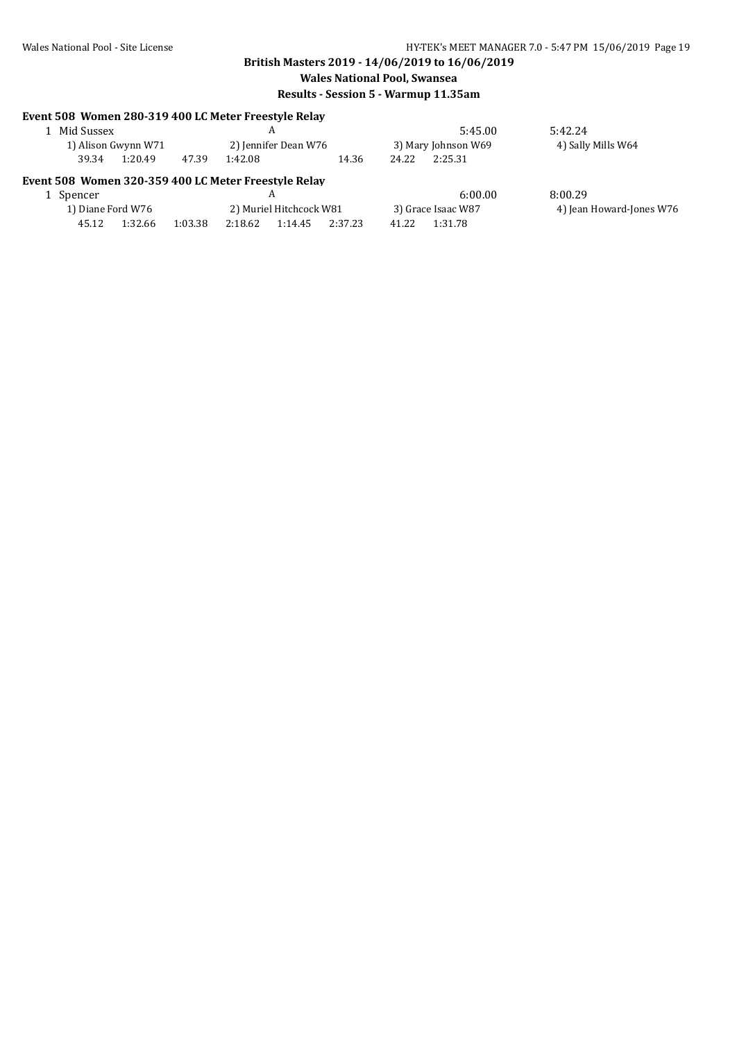**British Masters 2019 - 14/06/2019 to 16/06/2019**

**Wales National Pool, Swansea**

**Results - Session 5 - Warmup 11.35am**

### Event 508 Women 280-319 400 LC Meter Freestyle Relay

1 Mid Sussex A 5:45.00 5:42.24

1) Alison Gwynn W71 2) Jennifer Dean W76 3) Mary Johnson W69 4) Sally Mills W64

39.34 1:20.49 47.39 1:42.08 14.36 24.22 2:25.31

### Event 508 Women 320-359 400 LC Meter Freestyle Relay

1 Spencer A 6:00.00 8:00.29

1) Diane Ford W76 2) Muriel Hitchcock W81 3) Grace Isaac W87 4) Jean Howard-Jones W76

45.12 1:32.66 1:03.38 2:18.62 1:14.45 2:37.23 41.22 1:31.78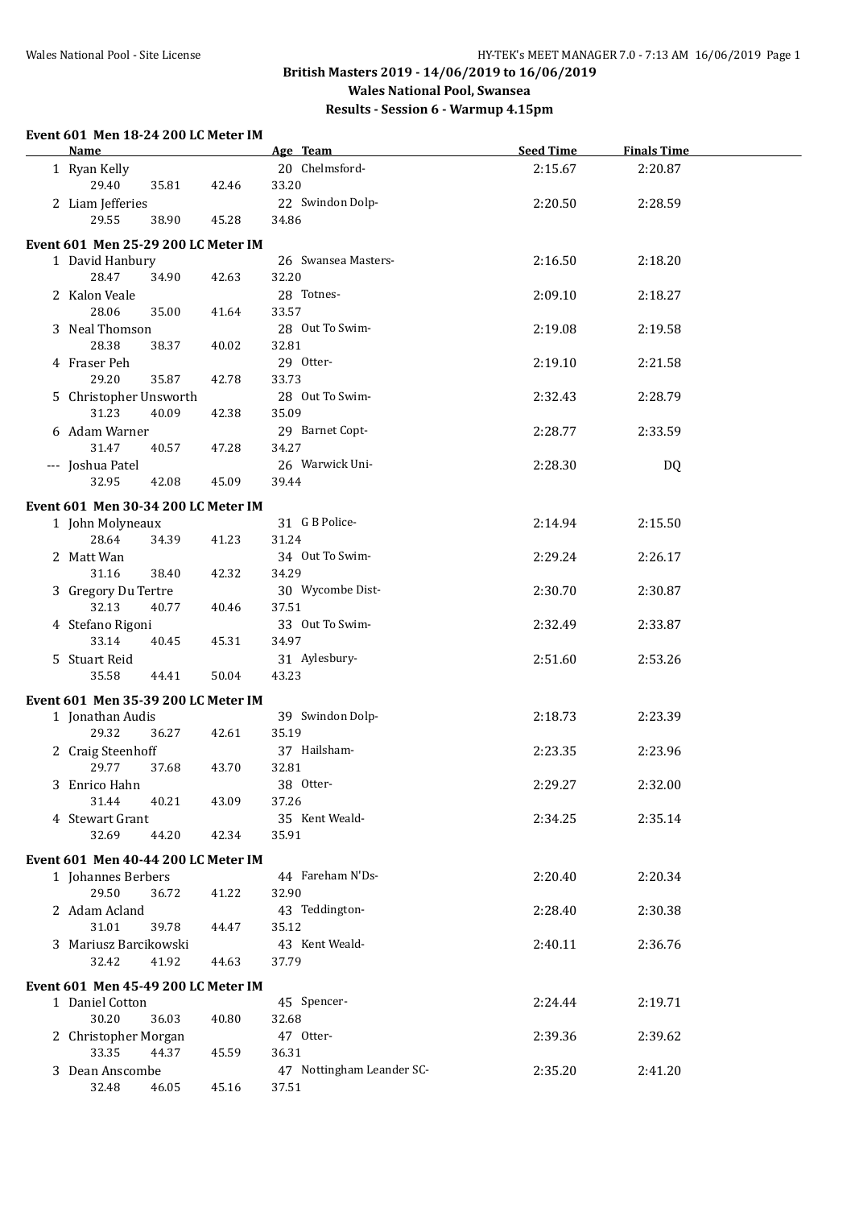# British Masters 2019 - 14/06/2019 to 16/06/2019

## Wales National Pool, Swansea

### Results - Session 6 - Warmup 4.15pm

**Event 601 Men 18-24 200 LC Meter IM**

| Name | Age | Team | Seed Time | Finals Time |
|---|---|---|---|---|
| 1 Ryan Kelly | 20 | Chelmsford- | 2:15.67 | 2:20.87 |
| 29.40 35.81 42.46 33.20 | | | | |
| 2 Liam Jefferies | 22 | Swindon Dolp- | 2:20.50 | 2:28.59 |
| 29.55 38.90 45.28 34.86 | | | | |

**Event 601 Men 25-29 200 LC Meter IM**

| Name | Age | Team | Seed Time | Finals Time |
|---|---|---|---|---|
| 1 David Hanbury | 26 | Swansea Masters- | 2:16.50 | 2:18.20 |
| 28.47 34.90 42.63 32.20 | | | | |
| 2 Kalon Veale | 28 | Totnes- | 2:09.10 | 2:18.27 |
| 28.06 35.00 41.64 33.57 | | | | |
| 3 Neal Thomson | 28 | Out To Swim- | 2:19.08 | 2:19.58 |
| 28.38 38.37 40.02 32.81 | | | | |
| 4 Fraser Peh | 29 | Otter- | 2:19.10 | 2:21.58 |
| 29.20 35.87 42.78 33.73 | | | | |
| 5 Christopher Unsworth | 28 | Out To Swim- | 2:32.43 | 2:28.79 |
| 31.23 40.09 42.38 35.09 | | | | |
| 6 Adam Warner | 29 | Barnet Copt- | 2:28.77 | 2:33.59 |
| 31.47 40.57 47.28 34.27 | | | | |
| --- Joshua Patel | 26 | Warwick Uni- | 2:28.30 | DQ |
| 32.95 42.08 45.09 39.44 | | | | |

**Event 601 Men 30-34 200 LC Meter IM**

| Name | Age | Team | Seed Time | Finals Time |
|---|---|---|---|---|
| 1 John Molyneaux | 31 | G B Police- | 2:14.94 | 2:15.50 |
| 28.64 34.39 41.23 31.24 | | | | |
| 2 Matt Wan | 34 | Out To Swim- | 2:29.24 | 2:26.17 |
| 31.16 38.40 42.32 34.29 | | | | |
| 3 Gregory Du Tertre | 30 | Wycombe Dist- | 2:30.70 | 2:30.87 |
| 32.13 40.77 40.46 37.51 | | | | |
| 4 Stefano Rigoni | 33 | Out To Swim- | 2:32.49 | 2:33.87 |
| 33.14 40.45 45.31 34.97 | | | | |
| 5 Stuart Reid | 31 | Aylesbury- | 2:51.60 | 2:53.26 |
| 35.58 44.41 50.04 43.23 | | | | |

**Event 601 Men 35-39 200 LC Meter IM**

| Name | Age | Team | Seed Time | Finals Time |
|---|---|---|---|---|
| 1 Jonathan Audis | 39 | Swindon Dolp- | 2:18.73 | 2:23.39 |
| 29.32 36.27 42.61 35.19 | | | | |
| 2 Craig Steenhoff | 37 | Hailsham- | 2:23.35 | 2:23.96 |
| 29.77 37.68 43.70 32.81 | | | | |
| 3 Enrico Hahn | 38 | Otter- | 2:29.27 | 2:32.00 |
| 31.44 40.21 43.09 37.26 | | | | |
| 4 Stewart Grant | 35 | Kent Weald- | 2:34.25 | 2:35.14 |
| 32.69 44.20 42.34 35.91 | | | | |

**Event 601 Men 40-44 200 LC Meter IM**

| Name | Age | Team | Seed Time | Finals Time |
|---|---|---|---|---|
| 1 Johannes Berbers | 44 | Fareham N'Ds- | 2:20.40 | 2:20.34 |
| 29.50 36.72 41.22 32.90 | | | | |
| 2 Adam Acland | 43 | Teddington- | 2:28.40 | 2:30.38 |
| 31.01 39.78 44.47 35.12 | | | | |
| 3 Mariusz Barcikowski | 43 | Kent Weald- | 2:40.11 | 2:36.76 |
| 32.42 41.92 44.63 37.79 | | | | |

**Event 601 Men 45-49 200 LC Meter IM**

| Name | Age | Team | Seed Time | Finals Time |
|---|---|---|---|---|
| 1 Daniel Cotton | 45 | Spencer- | 2:24.44 | 2:19.71 |
| 30.20 36.03 40.80 32.68 | | | | |
| 2 Christopher Morgan | 47 | Otter- | 2:39.36 | 2:39.62 |
| 33.35 44.37 45.59 36.31 | | | | |
| 3 Dean Anscombe | 47 | Nottingham Leander SC- | 2:35.20 | 2:41.20 |
| 32.48 46.05 45.16 37.51 | | | | |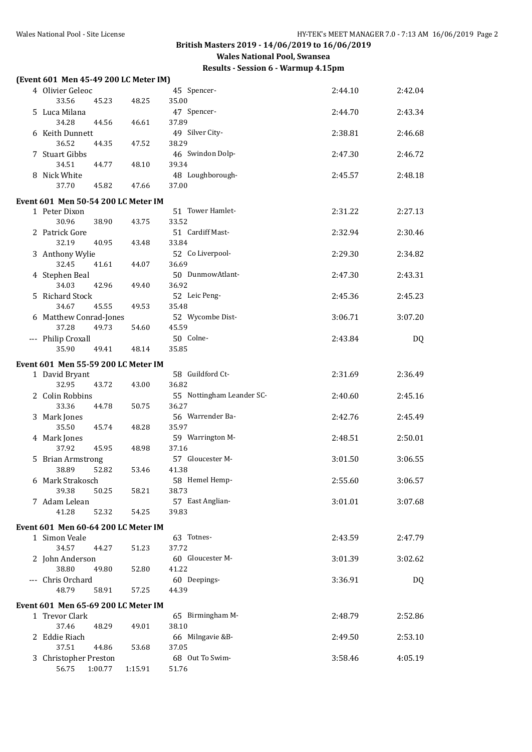## British Masters 2019 - 14/06/2019 to 16/06/2019

### Wales National Pool, Swansea

### Results - Session 6 - Warmup 4.15pm

**(Event 601 Men 45-49 200 LC Meter IM)**

| Place | Name | Age | Team | Seed Time | Finals Time |
|---|---|---|---|---|---|
| 4 | Olivier Geleoc | 45 | Spencer- | 2:44.10 | 2:42.04 |
| | 33.56 45.23 48.25 35.00 | | | | |
| 5 | Luca Milana | 47 | Spencer- | 2:44.70 | 2:43.34 |
| | 34.28 44.56 46.61 37.89 | | | | |
| 6 | Keith Dunnett | 49 | Silver City- | 2:38.81 | 2:46.68 |
| | 36.52 44.35 47.52 38.29 | | | | |
| 7 | Stuart Gibbs | 46 | Swindon Dolp- | 2:47.30 | 2:46.72 |
| | 34.51 44.77 48.10 39.34 | | | | |
| 8 | Nick White | 48 | Loughborough- | 2:45.57 | 2:48.18 |
| | 37.70 45.82 47.66 37.00 | | | | |

**Event 601 Men 50-54 200 LC Meter IM**

| Place | Name | Age | Team | Seed Time | Finals Time |
|---|---|---|---|---|---|
| 1 | Peter Dixon | 51 | Tower Hamlet- | 2:31.22 | 2:27.13 |
| | 30.96 38.90 43.75 33.52 | | | | |
| 2 | Patrick Gore | 51 | Cardiff Mast- | 2:32.94 | 2:30.46 |
| | 32.19 40.95 43.48 33.84 | | | | |
| 3 | Anthony Wylie | 52 | Co Liverpool- | 2:29.30 | 2:34.82 |
| | 32.45 41.61 44.07 36.69 | | | | |
| 4 | Stephen Beal | 50 | DunmowAtlant- | 2:47.30 | 2:43.31 |
| | 34.03 42.96 49.40 36.92 | | | | |
| 5 | Richard Stock | 52 | Leic Peng- | 2:45.36 | 2:45.23 |
| | 34.67 45.55 49.53 35.48 | | | | |
| 6 | Matthew Conrad-Jones | 52 | Wycombe Dist- | 3:06.71 | 3:07.20 |
| | 37.28 49.73 54.60 45.59 | | | | |
| --- | Philip Croxall | 50 | Colne- | 2:43.84 | DQ |
| | 35.90 49.41 48.14 35.85 | | | | |

**Event 601 Men 55-59 200 LC Meter IM**

| Place | Name | Age | Team | Seed Time | Finals Time |
|---|---|---|---|---|---|
| 1 | David Bryant | 58 | Guildford Ct- | 2:31.69 | 2:36.49 |
| | 32.95 43.72 43.00 36.82 | | | | |
| 2 | Colin Robbins | 55 | Nottingham Leander SC- | 2:40.60 | 2:45.16 |
| | 33.36 44.78 50.75 36.27 | | | | |
| 3 | Mark Jones | 56 | Warrender Ba- | 2:42.76 | 2:45.49 |
| | 35.50 45.74 48.28 35.97 | | | | |
| 4 | Mark Jones | 59 | Warrington M- | 2:48.51 | 2:50.01 |
| | 37.92 45.95 48.98 37.16 | | | | |
| 5 | Brian Armstrong | 57 | Gloucester M- | 3:01.50 | 3:06.55 |
| | 38.89 52.82 53.46 41.38 | | | | |
| 6 | Mark Strakosch | 58 | Hemel Hemp- | 2:55.60 | 3:06.57 |
| | 39.38 50.25 58.21 38.73 | | | | |
| 7 | Adam Lelean | 57 | East Anglian- | 3:01.01 | 3:07.68 |
| | 41.28 52.32 54.25 39.83 | | | | |

**Event 601 Men 60-64 200 LC Meter IM**

| Place | Name | Age | Team | Seed Time | Finals Time |
|---|---|---|---|---|---|
| 1 | Simon Veale | 63 | Totnes- | 2:43.59 | 2:47.79 |
| | 34.57 44.27 51.23 37.72 | | | | |
| 2 | John Anderson | 60 | Gloucester M- | 3:01.39 | 3:02.62 |
| | 38.80 49.80 52.80 41.22 | | | | |
| --- | Chris Orchard | 60 | Deepings- | 3:36.91 | DQ |
| | 48.79 58.91 57.25 44.39 | | | | |

**Event 601 Men 65-69 200 LC Meter IM**

| Place | Name | Age | Team | Seed Time | Finals Time |
|---|---|---|---|---|---|
| 1 | Trevor Clark | 65 | Birmingham M- | 2:48.79 | 2:52.86 |
| | 37.46 48.29 49.01 38.10 | | | | |
| 2 | Eddie Riach | 66 | Milngavie &B- | 2:49.50 | 2:53.10 |
| | 37.51 44.86 53.68 37.05 | | | | |
| 3 | Christopher Preston | 68 | Out To Swim- | 3:58.46 | 4:05.19 |
| | 56.75 1:00.77 1:15.91 51.76 | | | | |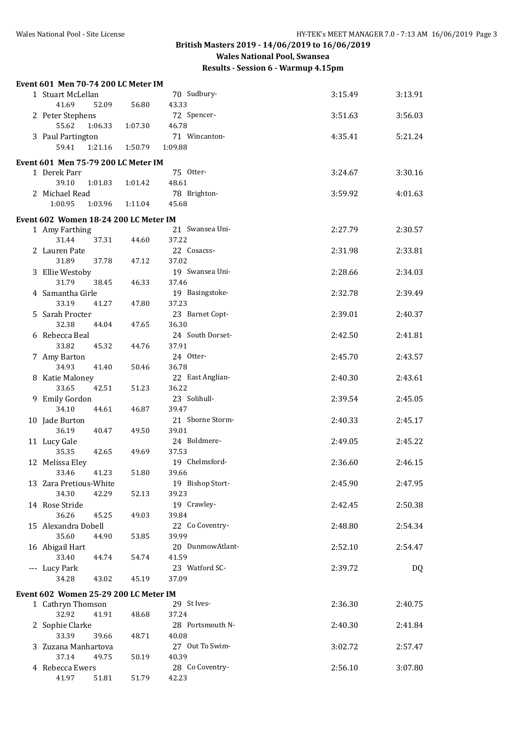## British Masters 2019 - 14/06/2019 to 16/06/2019

**Wales National Pool, Swansea**

**Results - Session 6 - Warmup 4.15pm**

### Event 601 Men 70-74 200 LC Meter IM

| Place | Name | Age | Team | Seed Time | Finals Time |
|---|---|---|---|---|---|
| 1 | Stuart McLellan | 70 | Sudbury- | 3:15.49 | 3:13.91 |
| | 41.69 52.09 56.80 43.33 | | | | |
| 2 | Peter Stephens | 72 | Spencer- | 3:51.63 | 3:56.03 |
| | 55.62 1:06.33 1:07.30 46.78 | | | | |
| 3 | Paul Partington | 71 | Wincanton- | 4:35.41 | 5:21.24 |
| | 59.41 1:21.16 1:50.79 1:09.88 | | | | |

### Event 601 Men 75-79 200 LC Meter IM

| Place | Name | Age | Team | Seed Time | Finals Time |
|---|---|---|---|---|---|
| 1 | Derek Parr | 75 | Otter- | 3:24.67 | 3:30.16 |
| | 39.10 1:01.03 1:01.42 48.61 | | | | |
| 2 | Michael Read | 78 | Brighton- | 3:59.92 | 4:01.63 |
| | 1:00.95 1:03.96 1:11.04 45.68 | | | | |

### Event 602 Women 18-24 200 LC Meter IM

| Place | Name | Age | Team | Seed Time | Finals Time |
|---|---|---|---|---|---|
| 1 | Amy Farthing | 21 | Swansea Uni- | 2:27.79 | 2:30.57 |
| | 31.44 37.31 44.60 37.22 | | | | |
| 2 | Lauren Pate | 22 | Cosacss- | 2:31.98 | 2:33.81 |
| | 31.89 37.78 47.12 37.02 | | | | |
| 3 | Ellie Westoby | 19 | Swansea Uni- | 2:28.66 | 2:34.03 |
| | 31.79 38.45 46.33 37.46 | | | | |
| 4 | Samantha Girle | 19 | Basingstoke- | 2:32.78 | 2:39.49 |
| | 33.19 41.27 47.80 37.23 | | | | |
| 5 | Sarah Procter | 23 | Barnet Copt- | 2:39.01 | 2:40.37 |
| | 32.38 44.04 47.65 36.30 | | | | |
| 6 | Rebecca Beal | 24 | South Dorset- | 2:42.50 | 2:41.81 |
| | 33.82 45.32 44.76 37.91 | | | | |
| 7 | Amy Barton | 24 | Otter- | 2:45.70 | 2:43.57 |
| | 34.93 41.40 50.46 36.78 | | | | |
| 8 | Katie Maloney | 22 | East Anglian- | 2:40.30 | 2:43.61 |
| | 33.65 42.51 51.23 36.22 | | | | |
| 9 | Emily Gordon | 23 | Solihull- | 2:39.54 | 2:45.05 |
| | 34.10 44.61 46.87 39.47 | | | | |
| 10 | Jade Burton | 21 | Sborne Storm- | 2:40.33 | 2:45.17 |
| | 36.19 40.47 49.50 39.01 | | | | |
| 11 | Lucy Gale | 24 | Boldmere- | 2:49.05 | 2:45.22 |
| | 35.35 42.65 49.69 37.53 | | | | |
| 12 | Melissa Eley | 19 | Chelmsford- | 2:36.60 | 2:46.15 |
| | 33.46 41.23 51.80 39.66 | | | | |
| 13 | Zara Pretious-White | 19 | Bishop Stort- | 2:45.90 | 2:47.95 |
| | 34.30 42.29 52.13 39.23 | | | | |
| 14 | Rose Stride | 19 | Crawley- | 2:42.45 | 2:50.38 |
| | 36.26 45.25 49.03 39.84 | | | | |
| 15 | Alexandra Dobell | 22 | Co Coventry- | 2:48.80 | 2:54.34 |
| | 35.60 44.90 53.85 39.99 | | | | |
| 16 | Abigail Hart | 20 | DunmowAtlant- | 2:52.10 | 2:54.47 |
| | 33.40 44.74 54.74 41.59 | | | | |
| --- | Lucy Park | 23 | Watford SC- | 2:39.72 | DQ |
| | 34.28 43.02 45.19 37.09 | | | | |

### Event 602 Women 25-29 200 LC Meter IM

| Place | Name | Age | Team | Seed Time | Finals Time |
|---|---|---|---|---|---|
| 1 | Cathryn Thomson | 29 | St Ives- | 2:36.30 | 2:40.75 |
| | 32.92 41.91 48.68 37.24 | | | | |
| 2 | Sophie Clarke | 28 | Portsmouth N- | 2:40.30 | 2:41.84 |
| | 33.39 39.66 48.71 40.08 | | | | |
| 3 | Zuzana Manhartova | 27 | Out To Swim- | 3:02.72 | 2:57.47 |
| | 37.14 49.75 50.19 40.39 | | | | |
| 4 | Rebecca Ewers | 28 | Co Coventry- | 2:56.10 | 3:07.80 |
| | 41.97 51.81 51.79 42.23 | | | | |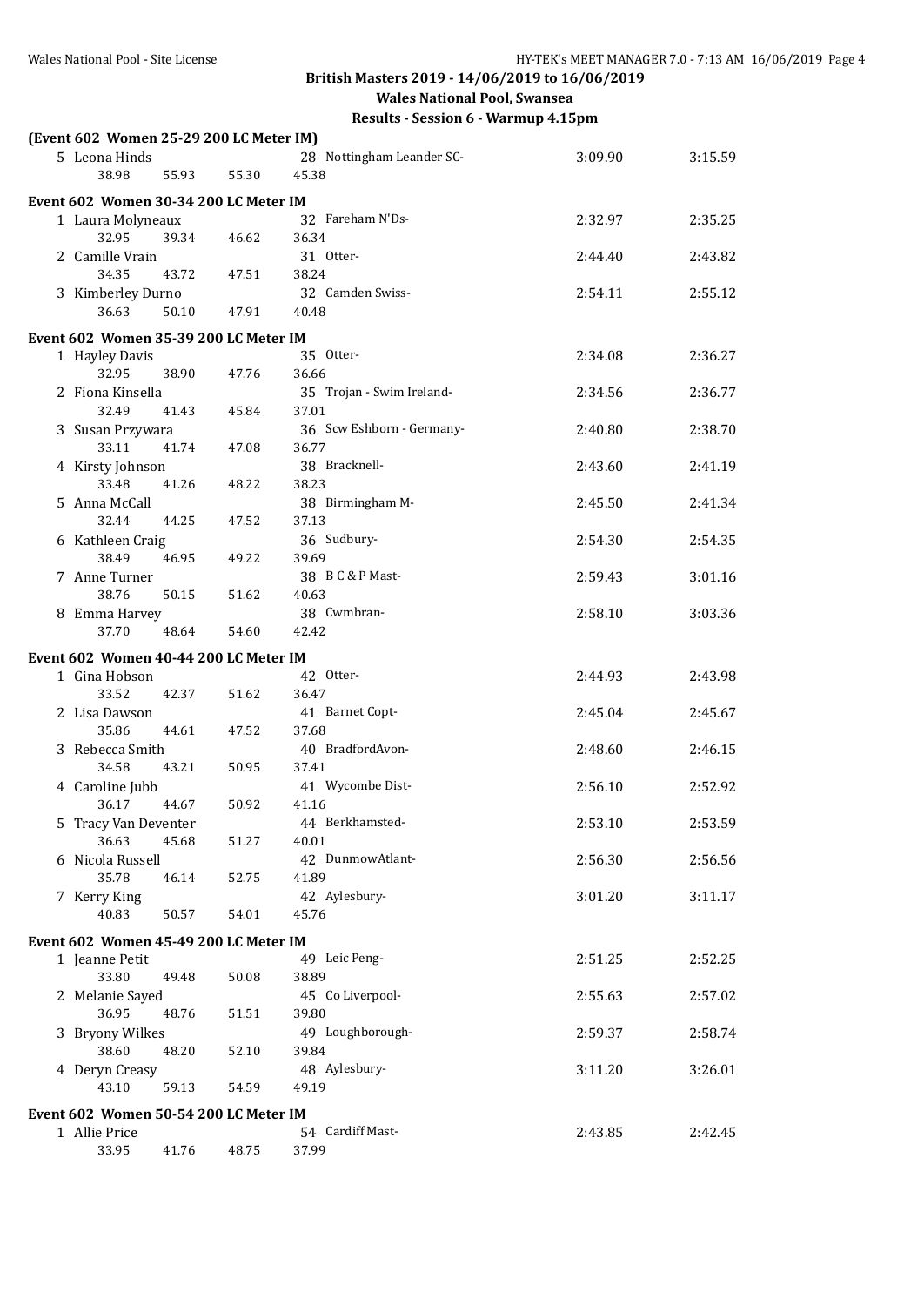## British Masters 2019 - 14/06/2019 to 16/06/2019

### Wales National Pool, Swansea

### Results - Session 6 - Warmup 4.15pm

**(Event 602 Women 25-29 200 LC Meter IM)**

| Place | Name | Age | Team | Seed Time | Finals Time |
|---|---|---|---|---|---|
| 5 | Leona Hinds | 28 | Nottingham Leander SC- | 3:09.90 | 3:15.59 |
| | 38.98 55.93 55.30 45.38 | | | | |

**Event 602 Women 30-34 200 LC Meter IM**

| Place | Name | Age | Team | Seed Time | Finals Time |
|---|---|---|---|---|---|
| 1 | Laura Molyneaux | 32 | Fareham N'Ds- | 2:32.97 | 2:35.25 |
| | 32.95 39.34 46.62 36.34 | | | | |
| 2 | Camille Vrain | 31 | Otter- | 2:44.40 | 2:43.82 |
| | 34.35 43.72 47.51 38.24 | | | | |
| 3 | Kimberley Durno | 32 | Camden Swiss- | 2:54.11 | 2:55.12 |
| | 36.63 50.10 47.91 40.48 | | | | |

**Event 602 Women 35-39 200 LC Meter IM**

| Place | Name | Age | Team | Seed Time | Finals Time |
|---|---|---|---|---|---|
| 1 | Hayley Davis | 35 | Otter- | 2:34.08 | 2:36.27 |
| | 32.95 38.90 47.76 36.66 | | | | |
| 2 | Fiona Kinsella | 35 | Trojan - Swim Ireland- | 2:34.56 | 2:36.77 |
| | 32.49 41.43 45.84 37.01 | | | | |
| 3 | Susan Przywara | 36 | Scw Eshborn - Germany- | 2:40.80 | 2:38.70 |
| | 33.11 41.74 47.08 36.77 | | | | |
| 4 | Kirsty Johnson | 38 | Bracknell- | 2:43.60 | 2:41.19 |
| | 33.48 41.26 48.22 38.23 | | | | |
| 5 | Anna McCall | 38 | Birmingham M- | 2:45.50 | 2:41.34 |
| | 32.44 44.25 47.52 37.13 | | | | |
| 6 | Kathleen Craig | 36 | Sudbury- | 2:54.30 | 2:54.35 |
| | 38.49 46.95 49.22 39.69 | | | | |
| 7 | Anne Turner | 38 | B C & P Mast- | 2:59.43 | 3:01.16 |
| | 38.76 50.15 51.62 40.63 | | | | |
| 8 | Emma Harvey | 38 | Cwmbran- | 2:58.10 | 3:03.36 |
| | 37.70 48.64 54.60 42.42 | | | | |

**Event 602 Women 40-44 200 LC Meter IM**

| Place | Name | Age | Team | Seed Time | Finals Time |
|---|---|---|---|---|---|
| 1 | Gina Hobson | 42 | Otter- | 2:44.93 | 2:43.98 |
| | 33.52 42.37 51.62 36.47 | | | | |
| 2 | Lisa Dawson | 41 | Barnet Copt- | 2:45.04 | 2:45.67 |
| | 35.86 44.61 47.52 37.68 | | | | |
| 3 | Rebecca Smith | 40 | BradfordAvon- | 2:48.60 | 2:46.15 |
| | 34.58 43.21 50.95 37.41 | | | | |
| 4 | Caroline Jubb | 41 | Wycombe Dist- | 2:56.10 | 2:52.92 |
| | 36.17 44.67 50.92 41.16 | | | | |
| 5 | Tracy Van Deventer | 44 | Berkhamsted- | 2:53.10 | 2:53.59 |
| | 36.63 45.68 51.27 40.01 | | | | |
| 6 | Nicola Russell | 42 | DunmowAtlant- | 2:56.30 | 2:56.56 |
| | 35.78 46.14 52.75 41.89 | | | | |
| 7 | Kerry King | 42 | Aylesbury- | 3:01.20 | 3:11.17 |
| | 40.83 50.57 54.01 45.76 | | | | |

**Event 602 Women 45-49 200 LC Meter IM**

| Place | Name | Age | Team | Seed Time | Finals Time |
|---|---|---|---|---|---|
| 1 | Jeanne Petit | 49 | Leic Peng- | 2:51.25 | 2:52.25 |
| | 33.80 49.48 50.08 38.89 | | | | |
| 2 | Melanie Sayed | 45 | Co Liverpool- | 2:55.63 | 2:57.02 |
| | 36.95 48.76 51.51 39.80 | | | | |
| 3 | Bryony Wilkes | 49 | Loughborough- | 2:59.37 | 2:58.74 |
| | 38.60 48.20 52.10 39.84 | | | | |
| 4 | Deryn Creasy | 48 | Aylesbury- | 3:11.20 | 3:26.01 |
| | 43.10 59.13 54.59 49.19 | | | | |

**Event 602 Women 50-54 200 LC Meter IM**

| Place | Name | Age | Team | Seed Time | Finals Time |
|---|---|---|---|---|---|
| 1 | Allie Price | 54 | Cardiff Mast- | 2:43.85 | 2:42.45 |
| | 33.95 41.76 48.75 37.99 | | | | |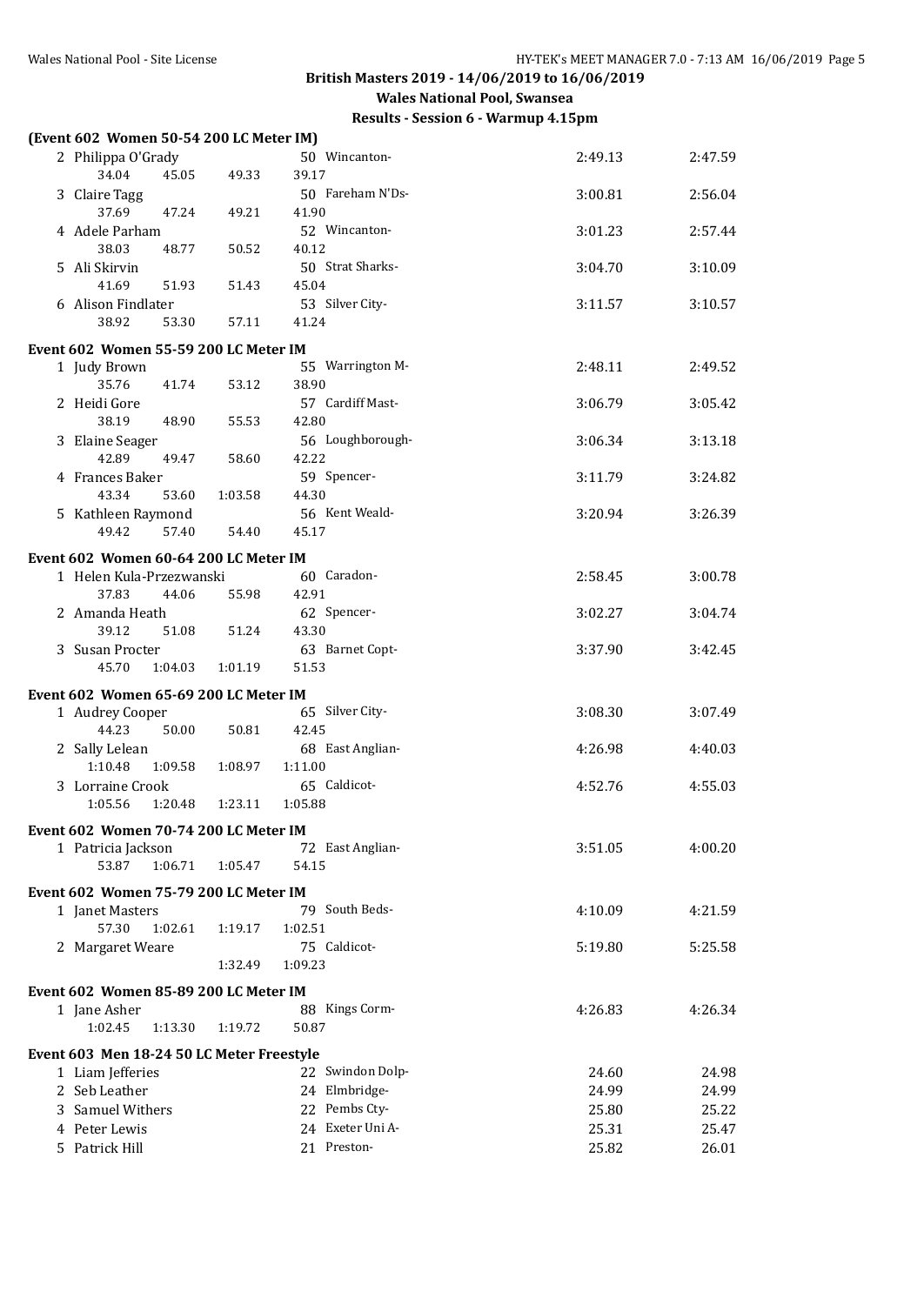## British Masters 2019 - 14/06/2019 to 16/06/2019

### Wales National Pool, Swansea

### Results - Session 6 - Warmup 4.15pm

**(Event 602 Women 50-54 200 LC Meter IM)**

| | Name | Age | Team | Seed Time | Finals Time |
|---|---|---|---|---|---|
| 2 | Philippa O'Grady | 50 | Wincanton- | 2:49.13 | 2:47.59 |
| | 34.04 45.05 49.33 39.17 | | | | |
| 3 | Claire Tagg | 50 | Fareham N'Ds- | 3:00.81 | 2:56.04 |
| | 37.69 47.24 49.21 41.90 | | | | |
| 4 | Adele Parham | 52 | Wincanton- | 3:01.23 | 2:57.44 |
| | 38.03 48.77 50.52 40.12 | | | | |
| 5 | Ali Skirvin | 50 | Strat Sharks- | 3:04.70 | 3:10.09 |
| | 41.69 51.93 51.43 45.04 | | | | |
| 6 | Alison Findlater | 53 | Silver City- | 3:11.57 | 3:10.57 |
| | 38.92 53.30 57.11 41.24 | | | | |

**Event 602 Women 55-59 200 LC Meter IM**

| | Name | Age | Team | Seed Time | Finals Time |
|---|---|---|---|---|---|
| 1 | Judy Brown | 55 | Warrington M- | 2:48.11 | 2:49.52 |
| | 35.76 41.74 53.12 38.90 | | | | |
| 2 | Heidi Gore | 57 | Cardiff Mast- | 3:06.79 | 3:05.42 |
| | 38.19 48.90 55.53 42.80 | | | | |
| 3 | Elaine Seager | 56 | Loughborough- | 3:06.34 | 3:13.18 |
| | 42.89 49.47 58.60 42.22 | | | | |
| 4 | Frances Baker | 59 | Spencer- | 3:11.79 | 3:24.82 |
| | 43.34 53.60 1:03.58 44.30 | | | | |
| 5 | Kathleen Raymond | 56 | Kent Weald- | 3:20.94 | 3:26.39 |
| | 49.42 57.40 54.40 45.17 | | | | |

**Event 602 Women 60-64 200 LC Meter IM**

| | Name | Age | Team | Seed Time | Finals Time |
|---|---|---|---|---|---|
| 1 | Helen Kula-Przezwanski | 60 | Caradon- | 2:58.45 | 3:00.78 |
| | 37.83 44.06 55.98 42.91 | | | | |
| 2 | Amanda Heath | 62 | Spencer- | 3:02.27 | 3:04.74 |
| | 39.12 51.08 51.24 43.30 | | | | |
| 3 | Susan Procter | 63 | Barnet Copt- | 3:37.90 | 3:42.45 |
| | 45.70 1:04.03 1:01.19 51.53 | | | | |

**Event 602 Women 65-69 200 LC Meter IM**

| | Name | Age | Team | Seed Time | Finals Time |
|---|---|---|---|---|---|
| 1 | Audrey Cooper | 65 | Silver City- | 3:08.30 | 3:07.49 |
| | 44.23 50.00 50.81 42.45 | | | | |
| 2 | Sally Lelean | 68 | East Anglian- | 4:26.98 | 4:40.03 |
| | 1:10.48 1:09.58 1:08.97 1:11.00 | | | | |
| 3 | Lorraine Crook | 65 | Caldicot- | 4:52.76 | 4:55.03 |
| | 1:05.56 1:20.48 1:23.11 1:05.88 | | | | |

**Event 602 Women 70-74 200 LC Meter IM**

| | Name | Age | Team | Seed Time | Finals Time |
|---|---|---|---|---|---|
| 1 | Patricia Jackson | 72 | East Anglian- | 3:51.05 | 4:00.20 |
| | 53.87 1:06.71 1:05.47 54.15 | | | | |

**Event 602 Women 75-79 200 LC Meter IM**

| | Name | Age | Team | Seed Time | Finals Time |
|---|---|---|---|---|---|
| 1 | Janet Masters | 79 | South Beds- | 4:10.09 | 4:21.59 |
| | 57.30 1:02.61 1:19.17 1:02.51 | | | | |
| 2 | Margaret Weare | 75 | Caldicot- | 5:19.80 | 5:25.58 |
| | 1:32.49 1:09.23 | | | | |

**Event 602 Women 85-89 200 LC Meter IM**

| | Name | Age | Team | Seed Time | Finals Time |
|---|---|---|---|---|---|
| 1 | Jane Asher | 88 | Kings Corm- | 4:26.83 | 4:26.34 |
| | 1:02.45 1:13.30 1:19.72 50.87 | | | | |

**Event 603 Men 18-24 50 LC Meter Freestyle**

| | Name | Age | Team | Seed Time | Finals Time |
|---|---|---|---|---|---|
| 1 | Liam Jefferies | 22 | Swindon Dolp- | 24.60 | 24.98 |
| 2 | Seb Leather | 24 | Elmbridge- | 24.99 | 24.99 |
| 3 | Samuel Withers | 22 | Pembs Cty- | 25.80 | 25.22 |
| 4 | Peter Lewis | 24 | Exeter Uni A- | 25.31 | 25.47 |
| 5 | Patrick Hill | 21 | Preston- | 25.82 | 26.01 |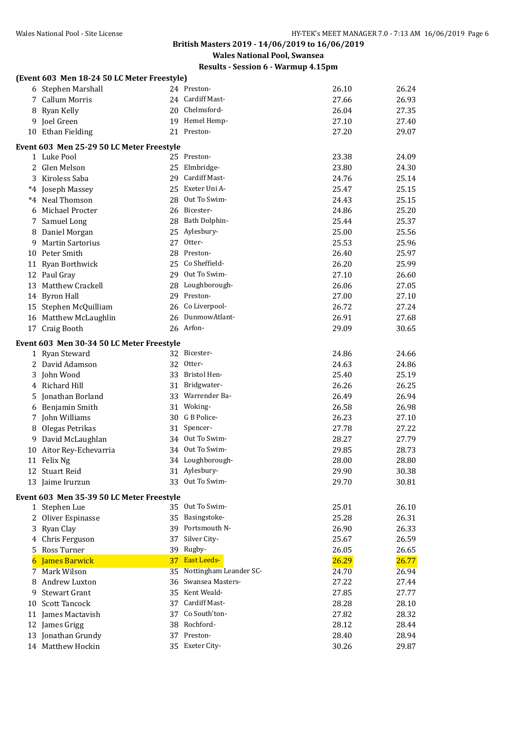British Masters 2019 - 14/06/2019 to 16/06/2019

Wales National Pool, Swansea

Results - Session 6 - Warmup 4.15pm

**(Event 603 Men 18-24 50 LC Meter Freestyle)**

| | Name | Age | Team | Seed | Finals |
|---|---|---|---|---|---|
| 6 | Stephen Marshall | 24 | Preston- | 26.10 | 26.24 |
| 7 | Callum Morris | 24 | Cardiff Mast- | 27.66 | 26.93 |
| 8 | Ryan Kelly | 20 | Chelmsford- | 26.04 | 27.35 |
| 9 | Joel Green | 19 | Hemel Hemp- | 27.10 | 27.40 |
| 10 | Ethan Fielding | 21 | Preston- | 27.20 | 29.07 |

**Event 603 Men 25-29 50 LC Meter Freestyle**

| | Name | Age | Team | Seed | Finals |
|---|---|---|---|---|---|
| 1 | Luke Pool | 25 | Preston- | 23.38 | 24.09 |
| 2 | Glen Melson | 25 | Elmbridge- | 23.80 | 24.30 |
| 3 | Kiroless Saba | 29 | Cardiff Mast- | 24.76 | 25.14 |
| *4 | Joseph Massey | 25 | Exeter Uni A- | 25.47 | 25.15 |
| *4 | Neal Thomson | 28 | Out To Swim- | 24.43 | 25.15 |
| 6 | Michael Procter | 26 | Bicester- | 24.86 | 25.20 |
| 7 | Samuel Long | 28 | Bath Dolphin- | 25.44 | 25.37 |
| 8 | Daniel Morgan | 25 | Aylesbury- | 25.00 | 25.56 |
| 9 | Martin Sartorius | 27 | Otter- | 25.53 | 25.96 |
| 10 | Peter Smith | 28 | Preston- | 26.40 | 25.97 |
| 11 | Ryan Borthwick | 25 | Co Sheffield- | 26.20 | 25.99 |
| 12 | Paul Gray | 29 | Out To Swim- | 27.10 | 26.60 |
| 13 | Matthew Crackell | 28 | Loughborough- | 26.06 | 27.05 |
| 14 | Byron Hall | 29 | Preston- | 27.00 | 27.10 |
| 15 | Stephen McQuilliam | 26 | Co Liverpool- | 26.72 | 27.24 |
| 16 | Matthew McLaughlin | 26 | DunmowAtlant- | 26.91 | 27.68 |
| 17 | Craig Booth | 26 | Arfon- | 29.09 | 30.65 |

**Event 603 Men 30-34 50 LC Meter Freestyle**

| | Name | Age | Team | Seed | Finals |
|---|---|---|---|---|---|
| 1 | Ryan Steward | 32 | Bicester- | 24.86 | 24.66 |
| 2 | David Adamson | 32 | Otter- | 24.63 | 24.86 |
| 3 | John Wood | 33 | Bristol Hen- | 25.40 | 25.19 |
| 4 | Richard Hill | 31 | Bridgwater- | 26.26 | 26.25 |
| 5 | Jonathan Borland | 33 | Warrender Ba- | 26.49 | 26.94 |
| 6 | Benjamin Smith | 31 | Woking- | 26.58 | 26.98 |
| 7 | John Williams | 30 | G B Police- | 26.23 | 27.10 |
| 8 | Olegas Petrikas | 31 | Spencer- | 27.78 | 27.22 |
| 9 | David McLaughlan | 34 | Out To Swim- | 28.27 | 27.79 |
| 10 | Aitor Rey-Echevarria | 34 | Out To Swim- | 29.85 | 28.73 |
| 11 | Felix Ng | 34 | Loughborough- | 28.00 | 28.80 |
| 12 | Stuart Reid | 31 | Aylesbury- | 29.90 | 30.38 |
| 13 | Jaime Irurzun | 33 | Out To Swim- | 29.70 | 30.81 |

**Event 603 Men 35-39 50 LC Meter Freestyle**

| | Name | Age | Team | Seed | Finals |
|---|---|---|---|---|---|
| 1 | Stephen Lue | 35 | Out To Swim- | 25.01 | 26.10 |
| 2 | Oliver Espinasse | 35 | Basingstoke- | 25.28 | 26.31 |
| 3 | Ryan Clay | 39 | Portsmouth N- | 26.90 | 26.33 |
| 4 | Chris Ferguson | 37 | Silver City- | 25.67 | 26.59 |
| 5 | Ross Turner | 39 | Rugby- | 26.05 | 26.65 |
| 6 | James Barwick | 37 | East Leeds- | 26.29 | 26.77 |
| 7 | Mark Wilson | 35 | Nottingham Leander SC- | 24.70 | 26.94 |
| 8 | Andrew Luxton | 36 | Swansea Masters- | 27.22 | 27.44 |
| 9 | Stewart Grant | 35 | Kent Weald- | 27.85 | 27.77 |
| 10 | Scott Tancock | 37 | Cardiff Mast- | 28.28 | 28.10 |
| 11 | James Mactavish | 37 | Co South'ton- | 27.82 | 28.32 |
| 12 | James Grigg | 38 | Rochford- | 28.12 | 28.44 |
| 13 | Jonathan Grundy | 37 | Preston- | 28.40 | 28.94 |
| 14 | Matthew Hockin | 35 | Exeter City- | 30.26 | 29.87 |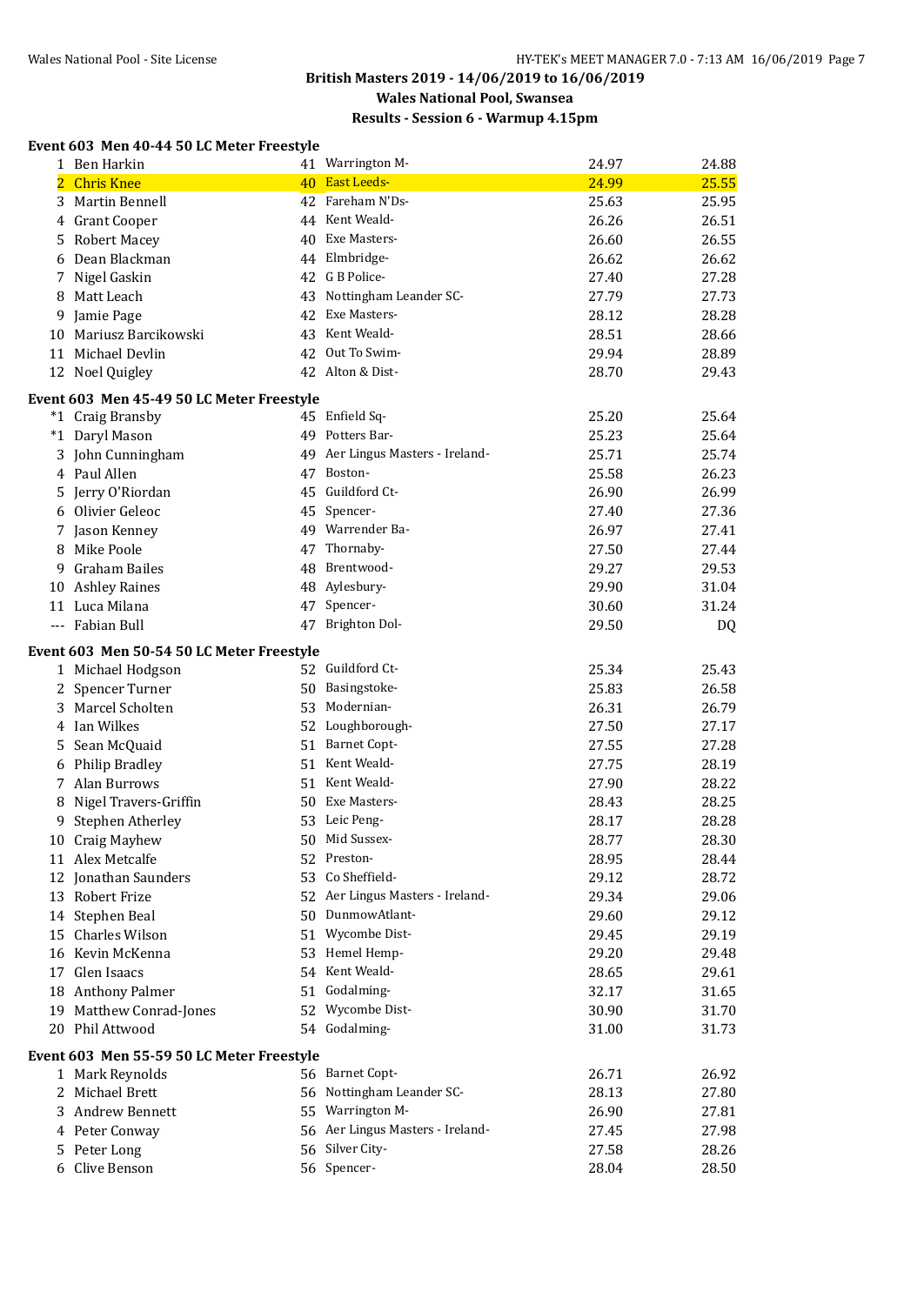## British Masters 2019 - 14/06/2019 to 16/06/2019

### Wales National Pool, Swansea

### Results - Session 6 - Warmup 4.15pm

**Event 603 Men 40-44 50 LC Meter Freestyle**

| | Name | Age | Team | Seed Time | Finals Time |
|---|---|---|---|---|---|
| 1 | Ben Harkin | 41 | Warrington M- | 24.97 | 24.88 |
| 2 | Chris Knee | 40 | East Leeds- | 24.99 | 25.55 |
| 3 | Martin Bennell | 42 | Fareham N'Ds- | 25.63 | 25.95 |
| 4 | Grant Cooper | 44 | Kent Weald- | 26.26 | 26.51 |
| 5 | Robert Macey | 40 | Exe Masters- | 26.60 | 26.55 |
| 6 | Dean Blackman | 44 | Elmbridge- | 26.62 | 26.62 |
| 7 | Nigel Gaskin | 42 | G B Police- | 27.40 | 27.28 |
| 8 | Matt Leach | 43 | Nottingham Leander SC- | 27.79 | 27.73 |
| 9 | Jamie Page | 42 | Exe Masters- | 28.12 | 28.28 |
| 10 | Mariusz Barcikowski | 43 | Kent Weald- | 28.51 | 28.66 |
| 11 | Michael Devlin | 42 | Out To Swim- | 29.94 | 28.89 |
| 12 | Noel Quigley | 42 | Alton & Dist- | 28.70 | 29.43 |

**Event 603 Men 45-49 50 LC Meter Freestyle**

| | Name | Age | Team | Seed Time | Finals Time |
|---|---|---|---|---|---|
| *1 | Craig Bransby | 45 | Enfield Sq- | 25.20 | 25.64 |
| *1 | Daryl Mason | 49 | Potters Bar- | 25.23 | 25.64 |
| 3 | John Cunningham | 49 | Aer Lingus Masters - Ireland- | 25.71 | 25.74 |
| 4 | Paul Allen | 47 | Boston- | 25.58 | 26.23 |
| 5 | Jerry O'Riordan | 45 | Guildford Ct- | 26.90 | 26.99 |
| 6 | Olivier Geleoc | 45 | Spencer- | 27.40 | 27.36 |
| 7 | Jason Kenney | 49 | Warrender Ba- | 26.97 | 27.41 |
| 8 | Mike Poole | 47 | Thornaby- | 27.50 | 27.44 |
| 9 | Graham Bailes | 48 | Brentwood- | 29.27 | 29.53 |
| 10 | Ashley Raines | 48 | Aylesbury- | 29.90 | 31.04 |
| 11 | Luca Milana | 47 | Spencer- | 30.60 | 31.24 |
| --- | Fabian Bull | 47 | Brighton Dol- | 29.50 | DQ |

**Event 603 Men 50-54 50 LC Meter Freestyle**

| | Name | Age | Team | Seed Time | Finals Time |
|---|---|---|---|---|---|
| 1 | Michael Hodgson | 52 | Guildford Ct- | 25.34 | 25.43 |
| 2 | Spencer Turner | 50 | Basingstoke- | 25.83 | 26.58 |
| 3 | Marcel Scholten | 53 | Modernian- | 26.31 | 26.79 |
| 4 | Ian Wilkes | 52 | Loughborough- | 27.50 | 27.17 |
| 5 | Sean McQuaid | 51 | Barnet Copt- | 27.55 | 27.28 |
| 6 | Philip Bradley | 51 | Kent Weald- | 27.75 | 28.19 |
| 7 | Alan Burrows | 51 | Kent Weald- | 27.90 | 28.22 |
| 8 | Nigel Travers-Griffin | 50 | Exe Masters- | 28.43 | 28.25 |
| 9 | Stephen Atherley | 53 | Leic Peng- | 28.17 | 28.28 |
| 10 | Craig Mayhew | 50 | Mid Sussex- | 28.77 | 28.30 |
| 11 | Alex Metcalfe | 52 | Preston- | 28.95 | 28.44 |
| 12 | Jonathan Saunders | 53 | Co Sheffield- | 29.12 | 28.72 |
| 13 | Robert Frize | 52 | Aer Lingus Masters - Ireland- | 29.34 | 29.06 |
| 14 | Stephen Beal | 50 | DunmowAtlant- | 29.60 | 29.12 |
| 15 | Charles Wilson | 51 | Wycombe Dist- | 29.45 | 29.19 |
| 16 | Kevin McKenna | 53 | Hemel Hemp- | 29.20 | 29.48 |
| 17 | Glen Isaacs | 54 | Kent Weald- | 28.65 | 29.61 |
| 18 | Anthony Palmer | 51 | Godalming- | 32.17 | 31.65 |
| 19 | Matthew Conrad-Jones | 52 | Wycombe Dist- | 30.90 | 31.70 |
| 20 | Phil Attwood | 54 | Godalming- | 31.00 | 31.73 |

**Event 603 Men 55-59 50 LC Meter Freestyle**

| | Name | Age | Team | Seed Time | Finals Time |
|---|---|---|---|---|---|
| 1 | Mark Reynolds | 56 | Barnet Copt- | 26.71 | 26.92 |
| 2 | Michael Brett | 56 | Nottingham Leander SC- | 28.13 | 27.80 |
| 3 | Andrew Bennett | 55 | Warrington M- | 26.90 | 27.81 |
| 4 | Peter Conway | 56 | Aer Lingus Masters - Ireland- | 27.45 | 27.98 |
| 5 | Peter Long | 56 | Silver City- | 27.58 | 28.26 |
| 6 | Clive Benson | 56 | Spencer- | 28.04 | 28.50 |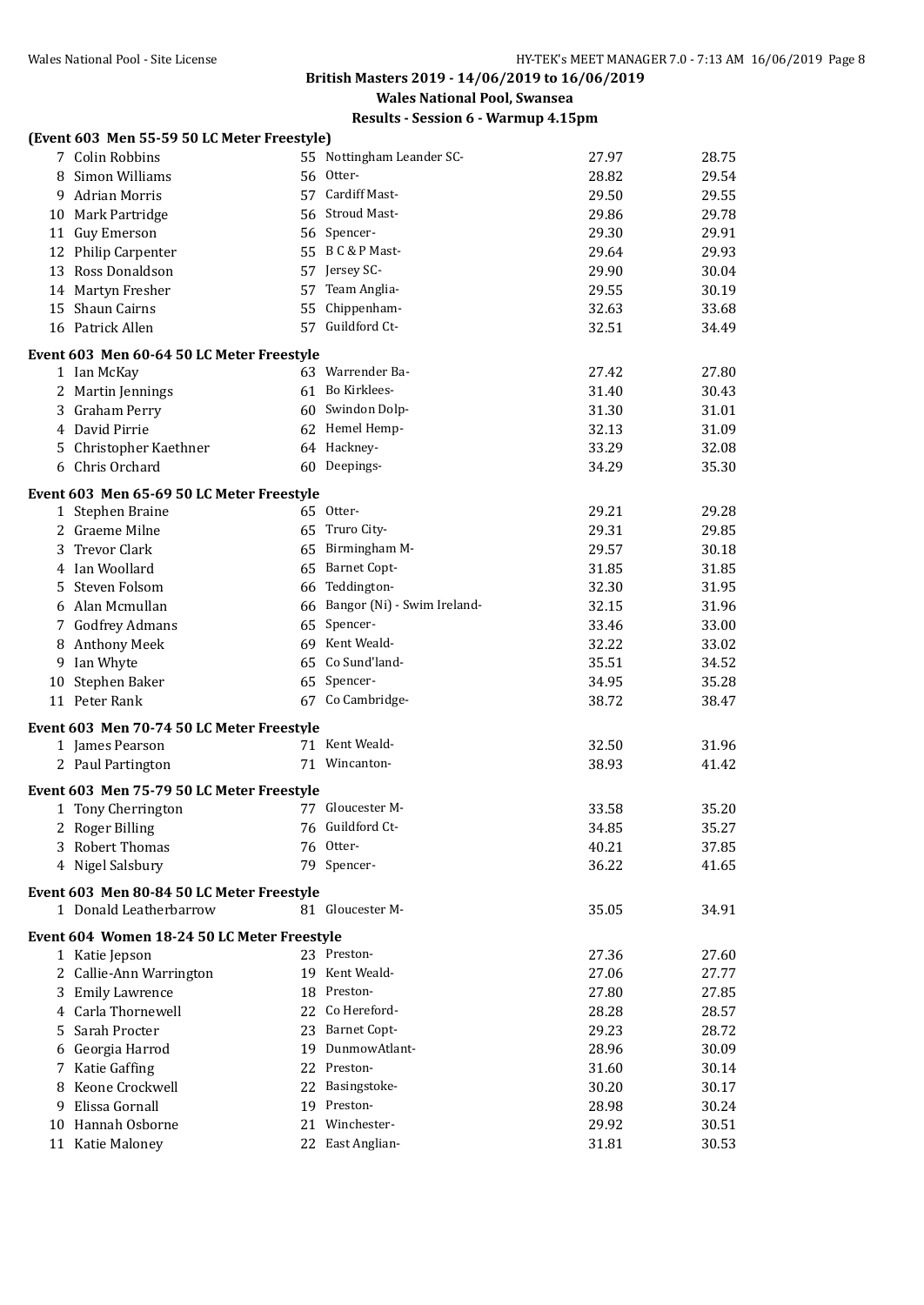**British Masters 2019 - 14/06/2019 to 16/06/2019**

**Wales National Pool, Swansea**

**Results - Session 6 - Warmup 4.15pm**

### (Event 603 Men 55-59 50 LC Meter Freestyle)

| | Name | Age | Team | Seed | Time |
|---|---|---|---|---|---|
| 7 | Colin Robbins | 55 | Nottingham Leander SC- | 27.97 | 28.75 |
| 8 | Simon Williams | 56 | Otter- | 28.82 | 29.54 |
| 9 | Adrian Morris | 57 | Cardiff Mast- | 29.50 | 29.55 |
| 10 | Mark Partridge | 56 | Stroud Mast- | 29.86 | 29.78 |
| 11 | Guy Emerson | 56 | Spencer- | 29.30 | 29.91 |
| 12 | Philip Carpenter | 55 | B C & P Mast- | 29.64 | 29.93 |
| 13 | Ross Donaldson | 57 | Jersey SC- | 29.90 | 30.04 |
| 14 | Martyn Fresher | 57 | Team Anglia- | 29.55 | 30.19 |
| 15 | Shaun Cairns | 55 | Chippenham- | 32.63 | 33.68 |
| 16 | Patrick Allen | 57 | Guildford Ct- | 32.51 | 34.49 |

### Event 603 Men 60-64 50 LC Meter Freestyle

| | Name | Age | Team | Seed | Time |
|---|---|---|---|---|---|
| 1 | Ian McKay | 63 | Warrender Ba- | 27.42 | 27.80 |
| 2 | Martin Jennings | 61 | Bo Kirklees- | 31.40 | 30.43 |
| 3 | Graham Perry | 60 | Swindon Dolp- | 31.30 | 31.01 |
| 4 | David Pirrie | 62 | Hemel Hemp- | 32.13 | 31.09 |
| 5 | Christopher Kaethner | 64 | Hackney- | 33.29 | 32.08 |
| 6 | Chris Orchard | 60 | Deepings- | 34.29 | 35.30 |

### Event 603 Men 65-69 50 LC Meter Freestyle

| | Name | Age | Team | Seed | Time |
|---|---|---|---|---|---|
| 1 | Stephen Braine | 65 | Otter- | 29.21 | 29.28 |
| 2 | Graeme Milne | 65 | Truro City- | 29.31 | 29.85 |
| 3 | Trevor Clark | 65 | Birmingham M- | 29.57 | 30.18 |
| 4 | Ian Woollard | 65 | Barnet Copt- | 31.85 | 31.85 |
| 5 | Steven Folsom | 66 | Teddington- | 32.30 | 31.95 |
| 6 | Alan Mcmullan | 66 | Bangor (Ni) - Swim Ireland- | 32.15 | 31.96 |
| 7 | Godfrey Admans | 65 | Spencer- | 33.46 | 33.00 |
| 8 | Anthony Meek | 69 | Kent Weald- | 32.22 | 33.02 |
| 9 | Ian Whyte | 65 | Co Sund'land- | 35.51 | 34.52 |
| 10 | Stephen Baker | 65 | Spencer- | 34.95 | 35.28 |
| 11 | Peter Rank | 67 | Co Cambridge- | 38.72 | 38.47 |

### Event 603 Men 70-74 50 LC Meter Freestyle

| | Name | Age | Team | Seed | Time |
|---|---|---|---|---|---|
| 1 | James Pearson | 71 | Kent Weald- | 32.50 | 31.96 |
| 2 | Paul Partington | 71 | Wincanton- | 38.93 | 41.42 |

### Event 603 Men 75-79 50 LC Meter Freestyle

| | Name | Age | Team | Seed | Time |
|---|---|---|---|---|---|
| 1 | Tony Cherrington | 77 | Gloucester M- | 33.58 | 35.20 |
| 2 | Roger Billing | 76 | Guildford Ct- | 34.85 | 35.27 |
| 3 | Robert Thomas | 76 | Otter- | 40.21 | 37.85 |
| 4 | Nigel Salsbury | 79 | Spencer- | 36.22 | 41.65 |

### Event 603 Men 80-84 50 LC Meter Freestyle

| | Name | Age | Team | Seed | Time |
|---|---|---|---|---|---|
| 1 | Donald Leatherbarrow | 81 | Gloucester M- | 35.05 | 34.91 |

### Event 604 Women 18-24 50 LC Meter Freestyle

| | Name | Age | Team | Seed | Time |
|---|---|---|---|---|---|
| 1 | Katie Jepson | 23 | Preston- | 27.36 | 27.60 |
| 2 | Callie-Ann Warrington | 19 | Kent Weald- | 27.06 | 27.77 |
| 3 | Emily Lawrence | 18 | Preston- | 27.80 | 27.85 |
| 4 | Carla Thornewell | 22 | Co Hereford- | 28.28 | 28.57 |
| 5 | Sarah Procter | 23 | Barnet Copt- | 29.23 | 28.72 |
| 6 | Georgia Harrod | 19 | DunmowAtlant- | 28.96 | 30.09 |
| 7 | Katie Gaffing | 22 | Preston- | 31.60 | 30.14 |
| 8 | Keone Crockwell | 22 | Basingstoke- | 30.20 | 30.17 |
| 9 | Elissa Gornall | 19 | Preston- | 28.98 | 30.24 |
| 10 | Hannah Osborne | 21 | Winchester- | 29.92 | 30.51 |
| 11 | Katie Maloney | 22 | East Anglian- | 31.81 | 30.53 |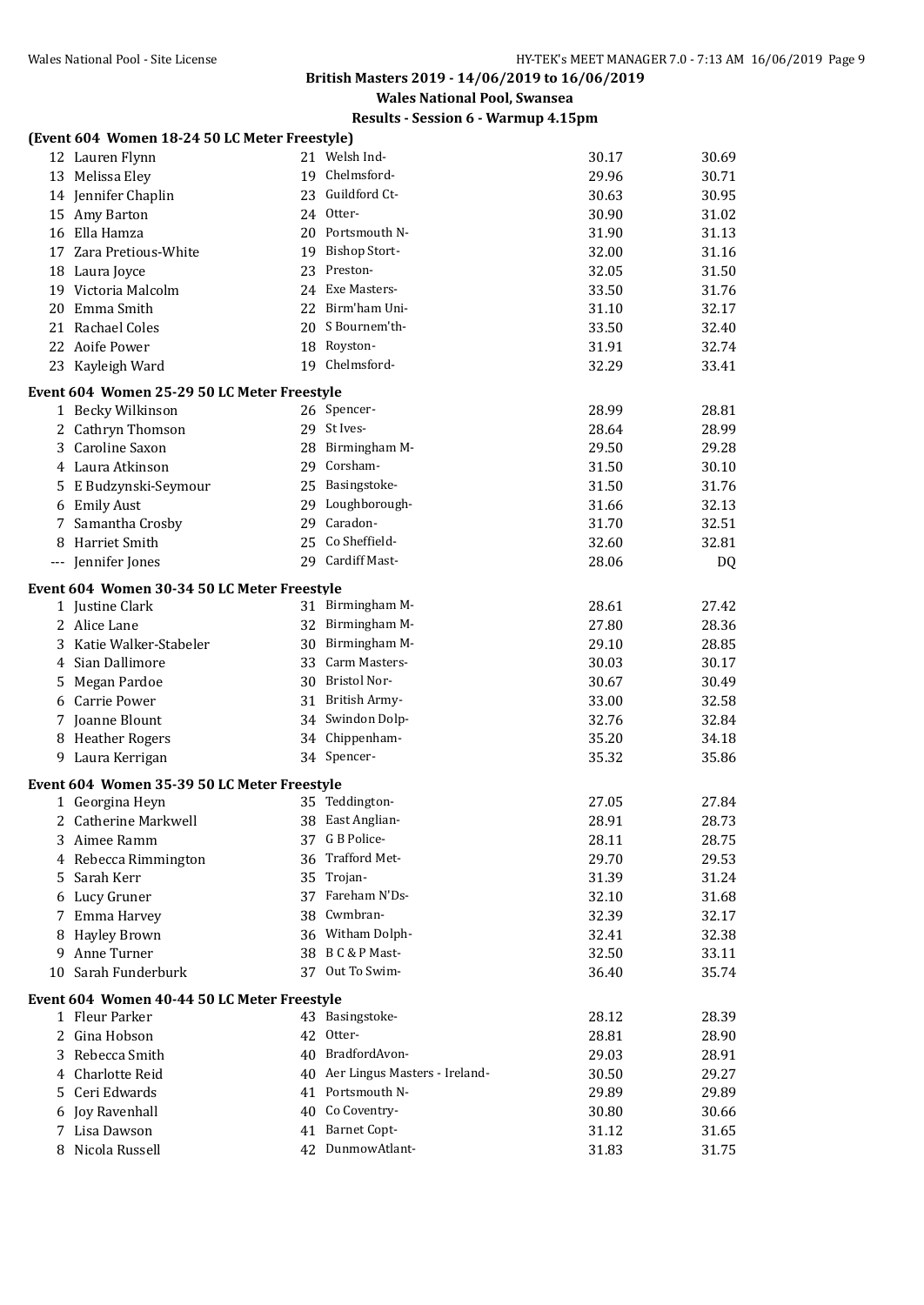**British Masters 2019 - 14/06/2019 to 16/06/2019**

**Wales National Pool, Swansea**

**Results - Session 6 - Warmup 4.15pm**

**(Event 604 Women 18-24 50 LC Meter Freestyle)**

| | Name | Age | Team | Seed | Finals |
|---|---|---|---|---|---|
| 12 | Lauren Flynn | 21 | Welsh Ind- | 30.17 | 30.69 |
| 13 | Melissa Eley | 19 | Chelmsford- | 29.96 | 30.71 |
| 14 | Jennifer Chaplin | 23 | Guildford Ct- | 30.63 | 30.95 |
| 15 | Amy Barton | 24 | Otter- | 30.90 | 31.02 |
| 16 | Ella Hamza | 20 | Portsmouth N- | 31.90 | 31.13 |
| 17 | Zara Pretious-White | 19 | Bishop Stort- | 32.00 | 31.16 |
| 18 | Laura Joyce | 23 | Preston- | 32.05 | 31.50 |
| 19 | Victoria Malcolm | 24 | Exe Masters- | 33.50 | 31.76 |
| 20 | Emma Smith | 22 | Birm'ham Uni- | 31.10 | 32.17 |
| 21 | Rachael Coles | 20 | S Bournem'th- | 33.50 | 32.40 |
| 22 | Aoife Power | 18 | Royston- | 31.91 | 32.74 |
| 23 | Kayleigh Ward | 19 | Chelmsford- | 32.29 | 33.41 |

**Event 604 Women 25-29 50 LC Meter Freestyle**

| | Name | Age | Team | Seed | Finals |
|---|---|---|---|---|---|
| 1 | Becky Wilkinson | 26 | Spencer- | 28.99 | 28.81 |
| 2 | Cathryn Thomson | 29 | St Ives- | 28.64 | 28.99 |
| 3 | Caroline Saxon | 28 | Birmingham M- | 29.50 | 29.28 |
| 4 | Laura Atkinson | 29 | Corsham- | 31.50 | 30.10 |
| 5 | E Budzynski-Seymour | 25 | Basingstoke- | 31.50 | 31.76 |
| 6 | Emily Aust | 29 | Loughborough- | 31.66 | 32.13 |
| 7 | Samantha Crosby | 29 | Caradon- | 31.70 | 32.51 |
| 8 | Harriet Smith | 25 | Co Sheffield- | 32.60 | 32.81 |
| --- | Jennifer Jones | 29 | Cardiff Mast- | 28.06 | DQ |

**Event 604 Women 30-34 50 LC Meter Freestyle**

| | Name | Age | Team | Seed | Finals |
|---|---|---|---|---|---|
| 1 | Justine Clark | 31 | Birmingham M- | 28.61 | 27.42 |
| 2 | Alice Lane | 32 | Birmingham M- | 27.80 | 28.36 |
| 3 | Katie Walker-Stabeler | 30 | Birmingham M- | 29.10 | 28.85 |
| 4 | Sian Dallimore | 33 | Carm Masters- | 30.03 | 30.17 |
| 5 | Megan Pardoe | 30 | Bristol Nor- | 30.67 | 30.49 |
| 6 | Carrie Power | 31 | British Army- | 33.00 | 32.58 |
| 7 | Joanne Blount | 34 | Swindon Dolp- | 32.76 | 32.84 |
| 8 | Heather Rogers | 34 | Chippenham- | 35.20 | 34.18 |
| 9 | Laura Kerrigan | 34 | Spencer- | 35.32 | 35.86 |

**Event 604 Women 35-39 50 LC Meter Freestyle**

| | Name | Age | Team | Seed | Finals |
|---|---|---|---|---|---|
| 1 | Georgina Heyn | 35 | Teddington- | 27.05 | 27.84 |
| 2 | Catherine Markwell | 38 | East Anglian- | 28.91 | 28.73 |
| 3 | Aimee Ramm | 37 | G B Police- | 28.11 | 28.75 |
| 4 | Rebecca Rimmington | 36 | Trafford Met- | 29.70 | 29.53 |
| 5 | Sarah Kerr | 35 | Trojan- | 31.39 | 31.24 |
| 6 | Lucy Gruner | 37 | Fareham N'Ds- | 32.10 | 31.68 |
| 7 | Emma Harvey | 38 | Cwmbran- | 32.39 | 32.17 |
| 8 | Hayley Brown | 36 | Witham Dolph- | 32.41 | 32.38 |
| 9 | Anne Turner | 38 | B C & P Mast- | 32.50 | 33.11 |
| 10 | Sarah Funderburk | 37 | Out To Swim- | 36.40 | 35.74 |

**Event 604 Women 40-44 50 LC Meter Freestyle**

| | Name | Age | Team | Seed | Finals |
|---|---|---|---|---|---|
| 1 | Fleur Parker | 43 | Basingstoke- | 28.12 | 28.39 |
| 2 | Gina Hobson | 42 | Otter- | 28.81 | 28.90 |
| 3 | Rebecca Smith | 40 | BradfordAvon- | 29.03 | 28.91 |
| 4 | Charlotte Reid | 40 | Aer Lingus Masters - Ireland- | 30.50 | 29.27 |
| 5 | Ceri Edwards | 41 | Portsmouth N- | 29.89 | 29.89 |
| 6 | Joy Ravenhall | 40 | Co Coventry- | 30.80 | 30.66 |
| 7 | Lisa Dawson | 41 | Barnet Copt- | 31.12 | 31.65 |
| 8 | Nicola Russell | 42 | DunmowAtlant- | 31.83 | 31.75 |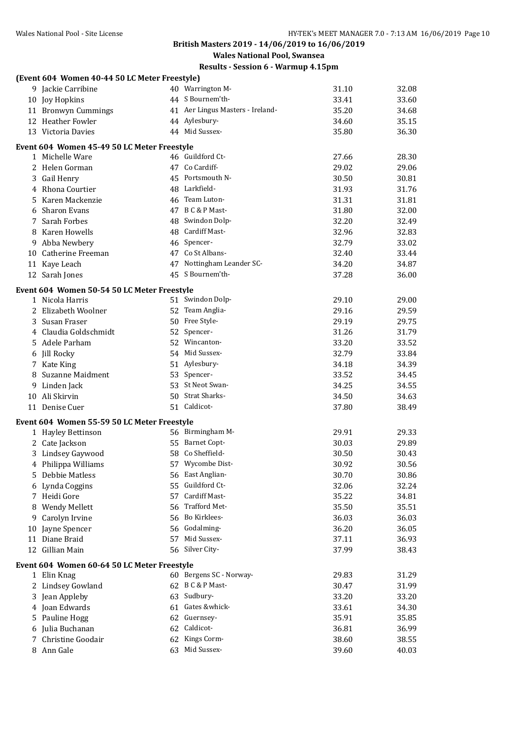## British Masters 2019 - 14/06/2019 to 16/06/2019

### Wales National Pool, Swansea

### Results - Session 6 - Warmup 4.15pm

**(Event 604 Women 40-44 50 LC Meter Freestyle)**

| | Name | Age | Team | Seed | Final |
|---|---|---|---|---|---|
| 9 | Jackie Carribine | 40 | Warrington M- | 31.10 | 32.08 |
| 10 | Joy Hopkins | 44 | S Bournem'th- | 33.41 | 33.60 |
| 11 | Bronwyn Cummings | 41 | Aer Lingus Masters - Ireland- | 35.20 | 34.68 |
| 12 | Heather Fowler | 44 | Aylesbury- | 34.60 | 35.15 |
| 13 | Victoria Davies | 44 | Mid Sussex- | 35.80 | 36.30 |

**Event 604 Women 45-49 50 LC Meter Freestyle**

| | Name | Age | Team | Seed | Final |
|---|---|---|---|---|---|
| 1 | Michelle Ware | 46 | Guildford Ct- | 27.66 | 28.30 |
| 2 | Helen Gorman | 47 | Co Cardiff- | 29.02 | 29.06 |
| 3 | Gail Henry | 45 | Portsmouth N- | 30.50 | 30.81 |
| 4 | Rhona Courtier | 48 | Larkfield- | 31.93 | 31.76 |
| 5 | Karen Mackenzie | 46 | Team Luton- | 31.31 | 31.81 |
| 6 | Sharon Evans | 47 | B C & P Mast- | 31.80 | 32.00 |
| 7 | Sarah Forbes | 48 | Swindon Dolp- | 32.20 | 32.49 |
| 8 | Karen Howells | 48 | Cardiff Mast- | 32.96 | 32.83 |
| 9 | Abba Newbery | 46 | Spencer- | 32.79 | 33.02 |
| 10 | Catherine Freeman | 47 | Co St Albans- | 32.40 | 33.44 |
| 11 | Kaye Leach | 47 | Nottingham Leander SC- | 34.20 | 34.87 |
| 12 | Sarah Jones | 45 | S Bournem'th- | 37.28 | 36.00 |

**Event 604 Women 50-54 50 LC Meter Freestyle**

| | Name | Age | Team | Seed | Final |
|---|---|---|---|---|---|
| 1 | Nicola Harris | 51 | Swindon Dolp- | 29.10 | 29.00 |
| 2 | Elizabeth Woolner | 52 | Team Anglia- | 29.16 | 29.59 |
| 3 | Susan Fraser | 50 | Free Style- | 29.19 | 29.75 |
| 4 | Claudia Goldschmidt | 52 | Spencer- | 31.26 | 31.79 |
| 5 | Adele Parham | 52 | Wincanton- | 33.20 | 33.52 |
| 6 | Jill Rocky | 54 | Mid Sussex- | 32.79 | 33.84 |
| 7 | Kate King | 51 | Aylesbury- | 34.18 | 34.39 |
| 8 | Suzanne Maidment | 53 | Spencer- | 33.52 | 34.45 |
| 9 | Linden Jack | 53 | St Neot Swan- | 34.25 | 34.55 |
| 10 | Ali Skirvin | 50 | Strat Sharks- | 34.50 | 34.63 |
| 11 | Denise Cuer | 51 | Caldicot- | 37.80 | 38.49 |

**Event 604 Women 55-59 50 LC Meter Freestyle**

| | Name | Age | Team | Seed | Final |
|---|---|---|---|---|---|
| 1 | Hayley Bettinson | 56 | Birmingham M- | 29.91 | 29.33 |
| 2 | Cate Jackson | 55 | Barnet Copt- | 30.03 | 29.89 |
| 3 | Lindsey Gaywood | 58 | Co Sheffield- | 30.50 | 30.43 |
| 4 | Philippa Williams | 57 | Wycombe Dist- | 30.92 | 30.56 |
| 5 | Debbie Matless | 56 | East Anglian- | 30.70 | 30.86 |
| 6 | Lynda Coggins | 55 | Guildford Ct- | 32.06 | 32.24 |
| 7 | Heidi Gore | 57 | Cardiff Mast- | 35.22 | 34.81 |
| 8 | Wendy Mellett | 56 | Trafford Met- | 35.50 | 35.51 |
| 9 | Carolyn Irvine | 56 | Bo Kirklees- | 36.03 | 36.03 |
| 10 | Jayne Spencer | 56 | Godalming- | 36.20 | 36.05 |
| 11 | Diane Braid | 57 | Mid Sussex- | 37.11 | 36.93 |
| 12 | Gillian Main | 56 | Silver City- | 37.99 | 38.43 |

**Event 604 Women 60-64 50 LC Meter Freestyle**

| | Name | Age | Team | Seed | Final |
|---|---|---|---|---|---|
| 1 | Elin Knag | 60 | Bergens SC - Norway- | 29.83 | 31.29 |
| 2 | Lindsey Gowland | 62 | B C & P Mast- | 30.47 | 31.99 |
| 3 | Jean Appleby | 63 | Sudbury- | 33.20 | 33.20 |
| 4 | Joan Edwards | 61 | Gates &whick- | 33.61 | 34.30 |
| 5 | Pauline Hogg | 62 | Guernsey- | 35.91 | 35.85 |
| 6 | Julia Buchanan | 62 | Caldicot- | 36.81 | 36.99 |
| 7 | Christine Goodair | 62 | Kings Corm- | 38.60 | 38.55 |
| 8 | Ann Gale | 63 | Mid Sussex- | 39.60 | 40.03 |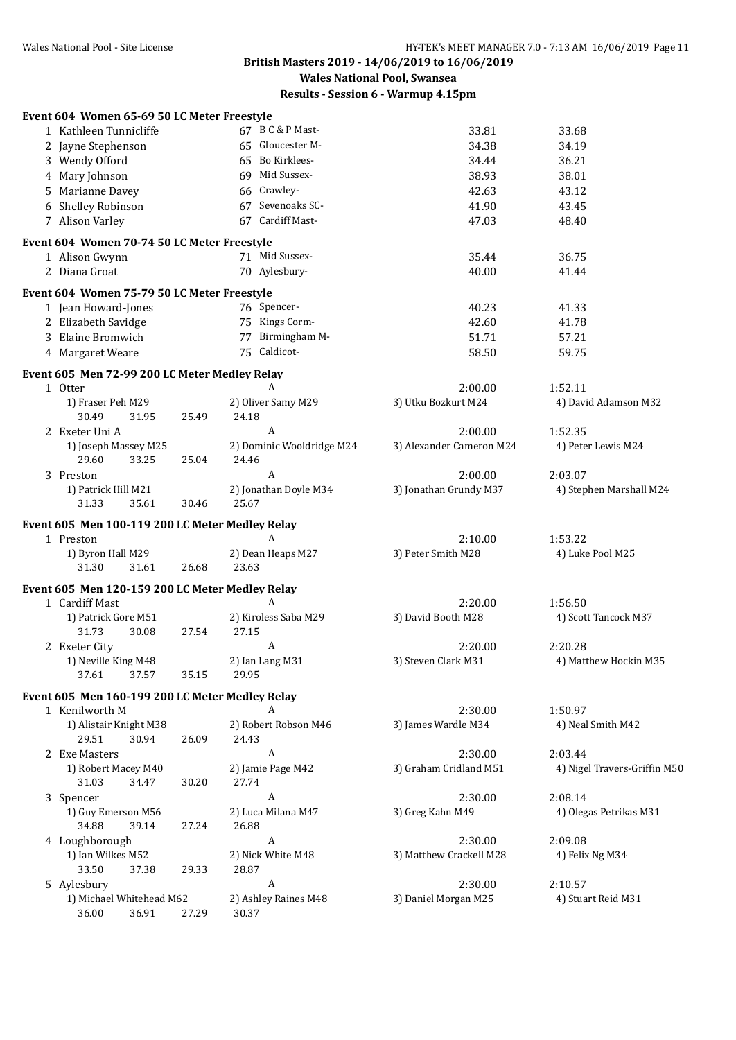## British Masters 2019 - 14/06/2019 to 16/06/2019

### Wales National Pool, Swansea

### Results - Session 6 - Warmup 4.15pm

**Event 604 Women 65-69 50 LC Meter Freestyle**

| | Name | Age | Team | Seed | Finals |
|---|---|---|---|---|---|
| 1 | Kathleen Tunnicliffe | 67 | B C & P Mast- | 33.81 | 33.68 |
| 2 | Jayne Stephenson | 65 | Gloucester M- | 34.38 | 34.19 |
| 3 | Wendy Offord | 65 | Bo Kirklees- | 34.44 | 36.21 |
| 4 | Mary Johnson | 69 | Mid Sussex- | 38.93 | 38.01 |
| 5 | Marianne Davey | 66 | Crawley- | 42.63 | 43.12 |
| 6 | Shelley Robinson | 67 | Sevenoaks SC- | 41.90 | 43.45 |
| 7 | Alison Varley | 67 | Cardiff Mast- | 47.03 | 48.40 |

**Event 604 Women 70-74 50 LC Meter Freestyle**

| | Name | Age | Team | Seed | Finals |
|---|---|---|---|---|---|
| 1 | Alison Gwynn | 71 | Mid Sussex- | 35.44 | 36.75 |
| 2 | Diana Groat | 70 | Aylesbury- | 40.00 | 41.44 |

**Event 604 Women 75-79 50 LC Meter Freestyle**

| | Name | Age | Team | Seed | Finals |
|---|---|---|---|---|---|
| 1 | Jean Howard-Jones | 76 | Spencer- | 40.23 | 41.33 |
| 2 | Elizabeth Savidge | 75 | Kings Corm- | 42.60 | 41.78 |
| 3 | Elaine Bromwich | 77 | Birmingham M- | 51.71 | 57.21 |
| 4 | Margaret Weare | 75 | Caldicot- | 58.50 | 59.75 |

**Event 605 Men 72-99 200 LC Meter Medley Relay**

1 Otter — A — 2:00.00 — 1:52.11
1) Fraser Peh M29, 2) Oliver Samy M29, 3) Utku Bozkurt M24, 4) David Adamson M32
30.49 31.95 25.49 24.18

2 Exeter Uni A — A — 2:00.00 — 1:52.35
1) Joseph Massey M25, 2) Dominic Wooldridge M24, 3) Alexander Cameron M24, 4) Peter Lewis M24
29.60 33.25 25.04 24.46

3 Preston — A — 2:00.00 — 2:03.07
1) Patrick Hill M21, 2) Jonathan Doyle M34, 3) Jonathan Grundy M37, 4) Stephen Marshall M24
31.33 35.61 30.46 25.67

**Event 605 Men 100-119 200 LC Meter Medley Relay**

1 Preston — A — 2:10.00 — 1:53.22
1) Byron Hall M29, 2) Dean Heaps M27, 3) Peter Smith M28, 4) Luke Pool M25
31.30 31.61 26.68 23.63

**Event 605 Men 120-159 200 LC Meter Medley Relay**

1 Cardiff Mast — A — 2:20.00 — 1:56.50
1) Patrick Gore M51, 2) Kiroless Saba M29, 3) David Booth M28, 4) Scott Tancock M37
31.73 30.08 27.54 27.15

2 Exeter City — A — 2:20.00 — 2:20.28
1) Neville King M48, 2) Ian Lang M31, 3) Steven Clark M31, 4) Matthew Hockin M35
37.61 37.57 35.15 29.95

**Event 605 Men 160-199 200 LC Meter Medley Relay**

1 Kenilworth M — A — 2:30.00 — 1:50.97
1) Alistair Knight M38, 2) Robert Robson M46, 3) James Wardle M34, 4) Neal Smith M42
29.51 30.94 26.09 24.43

2 Exe Masters — A — 2:30.00 — 2:03.44
1) Robert Macey M40, 2) Jamie Page M42, 3) Graham Cridland M51, 4) Nigel Travers-Griffin M50
31.03 34.47 30.20 27.74

3 Spencer — A — 2:30.00 — 2:08.14
1) Guy Emerson M56, 2) Luca Milana M47, 3) Greg Kahn M49, 4) Olegas Petrikas M31
34.88 39.14 27.24 26.88

4 Loughborough — A — 2:30.00 — 2:09.08
1) Ian Wilkes M52, 2) Nick White M48, 3) Matthew Crackell M28, 4) Felix Ng M34
33.50 37.38 29.33 28.87

5 Aylesbury — A — 2:30.00 — 2:10.57
1) Michael Whitehead M62, 2) Ashley Raines M48, 3) Daniel Morgan M25, 4) Stuart Reid M31
36.00 36.91 27.29 30.37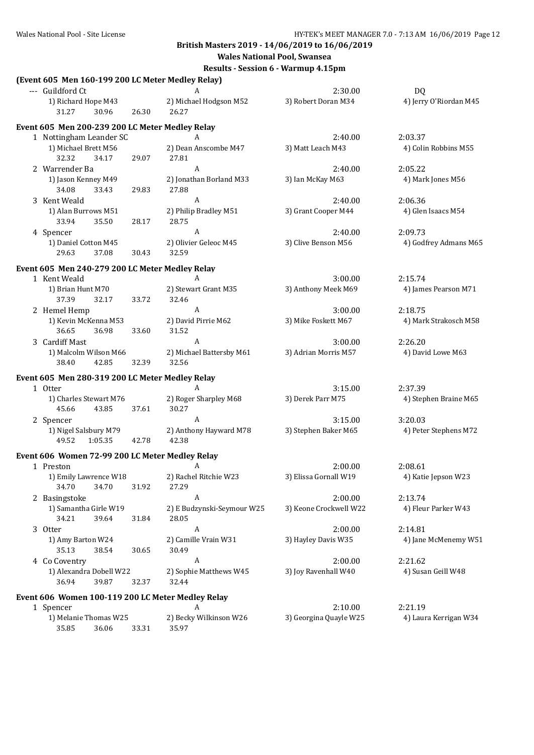**British Masters 2019 - 14/06/2019 to 16/06/2019**

**Wales National Pool, Swansea**

**Results - Session 6 - Warmup 4.15pm**

### (Event 605 Men 160-199 200 LC Meter Medley Relay)

| | Team | Relay | Seed Time | Finals Time |
|---|---|---|---|---|
| --- | Guildford Ct | A | 2:30.00 | DQ |
| | 1) Richard Hope M43 | 2) Michael Hodgson M52 | 3) Robert Doran M34 | 4) Jerry O'Riordan M45 |
| | 31.27 30.96 26.30 26.27 | | | |

### Event 605 Men 200-239 200 LC Meter Medley Relay

| | Team | Relay | Seed Time | Finals Time |
|---|---|---|---|---|
| 1 | Nottingham Leander SC | A | 2:40.00 | 2:03.37 |
| | 1) Michael Brett M56 | 2) Dean Anscombe M47 | 3) Matt Leach M43 | 4) Colin Robbins M55 |
| | 32.32 34.17 29.07 27.81 | | | |
| 2 | Warrender Ba | A | 2:40.00 | 2:05.22 |
| | 1) Jason Kenney M49 | 2) Jonathan Borland M33 | 3) Ian McKay M63 | 4) Mark Jones M56 |
| | 34.08 33.43 29.83 27.88 | | | |
| 3 | Kent Weald | A | 2:40.00 | 2:06.36 |
| | 1) Alan Burrows M51 | 2) Philip Bradley M51 | 3) Grant Cooper M44 | 4) Glen Isaacs M54 |
| | 33.94 35.50 28.17 28.75 | | | |
| 4 | Spencer | A | 2:40.00 | 2:09.73 |
| | 1) Daniel Cotton M45 | 2) Olivier Geleoc M45 | 3) Clive Benson M56 | 4) Godfrey Admans M65 |
| | 29.63 37.08 30.43 32.59 | | | |

### Event 605 Men 240-279 200 LC Meter Medley Relay

| | Team | Relay | Seed Time | Finals Time |
|---|---|---|---|---|
| 1 | Kent Weald | A | 3:00.00 | 2:15.74 |
| | 1) Brian Hunt M70 | 2) Stewart Grant M35 | 3) Anthony Meek M69 | 4) James Pearson M71 |
| | 37.39 32.17 33.72 32.46 | | | |
| 2 | Hemel Hemp | A | 3:00.00 | 2:18.75 |
| | 1) Kevin McKenna M53 | 2) David Pirrie M62 | 3) Mike Foskett M67 | 4) Mark Strakosch M58 |
| | 36.65 36.98 33.60 31.52 | | | |
| 3 | Cardiff Mast | A | 3:00.00 | 2:26.20 |
| | 1) Malcolm Wilson M66 | 2) Michael Battersby M61 | 3) Adrian Morris M57 | 4) David Lowe M63 |
| | 38.40 42.85 32.39 32.56 | | | |

### Event 605 Men 280-319 200 LC Meter Medley Relay

| | Team | Relay | Seed Time | Finals Time |
|---|---|---|---|---|
| 1 | Otter | A | 3:15.00 | 2:37.39 |
| | 1) Charles Stewart M76 | 2) Roger Sharpley M68 | 3) Derek Parr M75 | 4) Stephen Braine M65 |
| | 45.66 43.85 37.61 30.27 | | | |
| 2 | Spencer | A | 3:15.00 | 3:20.03 |
| | 1) Nigel Salsbury M79 | 2) Anthony Hayward M78 | 3) Stephen Baker M65 | 4) Peter Stephens M72 |
| | 49.52 1:05.35 42.78 42.38 | | | |

### Event 606 Women 72-99 200 LC Meter Medley Relay

| | Team | Relay | Seed Time | Finals Time |
|---|---|---|---|---|
| 1 | Preston | A | 2:00.00 | 2:08.61 |
| | 1) Emily Lawrence W18 | 2) Rachel Ritchie W23 | 3) Elissa Gornall W19 | 4) Katie Jepson W23 |
| | 34.70 34.70 31.92 27.29 | | | |
| 2 | Basingstoke | A | 2:00.00 | 2:13.74 |
| | 1) Samantha Girle W19 | 2) E Budzynski-Seymour W25 | 3) Keone Crockwell W22 | 4) Fleur Parker W43 |
| | 34.21 39.64 31.84 28.05 | | | |
| 3 | Otter | A | 2:00.00 | 2:14.81 |
| | 1) Amy Barton W24 | 2) Camille Vrain W31 | 3) Hayley Davis W35 | 4) Jane McMenemy W51 |
| | 35.13 38.54 30.65 30.49 | | | |
| 4 | Co Coventry | A | 2:00.00 | 2:21.62 |
| | 1) Alexandra Dobell W22 | 2) Sophie Matthews W45 | 3) Joy Ravenhall W40 | 4) Susan Geill W48 |
| | 36.94 39.87 32.37 32.44 | | | |

### Event 606 Women 100-119 200 LC Meter Medley Relay

| | Team | Relay | Seed Time | Finals Time |
|---|---|---|---|---|
| 1 | Spencer | A | 2:10.00 | 2:21.19 |
| | 1) Melanie Thomas W25 | 2) Becky Wilkinson W26 | 3) Georgina Quayle W25 | 4) Laura Kerrigan W34 |
| | 35.85 36.06 33.31 35.97 | | | |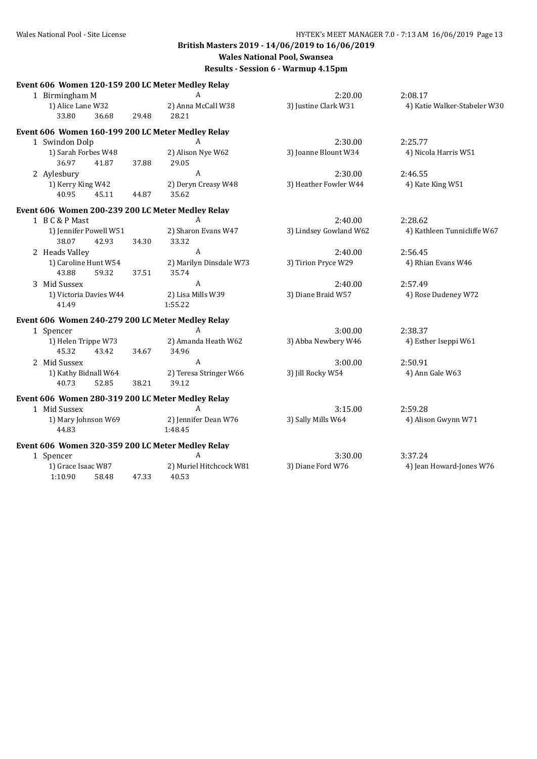**British Masters 2019 - 14/06/2019 to 16/06/2019**

**Wales National Pool, Swansea**

**Results - Session 6 - Warmup 4.15pm**

### Event 606 Women 120-159 200 LC Meter Medley Relay

1 Birmingham M — A — 2:20.00 — 2:08.17
1) Alice Lane W32 | 2) Anna McCall W38 | 3) Justine Clark W31 | 4) Katie Walker-Stabeler W30
33.80 | 36.68 | 29.48 | 28.21

### Event 606 Women 160-199 200 LC Meter Medley Relay

1 Swindon Dolp — A — 2:30.00 — 2:25.77
1) Sarah Forbes W48 | 2) Alison Nye W62 | 3) Joanne Blount W34 | 4) Nicola Harris W51
36.97 | 41.87 | 37.88 | 29.05

2 Aylesbury — A — 2:30.00 — 2:46.55
1) Kerry King W42 | 2) Deryn Creasy W48 | 3) Heather Fowler W44 | 4) Kate King W51
40.95 | 45.11 | 44.87 | 35.62

### Event 606 Women 200-239 200 LC Meter Medley Relay

1 B C & P Mast — A — 2:40.00 — 2:28.62
1) Jennifer Powell W51 | 2) Sharon Evans W47 | 3) Lindsey Gowland W62 | 4) Kathleen Tunnicliffe W67
38.07 | 42.93 | 34.30 | 33.32

2 Heads Valley — A — 2:40.00 — 2:56.45
1) Caroline Hunt W54 | 2) Marilyn Dinsdale W73 | 3) Tirion Pryce W29 | 4) Rhian Evans W46
43.88 | 59.32 | 37.51 | 35.74

3 Mid Sussex — A — 2:40.00 — 2:57.49
1) Victoria Davies W44 | 2) Lisa Mills W39 | 3) Diane Braid W57 | 4) Rose Dudeney W72
41.49 | 1:55.22

### Event 606 Women 240-279 200 LC Meter Medley Relay

1 Spencer — A — 3:00.00 — 2:38.37
1) Helen Trippe W73 | 2) Amanda Heath W62 | 3) Abba Newbery W46 | 4) Esther Iseppi W61
45.32 | 43.42 | 34.67 | 34.96

2 Mid Sussex — A — 3:00.00 — 2:50.91
1) Kathy Bidnall W64 | 2) Teresa Stringer W66 | 3) Jill Rocky W54 | 4) Ann Gale W63
40.73 | 52.85 | 38.21 | 39.12

### Event 606 Women 280-319 200 LC Meter Medley Relay

1 Mid Sussex — A — 3:15.00 — 2:59.28
1) Mary Johnson W69 | 2) Jennifer Dean W76 | 3) Sally Mills W64 | 4) Alison Gwynn W71
44.83 | 1:48.45

### Event 606 Women 320-359 200 LC Meter Medley Relay

1 Spencer — A — 3:30.00 — 3:37.24
1) Grace Isaac W87 | 2) Muriel Hitchcock W81 | 3) Diane Ford W76 | 4) Jean Howard-Jones W76
1:10.90 | 58.48 | 47.33 | 40.53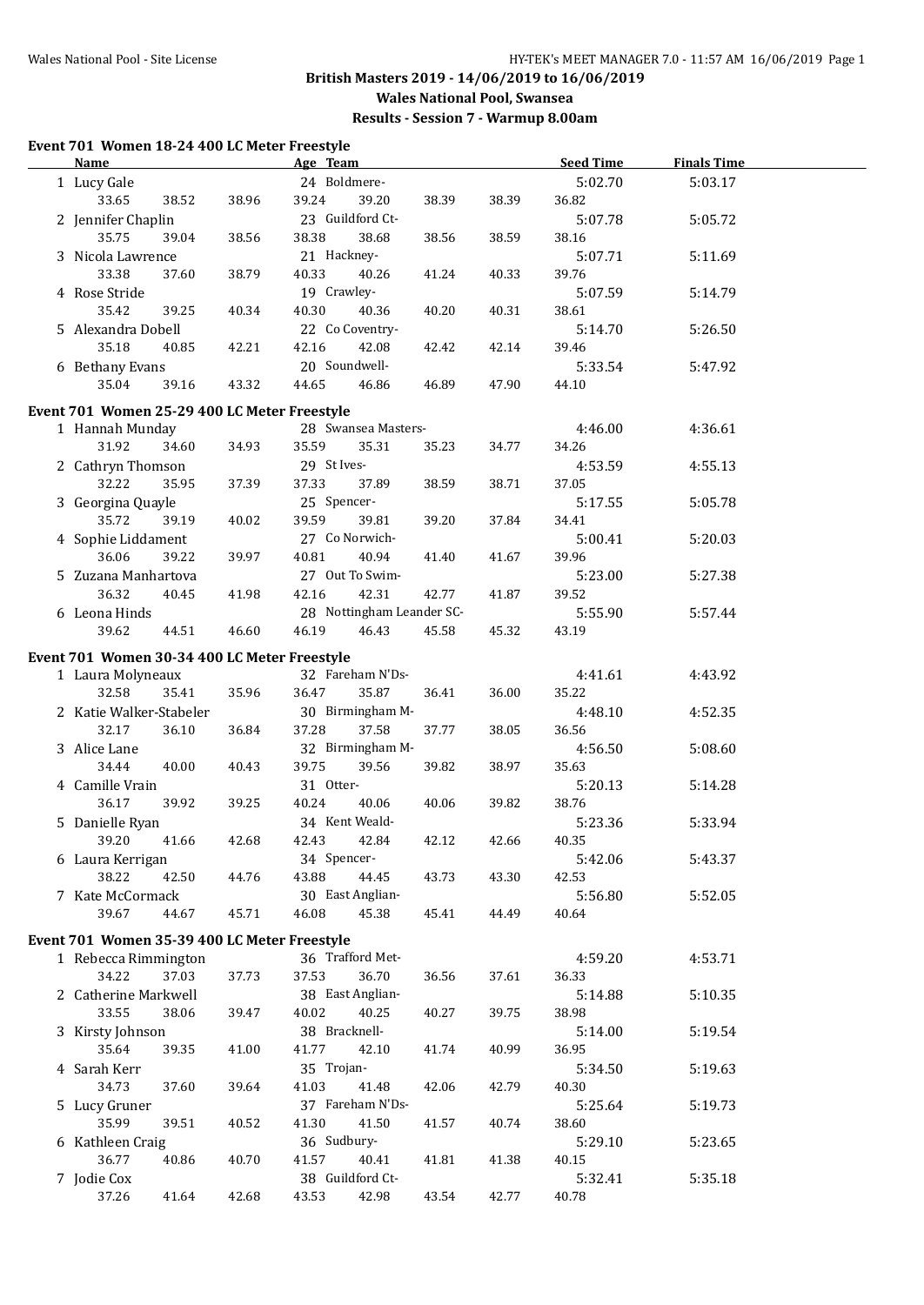British Masters 2019 - 14/06/2019 to 16/06/2019

Wales National Pool, Swansea

Results - Session 7 - Warmup 8.00am

## Event 701 Women 18-24 400 LC Meter Freestyle

| Name | Age | Team | Seed Time | Finals Time |
|---|---|---|---|---|
| 1 Lucy Gale | 24 | Boldmere- | 5:02.70 | 5:03.17 |
| 33.65 38.52 38.96 39.24 39.20 38.39 38.39 36.82 | | | | |
| 2 Jennifer Chaplin | 23 | Guildford Ct- | 5:07.78 | 5:05.72 |
| 35.75 39.04 38.56 38.38 38.68 38.56 38.59 38.16 | | | | |
| 3 Nicola Lawrence | 21 | Hackney- | 5:07.71 | 5:11.69 |
| 33.38 37.60 38.79 40.33 40.26 41.24 40.33 39.76 | | | | |
| 4 Rose Stride | 19 | Crawley- | 5:07.59 | 5:14.79 |
| 35.42 39.25 40.34 40.30 40.36 40.20 40.31 38.61 | | | | |
| 5 Alexandra Dobell | 22 | Co Coventry- | 5:14.70 | 5:26.50 |
| 35.18 40.85 42.21 42.16 42.08 42.42 42.14 39.46 | | | | |
| 6 Bethany Evans | 20 | Soundwell- | 5:33.54 | 5:47.92 |
| 35.04 39.16 43.32 44.65 46.86 46.89 47.90 44.10 | | | | |

## Event 701 Women 25-29 400 LC Meter Freestyle

| Name | Age | Team | Seed Time | Finals Time |
|---|---|---|---|---|
| 1 Hannah Munday | 28 | Swansea Masters- | 4:46.00 | 4:36.61 |
| 31.92 34.60 34.93 35.59 35.31 35.23 34.77 34.26 | | | | |
| 2 Cathryn Thomson | 29 | St Ives- | 4:53.59 | 4:55.13 |
| 32.22 35.95 37.39 37.33 37.89 38.59 38.71 37.05 | | | | |
| 3 Georgina Quayle | 25 | Spencer- | 5:17.55 | 5:05.78 |
| 35.72 39.19 40.02 39.59 39.81 39.20 37.84 34.41 | | | | |
| 4 Sophie Liddament | 27 | Co Norwich- | 5:00.41 | 5:20.03 |
| 36.06 39.22 39.97 40.81 40.94 41.40 41.67 39.96 | | | | |
| 5 Zuzana Manhartova | 27 | Out To Swim- | 5:23.00 | 5:27.38 |
| 36.32 40.45 41.98 42.16 42.31 42.77 41.87 39.52 | | | | |
| 6 Leona Hinds | 28 | Nottingham Leander SC- | 5:55.90 | 5:57.44 |
| 39.62 44.51 46.60 46.19 46.43 45.58 45.32 43.19 | | | | |

## Event 701 Women 30-34 400 LC Meter Freestyle

| Name | Age | Team | Seed Time | Finals Time |
|---|---|---|---|---|
| 1 Laura Molyneaux | 32 | Fareham N'Ds- | 4:41.61 | 4:43.92 |
| 32.58 35.41 35.96 36.47 35.87 36.41 36.00 35.22 | | | | |
| 2 Katie Walker-Stabeler | 30 | Birmingham M- | 4:48.10 | 4:52.35 |
| 32.17 36.10 36.84 37.28 37.58 37.77 38.05 36.56 | | | | |
| 3 Alice Lane | 32 | Birmingham M- | 4:56.50 | 5:08.60 |
| 34.44 40.00 40.43 39.75 39.56 39.82 38.97 35.63 | | | | |
| 4 Camille Vrain | 31 | Otter- | 5:20.13 | 5:14.28 |
| 36.17 39.92 39.25 40.24 40.06 40.06 39.82 38.76 | | | | |
| 5 Danielle Ryan | 34 | Kent Weald- | 5:23.36 | 5:33.94 |
| 39.20 41.66 42.68 42.43 42.84 42.12 42.66 40.35 | | | | |
| 6 Laura Kerrigan | 34 | Spencer- | 5:42.06 | 5:43.37 |
| 38.22 42.50 44.76 43.88 44.45 43.73 43.30 42.53 | | | | |
| 7 Kate McCormack | 30 | East Anglian- | 5:56.80 | 5:52.05 |
| 39.67 44.67 45.71 46.08 45.38 45.41 44.49 40.64 | | | | |

## Event 701 Women 35-39 400 LC Meter Freestyle

| Name | Age | Team | Seed Time | Finals Time |
|---|---|---|---|---|
| 1 Rebecca Rimmington | 36 | Trafford Met- | 4:59.20 | 4:53.71 |
| 34.22 37.03 37.73 37.53 36.70 36.56 37.61 36.33 | | | | |
| 2 Catherine Markwell | 38 | East Anglian- | 5:14.88 | 5:10.35 |
| 33.55 38.06 39.47 40.02 40.25 40.27 39.75 38.98 | | | | |
| 3 Kirsty Johnson | 38 | Bracknell- | 5:14.00 | 5:19.54 |
| 35.64 39.35 41.00 41.77 42.10 41.74 40.99 36.95 | | | | |
| 4 Sarah Kerr | 35 | Trojan- | 5:34.50 | 5:19.63 |
| 34.73 37.60 39.64 41.03 41.48 42.06 42.79 40.30 | | | | |
| 5 Lucy Gruner | 37 | Fareham N'Ds- | 5:25.64 | 5:19.73 |
| 35.99 39.51 40.52 41.30 41.50 41.57 40.74 38.60 | | | | |
| 6 Kathleen Craig | 36 | Sudbury- | 5:29.10 | 5:23.65 |
| 36.77 40.86 40.70 41.57 40.41 41.81 41.38 40.15 | | | | |
| 7 Jodie Cox | 38 | Guildford Ct- | 5:32.41 | 5:35.18 |
| 37.26 41.64 42.68 43.53 42.98 43.54 42.77 40.78 | | | | |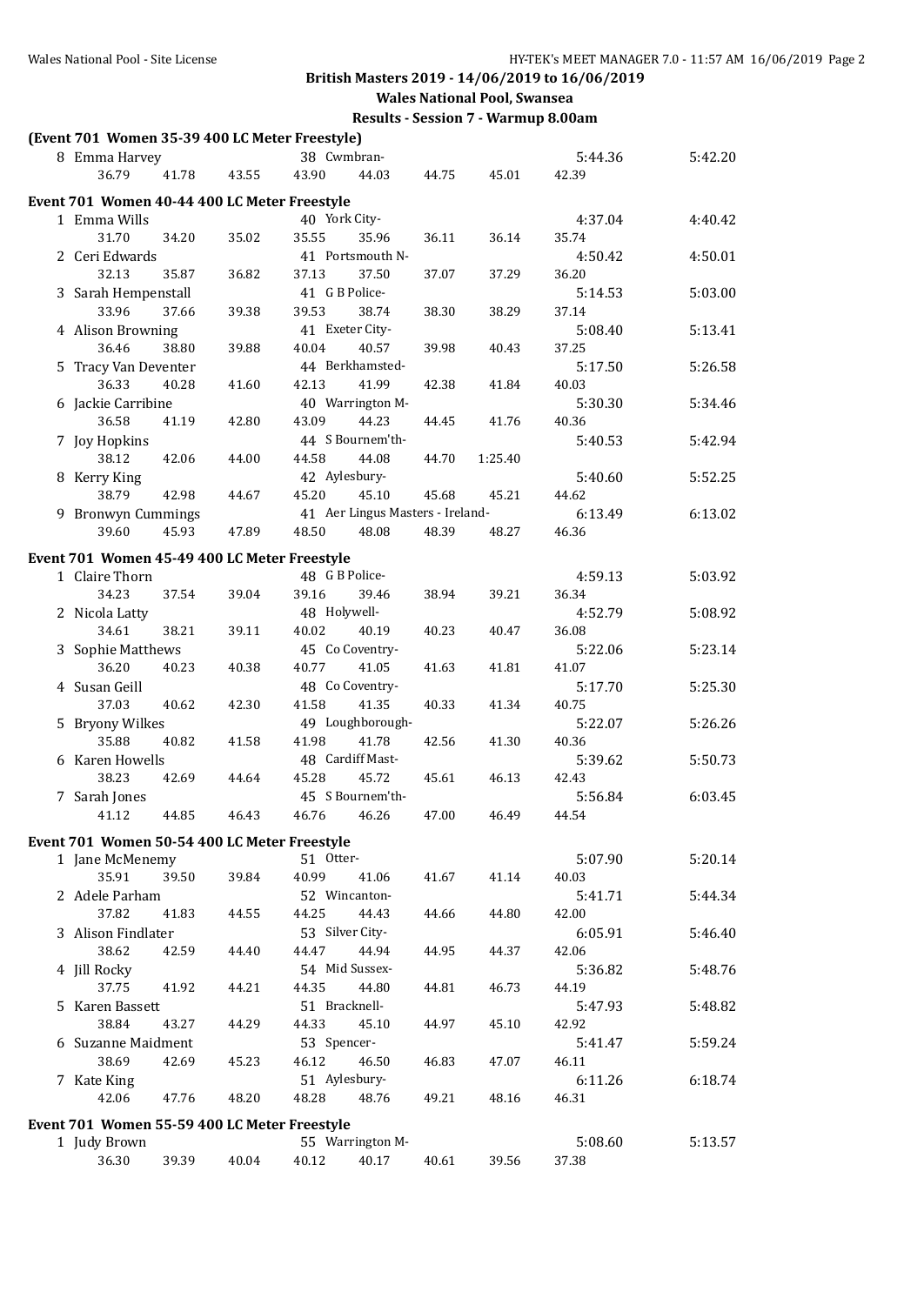# British Masters 2019 - 14/06/2019 to 16/06/2019

## Wales National Pool, Swansea

### Results - Session 7 - Warmup 8.00am

**(Event 701 Women 35-39 400 LC Meter Freestyle)**

| Place | Name | Age | Team | | | | | Finals Time | Seed Time |
|---|---|---|---|---|---|---|---|---|---|
| 8 | Emma Harvey | 38 | Cwmbran- | | | | | 5:44.36 | 5:42.20 |
| 36.79 | 41.78 | 43.55 | 43.90 | 44.03 | 44.75 | 45.01 | 42.39 | | |

**Event 701 Women 40-44 400 LC Meter Freestyle**

| Place | Name | Age | Team | | | | | Finals Time | Seed Time |
|---|---|---|---|---|---|---|---|---|---|
| 1 | Emma Wills | 40 | York City- | | | | | 4:37.04 | 4:40.42 |
| 31.70 | 34.20 | 35.02 | 35.55 | 35.96 | 36.11 | 36.14 | 35.74 | | |
| 2 | Ceri Edwards | 41 | Portsmouth N- | | | | | 4:50.42 | 4:50.01 |
| 32.13 | 35.87 | 36.82 | 37.13 | 37.50 | 37.07 | 37.29 | 36.20 | | |
| 3 | Sarah Hempenstall | 41 | G B Police- | | | | | 5:14.53 | 5:03.00 |
| 33.96 | 37.66 | 39.38 | 39.53 | 38.74 | 38.30 | 38.29 | 37.14 | | |
| 4 | Alison Browning | 41 | Exeter City- | | | | | 5:08.40 | 5:13.41 |
| 36.46 | 38.80 | 39.88 | 40.04 | 40.57 | 39.98 | 40.43 | 37.25 | | |
| 5 | Tracy Van Deventer | 44 | Berkhamsted- | | | | | 5:17.50 | 5:26.58 |
| 36.33 | 40.28 | 41.60 | 42.13 | 41.99 | 42.38 | 41.84 | 40.03 | | |
| 6 | Jackie Carribine | 40 | Warrington M- | | | | | 5:30.30 | 5:34.46 |
| 36.58 | 41.19 | 42.80 | 43.09 | 44.23 | 44.45 | 41.76 | 40.36 | | |
| 7 | Joy Hopkins | 44 | S Bournem'th- | | | | | 5:40.53 | 5:42.94 |
| 38.12 | 42.06 | 44.00 | 44.58 | 44.08 | 44.70 | 1:25.40 | | | |
| 8 | Kerry King | 42 | Aylesbury- | | | | | 5:40.60 | 5:52.25 |
| 38.79 | 42.98 | 44.67 | 45.20 | 45.10 | 45.68 | 45.21 | 44.62 | | |
| 9 | Bronwyn Cummings | 41 | Aer Lingus Masters - Ireland- | | | | | 6:13.49 | 6:13.02 |
| 39.60 | 45.93 | 47.89 | 48.50 | 48.08 | 48.39 | 48.27 | 46.36 | | |

**Event 701 Women 45-49 400 LC Meter Freestyle**

| Place | Name | Age | Team | | | | | Finals Time | Seed Time |
|---|---|---|---|---|---|---|---|---|---|
| 1 | Claire Thorn | 48 | G B Police- | | | | | 4:59.13 | 5:03.92 |
| 34.23 | 37.54 | 39.04 | 39.16 | 39.46 | 38.94 | 39.21 | 36.34 | | |
| 2 | Nicola Latty | 48 | Holywell- | | | | | 4:52.79 | 5:08.92 |
| 34.61 | 38.21 | 39.11 | 40.02 | 40.19 | 40.23 | 40.47 | 36.08 | | |
| 3 | Sophie Matthews | 45 | Co Coventry- | | | | | 5:22.06 | 5:23.14 |
| 36.20 | 40.23 | 40.38 | 40.77 | 41.05 | 41.63 | 41.81 | 41.07 | | |
| 4 | Susan Geill | 48 | Co Coventry- | | | | | 5:17.70 | 5:25.30 |
| 37.03 | 40.62 | 42.30 | 41.58 | 41.35 | 40.33 | 41.34 | 40.75 | | |
| 5 | Bryony Wilkes | 49 | Loughborough- | | | | | 5:22.07 | 5:26.26 |
| 35.88 | 40.82 | 41.58 | 41.98 | 41.78 | 42.56 | 41.30 | 40.36 | | |
| 6 | Karen Howells | 48 | Cardiff Mast- | | | | | 5:39.62 | 5:50.73 |
| 38.23 | 42.69 | 44.64 | 45.28 | 45.72 | 45.61 | 46.13 | 42.43 | | |
| 7 | Sarah Jones | 45 | S Bournem'th- | | | | | 5:56.84 | 6:03.45 |
| 41.12 | 44.85 | 46.43 | 46.76 | 46.26 | 47.00 | 46.49 | 44.54 | | |

**Event 701 Women 50-54 400 LC Meter Freestyle**

| Place | Name | Age | Team | | | | | Finals Time | Seed Time |
|---|---|---|---|---|---|---|---|---|---|
| 1 | Jane McMenemy | 51 | Otter- | | | | | 5:07.90 | 5:20.14 |
| 35.91 | 39.50 | 39.84 | 40.99 | 41.06 | 41.67 | 41.14 | 40.03 | | |
| 2 | Adele Parham | 52 | Wincanton- | | | | | 5:41.71 | 5:44.34 |
| 37.82 | 41.83 | 44.55 | 44.25 | 44.43 | 44.66 | 44.80 | 42.00 | | |
| 3 | Alison Findlater | 53 | Silver City- | | | | | 6:05.91 | 5:46.40 |
| 38.62 | 42.59 | 44.40 | 44.47 | 44.94 | 44.95 | 44.37 | 42.06 | | |
| 4 | Jill Rocky | 54 | Mid Sussex- | | | | | 5:36.82 | 5:48.76 |
| 37.75 | 41.92 | 44.21 | 44.35 | 44.80 | 44.81 | 46.73 | 44.19 | | |
| 5 | Karen Bassett | 51 | Bracknell- | | | | | 5:47.93 | 5:48.82 |
| 38.84 | 43.27 | 44.29 | 44.33 | 45.10 | 44.97 | 45.10 | 42.92 | | |
| 6 | Suzanne Maidment | 53 | Spencer- | | | | | 5:41.47 | 5:59.24 |
| 38.69 | 42.69 | 45.23 | 46.12 | 46.50 | 46.83 | 47.07 | 46.11 | | |
| 7 | Kate King | 51 | Aylesbury- | | | | | 6:11.26 | 6:18.74 |
| 42.06 | 47.76 | 48.20 | 48.28 | 48.76 | 49.21 | 48.16 | 46.31 | | |

**Event 701 Women 55-59 400 LC Meter Freestyle**

| Place | Name | Age | Team | | | | | Finals Time | Seed Time |
|---|---|---|---|---|---|---|---|---|---|
| 1 | Judy Brown | 55 | Warrington M- | | | | | 5:08.60 | 5:13.57 |
| 36.30 | 39.39 | 40.04 | 40.12 | 40.17 | 40.61 | 39.56 | 37.38 | | |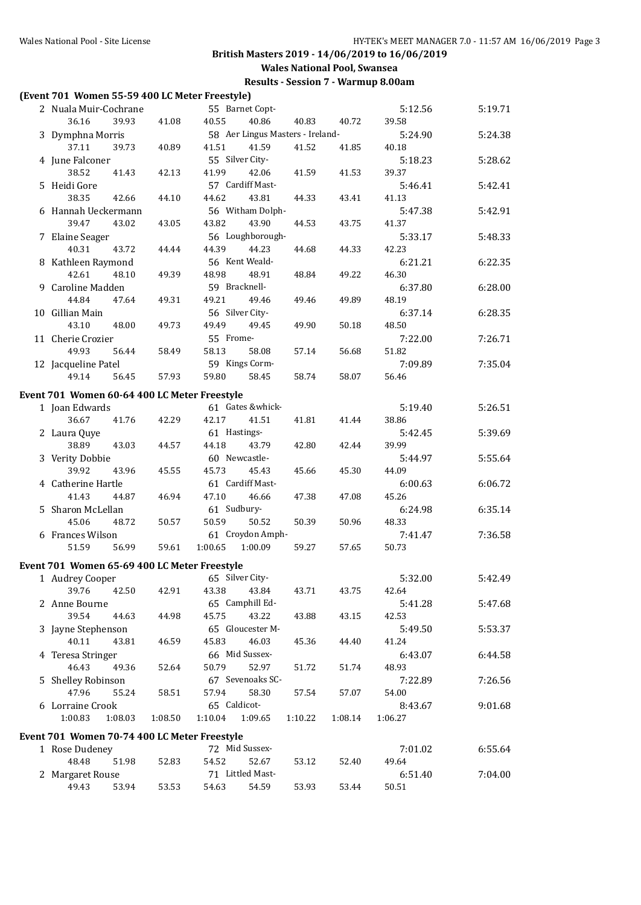**British Masters 2019 - 14/06/2019 to 16/06/2019**

**Wales National Pool, Swansea**

**Results - Session 7 - Warmup 8.00am**

### (Event 701 Women 55-59 400 LC Meter Freestyle)

| Place | Name | Age | Team | Seed Time | Finals Time |
|---|---|---|---|---|---|
| 2 | Nuala Muir-Cochrane | 55 | Barnet Copt- | 5:12.56 | 5:19.71 |
| | 36.16 39.93 41.08 40.55 40.86 40.83 40.72 39.58 | | | | |
| 3 | Dymphna Morris | 58 | Aer Lingus Masters - Ireland- | 5:24.90 | 5:24.38 |
| | 37.11 39.73 40.89 41.51 41.59 41.52 41.85 40.18 | | | | |
| 4 | June Falconer | 55 | Silver City- | 5:18.23 | 5:28.62 |
| | 38.52 41.43 42.13 41.99 42.06 41.59 41.53 39.37 | | | | |
| 5 | Heidi Gore | 57 | Cardiff Mast- | 5:46.41 | 5:42.41 |
| | 38.35 42.66 44.10 44.62 43.81 44.33 43.41 41.13 | | | | |
| 6 | Hannah Ueckermann | 56 | Witham Dolph- | 5:47.38 | 5:42.91 |
| | 39.47 43.02 43.05 43.82 43.90 44.53 43.75 41.37 | | | | |
| 7 | Elaine Seager | 56 | Loughborough- | 5:33.17 | 5:48.33 |
| | 40.31 43.72 44.44 44.39 44.23 44.68 44.33 42.23 | | | | |
| 8 | Kathleen Raymond | 56 | Kent Weald- | 6:21.21 | 6:22.35 |
| | 42.61 48.10 49.39 48.98 48.91 48.84 49.22 46.30 | | | | |
| 9 | Caroline Madden | 59 | Bracknell- | 6:37.80 | 6:28.00 |
| | 44.84 47.64 49.31 49.21 49.46 49.46 49.89 48.19 | | | | |
| 10 | Gillian Main | 56 | Silver City- | 6:37.14 | 6:28.35 |
| | 43.10 48.00 49.73 49.49 49.45 49.90 50.18 48.50 | | | | |
| 11 | Cherie Crozier | 55 | Frome- | 7:22.00 | 7:26.71 |
| | 49.93 56.44 58.49 58.13 58.08 57.14 56.68 51.82 | | | | |
| 12 | Jacqueline Patel | 59 | Kings Corm- | 7:09.89 | 7:35.04 |
| | 49.14 56.45 57.93 59.80 58.45 58.74 58.07 56.46 | | | | |

### Event 701 Women 60-64 400 LC Meter Freestyle

| Place | Name | Age | Team | Seed Time | Finals Time |
|---|---|---|---|---|---|
| 1 | Joan Edwards | 61 | Gates &whick- | 5:19.40 | 5:26.51 |
| | 36.67 41.76 42.29 42.17 41.51 41.81 41.44 38.86 | | | | |
| 2 | Laura Quye | 61 | Hastings- | 5:42.45 | 5:39.69 |
| | 38.89 43.03 44.57 44.18 43.79 42.80 42.44 39.99 | | | | |
| 3 | Verity Dobbie | 60 | Newcastle- | 5:44.97 | 5:55.64 |
| | 39.92 43.96 45.55 45.73 45.43 45.66 45.30 44.09 | | | | |
| 4 | Catherine Hartle | 61 | Cardiff Mast- | 6:00.63 | 6:06.72 |
| | 41.43 44.87 46.94 47.10 46.66 47.38 47.08 45.26 | | | | |
| 5 | Sharon McLellan | 61 | Sudbury- | 6:24.98 | 6:35.14 |
| | 45.06 48.72 50.57 50.59 50.52 50.39 50.96 48.33 | | | | |
| 6 | Frances Wilson | 61 | Croydon Amph- | 7:41.47 | 7:36.58 |
| | 51.59 56.99 59.61 1:00.65 1:00.09 59.27 57.65 50.73 | | | | |

### Event 701 Women 65-69 400 LC Meter Freestyle

| Place | Name | Age | Team | Seed Time | Finals Time |
|---|---|---|---|---|---|
| 1 | Audrey Cooper | 65 | Silver City- | 5:32.00 | 5:42.49 |
| | 39.76 42.50 42.91 43.38 43.84 43.71 43.75 42.64 | | | | |
| 2 | Anne Bourne | 65 | Camphill Ed- | 5:41.28 | 5:47.68 |
| | 39.54 44.63 44.98 45.75 43.22 43.88 43.15 42.53 | | | | |
| 3 | Jayne Stephenson | 65 | Gloucester M- | 5:49.50 | 5:53.37 |
| | 40.11 43.81 46.59 45.83 46.03 45.36 44.40 41.24 | | | | |
| 4 | Teresa Stringer | 66 | Mid Sussex- | 6:43.07 | 6:44.58 |
| | 46.43 49.36 52.64 50.79 52.97 51.72 51.74 48.93 | | | | |
| 5 | Shelley Robinson | 67 | Sevenoaks SC- | 7:22.89 | 7:26.56 |
| | 47.96 55.24 58.51 57.94 58.30 57.54 57.07 54.00 | | | | |
| 6 | Lorraine Crook | 65 | Caldicot- | 8:43.67 | 9:01.68 |
| | 1:00.83 1:08.03 1:08.50 1:10.04 1:09.65 1:10.22 1:08.14 1:06.27 | | | | |

### Event 701 Women 70-74 400 LC Meter Freestyle

| Place | Name | Age | Team | Seed Time | Finals Time |
|---|---|---|---|---|---|
| 1 | Rose Dudeney | 72 | Mid Sussex- | 7:01.02 | 6:55.64 |
| | 48.48 51.98 52.83 54.52 52.67 53.12 52.40 49.64 | | | | |
| 2 | Margaret Rouse | 71 | Littled Mast- | 6:51.40 | 7:04.00 |
| | 49.43 53.94 53.53 54.63 54.59 53.93 53.44 50.51 | | | | |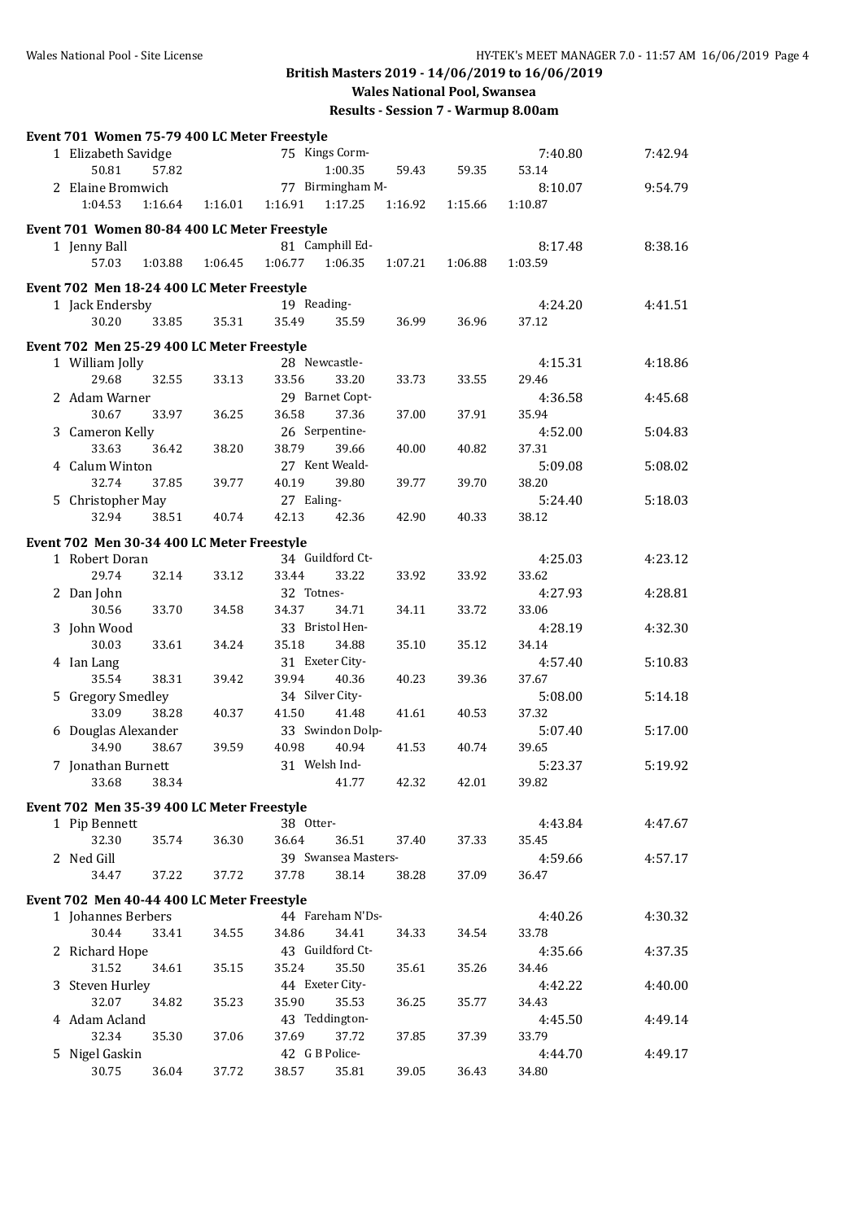## British Masters 2019 - 14/06/2019 to 16/06/2019

### Wales National Pool, Swansea

### Results - Session 7 - Warmup 8.00am

**Event 701 Women 75-79 400 LC Meter Freestyle**

| Place | Name | Age | Team | Finals Time | Seed Time |
|---|---|---|---|---|---|
| 1 | Elizabeth Savidge | 75 | Kings Corm- | 7:40.80 | 7:42.94 |
| | 50.81 57.82 1:00.35 59.43 59.35 53.14 | | | | |
| 2 | Elaine Bromwich | 77 | Birmingham M- | 8:10.07 | 9:54.79 |
| | 1:04.53 1:16.64 1:16.01 1:16.91 1:17.25 1:16.92 1:15.66 1:10.87 | | | | |

**Event 701 Women 80-84 400 LC Meter Freestyle**

| Place | Name | Age | Team | Finals Time | Seed Time |
|---|---|---|---|---|---|
| 1 | Jenny Ball | 81 | Camphill Ed- | 8:17.48 | 8:38.16 |
| | 57.03 1:03.88 1:06.45 1:06.77 1:06.35 1:07.21 1:06.88 1:03.59 | | | | |

**Event 702 Men 18-24 400 LC Meter Freestyle**

| Place | Name | Age | Team | Finals Time | Seed Time |
|---|---|---|---|---|---|
| 1 | Jack Endersby | 19 | Reading- | 4:24.20 | 4:41.51 |
| | 30.20 33.85 35.31 35.49 35.59 36.99 36.96 37.12 | | | | |

**Event 702 Men 25-29 400 LC Meter Freestyle**

| Place | Name | Age | Team | Finals Time | Seed Time |
|---|---|---|---|---|---|
| 1 | William Jolly | 28 | Newcastle- | 4:15.31 | 4:18.86 |
| | 29.68 32.55 33.13 33.56 33.20 33.73 33.55 29.46 | | | | |
| 2 | Adam Warner | 29 | Barnet Copt- | 4:36.58 | 4:45.68 |
| | 30.67 33.97 36.25 36.58 37.36 37.00 37.91 35.94 | | | | |
| 3 | Cameron Kelly | 26 | Serpentine- | 4:52.00 | 5:04.83 |
| | 33.63 36.42 38.20 38.79 39.66 40.00 40.82 37.31 | | | | |
| 4 | Calum Winton | 27 | Kent Weald- | 5:09.08 | 5:08.02 |
| | 32.74 37.85 39.77 40.19 39.80 39.77 39.70 38.20 | | | | |
| 5 | Christopher May | 27 | Ealing- | 5:24.40 | 5:18.03 |
| | 32.94 38.51 40.74 42.13 42.36 42.90 40.33 38.12 | | | | |

**Event 702 Men 30-34 400 LC Meter Freestyle**

| Place | Name | Age | Team | Finals Time | Seed Time |
|---|---|---|---|---|---|
| 1 | Robert Doran | 34 | Guildford Ct- | 4:25.03 | 4:23.12 |
| | 29.74 32.14 33.12 33.44 33.22 33.92 33.92 33.62 | | | | |
| 2 | Dan John | 32 | Totnes- | 4:27.93 | 4:28.81 |
| | 30.56 33.70 34.58 34.37 34.71 34.11 33.72 33.06 | | | | |
| 3 | John Wood | 33 | Bristol Hen- | 4:28.19 | 4:32.30 |
| | 30.03 33.61 34.24 35.18 34.88 35.10 35.12 34.14 | | | | |
| 4 | Ian Lang | 31 | Exeter City- | 4:57.40 | 5:10.83 |
| | 35.54 38.31 39.42 39.94 40.36 40.23 39.36 37.67 | | | | |
| 5 | Gregory Smedley | 34 | Silver City- | 5:08.00 | 5:14.18 |
| | 33.09 38.28 40.37 41.50 41.48 41.61 40.53 37.32 | | | | |
| 6 | Douglas Alexander | 33 | Swindon Dolp- | 5:07.40 | 5:17.00 |
| | 34.90 38.67 39.59 40.98 40.94 41.53 40.74 39.65 | | | | |
| 7 | Jonathan Burnett | 31 | Welsh Ind- | 5:23.37 | 5:19.92 |
| | 33.68 38.34 41.77 42.32 42.01 39.82 | | | | |

**Event 702 Men 35-39 400 LC Meter Freestyle**

| Place | Name | Age | Team | Finals Time | Seed Time |
|---|---|---|---|---|---|
| 1 | Pip Bennett | 38 | Otter- | 4:43.84 | 4:47.67 |
| | 32.30 35.74 36.30 36.64 36.51 37.40 37.33 35.45 | | | | |
| 2 | Ned Gill | 39 | Swansea Masters- | 4:59.66 | 4:57.17 |
| | 34.47 37.22 37.72 37.78 38.14 38.28 37.09 36.47 | | | | |

**Event 702 Men 40-44 400 LC Meter Freestyle**

| Place | Name | Age | Team | Finals Time | Seed Time |
|---|---|---|---|---|---|
| 1 | Johannes Berbers | 44 | Fareham N'Ds- | 4:40.26 | 4:30.32 |
| | 30.44 33.41 34.55 34.86 34.41 34.33 34.54 33.78 | | | | |
| 2 | Richard Hope | 43 | Guildford Ct- | 4:35.66 | 4:37.35 |
| | 31.52 34.61 35.15 35.24 35.50 35.61 35.26 34.46 | | | | |
| 3 | Steven Hurley | 44 | Exeter City- | 4:42.22 | 4:40.00 |
| | 32.07 34.82 35.23 35.90 35.53 36.25 35.77 34.43 | | | | |
| 4 | Adam Acland | 43 | Teddington- | 4:45.50 | 4:49.14 |
| | 32.34 35.30 37.06 37.69 37.72 37.85 37.39 33.79 | | | | |
| 5 | Nigel Gaskin | 42 | G B Police- | 4:44.70 | 4:49.17 |
| | 30.75 36.04 37.72 38.57 35.81 39.05 36.43 34.80 | | | | |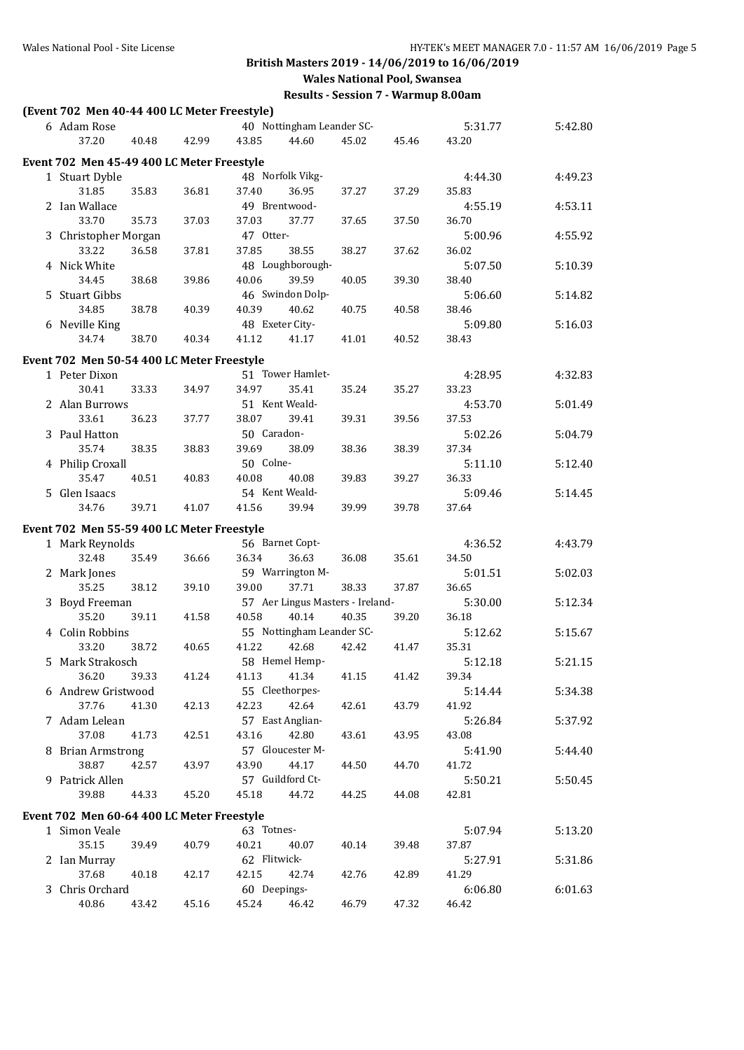**British Masters 2019 - 14/06/2019 to 16/06/2019**

**Wales National Pool, Swansea**

**Results - Session 7 - Warmup 8.00am**

### (Event 702 Men 40-44 400 LC Meter Freestyle)

| Place | Name | Age | Team | Seed Time | Finals Time |
|---|---|---|---|---|---|
| 6 | Adam Rose | 40 | Nottingham Leander SC- | 5:31.77 | 5:42.80 |
| | 37.20 40.48 42.99 43.85 44.60 45.02 45.46 43.20 | | | | |

### Event 702 Men 45-49 400 LC Meter Freestyle

| Place | Name | Age | Team | Seed Time | Finals Time |
|---|---|---|---|---|---|
| 1 | Stuart Dyble | 48 | Norfolk Vikg- | 4:44.30 | 4:49.23 |
| | 31.85 35.83 36.81 37.40 36.95 37.27 37.29 35.83 | | | | |
| 2 | Ian Wallace | 49 | Brentwood- | 4:55.19 | 4:53.11 |
| | 33.70 35.73 37.03 37.03 37.77 37.65 37.50 36.70 | | | | |
| 3 | Christopher Morgan | 47 | Otter- | 5:00.96 | 4:55.92 |
| | 33.22 36.58 37.81 37.85 38.55 38.27 37.62 36.02 | | | | |
| 4 | Nick White | 48 | Loughborough- | 5:07.50 | 5:10.39 |
| | 34.45 38.68 39.86 40.06 39.59 40.05 39.30 38.40 | | | | |
| 5 | Stuart Gibbs | 46 | Swindon Dolp- | 5:06.60 | 5:14.82 |
| | 34.85 38.78 40.39 40.39 40.62 40.75 40.58 38.46 | | | | |
| 6 | Neville King | 48 | Exeter City- | 5:09.80 | 5:16.03 |
| | 34.74 38.70 40.34 41.12 41.17 41.01 40.52 38.43 | | | | |

### Event 702 Men 50-54 400 LC Meter Freestyle

| Place | Name | Age | Team | Seed Time | Finals Time |
|---|---|---|---|---|---|
| 1 | Peter Dixon | 51 | Tower Hamlet- | 4:28.95 | 4:32.83 |
| | 30.41 33.33 34.97 34.97 35.41 35.24 35.27 33.23 | | | | |
| 2 | Alan Burrows | 51 | Kent Weald- | 4:53.70 | 5:01.49 |
| | 33.61 36.23 37.77 38.07 39.41 39.31 39.56 37.53 | | | | |
| 3 | Paul Hatton | 50 | Caradon- | 5:02.26 | 5:04.79 |
| | 35.74 38.35 38.83 39.69 38.09 38.36 38.39 37.34 | | | | |
| 4 | Philip Croxall | 50 | Colne- | 5:11.10 | 5:12.40 |
| | 35.47 40.51 40.83 40.08 40.08 39.83 39.27 36.33 | | | | |
| 5 | Glen Isaacs | 54 | Kent Weald- | 5:09.46 | 5:14.45 |
| | 34.76 39.71 41.07 41.56 39.94 39.99 39.78 37.64 | | | | |

### Event 702 Men 55-59 400 LC Meter Freestyle

| Place | Name | Age | Team | Seed Time | Finals Time |
|---|---|---|---|---|---|
| 1 | Mark Reynolds | 56 | Barnet Copt- | 4:36.52 | 4:43.79 |
| | 32.48 35.49 36.66 36.34 36.63 36.08 35.61 34.50 | | | | |
| 2 | Mark Jones | 59 | Warrington M- | 5:01.51 | 5:02.03 |
| | 35.25 38.12 39.10 39.00 37.71 38.33 37.87 36.65 | | | | |
| 3 | Boyd Freeman | 57 | Aer Lingus Masters - Ireland- | 5:30.00 | 5:12.34 |
| | 35.20 39.11 41.58 40.58 40.14 40.35 39.20 36.18 | | | | |
| 4 | Colin Robbins | 55 | Nottingham Leander SC- | 5:12.62 | 5:15.67 |
| | 33.20 38.72 40.65 41.22 42.68 42.42 41.47 35.31 | | | | |
| 5 | Mark Strakosch | 58 | Hemel Hemp- | 5:12.18 | 5:21.15 |
| | 36.20 39.33 41.24 41.13 41.34 41.15 41.42 39.34 | | | | |
| 6 | Andrew Gristwood | 55 | Cleethorpes- | 5:14.44 | 5:34.38 |
| | 37.76 41.30 42.13 42.23 42.64 42.61 43.79 41.92 | | | | |
| 7 | Adam Lelean | 57 | East Anglian- | 5:26.84 | 5:37.92 |
| | 37.08 41.73 42.51 43.16 42.80 43.61 43.95 43.08 | | | | |
| 8 | Brian Armstrong | 57 | Gloucester M- | 5:41.90 | 5:44.40 |
| | 38.87 42.57 43.97 43.90 44.17 44.50 44.70 41.72 | | | | |
| 9 | Patrick Allen | 57 | Guildford Ct- | 5:50.21 | 5:50.45 |
| | 39.88 44.33 45.20 45.18 44.72 44.25 44.08 42.81 | | | | |

### Event 702 Men 60-64 400 LC Meter Freestyle

| Place | Name | Age | Team | Seed Time | Finals Time |
|---|---|---|---|---|---|
| 1 | Simon Veale | 63 | Totnes- | 5:07.94 | 5:13.20 |
| | 35.15 39.49 40.79 40.21 40.07 40.14 39.48 37.87 | | | | |
| 2 | Ian Murray | 62 | Flitwick- | 5:27.91 | 5:31.86 |
| | 37.68 40.18 42.17 42.15 42.74 42.76 42.89 41.29 | | | | |
| 3 | Chris Orchard | 60 | Deepings- | 6:06.80 | 6:01.63 |
| | 40.86 43.42 45.16 45.24 46.42 46.79 47.32 46.42 | | | | |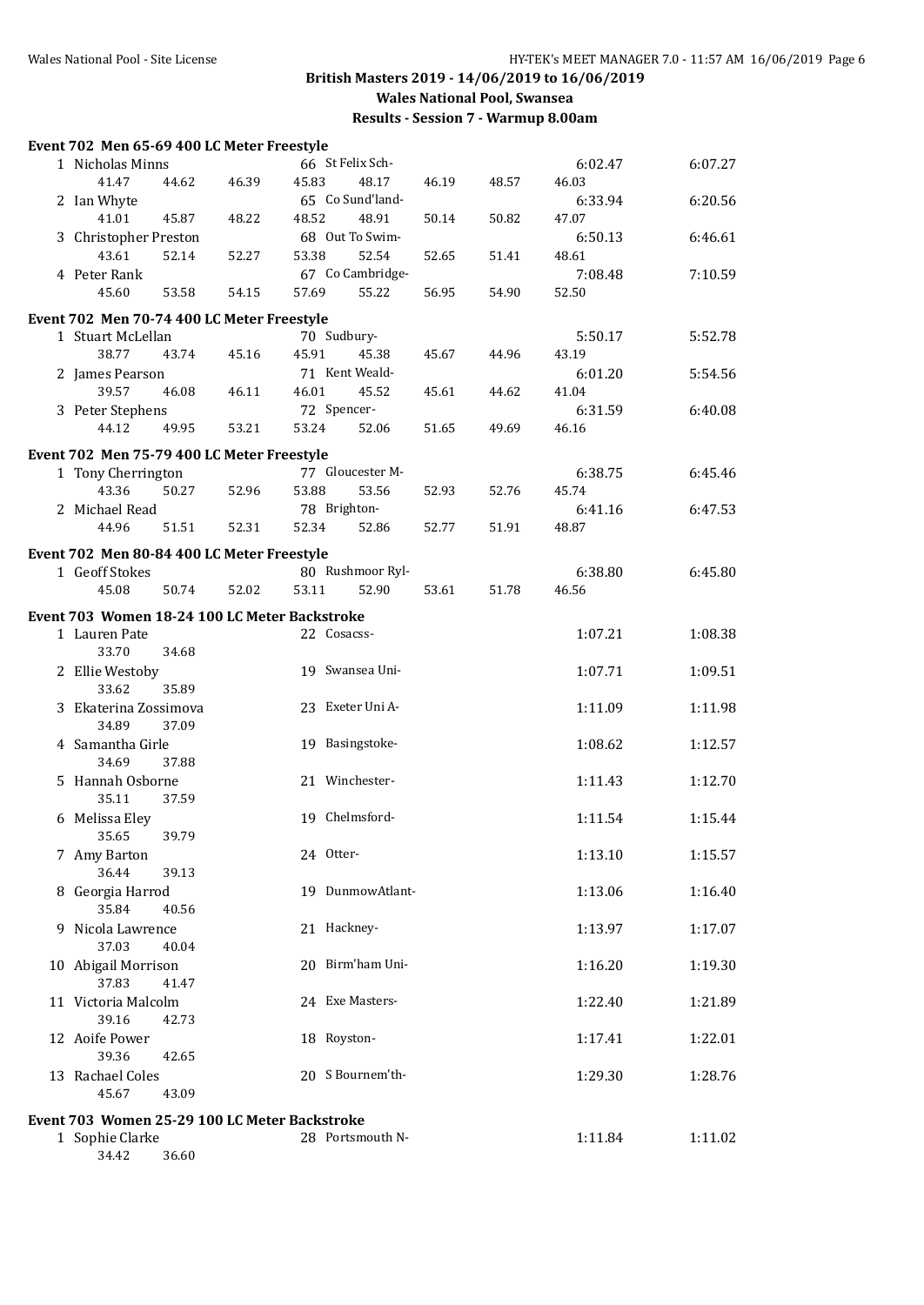## British Masters 2019 - 14/06/2019 to 16/06/2019

### Wales National Pool, Swansea

### Results - Session 7 - Warmup 8.00am

**Event 702 Men 65-69 400 LC Meter Freestyle**

| Place | Name | Age | Team | Seed Time | Finals Time |
|---|---|---|---|---|---|
| 1 | Nicholas Minns | 66 | St Felix Sch- | 6:02.47 | 6:07.27 |
| | 41.47 44.62 46.39 45.83 48.17 46.19 48.57 46.03 | | | | |
| 2 | Ian Whyte | 65 | Co Sund'land- | 6:33.94 | 6:20.56 |
| | 41.01 45.87 48.22 48.52 48.91 50.14 50.82 47.07 | | | | |
| 3 | Christopher Preston | 68 | Out To Swim- | 6:50.13 | 6:46.61 |
| | 43.61 52.14 52.27 53.38 52.54 52.65 51.41 48.61 | | | | |
| 4 | Peter Rank | 67 | Co Cambridge- | 7:08.48 | 7:10.59 |
| | 45.60 53.58 54.15 57.69 55.22 56.95 54.90 52.50 | | | | |

**Event 702 Men 70-74 400 LC Meter Freestyle**

| Place | Name | Age | Team | Seed Time | Finals Time |
|---|---|---|---|---|---|
| 1 | Stuart McLellan | 70 | Sudbury- | 5:50.17 | 5:52.78 |
| | 38.77 43.74 45.16 45.91 45.38 45.67 44.96 43.19 | | | | |
| 2 | James Pearson | 71 | Kent Weald- | 6:01.20 | 5:54.56 |
| | 39.57 46.08 46.11 46.01 45.52 45.61 44.62 41.04 | | | | |
| 3 | Peter Stephens | 72 | Spencer- | 6:31.59 | 6:40.08 |
| | 44.12 49.95 53.21 53.24 52.06 51.65 49.69 46.16 | | | | |

**Event 702 Men 75-79 400 LC Meter Freestyle**

| Place | Name | Age | Team | Seed Time | Finals Time |
|---|---|---|---|---|---|
| 1 | Tony Cherrington | 77 | Gloucester M- | 6:38.75 | 6:45.46 |
| | 43.36 50.27 52.96 53.88 53.56 52.93 52.76 45.74 | | | | |
| 2 | Michael Read | 78 | Brighton- | 6:41.16 | 6:47.53 |
| | 44.96 51.51 52.31 52.34 52.86 52.77 51.91 48.87 | | | | |

**Event 702 Men 80-84 400 LC Meter Freestyle**

| Place | Name | Age | Team | Seed Time | Finals Time |
|---|---|---|---|---|---|
| 1 | Geoff Stokes | 80 | Rushmoor Ryl- | 6:38.80 | 6:45.80 |
| | 45.08 50.74 52.02 53.11 52.90 53.61 51.78 46.56 | | | | |

**Event 703 Women 18-24 100 LC Meter Backstroke**

| Place | Name | Age | Team | Seed Time | Finals Time |
|---|---|---|---|---|---|
| 1 | Lauren Pate | 22 | Cosacss- | 1:07.21 | 1:08.38 |
| | 33.70 34.68 | | | | |
| 2 | Ellie Westoby | 19 | Swansea Uni- | 1:07.71 | 1:09.51 |
| | 33.62 35.89 | | | | |
| 3 | Ekaterina Zossimova | 23 | Exeter Uni A- | 1:11.09 | 1:11.98 |
| | 34.89 37.09 | | | | |
| 4 | Samantha Girle | 19 | Basingstoke- | 1:08.62 | 1:12.57 |
| | 34.69 37.88 | | | | |
| 5 | Hannah Osborne | 21 | Winchester- | 1:11.43 | 1:12.70 |
| | 35.11 37.59 | | | | |
| 6 | Melissa Eley | 19 | Chelmsford- | 1:11.54 | 1:15.44 |
| | 35.65 39.79 | | | | |
| 7 | Amy Barton | 24 | Otter- | 1:13.10 | 1:15.57 |
| | 36.44 39.13 | | | | |
| 8 | Georgia Harrod | 19 | DunmowAtlant- | 1:13.06 | 1:16.40 |
| | 35.84 40.56 | | | | |
| 9 | Nicola Lawrence | 21 | Hackney- | 1:13.97 | 1:17.07 |
| | 37.03 40.04 | | | | |
| 10 | Abigail Morrison | 20 | Birm'ham Uni- | 1:16.20 | 1:19.30 |
| | 37.83 41.47 | | | | |
| 11 | Victoria Malcolm | 24 | Exe Masters- | 1:22.40 | 1:21.89 |
| | 39.16 42.73 | | | | |
| 12 | Aoife Power | 18 | Royston- | 1:17.41 | 1:22.01 |
| | 39.36 42.65 | | | | |
| 13 | Rachael Coles | 20 | S Bournem'th- | 1:29.30 | 1:28.76 |
| | 45.67 43.09 | | | | |

**Event 703 Women 25-29 100 LC Meter Backstroke**

| Place | Name | Age | Team | Seed Time | Finals Time |
|---|---|---|---|---|---|
| 1 | Sophie Clarke | 28 | Portsmouth N- | 1:11.84 | 1:11.02 |
| | 34.42 36.60 | | | | |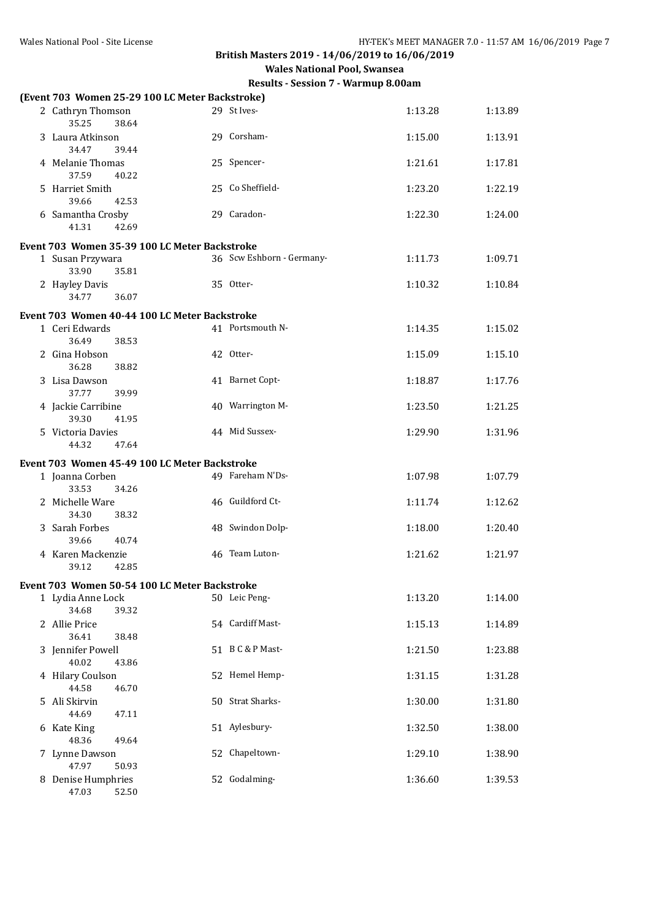## British Masters 2019 - 14/06/2019 to 16/06/2019

### Wales National Pool, Swansea

### Results - Session 7 - Warmup 8.00am

**(Event 703 Women 25-29 100 LC Meter Backstroke)**

| | Name | Age | Team | Seed Time | Finals Time |
|---|---|---|---|---|---|
| 2 | Cathryn Thomson | 29 | St Ives- | 1:13.28 | 1:13.89 |
| | 35.25 38.64 | | | | |
| 3 | Laura Atkinson | 29 | Corsham- | 1:15.00 | 1:13.91 |
| | 34.47 39.44 | | | | |
| 4 | Melanie Thomas | 25 | Spencer- | 1:21.61 | 1:17.81 |
| | 37.59 40.22 | | | | |
| 5 | Harriet Smith | 25 | Co Sheffield- | 1:23.20 | 1:22.19 |
| | 39.66 42.53 | | | | |
| 6 | Samantha Crosby | 29 | Caradon- | 1:22.30 | 1:24.00 |
| | 41.31 42.69 | | | | |

**Event 703 Women 35-39 100 LC Meter Backstroke**

| | Name | Age | Team | Seed Time | Finals Time |
|---|---|---|---|---|---|
| 1 | Susan Przywara | 36 | Scw Eshborn - Germany- | 1:11.73 | 1:09.71 |
| | 33.90 35.81 | | | | |
| 2 | Hayley Davis | 35 | Otter- | 1:10.32 | 1:10.84 |
| | 34.77 36.07 | | | | |

**Event 703 Women 40-44 100 LC Meter Backstroke**

| | Name | Age | Team | Seed Time | Finals Time |
|---|---|---|---|---|---|
| 1 | Ceri Edwards | 41 | Portsmouth N- | 1:14.35 | 1:15.02 |
| | 36.49 38.53 | | | | |
| 2 | Gina Hobson | 42 | Otter- | 1:15.09 | 1:15.10 |
| | 36.28 38.82 | | | | |
| 3 | Lisa Dawson | 41 | Barnet Copt- | 1:18.87 | 1:17.76 |
| | 37.77 39.99 | | | | |
| 4 | Jackie Carribine | 40 | Warrington M- | 1:23.50 | 1:21.25 |
| | 39.30 41.95 | | | | |
| 5 | Victoria Davies | 44 | Mid Sussex- | 1:29.90 | 1:31.96 |
| | 44.32 47.64 | | | | |

**Event 703 Women 45-49 100 LC Meter Backstroke**

| | Name | Age | Team | Seed Time | Finals Time |
|---|---|---|---|---|---|
| 1 | Joanna Corben | 49 | Fareham N'Ds- | 1:07.98 | 1:07.79 |
| | 33.53 34.26 | | | | |
| 2 | Michelle Ware | 46 | Guildford Ct- | 1:11.74 | 1:12.62 |
| | 34.30 38.32 | | | | |
| 3 | Sarah Forbes | 48 | Swindon Dolp- | 1:18.00 | 1:20.40 |
| | 39.66 40.74 | | | | |
| 4 | Karen Mackenzie | 46 | Team Luton- | 1:21.62 | 1:21.97 |
| | 39.12 42.85 | | | | |

**Event 703 Women 50-54 100 LC Meter Backstroke**

| | Name | Age | Team | Seed Time | Finals Time |
|---|---|---|---|---|---|
| 1 | Lydia Anne Lock | 50 | Leic Peng- | 1:13.20 | 1:14.00 |
| | 34.68 39.32 | | | | |
| 2 | Allie Price | 54 | Cardiff Mast- | 1:15.13 | 1:14.89 |
| | 36.41 38.48 | | | | |
| 3 | Jennifer Powell | 51 | B C & P Mast- | 1:21.50 | 1:23.88 |
| | 40.02 43.86 | | | | |
| 4 | Hilary Coulson | 52 | Hemel Hemp- | 1:31.15 | 1:31.28 |
| | 44.58 46.70 | | | | |
| 5 | Ali Skirvin | 50 | Strat Sharks- | 1:30.00 | 1:31.80 |
| | 44.69 47.11 | | | | |
| 6 | Kate King | 51 | Aylesbury- | 1:32.50 | 1:38.00 |
| | 48.36 49.64 | | | | |
| 7 | Lynne Dawson | 52 | Chapeltown- | 1:29.10 | 1:38.90 |
| | 47.97 50.93 | | | | |
| 8 | Denise Humphries | 52 | Godalming- | 1:36.60 | 1:39.53 |
| | 47.03 52.50 | | | | |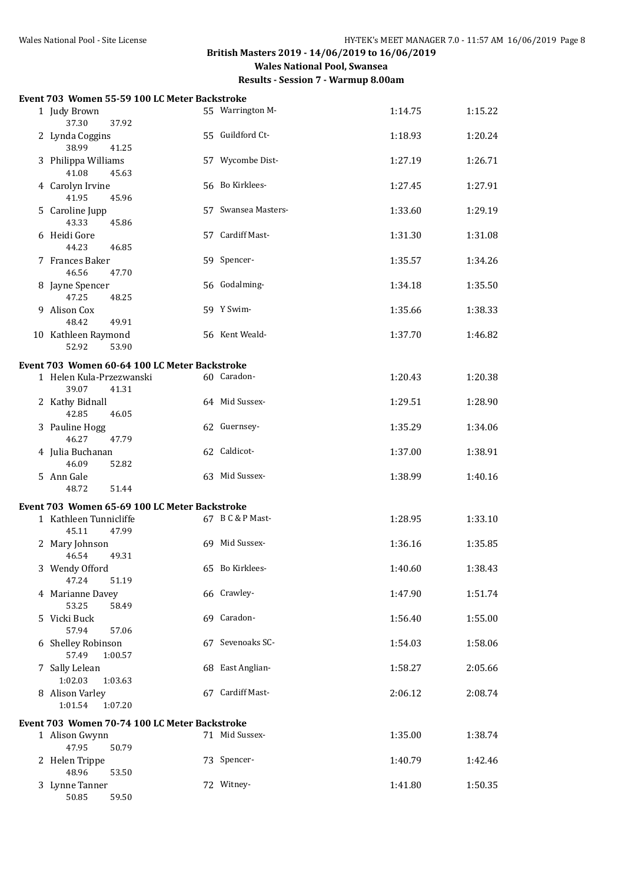## British Masters 2019 - 14/06/2019 to 16/06/2019

### Wales National Pool, Swansea

### Results - Session 7 - Warmup 8.00am

#### Event 703 Women 55-59 100 LC Meter Backstroke

| Place | Name | Age | Team | Seed Time | Finals Time |
|---|---|---|---|---|---|
| 1 | Judy Brown | 55 | Warrington M- | 1:14.75 | 1:15.22 |
| | 37.30 37.92 | | | | |
| 2 | Lynda Coggins | 55 | Guildford Ct- | 1:18.93 | 1:20.24 |
| | 38.99 41.25 | | | | |
| 3 | Philippa Williams | 57 | Wycombe Dist- | 1:27.19 | 1:26.71 |
| | 41.08 45.63 | | | | |
| 4 | Carolyn Irvine | 56 | Bo Kirklees- | 1:27.45 | 1:27.91 |
| | 41.95 45.96 | | | | |
| 5 | Caroline Jupp | 57 | Swansea Masters- | 1:33.60 | 1:29.19 |
| | 43.33 45.86 | | | | |
| 6 | Heidi Gore | 57 | Cardiff Mast- | 1:31.30 | 1:31.08 |
| | 44.23 46.85 | | | | |
| 7 | Frances Baker | 59 | Spencer- | 1:35.57 | 1:34.26 |
| | 46.56 47.70 | | | | |
| 8 | Jayne Spencer | 56 | Godalming- | 1:34.18 | 1:35.50 |
| | 47.25 48.25 | | | | |
| 9 | Alison Cox | 59 | Y Swim- | 1:35.66 | 1:38.33 |
| | 48.42 49.91 | | | | |
| 10 | Kathleen Raymond | 56 | Kent Weald- | 1:37.70 | 1:46.82 |
| | 52.92 53.90 | | | | |

#### Event 703 Women 60-64 100 LC Meter Backstroke

| Place | Name | Age | Team | Seed Time | Finals Time |
|---|---|---|---|---|---|
| 1 | Helen Kula-Przezwanski | 60 | Caradon- | 1:20.43 | 1:20.38 |
| | 39.07 41.31 | | | | |
| 2 | Kathy Bidnall | 64 | Mid Sussex- | 1:29.51 | 1:28.90 |
| | 42.85 46.05 | | | | |
| 3 | Pauline Hogg | 62 | Guernsey- | 1:35.29 | 1:34.06 |
| | 46.27 47.79 | | | | |
| 4 | Julia Buchanan | 62 | Caldicot- | 1:37.00 | 1:38.91 |
| | 46.09 52.82 | | | | |
| 5 | Ann Gale | 63 | Mid Sussex- | 1:38.99 | 1:40.16 |
| | 48.72 51.44 | | | | |

#### Event 703 Women 65-69 100 LC Meter Backstroke

| Place | Name | Age | Team | Seed Time | Finals Time |
|---|---|---|---|---|---|
| 1 | Kathleen Tunnicliffe | 67 | B C & P Mast- | 1:28.95 | 1:33.10 |
| | 45.11 47.99 | | | | |
| 2 | Mary Johnson | 69 | Mid Sussex- | 1:36.16 | 1:35.85 |
| | 46.54 49.31 | | | | |
| 3 | Wendy Offord | 65 | Bo Kirklees- | 1:40.60 | 1:38.43 |
| | 47.24 51.19 | | | | |
| 4 | Marianne Davey | 66 | Crawley- | 1:47.90 | 1:51.74 |
| | 53.25 58.49 | | | | |
| 5 | Vicki Buck | 69 | Caradon- | 1:56.40 | 1:55.00 |
| | 57.94 57.06 | | | | |
| 6 | Shelley Robinson | 67 | Sevenoaks SC- | 1:54.03 | 1:58.06 |
| | 57.49 1:00.57 | | | | |
| 7 | Sally Lelean | 68 | East Anglian- | 1:58.27 | 2:05.66 |
| | 1:02.03 1:03.63 | | | | |
| 8 | Alison Varley | 67 | Cardiff Mast- | 2:06.12 | 2:08.74 |
| | 1:01.54 1:07.20 | | | | |

#### Event 703 Women 70-74 100 LC Meter Backstroke

| Place | Name | Age | Team | Seed Time | Finals Time |
|---|---|---|---|---|---|
| 1 | Alison Gwynn | 71 | Mid Sussex- | 1:35.00 | 1:38.74 |
| | 47.95 50.79 | | | | |
| 2 | Helen Trippe | 73 | Spencer- | 1:40.79 | 1:42.46 |
| | 48.96 53.50 | | | | |
| 3 | Lynne Tanner | 72 | Witney- | 1:41.80 | 1:50.35 |
| | 50.85 59.50 | | | | |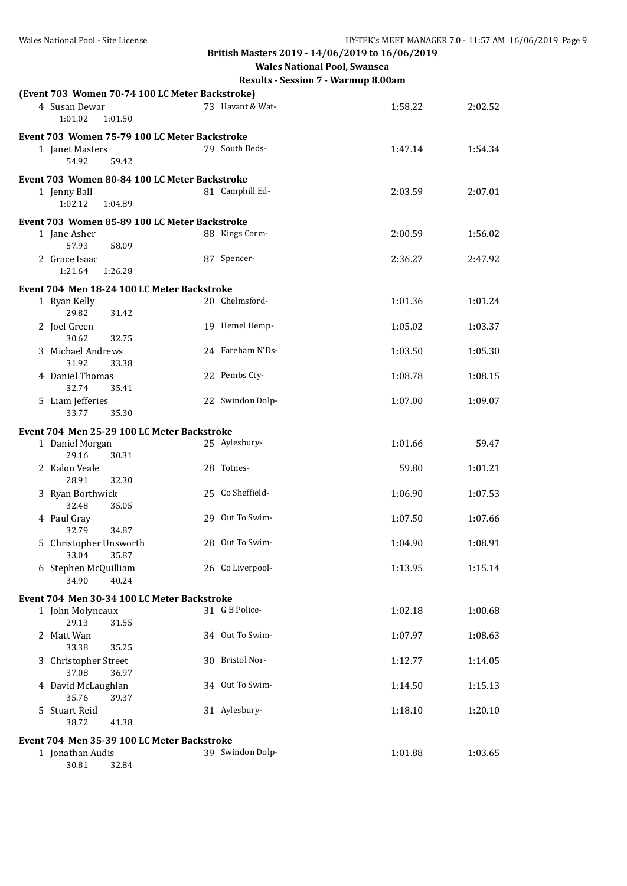**British Masters 2019 - 14/06/2019 to 16/06/2019**

**Wales National Pool, Swansea**

**Results - Session 7 - Warmup 8.00am**

**(Event 703 Women 70-74 100 LC Meter Backstroke)**

| | Name | Age | Team | Seed Time | Finals Time |
|---|---|---|---|---|---|
| 4 | Susan Dewar | 73 | Havant & Wat- | 1:58.22 | 2:02.52 |
| | 1:01.02 1:01.50 | | | | |

**Event 703 Women 75-79 100 LC Meter Backstroke**

| | Name | Age | Team | Seed Time | Finals Time |
|---|---|---|---|---|---|
| 1 | Janet Masters | 79 | South Beds- | 1:47.14 | 1:54.34 |
| | 54.92 59.42 | | | | |

**Event 703 Women 80-84 100 LC Meter Backstroke**

| | Name | Age | Team | Seed Time | Finals Time |
|---|---|---|---|---|---|
| 1 | Jenny Ball | 81 | Camphill Ed- | 2:03.59 | 2:07.01 |
| | 1:02.12 1:04.89 | | | | |

**Event 703 Women 85-89 100 LC Meter Backstroke**

| | Name | Age | Team | Seed Time | Finals Time |
|---|---|---|---|---|---|
| 1 | Jane Asher | 88 | Kings Corm- | 2:00.59 | 1:56.02 |
| | 57.93 58.09 | | | | |
| 2 | Grace Isaac | 87 | Spencer- | 2:36.27 | 2:47.92 |
| | 1:21.64 1:26.28 | | | | |

**Event 704 Men 18-24 100 LC Meter Backstroke**

| | Name | Age | Team | Seed Time | Finals Time |
|---|---|---|---|---|---|
| 1 | Ryan Kelly | 20 | Chelmsford- | 1:01.36 | 1:01.24 |
| | 29.82 31.42 | | | | |
| 2 | Joel Green | 19 | Hemel Hemp- | 1:05.02 | 1:03.37 |
| | 30.62 32.75 | | | | |
| 3 | Michael Andrews | 24 | Fareham N'Ds- | 1:03.50 | 1:05.30 |
| | 31.92 33.38 | | | | |
| 4 | Daniel Thomas | 22 | Pembs Cty- | 1:08.78 | 1:08.15 |
| | 32.74 35.41 | | | | |
| 5 | Liam Jefferies | 22 | Swindon Dolp- | 1:07.00 | 1:09.07 |
| | 33.77 35.30 | | | | |

**Event 704 Men 25-29 100 LC Meter Backstroke**

| | Name | Age | Team | Seed Time | Finals Time |
|---|---|---|---|---|---|
| 1 | Daniel Morgan | 25 | Aylesbury- | 1:01.66 | 59.47 |
| | 29.16 30.31 | | | | |
| 2 | Kalon Veale | 28 | Totnes- | 59.80 | 1:01.21 |
| | 28.91 32.30 | | | | |
| 3 | Ryan Borthwick | 25 | Co Sheffield- | 1:06.90 | 1:07.53 |
| | 32.48 35.05 | | | | |
| 4 | Paul Gray | 29 | Out To Swim- | 1:07.50 | 1:07.66 |
| | 32.79 34.87 | | | | |
| 5 | Christopher Unsworth | 28 | Out To Swim- | 1:04.90 | 1:08.91 |
| | 33.04 35.87 | | | | |
| 6 | Stephen McQuilliam | 26 | Co Liverpool- | 1:13.95 | 1:15.14 |
| | 34.90 40.24 | | | | |

**Event 704 Men 30-34 100 LC Meter Backstroke**

| | Name | Age | Team | Seed Time | Finals Time |
|---|---|---|---|---|---|
| 1 | John Molyneaux | 31 | G B Police- | 1:02.18 | 1:00.68 |
| | 29.13 31.55 | | | | |
| 2 | Matt Wan | 34 | Out To Swim- | 1:07.97 | 1:08.63 |
| | 33.38 35.25 | | | | |
| 3 | Christopher Street | 30 | Bristol Nor- | 1:12.77 | 1:14.05 |
| | 37.08 36.97 | | | | |
| 4 | David McLaughlan | 34 | Out To Swim- | 1:14.50 | 1:15.13 |
| | 35.76 39.37 | | | | |
| 5 | Stuart Reid | 31 | Aylesbury- | 1:18.10 | 1:20.10 |
| | 38.72 41.38 | | | | |

**Event 704 Men 35-39 100 LC Meter Backstroke**

| | Name | Age | Team | Seed Time | Finals Time |
|---|---|---|---|---|---|
| 1 | Jonathan Audis | 39 | Swindon Dolp- | 1:01.88 | 1:03.65 |
| | 30.81 32.84 | | | | |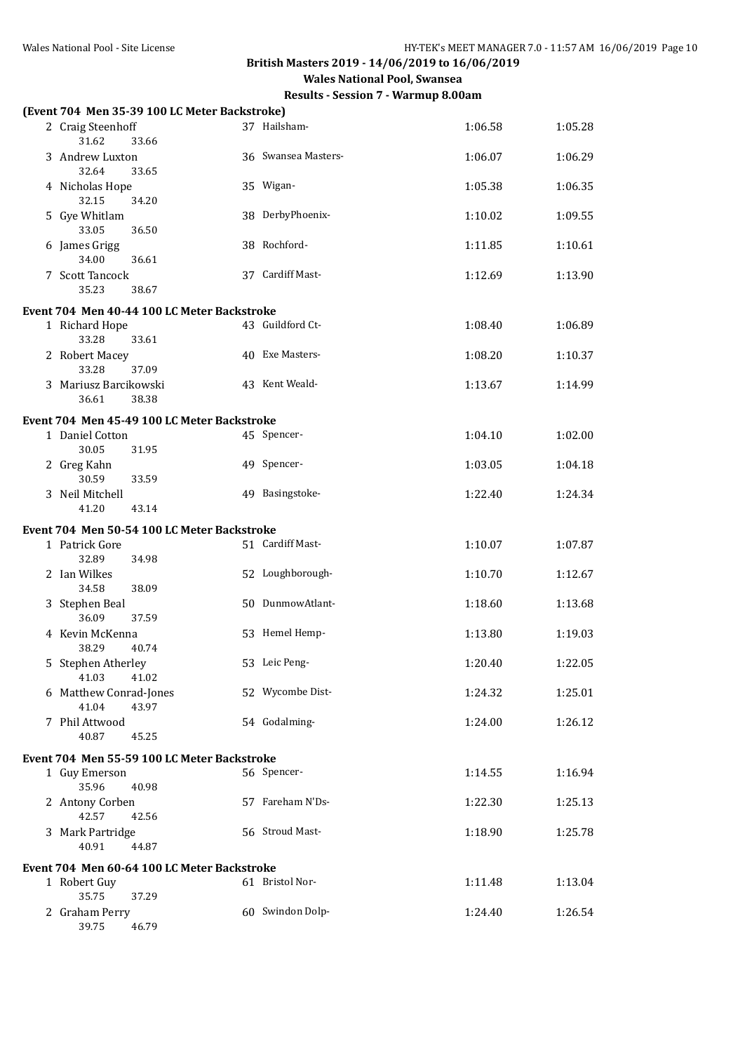## British Masters 2019 - 14/06/2019 to 16/06/2019

### Wales National Pool, Swansea

### Results - Session 7 - Warmup 8.00am

**(Event 704 Men 35-39 100 LC Meter Backstroke)**

| | Name | Age | Team | Seed Time | Finals Time |
|---|---|---|---|---|---|
| 2 | Craig Steenhoff | 37 | Hailsham- | 1:06.58 | 1:05.28 |
| | 31.62 33.66 | | | | |
| 3 | Andrew Luxton | 36 | Swansea Masters- | 1:06.07 | 1:06.29 |
| | 32.64 33.65 | | | | |
| 4 | Nicholas Hope | 35 | Wigan- | 1:05.38 | 1:06.35 |
| | 32.15 34.20 | | | | |
| 5 | Gye Whitlam | 38 | DerbyPhoenix- | 1:10.02 | 1:09.55 |
| | 33.05 36.50 | | | | |
| 6 | James Grigg | 38 | Rochford- | 1:11.85 | 1:10.61 |
| | 34.00 36.61 | | | | |
| 7 | Scott Tancock | 37 | Cardiff Mast- | 1:12.69 | 1:13.90 |
| | 35.23 38.67 | | | | |

**Event 704 Men 40-44 100 LC Meter Backstroke**

| | Name | Age | Team | Seed Time | Finals Time |
|---|---|---|---|---|---|
| 1 | Richard Hope | 43 | Guildford Ct- | 1:08.40 | 1:06.89 |
| | 33.28 33.61 | | | | |
| 2 | Robert Macey | 40 | Exe Masters- | 1:08.20 | 1:10.37 |
| | 33.28 37.09 | | | | |
| 3 | Mariusz Barcikowski | 43 | Kent Weald- | 1:13.67 | 1:14.99 |
| | 36.61 38.38 | | | | |

**Event 704 Men 45-49 100 LC Meter Backstroke**

| | Name | Age | Team | Seed Time | Finals Time |
|---|---|---|---|---|---|
| 1 | Daniel Cotton | 45 | Spencer- | 1:04.10 | 1:02.00 |
| | 30.05 31.95 | | | | |
| 2 | Greg Kahn | 49 | Spencer- | 1:03.05 | 1:04.18 |
| | 30.59 33.59 | | | | |
| 3 | Neil Mitchell | 49 | Basingstoke- | 1:22.40 | 1:24.34 |
| | 41.20 43.14 | | | | |

**Event 704 Men 50-54 100 LC Meter Backstroke**

| | Name | Age | Team | Seed Time | Finals Time |
|---|---|---|---|---|---|
| 1 | Patrick Gore | 51 | Cardiff Mast- | 1:10.07 | 1:07.87 |
| | 32.89 34.98 | | | | |
| 2 | Ian Wilkes | 52 | Loughborough- | 1:10.70 | 1:12.67 |
| | 34.58 38.09 | | | | |
| 3 | Stephen Beal | 50 | DunmowAtlant- | 1:18.60 | 1:13.68 |
| | 36.09 37.59 | | | | |
| 4 | Kevin McKenna | 53 | Hemel Hemp- | 1:13.80 | 1:19.03 |
| | 38.29 40.74 | | | | |
| 5 | Stephen Atherley | 53 | Leic Peng- | 1:20.40 | 1:22.05 |
| | 41.03 41.02 | | | | |
| 6 | Matthew Conrad-Jones | 52 | Wycombe Dist- | 1:24.32 | 1:25.01 |
| | 41.04 43.97 | | | | |
| 7 | Phil Attwood | 54 | Godalming- | 1:24.00 | 1:26.12 |
| | 40.87 45.25 | | | | |

**Event 704 Men 55-59 100 LC Meter Backstroke**

| | Name | Age | Team | Seed Time | Finals Time |
|---|---|---|---|---|---|
| 1 | Guy Emerson | 56 | Spencer- | 1:14.55 | 1:16.94 |
| | 35.96 40.98 | | | | |
| 2 | Antony Corben | 57 | Fareham N'Ds- | 1:22.30 | 1:25.13 |
| | 42.57 42.56 | | | | |
| 3 | Mark Partridge | 56 | Stroud Mast- | 1:18.90 | 1:25.78 |
| | 40.91 44.87 | | | | |

**Event 704 Men 60-64 100 LC Meter Backstroke**

| | Name | Age | Team | Seed Time | Finals Time |
|---|---|---|---|---|---|
| 1 | Robert Guy | 61 | Bristol Nor- | 1:11.48 | 1:13.04 |
| | 35.75 37.29 | | | | |
| 2 | Graham Perry | 60 | Swindon Dolp- | 1:24.40 | 1:26.54 |
| | 39.75 46.79 | | | | |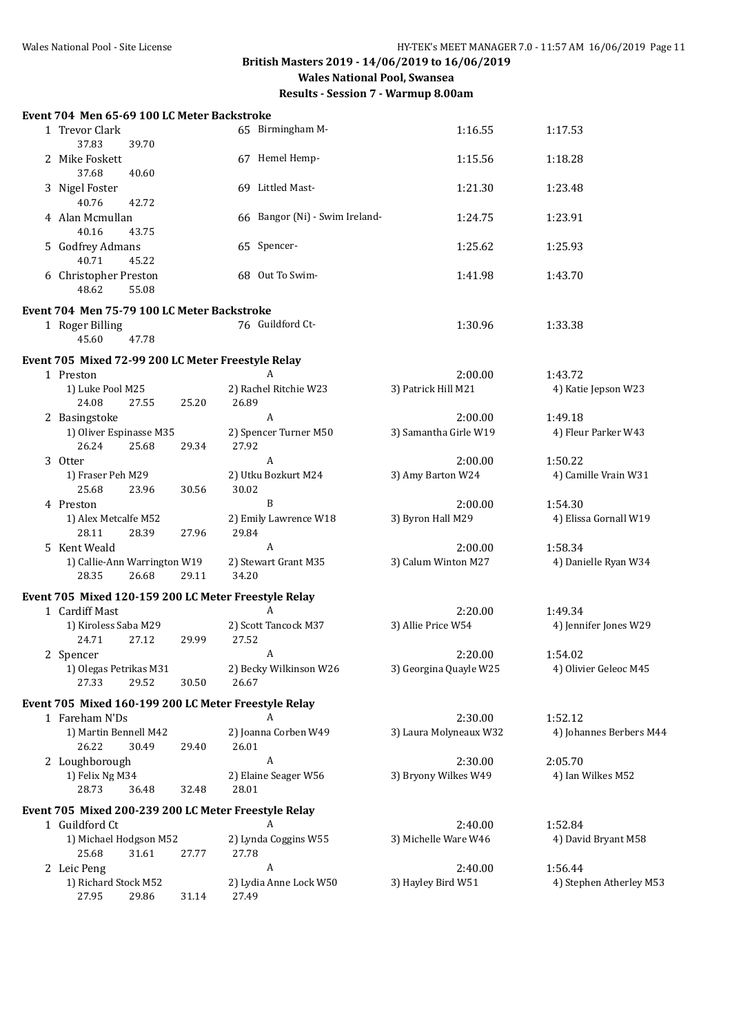**British Masters 2019 - 14/06/2019 to 16/06/2019**

**Wales National Pool, Swansea**

**Results - Session 7 - Warmup 8.00am**

### Event 704 Men 65-69 100 LC Meter Backstroke

| Place | Name | Age | Team | Seed Time | Finals Time |
|---|---|---|---|---|---|
| 1 | Trevor Clark | 65 | Birmingham M- | 1:16.55 | 1:17.53 |
| | 37.83 39.70 | | | | |
| 2 | Mike Foskett | 67 | Hemel Hemp- | 1:15.56 | 1:18.28 |
| | 37.68 40.60 | | | | |
| 3 | Nigel Foster | 69 | Littled Mast- | 1:21.30 | 1:23.48 |
| | 40.76 42.72 | | | | |
| 4 | Alan Mcmullan | 66 | Bangor (Ni) - Swim Ireland- | 1:24.75 | 1:23.91 |
| | 40.16 43.75 | | | | |
| 5 | Godfrey Admans | 65 | Spencer- | 1:25.62 | 1:25.93 |
| | 40.71 45.22 | | | | |
| 6 | Christopher Preston | 68 | Out To Swim- | 1:41.98 | 1:43.70 |
| | 48.62 55.08 | | | | |

### Event 704 Men 75-79 100 LC Meter Backstroke

| Place | Name | Age | Team | Seed Time | Finals Time |
|---|---|---|---|---|---|
| 1 | Roger Billing | 76 | Guildford Ct- | 1:30.96 | 1:33.38 |
| | 45.60 47.78 | | | | |

### Event 705 Mixed 72-99 200 LC Meter Freestyle Relay

| Place | Team | Relay | Seed Time | Finals Time |
|---|---|---|---|---|
| 1 | Preston | A | 2:00.00 | 1:43.72 |
| | 1) Luke Pool M25 | 2) Rachel Ritchie W23 | 3) Patrick Hill M21 | 4) Katie Jepson W23 |
| | 24.08 27.55 25.20 26.89 | | | |
| 2 | Basingstoke | A | 2:00.00 | 1:49.18 |
| | 1) Oliver Espinasse M35 | 2) Spencer Turner M50 | 3) Samantha Girle W19 | 4) Fleur Parker W43 |
| | 26.24 25.68 29.34 27.92 | | | |
| 3 | Otter | A | 2:00.00 | 1:50.22 |
| | 1) Fraser Peh M29 | 2) Utku Bozkurt M24 | 3) Amy Barton W24 | 4) Camille Vrain W31 |
| | 25.68 23.96 30.56 30.02 | | | |
| 4 | Preston | B | 2:00.00 | 1:54.30 |
| | 1) Alex Metcalfe M52 | 2) Emily Lawrence W18 | 3) Byron Hall M29 | 4) Elissa Gornall W19 |
| | 28.11 28.39 27.96 29.84 | | | |
| 5 | Kent Weald | A | 2:00.00 | 1:58.34 |
| | 1) Callie-Ann Warrington W19 | 2) Stewart Grant M35 | 3) Calum Winton M27 | 4) Danielle Ryan W34 |
| | 28.35 26.68 29.11 34.20 | | | |

### Event 705 Mixed 120-159 200 LC Meter Freestyle Relay

| Place | Team | Relay | Seed Time | Finals Time |
|---|---|---|---|---|
| 1 | Cardiff Mast | A | 2:20.00 | 1:49.34 |
| | 1) Kiroless Saba M29 | 2) Scott Tancock M37 | 3) Allie Price W54 | 4) Jennifer Jones W29 |
| | 24.71 27.12 29.99 27.52 | | | |
| 2 | Spencer | A | 2:20.00 | 1:54.02 |
| | 1) Olegas Petrikas M31 | 2) Becky Wilkinson W26 | 3) Georgina Quayle W25 | 4) Olivier Geleoc M45 |
| | 27.33 29.52 30.50 26.67 | | | |

### Event 705 Mixed 160-199 200 LC Meter Freestyle Relay

| Place | Team | Relay | Seed Time | Finals Time |
|---|---|---|---|---|
| 1 | Fareham N'Ds | A | 2:30.00 | 1:52.12 |
| | 1) Martin Bennell M42 | 2) Joanna Corben W49 | 3) Laura Molyneaux W32 | 4) Johannes Berbers M44 |
| | 26.22 30.49 29.40 26.01 | | | |
| 2 | Loughborough | A | 2:30.00 | 2:05.70 |
| | 1) Felix Ng M34 | 2) Elaine Seager W56 | 3) Bryony Wilkes W49 | 4) Ian Wilkes M52 |
| | 28.73 36.48 32.48 28.01 | | | |

### Event 705 Mixed 200-239 200 LC Meter Freestyle Relay

| Place | Team | Relay | Seed Time | Finals Time |
|---|---|---|---|---|
| 1 | Guildford Ct | A | 2:40.00 | 1:52.84 |
| | 1) Michael Hodgson M52 | 2) Lynda Coggins W55 | 3) Michelle Ware W46 | 4) David Bryant M58 |
| | 25.68 31.61 27.77 27.78 | | | |
| 2 | Leic Peng | A | 2:40.00 | 1:56.44 |
| | 1) Richard Stock M52 | 2) Lydia Anne Lock W50 | 3) Hayley Bird W51 | 4) Stephen Atherley M53 |
| | 27.95 29.86 31.14 27.49 | | | |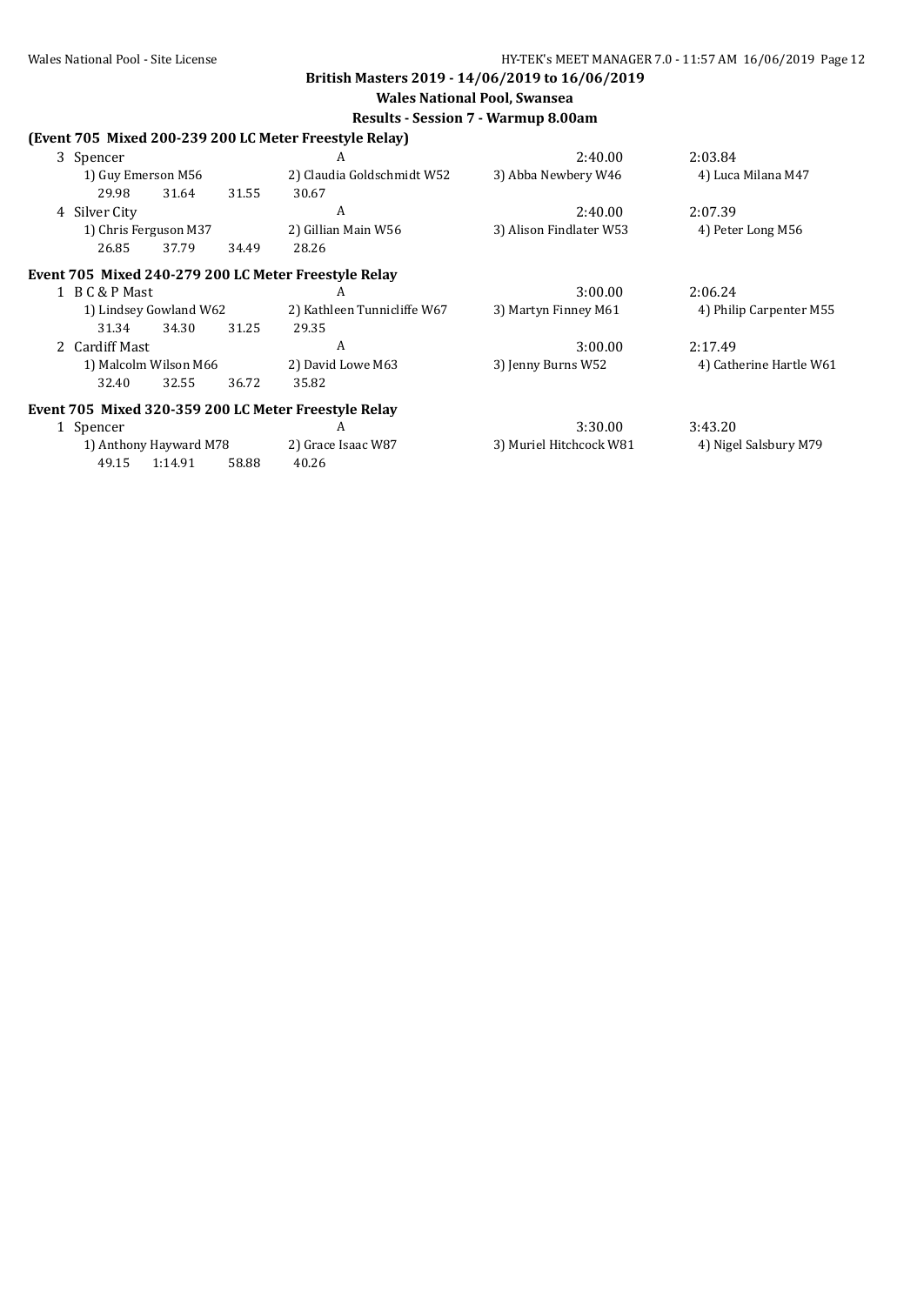**British Masters 2019 - 14/06/2019 to 16/06/2019**

**Wales National Pool, Swansea**

**Results - Session 7 - Warmup 8.00am**

### (Event 705 Mixed 200-239 200 LC Meter Freestyle Relay)

| | Team | Relay | Seed Time | Finals Time |
|---|---|---|---|---|
| 3 | Spencer | A | 2:40.00 | 2:03.84 |
| | 1) Guy Emerson M56 | 2) Claudia Goldschmidt W52 | 3) Abba Newbery W46 | 4) Luca Milana M47 |
| | 29.98 31.64 31.55 30.67 | | | |
| 4 | Silver City | A | 2:40.00 | 2:07.39 |
| | 1) Chris Ferguson M37 | 2) Gillian Main W56 | 3) Alison Findlater W53 | 4) Peter Long M56 |
| | 26.85 37.79 34.49 28.26 | | | |

### Event 705 Mixed 240-279 200 LC Meter Freestyle Relay

| | Team | Relay | Seed Time | Finals Time |
|---|---|---|---|---|
| 1 | B C & P Mast | A | 3:00.00 | 2:06.24 |
| | 1) Lindsey Gowland W62 | 2) Kathleen Tunnicliffe W67 | 3) Martyn Finney M61 | 4) Philip Carpenter M55 |
| | 31.34 34.30 31.25 29.35 | | | |
| 2 | Cardiff Mast | A | 3:00.00 | 2:17.49 |
| | 1) Malcolm Wilson M66 | 2) David Lowe M63 | 3) Jenny Burns W52 | 4) Catherine Hartle W61 |
| | 32.40 32.55 36.72 35.82 | | | |

### Event 705 Mixed 320-359 200 LC Meter Freestyle Relay

| | Team | Relay | Seed Time | Finals Time |
|---|---|---|---|---|
| 1 | Spencer | A | 3:30.00 | 3:43.20 |
| | 1) Anthony Hayward M78 | 2) Grace Isaac W87 | 3) Muriel Hitchcock W81 | 4) Nigel Salsbury M79 |
| | 49.15 1:14.91 58.88 40.26 | | | |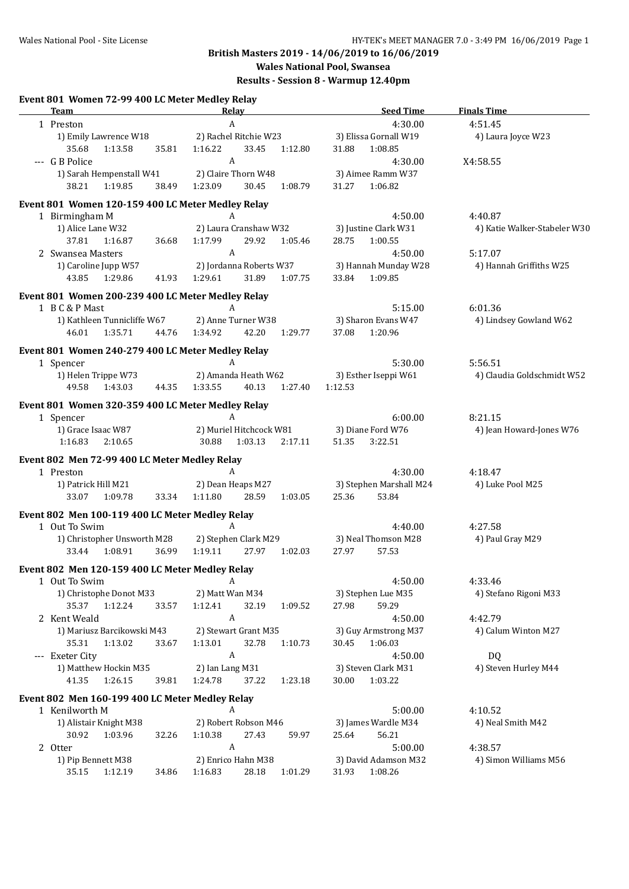**British Masters 2019 - 14/06/2019 to 16/06/2019**

**Wales National Pool, Swansea**

**Results - Session 8 - Warmup 12.40pm**

### Event 801 Women 72-99 400 LC Meter Medley Relay

| | Team | Relay | Seed Time | Finals Time |
|---|---|---|---|---|
| 1 | Preston | A | 4:30.00 | 4:51.45 |

1) Emily Lawrence W18, 2) Rachel Ritchie W23, 3) Elissa Gornall W19, 4) Laura Joyce W23
35.68 1:13.58 35.81 1:16.22 33.45 1:12.80 31.88 1:08.85

| | Team | Relay | Seed Time | Finals Time |
|---|---|---|---|---|
| --- | G B Police | A | 4:30.00 | X4:58.55 |

1) Sarah Hempenstall W41, 2) Claire Thorn W48, 3) Aimee Ramm W37
38.21 1:19.85 38.49 1:23.09 30.45 1:08.79 31.27 1:06.82

### Event 801 Women 120-159 400 LC Meter Medley Relay

| | Team | Relay | Seed Time | Finals Time |
|---|---|---|---|---|
| 1 | Birmingham M | A | 4:50.00 | 4:40.87 |

1) Alice Lane W32, 2) Laura Cranshaw W32, 3) Justine Clark W31, 4) Katie Walker-Stabeler W30
37.81 1:16.87 36.68 1:17.99 29.92 1:05.46 28.75 1:00.55

| | Team | Relay | Seed Time | Finals Time |
|---|---|---|---|---|
| 2 | Swansea Masters | A | 4:50.00 | 5:17.07 |

1) Caroline Jupp W57, 2) Jordanna Roberts W37, 3) Hannah Munday W28, 4) Hannah Griffiths W25
43.85 1:29.86 41.93 1:29.61 31.89 1:07.75 33.84 1:09.85

### Event 801 Women 200-239 400 LC Meter Medley Relay

| | Team | Relay | Seed Time | Finals Time |
|---|---|---|---|---|
| 1 | B C & P Mast | A | 5:15.00 | 6:01.36 |

1) Kathleen Tunnicliffe W67, 2) Anne Turner W38, 3) Sharon Evans W47, 4) Lindsey Gowland W62
46.01 1:35.71 44.76 1:34.92 42.20 1:29.77 37.08 1:20.96

### Event 801 Women 240-279 400 LC Meter Medley Relay

| | Team | Relay | Seed Time | Finals Time |
|---|---|---|---|---|
| 1 | Spencer | A | 5:30.00 | 5:56.51 |

1) Helen Trippe W73, 2) Amanda Heath W62, 3) Esther Iseppi W61, 4) Claudia Goldschmidt W52
49.58 1:43.03 44.35 1:33.55 40.13 1:27.40 1:12.53

### Event 801 Women 320-359 400 LC Meter Medley Relay

| | Team | Relay | Seed Time | Finals Time |
|---|---|---|---|---|
| 1 | Spencer | A | 6:00.00 | 8:21.15 |

1) Grace Isaac W87, 2) Muriel Hitchcock W81, 3) Diane Ford W76, 4) Jean Howard-Jones W76
1:16.83 2:10.65 30.88 1:03.13 2:17.11 51.35 3:22.51

### Event 802 Men 72-99 400 LC Meter Medley Relay

| | Team | Relay | Seed Time | Finals Time |
|---|---|---|---|---|
| 1 | Preston | A | 4:30.00 | 4:18.47 |

1) Patrick Hill M21, 2) Dean Heaps M27, 3) Stephen Marshall M24, 4) Luke Pool M25
33.07 1:09.78 33.34 1:11.80 28.59 1:03.05 25.36 53.84

### Event 802 Men 100-119 400 LC Meter Medley Relay

| | Team | Relay | Seed Time | Finals Time |
|---|---|---|---|---|
| 1 | Out To Swim | A | 4:40.00 | 4:27.58 |

1) Christopher Unsworth M28, 2) Stephen Clark M29, 3) Neal Thomson M28, 4) Paul Gray M29
33.44 1:08.91 36.99 1:19.11 27.97 1:02.03 27.97 57.53

### Event 802 Men 120-159 400 LC Meter Medley Relay

| | Team | Relay | Seed Time | Finals Time |
|---|---|---|---|---|
| 1 | Out To Swim | A | 4:50.00 | 4:33.46 |

1) Christophe Donot M33, 2) Matt Wan M34, 3) Stephen Lue M35, 4) Stefano Rigoni M33
35.37 1:12.24 33.57 1:12.41 32.19 1:09.52 27.98 59.29

| | Team | Relay | Seed Time | Finals Time |
|---|---|---|---|---|
| 2 | Kent Weald | A | 4:50.00 | 4:42.79 |

1) Mariusz Barcikowski M43, 2) Stewart Grant M35, 3) Guy Armstrong M37, 4) Calum Winton M27
35.31 1:13.02 33.67 1:13.01 32.78 1:10.73 30.45 1:06.03

| | Team | Relay | Seed Time | Finals Time |
|---|---|---|---|---|
| --- | Exeter City | A | 4:50.00 | DQ |

1) Matthew Hockin M35, 2) Ian Lang M31, 3) Steven Clark M31, 4) Steven Hurley M44
41.35 1:26.15 39.81 1:24.78 37.22 1:23.18 30.00 1:03.22

### Event 802 Men 160-199 400 LC Meter Medley Relay

| | Team | Relay | Seed Time | Finals Time |
|---|---|---|---|---|
| 1 | Kenilworth M | A | 5:00.00 | 4:10.52 |

1) Alistair Knight M38, 2) Robert Robson M46, 3) James Wardle M34, 4) Neal Smith M42
30.92 1:03.96 32.26 1:10.38 27.43 59.97 25.64 56.21

| | Team | Relay | Seed Time | Finals Time |
|---|---|---|---|---|
| 2 | Otter | A | 5:00.00 | 4:38.57 |

1) Pip Bennett M38, 2) Enrico Hahn M38, 3) David Adamson M32, 4) Simon Williams M56
35.15 1:12.19 34.86 1:16.83 28.18 1:01.29 31.93 1:08.26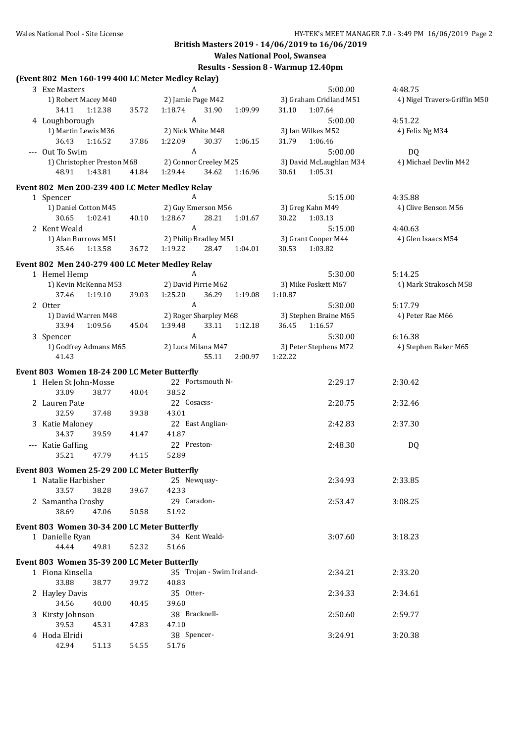**British Masters 2019 - 14/06/2019 to 16/06/2019**

**Wales National Pool, Swansea**

**Results - Session 8 - Warmup 12.40pm**

### (Event 802 Men 160-199 400 LC Meter Medley Relay)

3 Exe Masters — A — 5:00.00 — 4:48.75
1) Robert Macey M40, 2) Jamie Page M42, 3) Graham Cridland M51, 4) Nigel Travers-Griffin M50
34.11 1:12.38 35.72 1:18.74 31.90 1:09.99 31.10 1:07.64

4 Loughborough — A — 5:00.00 — 4:51.22
1) Martin Lewis M36, 2) Nick White M48, 3) Ian Wilkes M52, 4) Felix Ng M34
36.43 1:16.52 37.86 1:22.09 30.37 1:06.15 31.79 1:06.46

--- Out To Swim — A — 5:00.00 — DQ
1) Christopher Preston M68, 2) Connor Creeley M25, 3) David McLaughlan M34, 4) Michael Devlin M42
48.91 1:43.81 41.84 1:29.44 34.62 1:16.96 30.61 1:05.31

### Event 802 Men 200-239 400 LC Meter Medley Relay

1 Spencer — A — 5:15.00 — 4:35.88
1) Daniel Cotton M45, 2) Guy Emerson M56, 3) Greg Kahn M49, 4) Clive Benson M56
30.65 1:02.41 40.10 1:28.67 28.21 1:01.67 30.22 1:03.13

2 Kent Weald — A — 5:15.00 — 4:40.63
1) Alan Burrows M51, 2) Philip Bradley M51, 3) Grant Cooper M44, 4) Glen Isaacs M54
35.46 1:13.58 36.72 1:19.22 28.47 1:04.01 30.53 1:03.82

### Event 802 Men 240-279 400 LC Meter Medley Relay

1 Hemel Hemp — A — 5:30.00 — 5:14.25
1) Kevin McKenna M53, 2) David Pirrie M62, 3) Mike Foskett M67, 4) Mark Strakosch M58
37.46 1:19.10 39.03 1:25.20 36.29 1:19.08 1:10.87

2 Otter — A — 5:30.00 — 5:17.79
1) David Warren M48, 2) Roger Sharpley M68, 3) Stephen Braine M65, 4) Peter Rae M66
33.94 1:09.56 45.04 1:39.48 33.11 1:12.18 36.45 1:16.57

3 Spencer — A — 5:30.00 — 6:16.38
1) Godfrey Admans M65, 2) Luca Milana M47, 3) Peter Stephens M72, 4) Stephen Baker M65
41.43 55.11 2:00.97 1:22.22

### Event 803 Women 18-24 200 LC Meter Butterfly

| Place | Name | Age | Team | Seed Time | Finals Time |
|---|---|---|---|---|---|
| 1 | Helen St John-Mosse | 22 | Portsmouth N- | 2:29.17 | 2:30.42 |
| | 33.09 38.77 40.04 38.52 | | | | |
| 2 | Lauren Pate | 22 | Cosacss- | 2:20.75 | 2:32.46 |
| | 32.59 37.48 39.38 43.01 | | | | |
| 3 | Katie Maloney | 22 | East Anglian- | 2:42.83 | 2:37.30 |
| | 34.37 39.59 41.47 41.87 | | | | |
| --- | Katie Gaffing | 22 | Preston- | 2:48.30 | DQ |
| | 35.21 47.79 44.15 52.89 | | | | |

### Event 803 Women 25-29 200 LC Meter Butterfly

| Place | Name | Age | Team | Seed Time | Finals Time |
|---|---|---|---|---|---|
| 1 | Natalie Harbisher | 25 | Newquay- | 2:34.93 | 2:33.85 |
| | 33.57 38.28 39.67 42.33 | | | | |
| 2 | Samantha Crosby | 29 | Caradon- | 2:53.47 | 3:08.25 |
| | 38.69 47.06 50.58 51.92 | | | | |

### Event 803 Women 30-34 200 LC Meter Butterfly

| Place | Name | Age | Team | Seed Time | Finals Time |
|---|---|---|---|---|---|
| 1 | Danielle Ryan | 34 | Kent Weald- | 3:07.60 | 3:18.23 |
| | 44.44 49.81 52.32 51.66 | | | | |

### Event 803 Women 35-39 200 LC Meter Butterfly

| Place | Name | Age | Team | Seed Time | Finals Time |
|---|---|---|---|---|---|
| 1 | Fiona Kinsella | 35 | Trojan - Swim Ireland- | 2:34.21 | 2:33.20 |
| | 33.88 38.77 39.72 40.83 | | | | |
| 2 | Hayley Davis | 35 | Otter- | 2:34.33 | 2:34.61 |
| | 34.56 40.00 40.45 39.60 | | | | |
| 3 | Kirsty Johnson | 38 | Bracknell- | 2:50.60 | 2:59.77 |
| | 39.53 45.31 47.83 47.10 | | | | |
| 4 | Hoda Elridi | 38 | Spencer- | 3:24.91 | 3:20.38 |
| | 42.94 51.13 54.55 51.76 | | | | |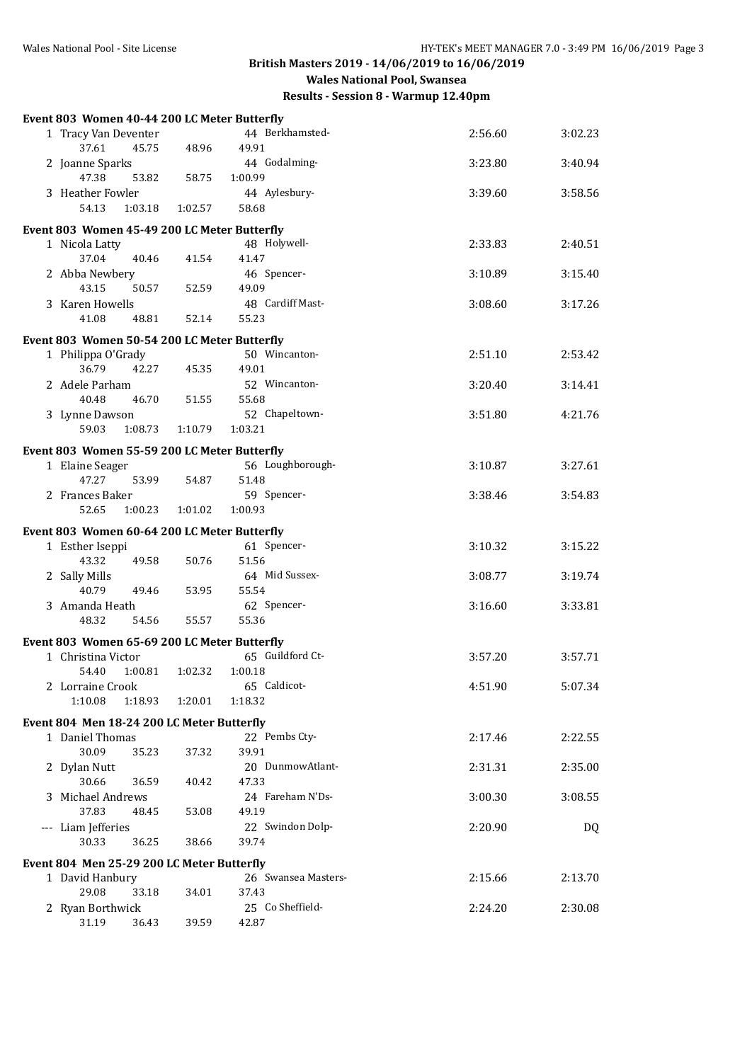## British Masters 2019 - 14/06/2019 to 16/06/2019

**Wales National Pool, Swansea**

**Results - Session 8 - Warmup 12.40pm**

### Event 803 Women 40-44 200 LC Meter Butterfly

| Place | Name | Age | Team | Seed Time | Finals Time |
|---|---|---|---|---|---|
| 1 | Tracy Van Deventer | 44 | Berkhamsted- | 2:56.60 | 3:02.23 |
| | 37.61 45.75 48.96 49.91 | | | | |
| 2 | Joanne Sparks | 44 | Godalming- | 3:23.80 | 3:40.94 |
| | 47.38 53.82 58.75 1:00.99 | | | | |
| 3 | Heather Fowler | 44 | Aylesbury- | 3:39.60 | 3:58.56 |
| | 54.13 1:03.18 1:02.57 58.68 | | | | |

### Event 803 Women 45-49 200 LC Meter Butterfly

| Place | Name | Age | Team | Seed Time | Finals Time |
|---|---|---|---|---|---|
| 1 | Nicola Latty | 48 | Holywell- | 2:33.83 | 2:40.51 |
| | 37.04 40.46 41.54 41.47 | | | | |
| 2 | Abba Newbery | 46 | Spencer- | 3:10.89 | 3:15.40 |
| | 43.15 50.57 52.59 49.09 | | | | |
| 3 | Karen Howells | 48 | Cardiff Mast- | 3:08.60 | 3:17.26 |
| | 41.08 48.81 52.14 55.23 | | | | |

### Event 803 Women 50-54 200 LC Meter Butterfly

| Place | Name | Age | Team | Seed Time | Finals Time |
|---|---|---|---|---|---|
| 1 | Philippa O'Grady | 50 | Wincanton- | 2:51.10 | 2:53.42 |
| | 36.79 42.27 45.35 49.01 | | | | |
| 2 | Adele Parham | 52 | Wincanton- | 3:20.40 | 3:14.41 |
| | 40.48 46.70 51.55 55.68 | | | | |
| 3 | Lynne Dawson | 52 | Chapeltown- | 3:51.80 | 4:21.76 |
| | 59.03 1:08.73 1:10.79 1:03.21 | | | | |

### Event 803 Women 55-59 200 LC Meter Butterfly

| Place | Name | Age | Team | Seed Time | Finals Time |
|---|---|---|---|---|---|
| 1 | Elaine Seager | 56 | Loughborough- | 3:10.87 | 3:27.61 |
| | 47.27 53.99 54.87 51.48 | | | | |
| 2 | Frances Baker | 59 | Spencer- | 3:38.46 | 3:54.83 |
| | 52.65 1:00.23 1:01.02 1:00.93 | | | | |

### Event 803 Women 60-64 200 LC Meter Butterfly

| Place | Name | Age | Team | Seed Time | Finals Time |
|---|---|---|---|---|---|
| 1 | Esther Iseppi | 61 | Spencer- | 3:10.32 | 3:15.22 |
| | 43.32 49.58 50.76 51.56 | | | | |
| 2 | Sally Mills | 64 | Mid Sussex- | 3:08.77 | 3:19.74 |
| | 40.79 49.46 53.95 55.54 | | | | |
| 3 | Amanda Heath | 62 | Spencer- | 3:16.60 | 3:33.81 |
| | 48.32 54.56 55.57 55.36 | | | | |

### Event 803 Women 65-69 200 LC Meter Butterfly

| Place | Name | Age | Team | Seed Time | Finals Time |
|---|---|---|---|---|---|
| 1 | Christina Victor | 65 | Guildford Ct- | 3:57.20 | 3:57.71 |
| | 54.40 1:00.81 1:02.32 1:00.18 | | | | |
| 2 | Lorraine Crook | 65 | Caldicot- | 4:51.90 | 5:07.34 |
| | 1:10.08 1:18.93 1:20.01 1:18.32 | | | | |

### Event 804 Men 18-24 200 LC Meter Butterfly

| Place | Name | Age | Team | Seed Time | Finals Time |
|---|---|---|---|---|---|
| 1 | Daniel Thomas | 22 | Pembs Cty- | 2:17.46 | 2:22.55 |
| | 30.09 35.23 37.32 39.91 | | | | |
| 2 | Dylan Nutt | 20 | DunmowAtlant- | 2:31.31 | 2:35.00 |
| | 30.66 36.59 40.42 47.33 | | | | |
| 3 | Michael Andrews | 24 | Fareham N'Ds- | 3:00.30 | 3:08.55 |
| | 37.83 48.45 53.08 49.19 | | | | |
| --- | Liam Jefferies | 22 | Swindon Dolp- | 2:20.90 | DQ |
| | 30.33 36.25 38.66 39.74 | | | | |

### Event 804 Men 25-29 200 LC Meter Butterfly

| Place | Name | Age | Team | Seed Time | Finals Time |
|---|---|---|---|---|---|
| 1 | David Hanbury | 26 | Swansea Masters- | 2:15.66 | 2:13.70 |
| | 29.08 33.18 34.01 37.43 | | | | |
| 2 | Ryan Borthwick | 25 | Co Sheffield- | 2:24.20 | 2:30.08 |
| | 31.19 36.43 39.59 42.87 | | | | |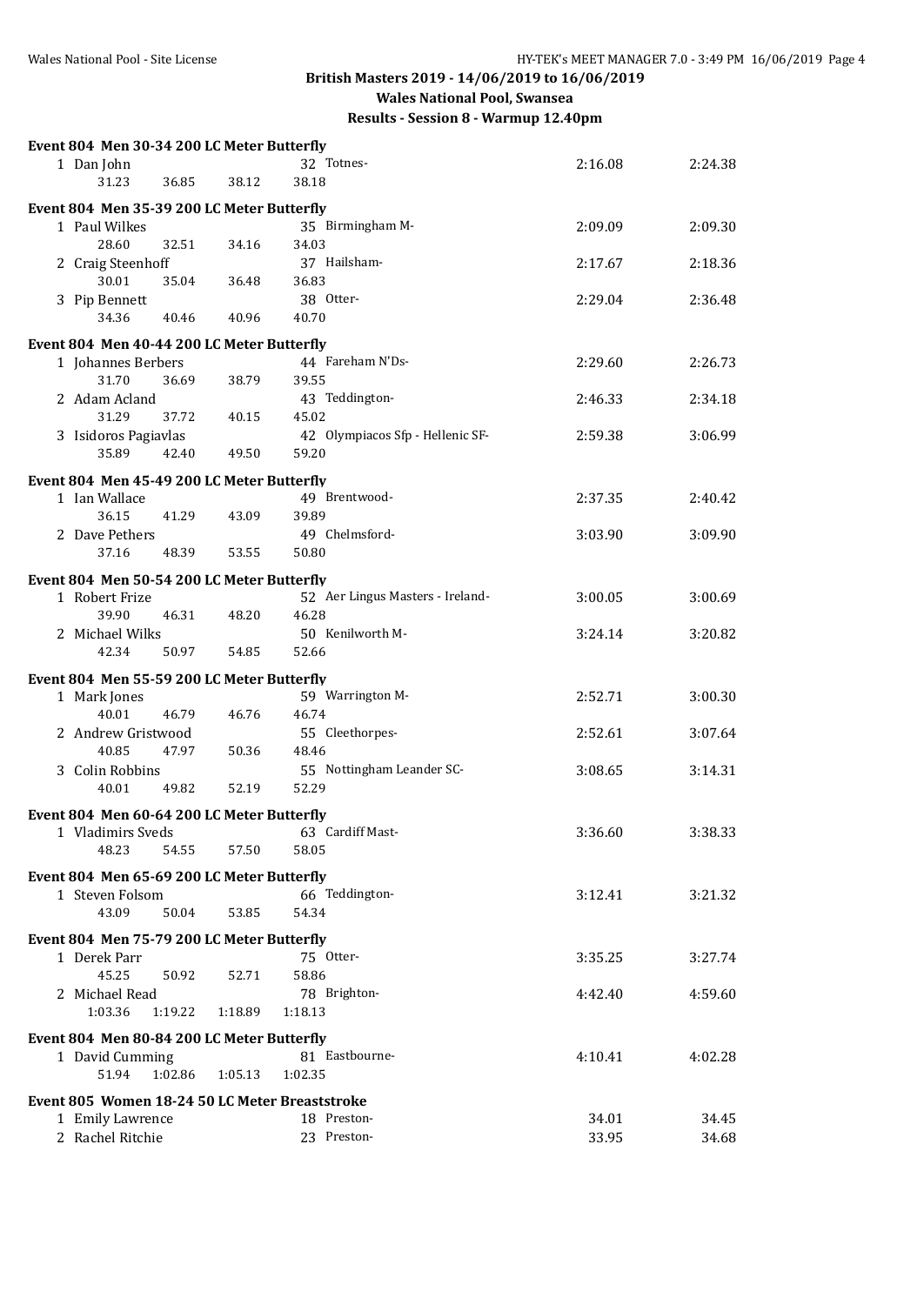British Masters 2019 - 14/06/2019 to 16/06/2019

Wales National Pool, Swansea

Results - Session 8 - Warmup 12.40pm

**Event 804 Men 30-34 200 LC Meter Butterfly**

1 Dan John — 32 Totnes- — 2:16.08 — 2:24.38
31.23 36.85 38.12 38.18

**Event 804 Men 35-39 200 LC Meter Butterfly**

1 Paul Wilkes — 35 Birmingham M- — 2:09.09 — 2:09.30
28.60 32.51 34.16 34.03

2 Craig Steenhoff — 37 Hailsham- — 2:17.67 — 2:18.36
30.01 35.04 36.48 36.83

3 Pip Bennett — 38 Otter- — 2:29.04 — 2:36.48
34.36 40.46 40.96 40.70

**Event 804 Men 40-44 200 LC Meter Butterfly**

1 Johannes Berbers — 44 Fareham N'Ds- — 2:29.60 — 2:26.73
31.70 36.69 38.79 39.55

2 Adam Acland — 43 Teddington- — 2:46.33 — 2:34.18
31.29 37.72 40.15 45.02

3 Isidoros Pagiavlas — 42 Olympiacos Sfp - Hellenic SF- — 2:59.38 — 3:06.99
35.89 42.40 49.50 59.20

**Event 804 Men 45-49 200 LC Meter Butterfly**

1 Ian Wallace — 49 Brentwood- — 2:37.35 — 2:40.42
36.15 41.29 43.09 39.89

2 Dave Pethers — 49 Chelmsford- — 3:03.90 — 3:09.90
37.16 48.39 53.55 50.80

**Event 804 Men 50-54 200 LC Meter Butterfly**

1 Robert Frize — 52 Aer Lingus Masters - Ireland- — 3:00.05 — 3:00.69
39.90 46.31 48.20 46.28

2 Michael Wilks — 50 Kenilworth M- — 3:24.14 — 3:20.82
42.34 50.97 54.85 52.66

**Event 804 Men 55-59 200 LC Meter Butterfly**

1 Mark Jones — 59 Warrington M- — 2:52.71 — 3:00.30
40.01 46.79 46.76 46.74

2 Andrew Gristwood — 55 Cleethorpes- — 2:52.61 — 3:07.64
40.85 47.97 50.36 48.46

3 Colin Robbins — 55 Nottingham Leander SC- — 3:08.65 — 3:14.31
40.01 49.82 52.19 52.29

**Event 804 Men 60-64 200 LC Meter Butterfly**

1 Vladimirs Sveds — 63 Cardiff Mast- — 3:36.60 — 3:38.33
48.23 54.55 57.50 58.05

**Event 804 Men 65-69 200 LC Meter Butterfly**

1 Steven Folsom — 66 Teddington- — 3:12.41 — 3:21.32
43.09 50.04 53.85 54.34

**Event 804 Men 75-79 200 LC Meter Butterfly**

1 Derek Parr — 75 Otter- — 3:35.25 — 3:27.74
45.25 50.92 52.71 58.86

2 Michael Read — 78 Brighton- — 4:42.40 — 4:59.60
1:03.36 1:19.22 1:18.89 1:18.13

**Event 804 Men 80-84 200 LC Meter Butterfly**

1 David Cumming — 81 Eastbourne- — 4:10.41 — 4:02.28
51.94 1:02.86 1:05.13 1:02.35

**Event 805 Women 18-24 50 LC Meter Breaststroke**

1 Emily Lawrence — 18 Preston- — 34.01 — 34.45

2 Rachel Ritchie — 23 Preston- — 33.95 — 34.68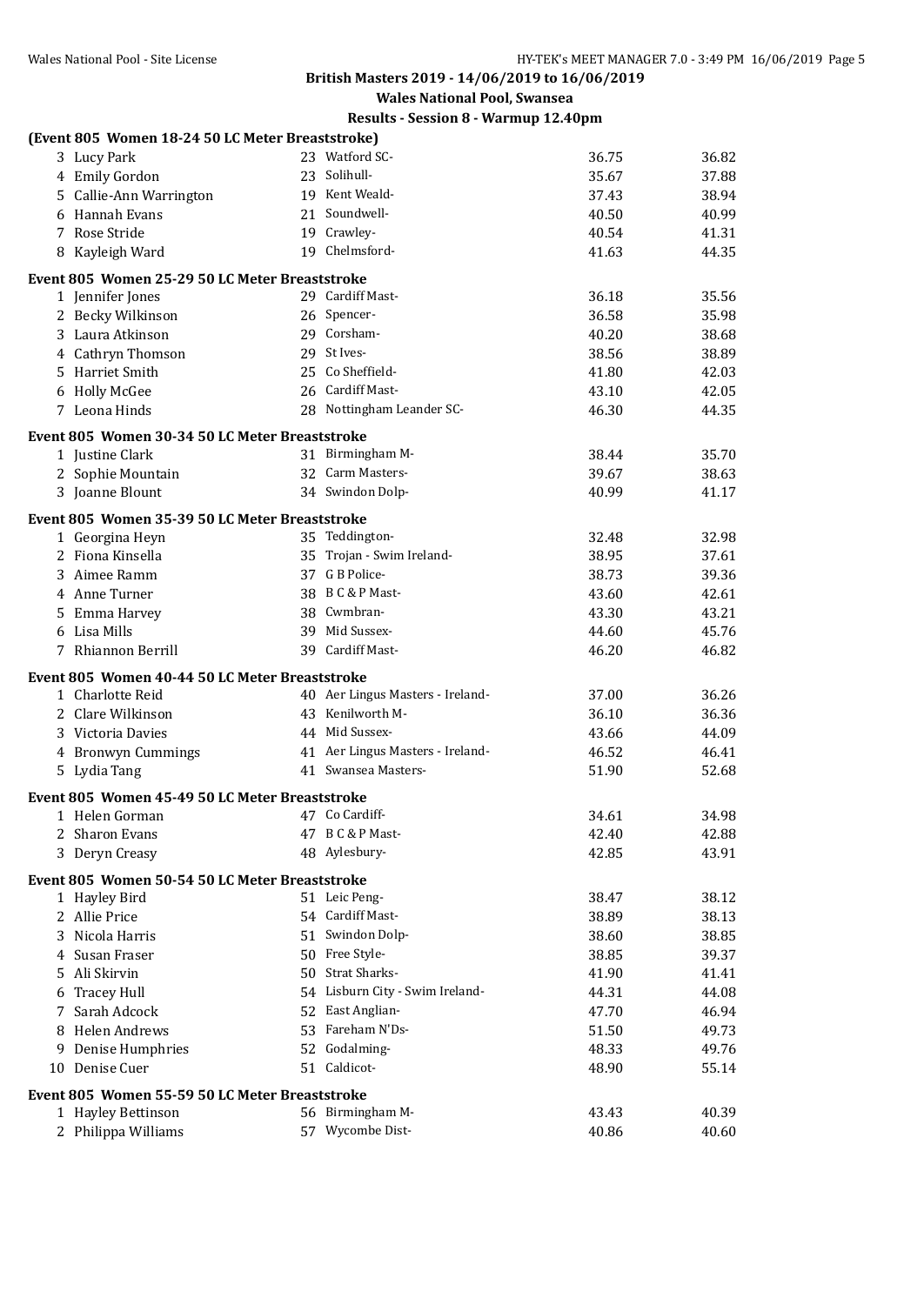**British Masters 2019 - 14/06/2019 to 16/06/2019**

**Wales National Pool, Swansea**

**Results - Session 8 - Warmup 12.40pm**

### (Event 805 Women 18-24 50 LC Meter Breaststroke)

| Place | Name | Age | Club | Seed Time | Finals Time |
|---|---|---|---|---|---|
| 3 | Lucy Park | 23 | Watford SC- | 36.75 | 36.82 |
| 4 | Emily Gordon | 23 | Solihull- | 35.67 | 37.88 |
| 5 | Callie-Ann Warrington | 19 | Kent Weald- | 37.43 | 38.94 |
| 6 | Hannah Evans | 21 | Soundwell- | 40.50 | 40.99 |
| 7 | Rose Stride | 19 | Crawley- | 40.54 | 41.31 |
| 8 | Kayleigh Ward | 19 | Chelmsford- | 41.63 | 44.35 |

### Event 805 Women 25-29 50 LC Meter Breaststroke

| Place | Name | Age | Club | Seed Time | Finals Time |
|---|---|---|---|---|---|
| 1 | Jennifer Jones | 29 | Cardiff Mast- | 36.18 | 35.56 |
| 2 | Becky Wilkinson | 26 | Spencer- | 36.58 | 35.98 |
| 3 | Laura Atkinson | 29 | Corsham- | 40.20 | 38.68 |
| 4 | Cathryn Thomson | 29 | St Ives- | 38.56 | 38.89 |
| 5 | Harriet Smith | 25 | Co Sheffield- | 41.80 | 42.03 |
| 6 | Holly McGee | 26 | Cardiff Mast- | 43.10 | 42.05 |
| 7 | Leona Hinds | 28 | Nottingham Leander SC- | 46.30 | 44.35 |

### Event 805 Women 30-34 50 LC Meter Breaststroke

| Place | Name | Age | Club | Seed Time | Finals Time |
|---|---|---|---|---|---|
| 1 | Justine Clark | 31 | Birmingham M- | 38.44 | 35.70 |
| 2 | Sophie Mountain | 32 | Carm Masters- | 39.67 | 38.63 |
| 3 | Joanne Blount | 34 | Swindon Dolp- | 40.99 | 41.17 |

### Event 805 Women 35-39 50 LC Meter Breaststroke

| Place | Name | Age | Club | Seed Time | Finals Time |
|---|---|---|---|---|---|
| 1 | Georgina Heyn | 35 | Teddington- | 32.48 | 32.98 |
| 2 | Fiona Kinsella | 35 | Trojan - Swim Ireland- | 38.95 | 37.61 |
| 3 | Aimee Ramm | 37 | G B Police- | 38.73 | 39.36 |
| 4 | Anne Turner | 38 | B C & P Mast- | 43.60 | 42.61 |
| 5 | Emma Harvey | 38 | Cwmbran- | 43.30 | 43.21 |
| 6 | Lisa Mills | 39 | Mid Sussex- | 44.60 | 45.76 |
| 7 | Rhiannon Berrill | 39 | Cardiff Mast- | 46.20 | 46.82 |

### Event 805 Women 40-44 50 LC Meter Breaststroke

| Place | Name | Age | Club | Seed Time | Finals Time |
|---|---|---|---|---|---|
| 1 | Charlotte Reid | 40 | Aer Lingus Masters - Ireland- | 37.00 | 36.26 |
| 2 | Clare Wilkinson | 43 | Kenilworth M- | 36.10 | 36.36 |
| 3 | Victoria Davies | 44 | Mid Sussex- | 43.66 | 44.09 |
| 4 | Bronwyn Cummings | 41 | Aer Lingus Masters - Ireland- | 46.52 | 46.41 |
| 5 | Lydia Tang | 41 | Swansea Masters- | 51.90 | 52.68 |

### Event 805 Women 45-49 50 LC Meter Breaststroke

| Place | Name | Age | Club | Seed Time | Finals Time |
|---|---|---|---|---|---|
| 1 | Helen Gorman | 47 | Co Cardiff- | 34.61 | 34.98 |
| 2 | Sharon Evans | 47 | B C & P Mast- | 42.40 | 42.88 |
| 3 | Deryn Creasy | 48 | Aylesbury- | 42.85 | 43.91 |

### Event 805 Women 50-54 50 LC Meter Breaststroke

| Place | Name | Age | Club | Seed Time | Finals Time |
|---|---|---|---|---|---|
| 1 | Hayley Bird | 51 | Leic Peng- | 38.47 | 38.12 |
| 2 | Allie Price | 54 | Cardiff Mast- | 38.89 | 38.13 |
| 3 | Nicola Harris | 51 | Swindon Dolp- | 38.60 | 38.85 |
| 4 | Susan Fraser | 50 | Free Style- | 38.85 | 39.37 |
| 5 | Ali Skirvin | 50 | Strat Sharks- | 41.90 | 41.41 |
| 6 | Tracey Hull | 54 | Lisburn City - Swim Ireland- | 44.31 | 44.08 |
| 7 | Sarah Adcock | 52 | East Anglian- | 47.70 | 46.94 |
| 8 | Helen Andrews | 53 | Fareham N'Ds- | 51.50 | 49.73 |
| 9 | Denise Humphries | 52 | Godalming- | 48.33 | 49.76 |
| 10 | Denise Cuer | 51 | Caldicot- | 48.90 | 55.14 |

### Event 805 Women 55-59 50 LC Meter Breaststroke

| Place | Name | Age | Club | Seed Time | Finals Time |
|---|---|---|---|---|---|
| 1 | Hayley Bettinson | 56 | Birmingham M- | 43.43 | 40.39 |
| 2 | Philippa Williams | 57 | Wycombe Dist- | 40.86 | 40.60 |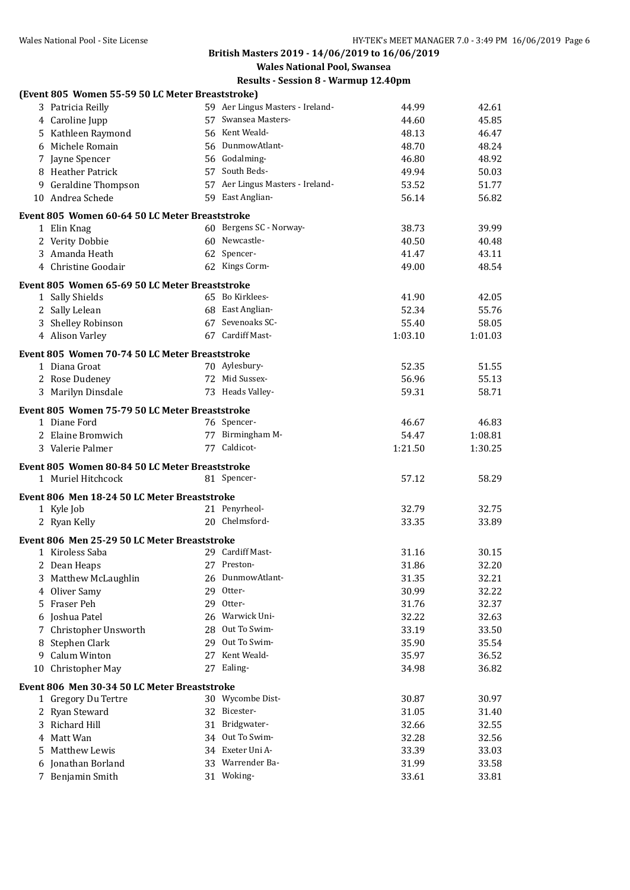## British Masters 2019 - 14/06/2019 to 16/06/2019

### Wales National Pool, Swansea

### Results - Session 8 - Warmup 12.40pm

**(Event 805 Women 55-59 50 LC Meter Breaststroke)**

| | Name | Age | Team | Seed Time | Finals Time |
|---|---|---|---|---|---|
| 3 | Patricia Reilly | 59 | Aer Lingus Masters - Ireland- | 44.99 | 42.61 |
| 4 | Caroline Jupp | 57 | Swansea Masters- | 44.60 | 45.85 |
| 5 | Kathleen Raymond | 56 | Kent Weald- | 48.13 | 46.47 |
| 6 | Michele Romain | 56 | DunmowAtlant- | 48.70 | 48.24 |
| 7 | Jayne Spencer | 56 | Godalming- | 46.80 | 48.92 |
| 8 | Heather Patrick | 57 | South Beds- | 49.94 | 50.03 |
| 9 | Geraldine Thompson | 57 | Aer Lingus Masters - Ireland- | 53.52 | 51.77 |
| 10 | Andrea Schede | 59 | East Anglian- | 56.14 | 56.82 |

**Event 805 Women 60-64 50 LC Meter Breaststroke**

| | Name | Age | Team | Seed Time | Finals Time |
|---|---|---|---|---|---|
| 1 | Elin Knag | 60 | Bergens SC - Norway- | 38.73 | 39.99 |
| 2 | Verity Dobbie | 60 | Newcastle- | 40.50 | 40.48 |
| 3 | Amanda Heath | 62 | Spencer- | 41.47 | 43.11 |
| 4 | Christine Goodair | 62 | Kings Corm- | 49.00 | 48.54 |

**Event 805 Women 65-69 50 LC Meter Breaststroke**

| | Name | Age | Team | Seed Time | Finals Time |
|---|---|---|---|---|---|
| 1 | Sally Shields | 65 | Bo Kirklees- | 41.90 | 42.05 |
| 2 | Sally Lelean | 68 | East Anglian- | 52.34 | 55.76 |
| 3 | Shelley Robinson | 67 | Sevenoaks SC- | 55.40 | 58.05 |
| 4 | Alison Varley | 67 | Cardiff Mast- | 1:03.10 | 1:01.03 |

**Event 805 Women 70-74 50 LC Meter Breaststroke**

| | Name | Age | Team | Seed Time | Finals Time |
|---|---|---|---|---|---|
| 1 | Diana Groat | 70 | Aylesbury- | 52.35 | 51.55 |
| 2 | Rose Dudeney | 72 | Mid Sussex- | 56.96 | 55.13 |
| 3 | Marilyn Dinsdale | 73 | Heads Valley- | 59.31 | 58.71 |

**Event 805 Women 75-79 50 LC Meter Breaststroke**

| | Name | Age | Team | Seed Time | Finals Time |
|---|---|---|---|---|---|
| 1 | Diane Ford | 76 | Spencer- | 46.67 | 46.83 |
| 2 | Elaine Bromwich | 77 | Birmingham M- | 54.47 | 1:08.81 |
| 3 | Valerie Palmer | 77 | Caldicot- | 1:21.50 | 1:30.25 |

**Event 805 Women 80-84 50 LC Meter Breaststroke**

| | Name | Age | Team | Seed Time | Finals Time |
|---|---|---|---|---|---|
| 1 | Muriel Hitchcock | 81 | Spencer- | 57.12 | 58.29 |

**Event 806 Men 18-24 50 LC Meter Breaststroke**

| | Name | Age | Team | Seed Time | Finals Time |
|---|---|---|---|---|---|
| 1 | Kyle Job | 21 | Penyrheol- | 32.79 | 32.75 |
| 2 | Ryan Kelly | 20 | Chelmsford- | 33.35 | 33.89 |

**Event 806 Men 25-29 50 LC Meter Breaststroke**

| | Name | Age | Team | Seed Time | Finals Time |
|---|---|---|---|---|---|
| 1 | Kiroless Saba | 29 | Cardiff Mast- | 31.16 | 30.15 |
| 2 | Dean Heaps | 27 | Preston- | 31.86 | 32.20 |
| 3 | Matthew McLaughlin | 26 | DunmowAtlant- | 31.35 | 32.21 |
| 4 | Oliver Samy | 29 | Otter- | 30.99 | 32.22 |
| 5 | Fraser Peh | 29 | Otter- | 31.76 | 32.37 |
| 6 | Joshua Patel | 26 | Warwick Uni- | 32.22 | 32.63 |
| 7 | Christopher Unsworth | 28 | Out To Swim- | 33.19 | 33.50 |
| 8 | Stephen Clark | 29 | Out To Swim- | 35.90 | 35.54 |
| 9 | Calum Winton | 27 | Kent Weald- | 35.97 | 36.52 |
| 10 | Christopher May | 27 | Ealing- | 34.98 | 36.82 |

**Event 806 Men 30-34 50 LC Meter Breaststroke**

| | Name | Age | Team | Seed Time | Finals Time |
|---|---|---|---|---|---|
| 1 | Gregory Du Tertre | 30 | Wycombe Dist- | 30.87 | 30.97 |
| 2 | Ryan Steward | 32 | Bicester- | 31.05 | 31.40 |
| 3 | Richard Hill | 31 | Bridgwater- | 32.66 | 32.55 |
| 4 | Matt Wan | 34 | Out To Swim- | 32.28 | 32.56 |
| 5 | Matthew Lewis | 34 | Exeter Uni A- | 33.39 | 33.03 |
| 6 | Jonathan Borland | 33 | Warrender Ba- | 31.99 | 33.58 |
| 7 | Benjamin Smith | 31 | Woking- | 33.61 | 33.81 |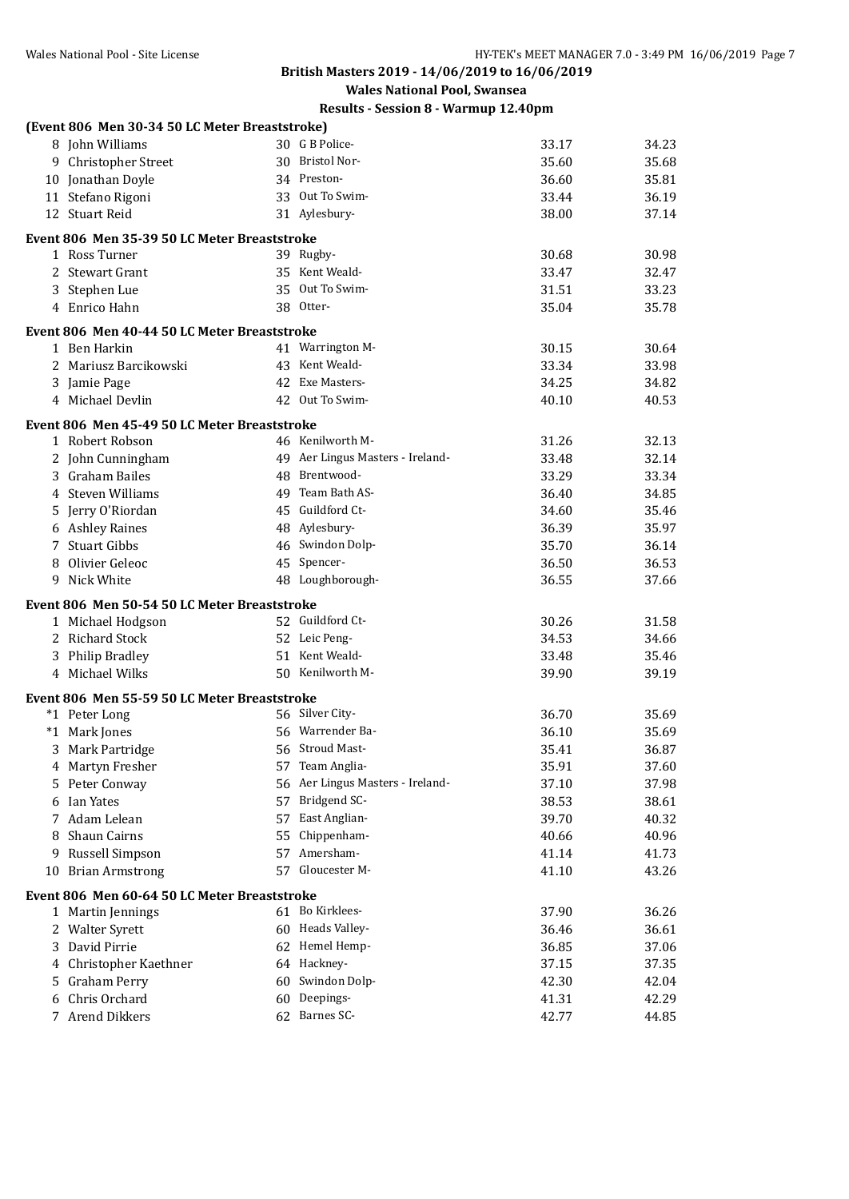**British Masters 2019 - 14/06/2019 to 16/06/2019**

**Wales National Pool, Swansea**

**Results - Session 8 - Warmup 12.40pm**

**(Event 806 Men 30-34 50 LC Meter Breaststroke)**

| | Name | Age | Team | Seed Time | Finals Time |
|---|---|---|---|---|---|
| 8 | John Williams | 30 | G B Police- | 33.17 | 34.23 |
| 9 | Christopher Street | 30 | Bristol Nor- | 35.60 | 35.68 |
| 10 | Jonathan Doyle | 34 | Preston- | 36.60 | 35.81 |
| 11 | Stefano Rigoni | 33 | Out To Swim- | 33.44 | 36.19 |
| 12 | Stuart Reid | 31 | Aylesbury- | 38.00 | 37.14 |

**Event 806 Men 35-39 50 LC Meter Breaststroke**

| | Name | Age | Team | Seed Time | Finals Time |
|---|---|---|---|---|---|
| 1 | Ross Turner | 39 | Rugby- | 30.68 | 30.98 |
| 2 | Stewart Grant | 35 | Kent Weald- | 33.47 | 32.47 |
| 3 | Stephen Lue | 35 | Out To Swim- | 31.51 | 33.23 |
| 4 | Enrico Hahn | 38 | Otter- | 35.04 | 35.78 |

**Event 806 Men 40-44 50 LC Meter Breaststroke**

| | Name | Age | Team | Seed Time | Finals Time |
|---|---|---|---|---|---|
| 1 | Ben Harkin | 41 | Warrington M- | 30.15 | 30.64 |
| 2 | Mariusz Barcikowski | 43 | Kent Weald- | 33.34 | 33.98 |
| 3 | Jamie Page | 42 | Exe Masters- | 34.25 | 34.82 |
| 4 | Michael Devlin | 42 | Out To Swim- | 40.10 | 40.53 |

**Event 806 Men 45-49 50 LC Meter Breaststroke**

| | Name | Age | Team | Seed Time | Finals Time |
|---|---|---|---|---|---|
| 1 | Robert Robson | 46 | Kenilworth M- | 31.26 | 32.13 |
| 2 | John Cunningham | 49 | Aer Lingus Masters - Ireland- | 33.48 | 32.14 |
| 3 | Graham Bailes | 48 | Brentwood- | 33.29 | 33.34 |
| 4 | Steven Williams | 49 | Team Bath AS- | 36.40 | 34.85 |
| 5 | Jerry O'Riordan | 45 | Guildford Ct- | 34.60 | 35.46 |
| 6 | Ashley Raines | 48 | Aylesbury- | 36.39 | 35.97 |
| 7 | Stuart Gibbs | 46 | Swindon Dolp- | 35.70 | 36.14 |
| 8 | Olivier Geleoc | 45 | Spencer- | 36.50 | 36.53 |
| 9 | Nick White | 48 | Loughborough- | 36.55 | 37.66 |

**Event 806 Men 50-54 50 LC Meter Breaststroke**

| | Name | Age | Team | Seed Time | Finals Time |
|---|---|---|---|---|---|
| 1 | Michael Hodgson | 52 | Guildford Ct- | 30.26 | 31.58 |
| 2 | Richard Stock | 52 | Leic Peng- | 34.53 | 34.66 |
| 3 | Philip Bradley | 51 | Kent Weald- | 33.48 | 35.46 |
| 4 | Michael Wilks | 50 | Kenilworth M- | 39.90 | 39.19 |

**Event 806 Men 55-59 50 LC Meter Breaststroke**

| | Name | Age | Team | Seed Time | Finals Time |
|---|---|---|---|---|---|
| *1 | Peter Long | 56 | Silver City- | 36.70 | 35.69 |
| *1 | Mark Jones | 56 | Warrender Ba- | 36.10 | 35.69 |
| 3 | Mark Partridge | 56 | Stroud Mast- | 35.41 | 36.87 |
| 4 | Martyn Fresher | 57 | Team Anglia- | 35.91 | 37.60 |
| 5 | Peter Conway | 56 | Aer Lingus Masters - Ireland- | 37.10 | 37.98 |
| 6 | Ian Yates | 57 | Bridgend SC- | 38.53 | 38.61 |
| 7 | Adam Lelean | 57 | East Anglian- | 39.70 | 40.32 |
| 8 | Shaun Cairns | 55 | Chippenham- | 40.66 | 40.96 |
| 9 | Russell Simpson | 57 | Amersham- | 41.14 | 41.73 |
| 10 | Brian Armstrong | 57 | Gloucester M- | 41.10 | 43.26 |

**Event 806 Men 60-64 50 LC Meter Breaststroke**

| | Name | Age | Team | Seed Time | Finals Time |
|---|---|---|---|---|---|
| 1 | Martin Jennings | 61 | Bo Kirklees- | 37.90 | 36.26 |
| 2 | Walter Syrett | 60 | Heads Valley- | 36.46 | 36.61 |
| 3 | David Pirrie | 62 | Hemel Hemp- | 36.85 | 37.06 |
| 4 | Christopher Kaethner | 64 | Hackney- | 37.15 | 37.35 |
| 5 | Graham Perry | 60 | Swindon Dolp- | 42.30 | 42.04 |
| 6 | Chris Orchard | 60 | Deepings- | 41.31 | 42.29 |
| 7 | Arend Dikkers | 62 | Barnes SC- | 42.77 | 44.85 |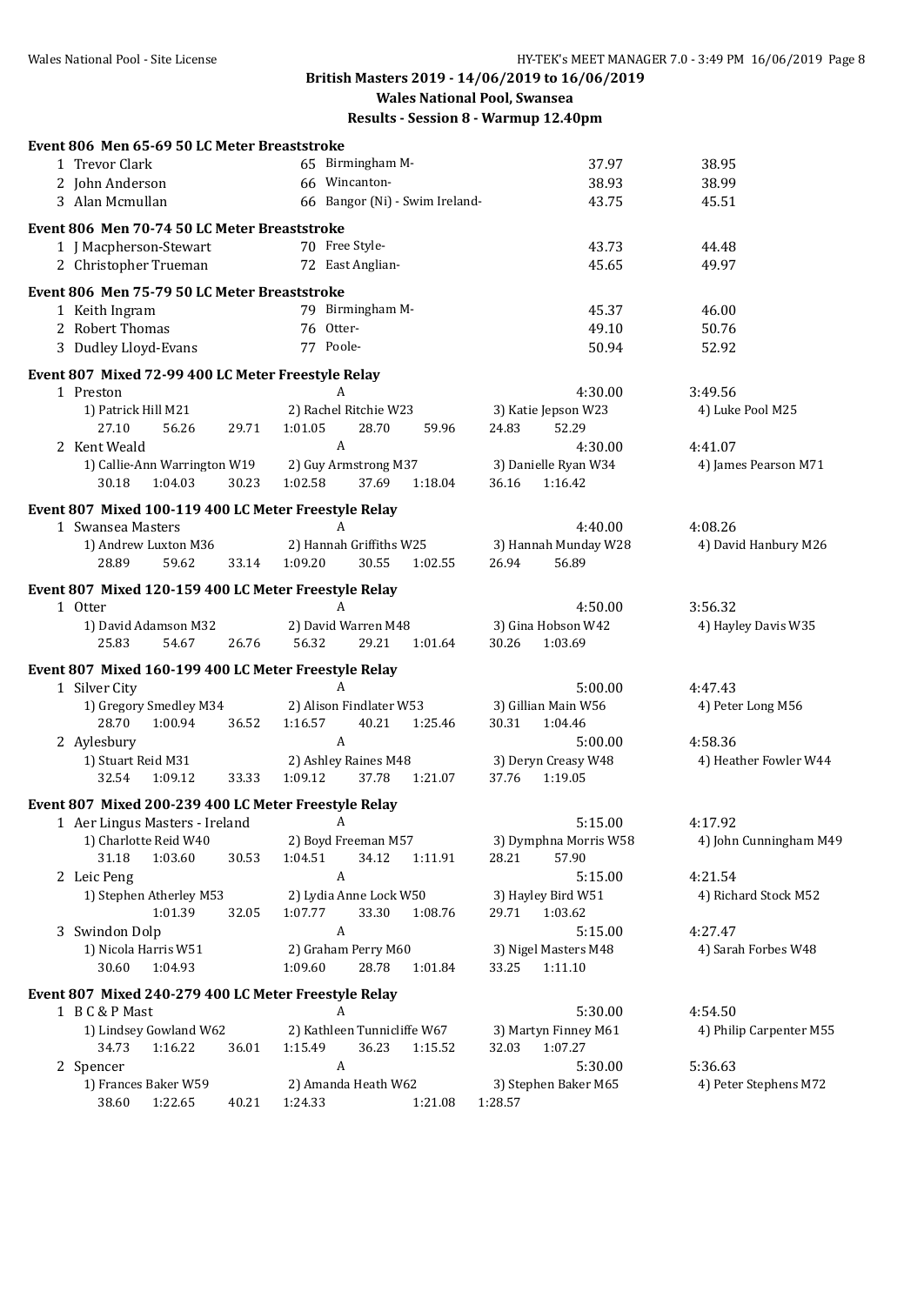## British Masters 2019 - 14/06/2019 to 16/06/2019

### Wales National Pool, Swansea

### Results - Session 8 - Warmup 12.40pm

**Event 806 Men 65-69 50 LC Meter Breaststroke**

| | Name | Age | Team | Seed Time | Finals Time |
|---|---|---|---|---|---|
| 1 | Trevor Clark | 65 | Birmingham M- | 37.97 | 38.95 |
| 2 | John Anderson | 66 | Wincanton- | 38.93 | 38.99 |
| 3 | Alan Mcmullan | 66 | Bangor (Ni) - Swim Ireland- | 43.75 | 45.51 |

**Event 806 Men 70-74 50 LC Meter Breaststroke**

| | Name | Age | Team | Seed Time | Finals Time |
|---|---|---|---|---|---|
| 1 | J Macpherson-Stewart | 70 | Free Style- | 43.73 | 44.48 |
| 2 | Christopher Trueman | 72 | East Anglian- | 45.65 | 49.97 |

**Event 806 Men 75-79 50 LC Meter Breaststroke**

| | Name | Age | Team | Seed Time | Finals Time |
|---|---|---|---|---|---|
| 1 | Keith Ingram | 79 | Birmingham M- | 45.37 | 46.00 |
| 2 | Robert Thomas | 76 | Otter- | 49.10 | 50.76 |
| 3 | Dudley Lloyd-Evans | 77 | Poole- | 50.94 | 52.92 |

**Event 807 Mixed 72-99 400 LC Meter Freestyle Relay**

1 Preston — A — 4:30.00 — 3:49.56
1) Patrick Hill M21 — 2) Rachel Ritchie W23 — 3) Katie Jepson W23 — 4) Luke Pool M25
27.10 56.26 29.71 1:01.05 28.70 59.96 24.83 52.29

2 Kent Weald — A — 4:30.00 — 4:41.07
1) Callie-Ann Warrington W19 — 2) Guy Armstrong M37 — 3) Danielle Ryan W34 — 4) James Pearson M71
30.18 1:04.03 30.23 1:02.58 37.69 1:18.04 36.16 1:16.42

**Event 807 Mixed 100-119 400 LC Meter Freestyle Relay**

1 Swansea Masters — A — 4:40.00 — 4:08.26
1) Andrew Luxton M36 — 2) Hannah Griffiths W25 — 3) Hannah Munday W28 — 4) David Hanbury M26
28.89 59.62 33.14 1:09.20 30.55 1:02.55 26.94 56.89

**Event 807 Mixed 120-159 400 LC Meter Freestyle Relay**

1 Otter — A — 4:50.00 — 3:56.32
1) David Adamson M32 — 2) David Warren M48 — 3) Gina Hobson W42 — 4) Hayley Davis W35
25.83 54.67 26.76 56.32 29.21 1:01.64 30.26 1:03.69

**Event 807 Mixed 160-199 400 LC Meter Freestyle Relay**

1 Silver City — A — 5:00.00 — 4:47.43
1) Gregory Smedley M34 — 2) Alison Findlater W53 — 3) Gillian Main W56 — 4) Peter Long M56
28.70 1:00.94 36.52 1:16.57 40.21 1:25.46 30.31 1:04.46

2 Aylesbury — A — 5:00.00 — 4:58.36
1) Stuart Reid M31 — 2) Ashley Raines M48 — 3) Deryn Creasy W48 — 4) Heather Fowler W44
32.54 1:09.12 33.33 1:09.12 37.78 1:21.07 37.76 1:19.05

**Event 807 Mixed 200-239 400 LC Meter Freestyle Relay**

1 Aer Lingus Masters - Ireland — A — 5:15.00 — 4:17.92
1) Charlotte Reid W40 — 2) Boyd Freeman M57 — 3) Dymphna Morris W58 — 4) John Cunningham M49
31.18 1:03.60 30.53 1:04.51 34.12 1:11.91 28.21 57.90

2 Leic Peng — A — 5:15.00 — 4:21.54
1) Stephen Atherley M53 — 2) Lydia Anne Lock W50 — 3) Hayley Bird W51 — 4) Richard Stock M52
1:01.39 32.05 1:07.77 33.30 1:08.76 29.71 1:03.62

3 Swindon Dolp — A — 5:15.00 — 4:27.47
1) Nicola Harris W51 — 2) Graham Perry M60 — 3) Nigel Masters M48 — 4) Sarah Forbes W48
30.60 1:04.93 1:09.60 28.78 1:01.84 33.25 1:11.10

**Event 807 Mixed 240-279 400 LC Meter Freestyle Relay**

1 B C & P Mast — A — 5:30.00 — 4:54.50
1) Lindsey Gowland W62 — 2) Kathleen Tunnicliffe W67 — 3) Martyn Finney M61 — 4) Philip Carpenter M55
34.73 1:16.22 36.01 1:15.49 36.23 1:15.52 32.03 1:07.27

2 Spencer — A — 5:30.00 — 5:36.63
1) Frances Baker W59 — 2) Amanda Heath W62 — 3) Stephen Baker M65 — 4) Peter Stephens M72
38.60 1:22.65 40.21 1:24.33 1:21.08 1:28.57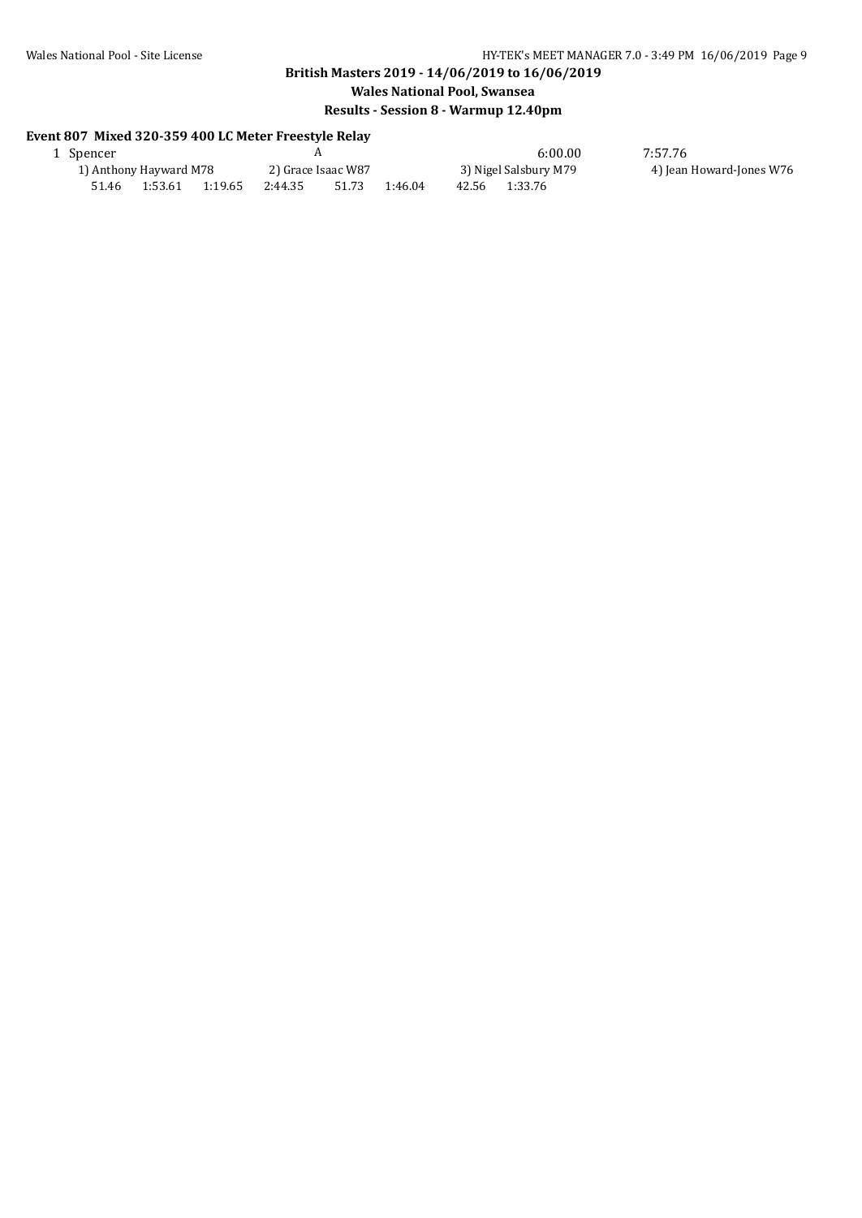**British Masters 2019 - 14/06/2019 to 16/06/2019**

**Wales National Pool, Swansea**

**Results - Session 8 - Warmup 12.40pm**

### Event 807 Mixed 320-359 400 LC Meter Freestyle Relay

| | | | | | | | | | |
|---|---|---|---|---|---|---|---|---|---|
| 1 Spencer | | | A | | | | 6:00.00 | | 7:57.76 |
| 1) Anthony Hayward M78 | | | 2) Grace Isaac W87 | | | 3) Nigel Salsbury M79 | | | 4) Jean Howard-Jones W76 |
| 51.46 | 1:53.61 | 1:19.65 | 2:44.35 | 51.73 | 1:46.04 | 42.56 | 1:33.76 | | |